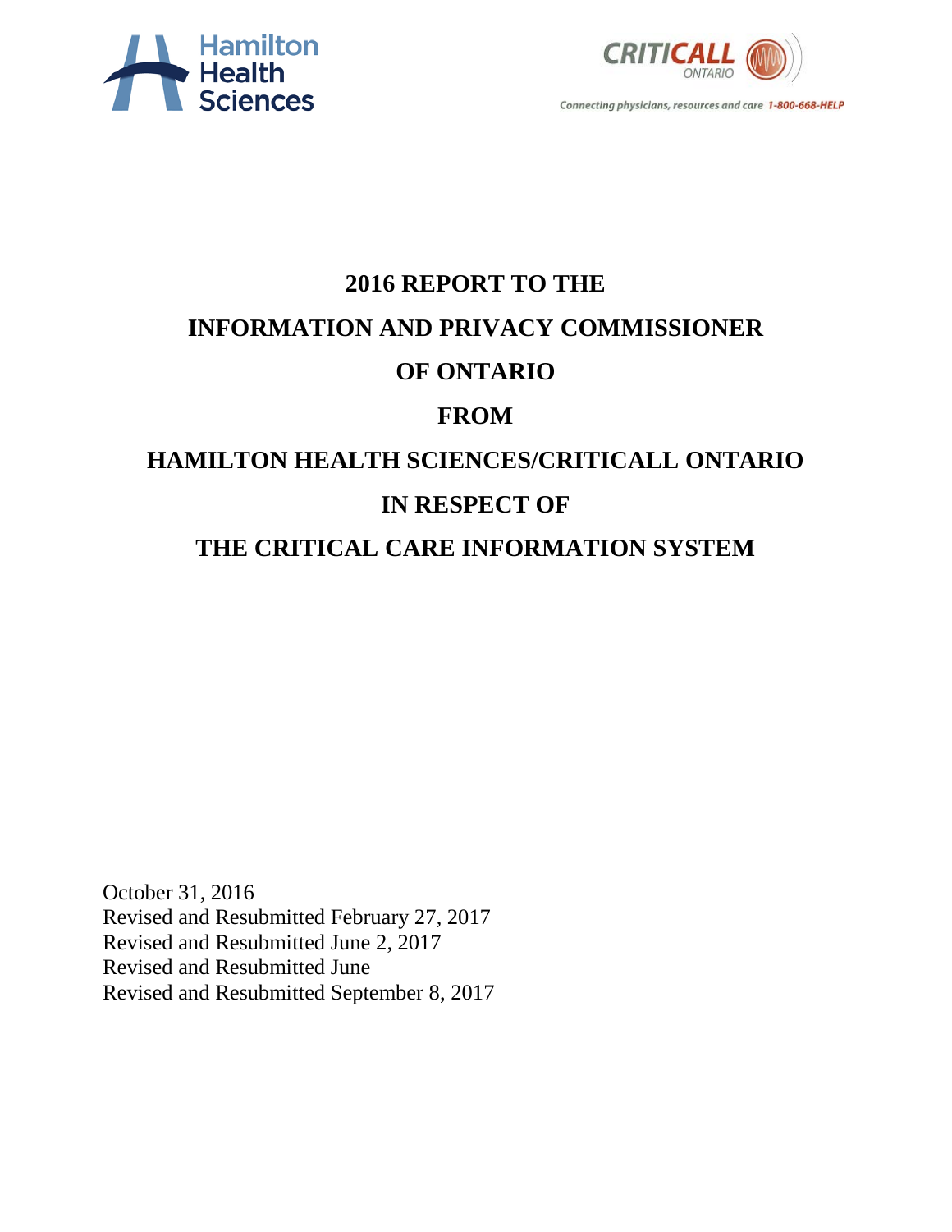Hamilton Health Sciences

CRITICALL ONTARIO

Connecting physicians, resources and care 1-800-668-HELP

# 2016 REPORT TO THE INFORMATION AND PRIVACY COMMISSIONER OF ONTARIO FROM HAMILTON HEALTH SCIENCES/CRITICALL ONTARIO IN RESPECT OF THE CRITICAL CARE INFORMATION SYSTEM

October 31, 2016
Revised and Resubmitted February 27, 2017
Revised and Resubmitted June 2, 2017
Revised and Resubmitted June
Revised and Resubmitted September 8, 2017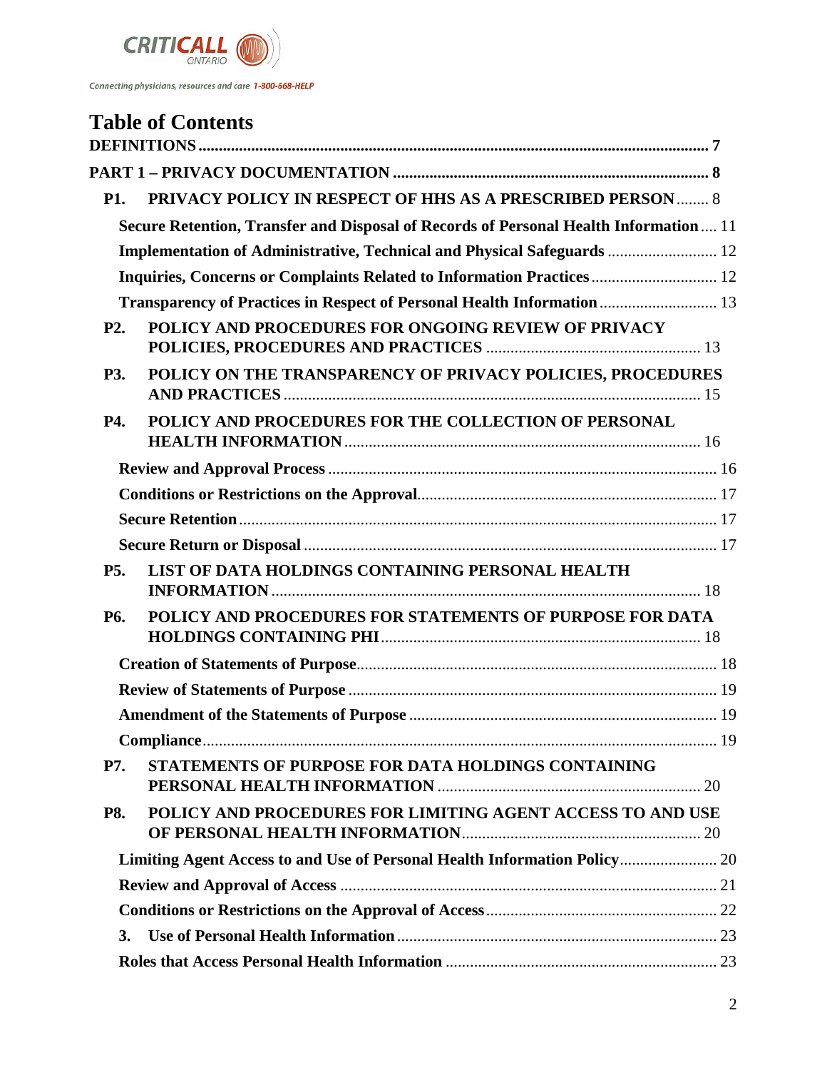Connecting physicians, resources and care 1-800-668-HELP

# Table of Contents

**DEFINITIONS** ..... 7

**PART 1 – PRIVACY DOCUMENTATION** ..... 8

- **P1. PRIVACY POLICY IN RESPECT OF HHS AS A PRESCRIBED PERSON** ..... 8
  - **Secure Retention, Transfer and Disposal of Records of Personal Health Information** ..... 11
  - **Implementation of Administrative, Technical and Physical Safeguards** ..... 12
  - **Inquiries, Concerns or Complaints Related to Information Practices** ..... 12
  - **Transparency of Practices in Respect of Personal Health Information** ..... 13
- **P2. POLICY AND PROCEDURES FOR ONGOING REVIEW OF PRIVACY POLICIES, PROCEDURES AND PRACTICES** ..... 13
- **P3. POLICY ON THE TRANSPARENCY OF PRIVACY POLICIES, PROCEDURES AND PRACTICES** ..... 15
- **P4. POLICY AND PROCEDURES FOR THE COLLECTION OF PERSONAL HEALTH INFORMATION** ..... 16
  - **Review and Approval Process** ..... 16
  - **Conditions or Restrictions on the Approval** ..... 17
  - **Secure Retention** ..... 17
  - **Secure Return or Disposal** ..... 17
- **P5. LIST OF DATA HOLDINGS CONTAINING PERSONAL HEALTH INFORMATION** ..... 18
- **P6. POLICY AND PROCEDURES FOR STATEMENTS OF PURPOSE FOR DATA HOLDINGS CONTAINING PHI** ..... 18
  - **Creation of Statements of Purpose** ..... 18
  - **Review of Statements of Purpose** ..... 19
  - **Amendment of the Statements of Purpose** ..... 19
  - **Compliance** ..... 19
- **P7. STATEMENTS OF PURPOSE FOR DATA HOLDINGS CONTAINING PERSONAL HEALTH INFORMATION** ..... 20
- **P8. POLICY AND PROCEDURES FOR LIMITING AGENT ACCESS TO AND USE OF PERSONAL HEALTH INFORMATION** ..... 20
  - **Limiting Agent Access to and Use of Personal Health Information Policy** ..... 20
  - **Review and Approval of Access** ..... 21
  - **Conditions or Restrictions on the Approval of Access** ..... 22
  - **3. Use of Personal Health Information** ..... 23
  - **Roles that Access Personal Health Information** ..... 23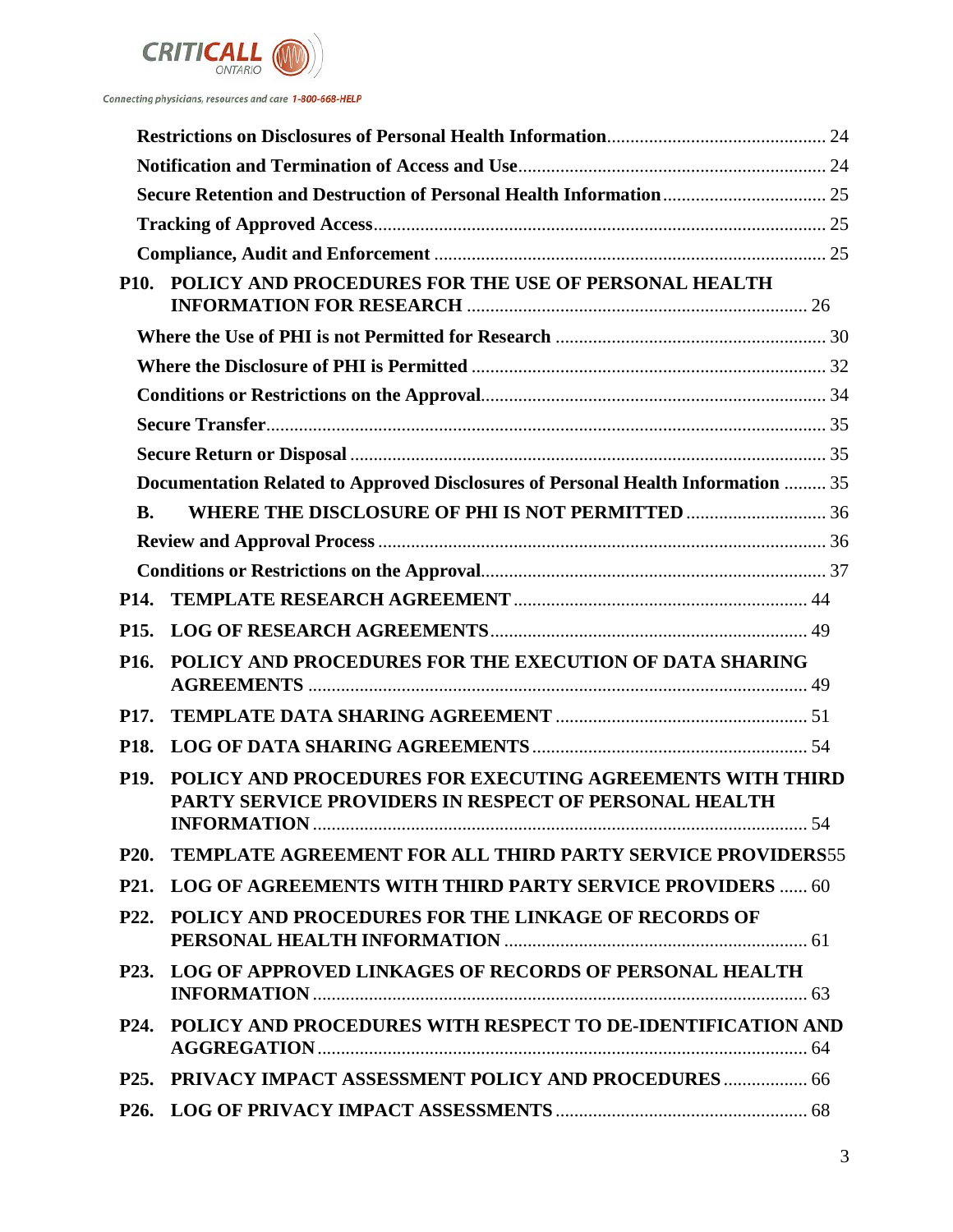**Restrictions on Disclosures of Personal Health Information** ........ 24

**Notification and Termination of Access and Use** ........ 24

**Secure Retention and Destruction of Personal Health Information** ........ 25

**Tracking of Approved Access** ........ 25

**Compliance, Audit and Enforcement** ........ 25

**P10. POLICY AND PROCEDURES FOR THE USE OF PERSONAL HEALTH INFORMATION FOR RESEARCH** ........ 26

**Where the Use of PHI is not Permitted for Research** ........ 30

**Where the Disclosure of PHI is Permitted** ........ 32

**Conditions or Restrictions on the Approval** ........ 34

**Secure Transfer** ........ 35

**Secure Return or Disposal** ........ 35

**Documentation Related to Approved Disclosures of Personal Health Information** ........ 35

**B. WHERE THE DISCLOSURE OF PHI IS NOT PERMITTED** ........ 36

**Review and Approval Process** ........ 36

**Conditions or Restrictions on the Approval** ........ 37

**P14. TEMPLATE RESEARCH AGREEMENT** ........ 44

**P15. LOG OF RESEARCH AGREEMENTS** ........ 49

**P16. POLICY AND PROCEDURES FOR THE EXECUTION OF DATA SHARING AGREEMENTS** ........ 49

**P17. TEMPLATE DATA SHARING AGREEMENT** ........ 51

**P18. LOG OF DATA SHARING AGREEMENTS** ........ 54

**P19. POLICY AND PROCEDURES FOR EXECUTING AGREEMENTS WITH THIRD PARTY SERVICE PROVIDERS IN RESPECT OF PERSONAL HEALTH INFORMATION** ........ 54

**P20. TEMPLATE AGREEMENT FOR ALL THIRD PARTY SERVICE PROVIDERS** 55

**P21. LOG OF AGREEMENTS WITH THIRD PARTY SERVICE PROVIDERS** ........ 60

**P22. POLICY AND PROCEDURES FOR THE LINKAGE OF RECORDS OF PERSONAL HEALTH INFORMATION** ........ 61

**P23. LOG OF APPROVED LINKAGES OF RECORDS OF PERSONAL HEALTH INFORMATION** ........ 63

**P24. POLICY AND PROCEDURES WITH RESPECT TO DE-IDENTIFICATION AND AGGREGATION** ........ 64

**P25. PRIVACY IMPACT ASSESSMENT POLICY AND PROCEDURES** ........ 66

**P26. LOG OF PRIVACY IMPACT ASSESSMENTS** ........ 68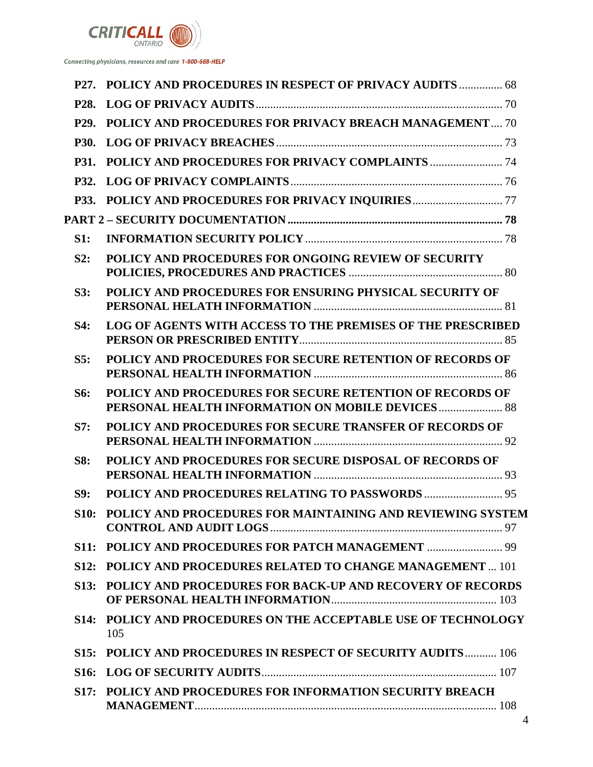| | | |
|---|---|---|
| **P27.** | **POLICY AND PROCEDURES IN RESPECT OF PRIVACY AUDITS** | 68 |
| **P28.** | **LOG OF PRIVACY AUDITS** | 70 |
| **P29.** | **POLICY AND PROCEDURES FOR PRIVACY BREACH MANAGEMENT** | 70 |
| **P30.** | **LOG OF PRIVACY BREACHES** | 73 |
| **P31.** | **POLICY AND PROCEDURES FOR PRIVACY COMPLAINTS** | 74 |
| **P32.** | **LOG OF PRIVACY COMPLAINTS** | 76 |
| **P33.** | **POLICY AND PROCEDURES FOR PRIVACY INQUIRIES** | 77 |
| **PART 2 – SECURITY DOCUMENTATION** | | **78** |
| **S1:** | **INFORMATION SECURITY POLICY** | 78 |
| **S2:** | **POLICY AND PROCEDURES FOR ONGOING REVIEW OF SECURITY POLICIES, PROCEDURES AND PRACTICES** | 80 |
| **S3:** | **POLICY AND PROCEDURES FOR ENSURING PHYSICAL SECURITY OF PERSONAL HELATH INFORMATION** | 81 |
| **S4:** | **LOG OF AGENTS WITH ACCESS TO THE PREMISES OF THE PRESCRIBED PERSON OR PRESCRIBED ENTITY** | 85 |
| **S5:** | **POLICY AND PROCEDURES FOR SECURE RETENTION OF RECORDS OF PERSONAL HEALTH INFORMATION** | 86 |
| **S6:** | **POLICY AND PROCEDURES FOR SECURE RETENTION OF RECORDS OF PERSONAL HEALTH INFORMATION ON MOBILE DEVICES** | 88 |
| **S7:** | **POLICY AND PROCEDURES FOR SECURE TRANSFER OF RECORDS OF PERSONAL HEALTH INFORMATION** | 92 |
| **S8:** | **POLICY AND PROCEDURES FOR SECURE DISPOSAL OF RECORDS OF PERSONAL HEALTH INFORMATION** | 93 |
| **S9:** | **POLICY AND PROCEDURES RELATING TO PASSWORDS** | 95 |
| **S10:** | **POLICY AND PROCEDURES FOR MAINTAINING AND REVIEWING SYSTEM CONTROL AND AUDIT LOGS** | 97 |
| **S11:** | **POLICY AND PROCEDURES FOR PATCH MANAGEMENT** | 99 |
| **S12:** | **POLICY AND PROCEDURES RELATED TO CHANGE MANAGEMENT** | 101 |
| **S13:** | **POLICY AND PROCEDURES FOR BACK-UP AND RECOVERY OF RECORDS OF PERSONAL HEALTH INFORMATION** | 103 |
| **S14:** | **POLICY AND PROCEDURES ON THE ACCEPTABLE USE OF TECHNOLOGY** | 105 |
| **S15:** | **POLICY AND PROCEDURES IN RESPECT OF SECURITY AUDITS** | 106 |
| **S16:** | **LOG OF SECURITY AUDITS** | 107 |
| **S17:** | **POLICY AND PROCEDURES FOR INFORMATION SECURITY BREACH MANAGEMENT** | 108 |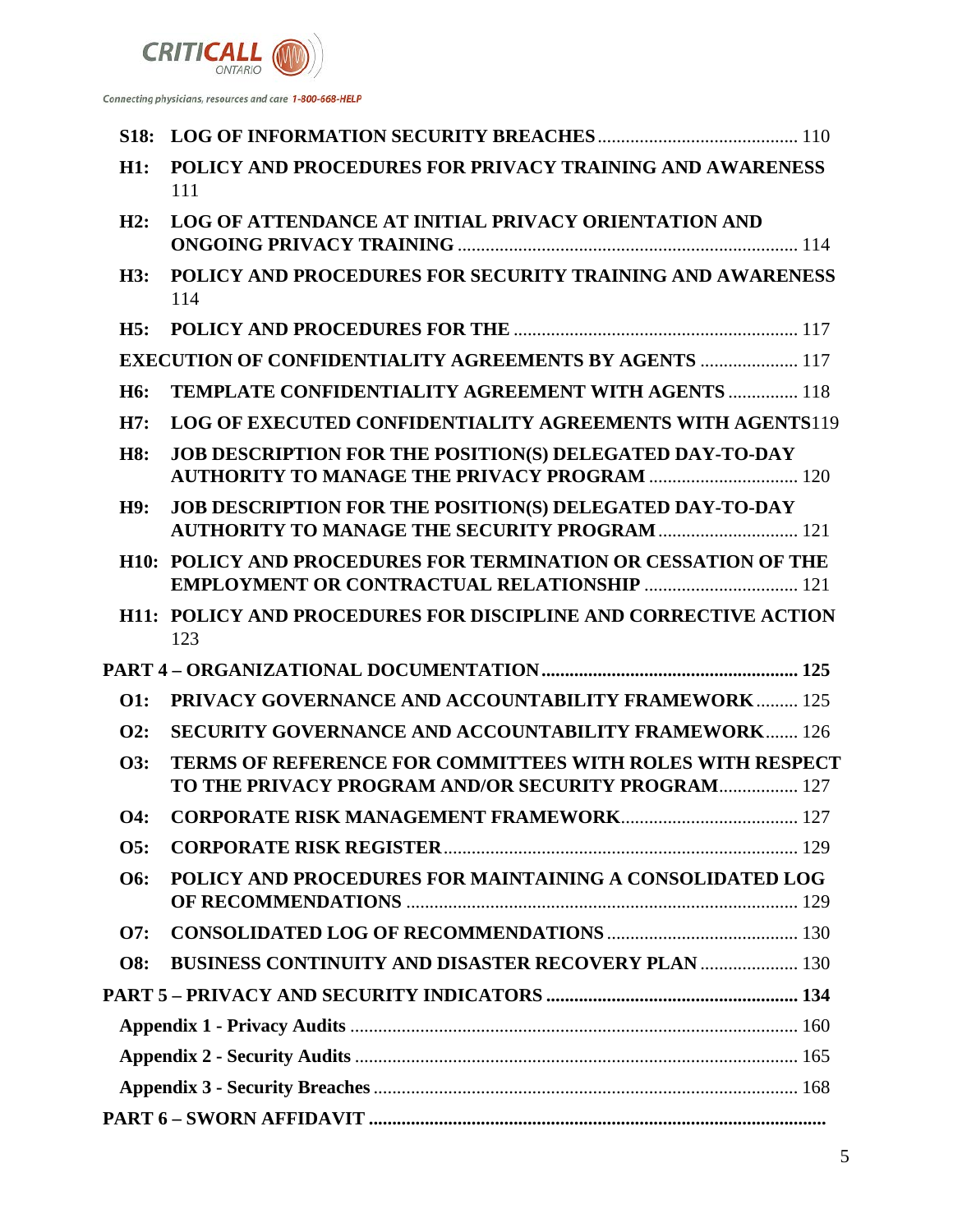**S18: LOG OF INFORMATION SECURITY BREACHES** .......................................... 110

**H1: POLICY AND PROCEDURES FOR PRIVACY TRAINING AND AWARENESS** 111

**H2: LOG OF ATTENDANCE AT INITIAL PRIVACY ORIENTATION AND ONGOING PRIVACY TRAINING** ......................................................................... 114

**H3: POLICY AND PROCEDURES FOR SECURITY TRAINING AND AWARENESS** 114

**H5: POLICY AND PROCEDURES FOR THE** ............................................................. 117

**EXECUTION OF CONFIDENTIALITY AGREEMENTS BY AGENTS** ..................... 117

**H6: TEMPLATE CONFIDENTIALITY AGREEMENT WITH AGENTS** ............... 118

**H7: LOG OF EXECUTED CONFIDENTIALITY AGREEMENTS WITH AGENTS**119

**H8: JOB DESCRIPTION FOR THE POSITION(S) DELEGATED DAY-TO-DAY AUTHORITY TO MANAGE THE PRIVACY PROGRAM** ................................ 120

**H9: JOB DESCRIPTION FOR THE POSITION(S) DELEGATED DAY-TO-DAY AUTHORITY TO MANAGE THE SECURITY PROGRAM** ............................. 121

**H10: POLICY AND PROCEDURES FOR TERMINATION OR CESSATION OF THE EMPLOYMENT OR CONTRACTUAL RELATIONSHIP** ................................. 121

**H11: POLICY AND PROCEDURES FOR DISCIPLINE AND CORRECTIVE ACTION** 123

**PART 4 – ORGANIZATIONAL DOCUMENTATION** ...................................................... **125**

**O1: PRIVACY GOVERNANCE AND ACCOUNTABILITY FRAMEWORK** ......... 125

**O2: SECURITY GOVERNANCE AND ACCOUNTABILITY FRAMEWORK** ....... 126

**O3: TERMS OF REFERENCE FOR COMMITTEES WITH ROLES WITH RESPECT TO THE PRIVACY PROGRAM AND/OR SECURITY PROGRAM** ................. 127

**O4: CORPORATE RISK MANAGEMENT FRAMEWORK** ..................................... 127

**O5: CORPORATE RISK REGISTER** ........................................................................... 129

**O6: POLICY AND PROCEDURES FOR MAINTAINING A CONSOLIDATED LOG OF RECOMMENDATIONS** ................................................................................... 129

**O7: CONSOLIDATED LOG OF RECOMMENDATIONS** ......................................... 130

**O8: BUSINESS CONTINUITY AND DISASTER RECOVERY PLAN** ..................... 130

**PART 5 – PRIVACY AND SECURITY INDICATORS** ...................................................... **134**

**Appendix 1 - Privacy Audits** ................................................................................ 160

**Appendix 2 - Security Audits** ............................................................................... 165

**Appendix 3 - Security Breaches** ........................................................................... 168

**PART 6 – SWORN AFFIDAVIT** .................................................................................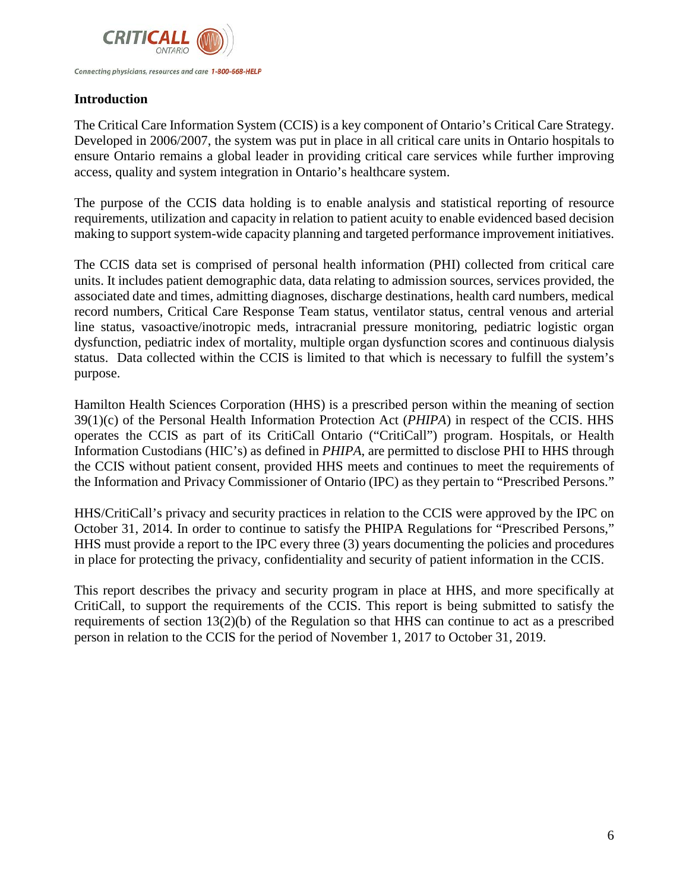## Introduction

The Critical Care Information System (CCIS) is a key component of Ontario's Critical Care Strategy. Developed in 2006/2007, the system was put in place in all critical care units in Ontario hospitals to ensure Ontario remains a global leader in providing critical care services while further improving access, quality and system integration in Ontario's healthcare system.

The purpose of the CCIS data holding is to enable analysis and statistical reporting of resource requirements, utilization and capacity in relation to patient acuity to enable evidenced based decision making to support system-wide capacity planning and targeted performance improvement initiatives.

The CCIS data set is comprised of personal health information (PHI) collected from critical care units. It includes patient demographic data, data relating to admission sources, services provided, the associated date and times, admitting diagnoses, discharge destinations, health card numbers, medical record numbers, Critical Care Response Team status, ventilator status, central venous and arterial line status, vasoactive/inotropic meds, intracranial pressure monitoring, pediatric logistic organ dysfunction, pediatric index of mortality, multiple organ dysfunction scores and continuous dialysis status. Data collected within the CCIS is limited to that which is necessary to fulfill the system's purpose.

Hamilton Health Sciences Corporation (HHS) is a prescribed person within the meaning of section 39(1)(c) of the Personal Health Information Protection Act (*PHIPA*) in respect of the CCIS. HHS operates the CCIS as part of its CritiCall Ontario ("CritiCall") program. Hospitals, or Health Information Custodians (HIC's) as defined in *PHIPA*, are permitted to disclose PHI to HHS through the CCIS without patient consent, provided HHS meets and continues to meet the requirements of the Information and Privacy Commissioner of Ontario (IPC) as they pertain to "Prescribed Persons."

HHS/CritiCall's privacy and security practices in relation to the CCIS were approved by the IPC on October 31, 2014. In order to continue to satisfy the PHIPA Regulations for "Prescribed Persons," HHS must provide a report to the IPC every three (3) years documenting the policies and procedures in place for protecting the privacy, confidentiality and security of patient information in the CCIS.

This report describes the privacy and security program in place at HHS, and more specifically at CritiCall, to support the requirements of the CCIS. This report is being submitted to satisfy the requirements of section 13(2)(b) of the Regulation so that HHS can continue to act as a prescribed person in relation to the CCIS for the period of November 1, 2017 to October 31, 2019.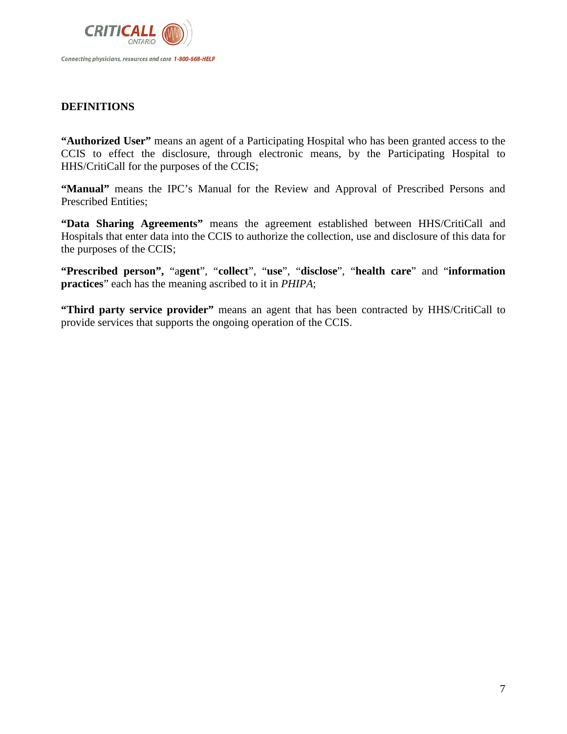## DEFINITIONS

**"Authorized User"** means an agent of a Participating Hospital who has been granted access to the CCIS to effect the disclosure, through electronic means, by the Participating Hospital to HHS/CritiCall for the purposes of the CCIS;

**"Manual"** means the IPC's Manual for the Review and Approval of Prescribed Persons and Prescribed Entities;

**"Data Sharing Agreements"** means the agreement established between HHS/CritiCall and Hospitals that enter data into the CCIS to authorize the collection, use and disclosure of this data for the purposes of the CCIS;

**"Prescribed person",** "a**gent**", "**collect**", "**use**", "**disclose**", "**health care**" and "**information practices**" each has the meaning ascribed to it in *PHIPA*;

**"Third party service provider"** means an agent that has been contracted by HHS/CritiCall to provide services that supports the ongoing operation of the CCIS.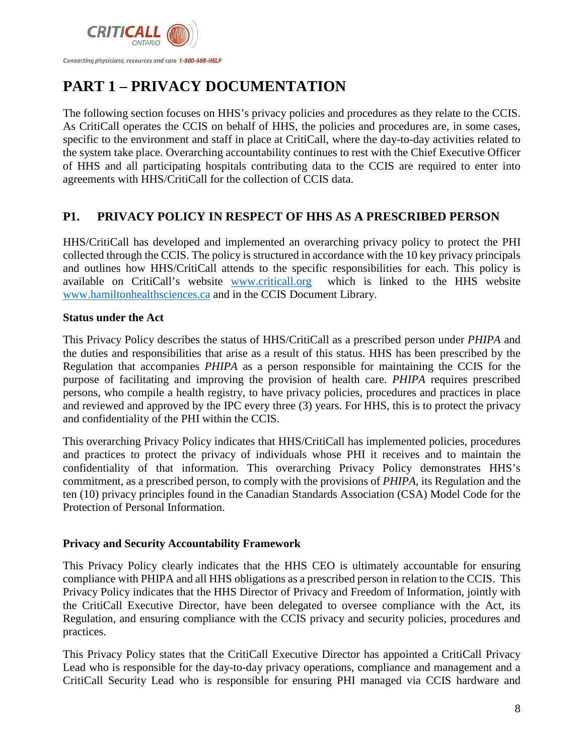# PART 1 – PRIVACY DOCUMENTATION

The following section focuses on HHS's privacy policies and procedures as they relate to the CCIS. As CritiCall operates the CCIS on behalf of HHS, the policies and procedures are, in some cases, specific to the environment and staff in place at CritiCall, where the day-to-day activities related to the system take place. Overarching accountability continues to rest with the Chief Executive Officer of HHS and all participating hospitals contributing data to the CCIS are required to enter into agreements with HHS/CritiCall for the collection of CCIS data.

## P1. PRIVACY POLICY IN RESPECT OF HHS AS A PRESCRIBED PERSON

HHS/CritiCall has developed and implemented an overarching privacy policy to protect the PHI collected through the CCIS. The policy is structured in accordance with the 10 key privacy principals and outlines how HHS/CritiCall attends to the specific responsibilities for each. This policy is available on CritiCall's website www.criticall.org which is linked to the HHS website www.hamiltonhealthsciences.ca and in the CCIS Document Library.

### Status under the Act

This Privacy Policy describes the status of HHS/CritiCall as a prescribed person under *PHIPA* and the duties and responsibilities that arise as a result of this status. HHS has been prescribed by the Regulation that accompanies *PHIPA* as a person responsible for maintaining the CCIS for the purpose of facilitating and improving the provision of health care. *PHIPA* requires prescribed persons, who compile a health registry, to have privacy policies, procedures and practices in place and reviewed and approved by the IPC every three (3) years. For HHS, this is to protect the privacy and confidentiality of the PHI within the CCIS.

This overarching Privacy Policy indicates that HHS/CritiCall has implemented policies, procedures and practices to protect the privacy of individuals whose PHI it receives and to maintain the confidentiality of that information. This overarching Privacy Policy demonstrates HHS's commitment, as a prescribed person, to comply with the provisions of *PHIPA*, its Regulation and the ten (10) privacy principles found in the Canadian Standards Association (CSA) Model Code for the Protection of Personal Information.

### Privacy and Security Accountability Framework

This Privacy Policy clearly indicates that the HHS CEO is ultimately accountable for ensuring compliance with PHIPA and all HHS obligations as a prescribed person in relation to the CCIS. This Privacy Policy indicates that the HHS Director of Privacy and Freedom of Information, jointly with the CritiCall Executive Director, have been delegated to oversee compliance with the Act, its Regulation, and ensuring compliance with the CCIS privacy and security policies, procedures and practices.

This Privacy Policy states that the CritiCall Executive Director has appointed a CritiCall Privacy Lead who is responsible for the day-to-day privacy operations, compliance and management and a CritiCall Security Lead who is responsible for ensuring PHI managed via CCIS hardware and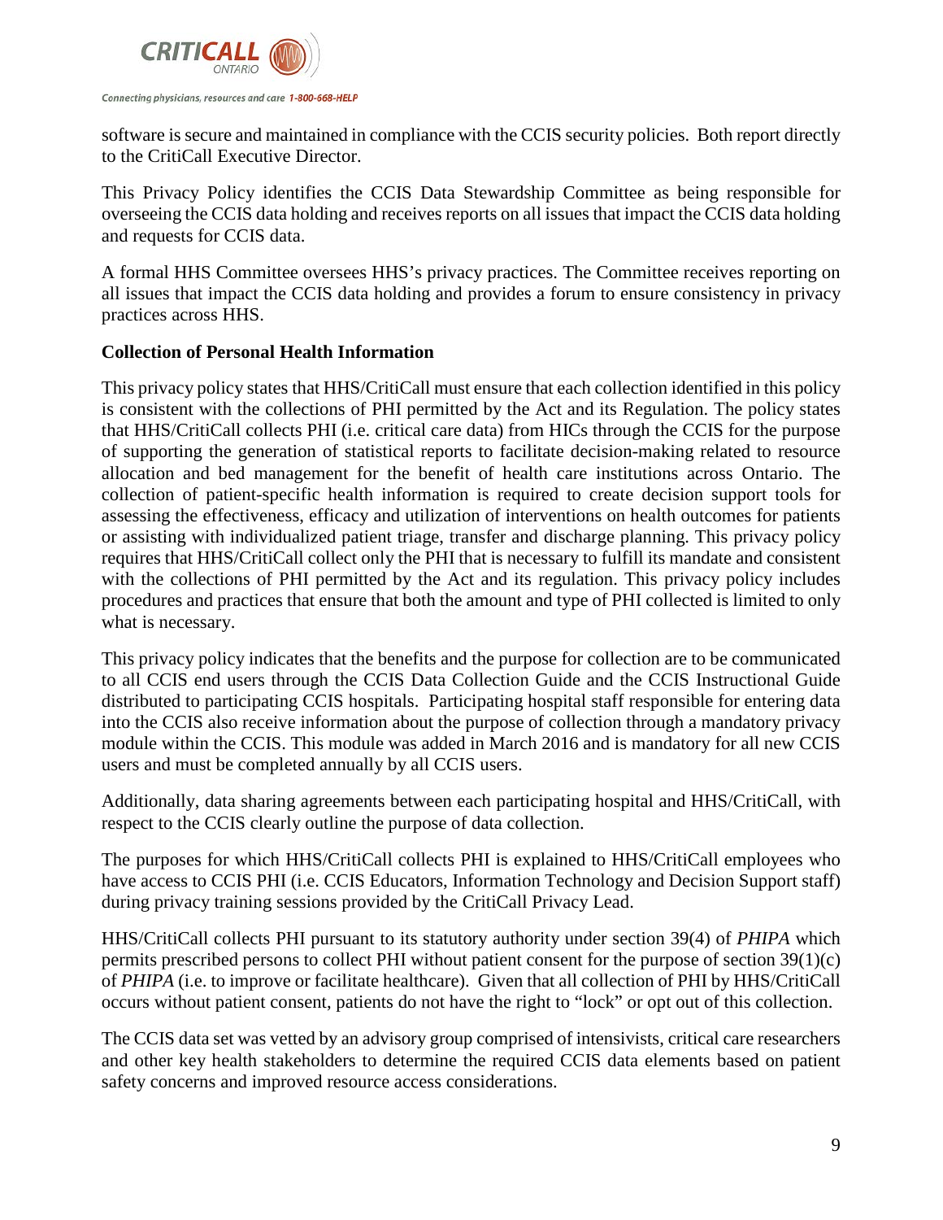software is secure and maintained in compliance with the CCIS security policies. Both report directly to the CritiCall Executive Director.

This Privacy Policy identifies the CCIS Data Stewardship Committee as being responsible for overseeing the CCIS data holding and receives reports on all issues that impact the CCIS data holding and requests for CCIS data.

A formal HHS Committee oversees HHS's privacy practices. The Committee receives reporting on all issues that impact the CCIS data holding and provides a forum to ensure consistency in privacy practices across HHS.

**Collection of Personal Health Information**

This privacy policy states that HHS/CritiCall must ensure that each collection identified in this policy is consistent with the collections of PHI permitted by the Act and its Regulation. The policy states that HHS/CritiCall collects PHI (i.e. critical care data) from HICs through the CCIS for the purpose of supporting the generation of statistical reports to facilitate decision-making related to resource allocation and bed management for the benefit of health care institutions across Ontario. The collection of patient-specific health information is required to create decision support tools for assessing the effectiveness, efficacy and utilization of interventions on health outcomes for patients or assisting with individualized patient triage, transfer and discharge planning. This privacy policy requires that HHS/CritiCall collect only the PHI that is necessary to fulfill its mandate and consistent with the collections of PHI permitted by the Act and its regulation. This privacy policy includes procedures and practices that ensure that both the amount and type of PHI collected is limited to only what is necessary.

This privacy policy indicates that the benefits and the purpose for collection are to be communicated to all CCIS end users through the CCIS Data Collection Guide and the CCIS Instructional Guide distributed to participating CCIS hospitals. Participating hospital staff responsible for entering data into the CCIS also receive information about the purpose of collection through a mandatory privacy module within the CCIS. This module was added in March 2016 and is mandatory for all new CCIS users and must be completed annually by all CCIS users.

Additionally, data sharing agreements between each participating hospital and HHS/CritiCall, with respect to the CCIS clearly outline the purpose of data collection.

The purposes for which HHS/CritiCall collects PHI is explained to HHS/CritiCall employees who have access to CCIS PHI (i.e. CCIS Educators, Information Technology and Decision Support staff) during privacy training sessions provided by the CritiCall Privacy Lead.

HHS/CritiCall collects PHI pursuant to its statutory authority under section 39(4) of *PHIPA* which permits prescribed persons to collect PHI without patient consent for the purpose of section 39(1)(c) of *PHIPA* (i.e. to improve or facilitate healthcare). Given that all collection of PHI by HHS/CritiCall occurs without patient consent, patients do not have the right to "lock" or opt out of this collection.

The CCIS data set was vetted by an advisory group comprised of intensivists, critical care researchers and other key health stakeholders to determine the required CCIS data elements based on patient safety concerns and improved resource access considerations.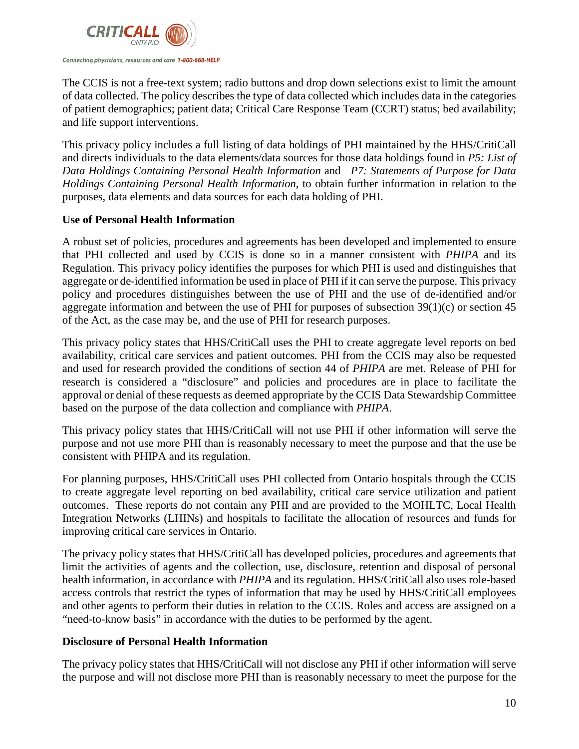The CCIS is not a free-text system; radio buttons and drop down selections exist to limit the amount of data collected. The policy describes the type of data collected which includes data in the categories of patient demographics; patient data; Critical Care Response Team (CCRT) status; bed availability; and life support interventions.

This privacy policy includes a full listing of data holdings of PHI maintained by the HHS/CritiCall and directs individuals to the data elements/data sources for those data holdings found in *P5: List of Data Holdings Containing Personal Health Information* and *P7: Statements of Purpose for Data Holdings Containing Personal Health Information,* to obtain further information in relation to the purposes, data elements and data sources for each data holding of PHI.

**Use of Personal Health Information**

A robust set of policies, procedures and agreements has been developed and implemented to ensure that PHI collected and used by CCIS is done so in a manner consistent with *PHIPA* and its Regulation. This privacy policy identifies the purposes for which PHI is used and distinguishes that aggregate or de-identified information be used in place of PHI if it can serve the purpose. This privacy policy and procedures distinguishes between the use of PHI and the use of de-identified and/or aggregate information and between the use of PHI for purposes of subsection 39(1)(c) or section 45 of the Act, as the case may be, and the use of PHI for research purposes.

This privacy policy states that HHS/CritiCall uses the PHI to create aggregate level reports on bed availability, critical care services and patient outcomes. PHI from the CCIS may also be requested and used for research provided the conditions of section 44 of *PHIPA* are met. Release of PHI for research is considered a "disclosure" and policies and procedures are in place to facilitate the approval or denial of these requests as deemed appropriate by the CCIS Data Stewardship Committee based on the purpose of the data collection and compliance with *PHIPA*.

This privacy policy states that HHS/CritiCall will not use PHI if other information will serve the purpose and not use more PHI than is reasonably necessary to meet the purpose and that the use be consistent with PHIPA and its regulation.

For planning purposes, HHS/CritiCall uses PHI collected from Ontario hospitals through the CCIS to create aggregate level reporting on bed availability, critical care service utilization and patient outcomes. These reports do not contain any PHI and are provided to the MOHLTC, Local Health Integration Networks (LHINs) and hospitals to facilitate the allocation of resources and funds for improving critical care services in Ontario.

The privacy policy states that HHS/CritiCall has developed policies, procedures and agreements that limit the activities of agents and the collection, use, disclosure, retention and disposal of personal health information, in accordance with *PHIPA* and its regulation. HHS/CritiCall also uses role-based access controls that restrict the types of information that may be used by HHS/CritiCall employees and other agents to perform their duties in relation to the CCIS. Roles and access are assigned on a "need-to-know basis" in accordance with the duties to be performed by the agent.

**Disclosure of Personal Health Information**

The privacy policy states that HHS/CritiCall will not disclose any PHI if other information will serve the purpose and will not disclose more PHI than is reasonably necessary to meet the purpose for the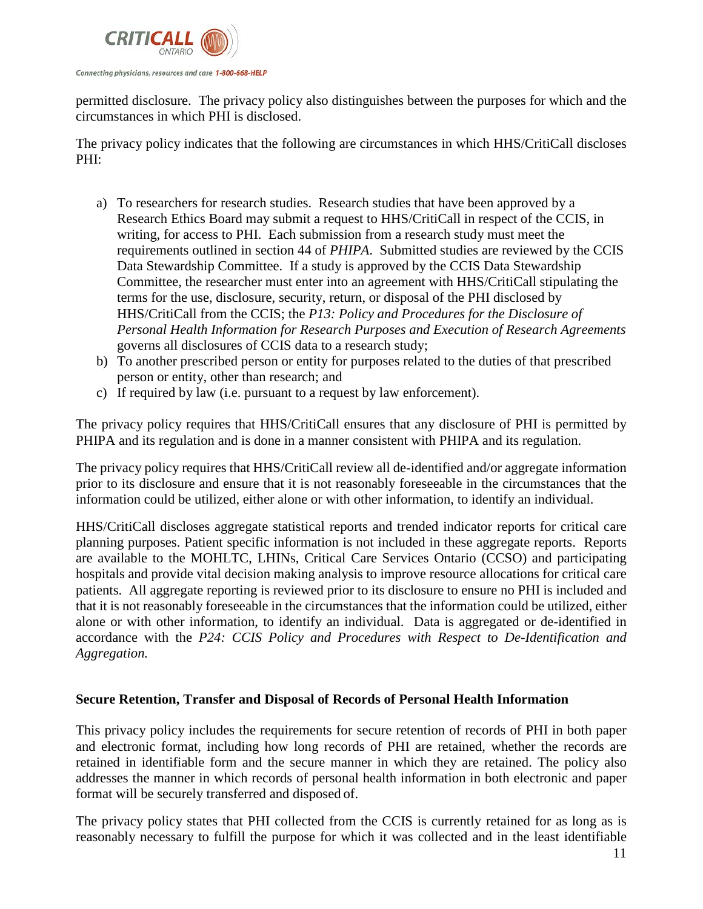permitted disclosure. The privacy policy also distinguishes between the purposes for which and the circumstances in which PHI is disclosed.

The privacy policy indicates that the following are circumstances in which HHS/CritiCall discloses PHI:

a) To researchers for research studies. Research studies that have been approved by a Research Ethics Board may submit a request to HHS/CritiCall in respect of the CCIS, in writing, for access to PHI. Each submission from a research study must meet the requirements outlined in section 44 of *PHIPA*. Submitted studies are reviewed by the CCIS Data Stewardship Committee. If a study is approved by the CCIS Data Stewardship Committee, the researcher must enter into an agreement with HHS/CritiCall stipulating the terms for the use, disclosure, security, return, or disposal of the PHI disclosed by HHS/CritiCall from the CCIS; the *P13: Policy and Procedures for the Disclosure of Personal Health Information for Research Purposes and Execution of Research Agreements* governs all disclosures of CCIS data to a research study;
b) To another prescribed person or entity for purposes related to the duties of that prescribed person or entity, other than research; and
c) If required by law (i.e. pursuant to a request by law enforcement).

The privacy policy requires that HHS/CritiCall ensures that any disclosure of PHI is permitted by PHIPA and its regulation and is done in a manner consistent with PHIPA and its regulation.

The privacy policy requires that HHS/CritiCall review all de-identified and/or aggregate information prior to its disclosure and ensure that it is not reasonably foreseeable in the circumstances that the information could be utilized, either alone or with other information, to identify an individual.

HHS/CritiCall discloses aggregate statistical reports and trended indicator reports for critical care planning purposes. Patient specific information is not included in these aggregate reports. Reports are available to the MOHLTC, LHINs, Critical Care Services Ontario (CCSO) and participating hospitals and provide vital decision making analysis to improve resource allocations for critical care patients. All aggregate reporting is reviewed prior to its disclosure to ensure no PHI is included and that it is not reasonably foreseeable in the circumstances that the information could be utilized, either alone or with other information, to identify an individual. Data is aggregated or de-identified in accordance with the *P24: CCIS Policy and Procedures with Respect to De-Identification and Aggregation.*

**Secure Retention, Transfer and Disposal of Records of Personal Health Information**

This privacy policy includes the requirements for secure retention of records of PHI in both paper and electronic format, including how long records of PHI are retained, whether the records are retained in identifiable form and the secure manner in which they are retained. The policy also addresses the manner in which records of personal health information in both electronic and paper format will be securely transferred and disposed of.

The privacy policy states that PHI collected from the CCIS is currently retained for as long as is reasonably necessary to fulfill the purpose for which it was collected and in the least identifiable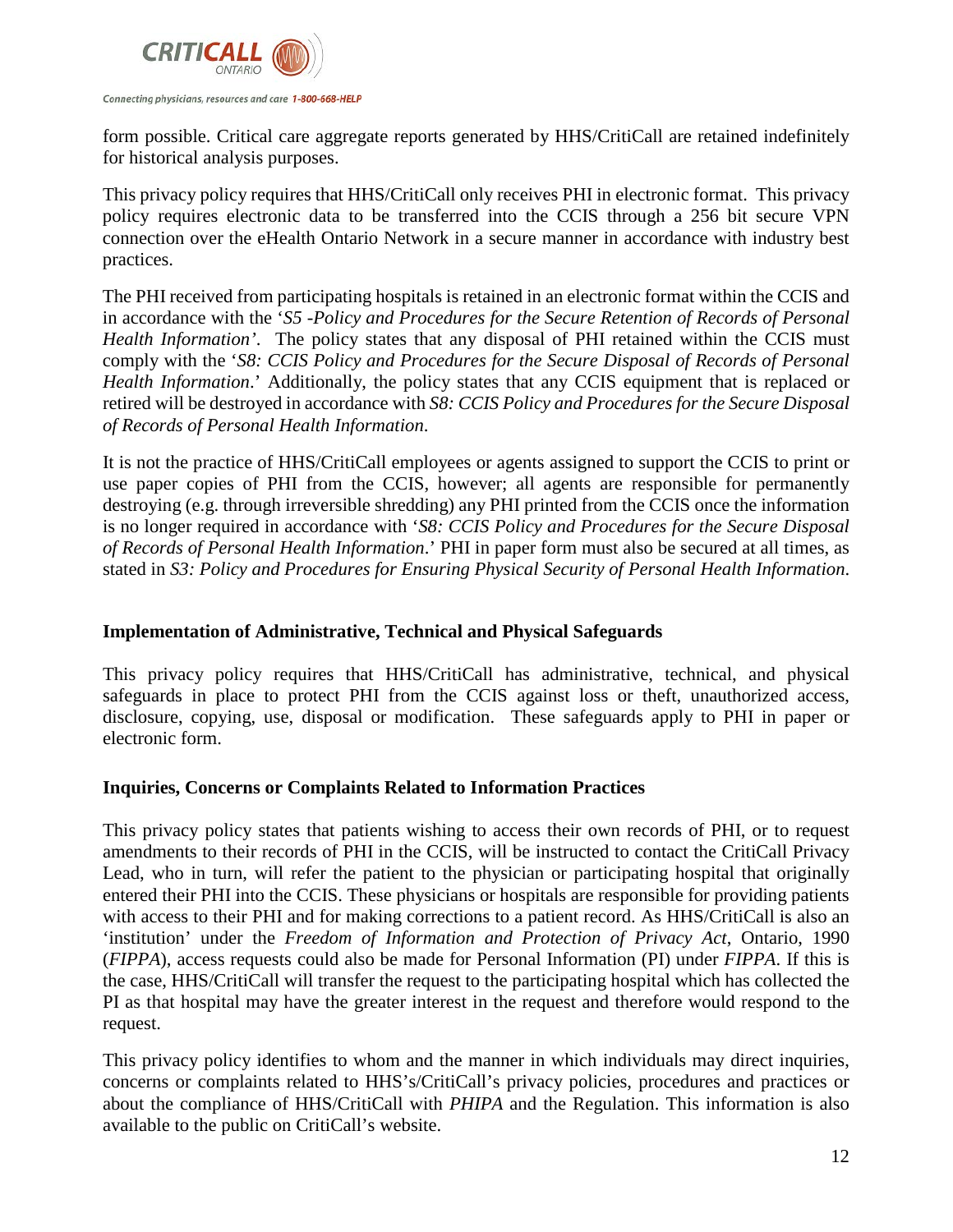form possible. Critical care aggregate reports generated by HHS/CritiCall are retained indefinitely for historical analysis purposes.

This privacy policy requires that HHS/CritiCall only receives PHI in electronic format. This privacy policy requires electronic data to be transferred into the CCIS through a 256 bit secure VPN connection over the eHealth Ontario Network in a secure manner in accordance with industry best practices.

The PHI received from participating hospitals is retained in an electronic format within the CCIS and in accordance with the '*S5 -Policy and Procedures for the Secure Retention of Records of Personal Health Information'*. The policy states that any disposal of PHI retained within the CCIS must comply with the '*S8: CCIS Policy and Procedures for the Secure Disposal of Records of Personal Health Information*.' Additionally, the policy states that any CCIS equipment that is replaced or retired will be destroyed in accordance with *S8: CCIS Policy and Procedures for the Secure Disposal of Records of Personal Health Information.*

It is not the practice of HHS/CritiCall employees or agents assigned to support the CCIS to print or use paper copies of PHI from the CCIS, however; all agents are responsible for permanently destroying (e.g. through irreversible shredding) any PHI printed from the CCIS once the information is no longer required in accordance with '*S8: CCIS Policy and Procedures for the Secure Disposal of Records of Personal Health Information*.' PHI in paper form must also be secured at all times, as stated in *S3: Policy and Procedures for Ensuring Physical Security of Personal Health Information*.

**Implementation of Administrative, Technical and Physical Safeguards**

This privacy policy requires that HHS/CritiCall has administrative, technical, and physical safeguards in place to protect PHI from the CCIS against loss or theft, unauthorized access, disclosure, copying, use, disposal or modification. These safeguards apply to PHI in paper or electronic form.

**Inquiries, Concerns or Complaints Related to Information Practices**

This privacy policy states that patients wishing to access their own records of PHI, or to request amendments to their records of PHI in the CCIS, will be instructed to contact the CritiCall Privacy Lead, who in turn, will refer the patient to the physician or participating hospital that originally entered their PHI into the CCIS. These physicians or hospitals are responsible for providing patients with access to their PHI and for making corrections to a patient record. As HHS/CritiCall is also an 'institution' under the *Freedom of Information and Protection of Privacy Act*, Ontario, 1990 (*FIPPA*), access requests could also be made for Personal Information (PI) under *FIPPA*. If this is the case, HHS/CritiCall will transfer the request to the participating hospital which has collected the PI as that hospital may have the greater interest in the request and therefore would respond to the request.

This privacy policy identifies to whom and the manner in which individuals may direct inquiries, concerns or complaints related to HHS's/CritiCall's privacy policies, procedures and practices or about the compliance of HHS/CritiCall with *PHIPA* and the Regulation. This information is also available to the public on CritiCall's website.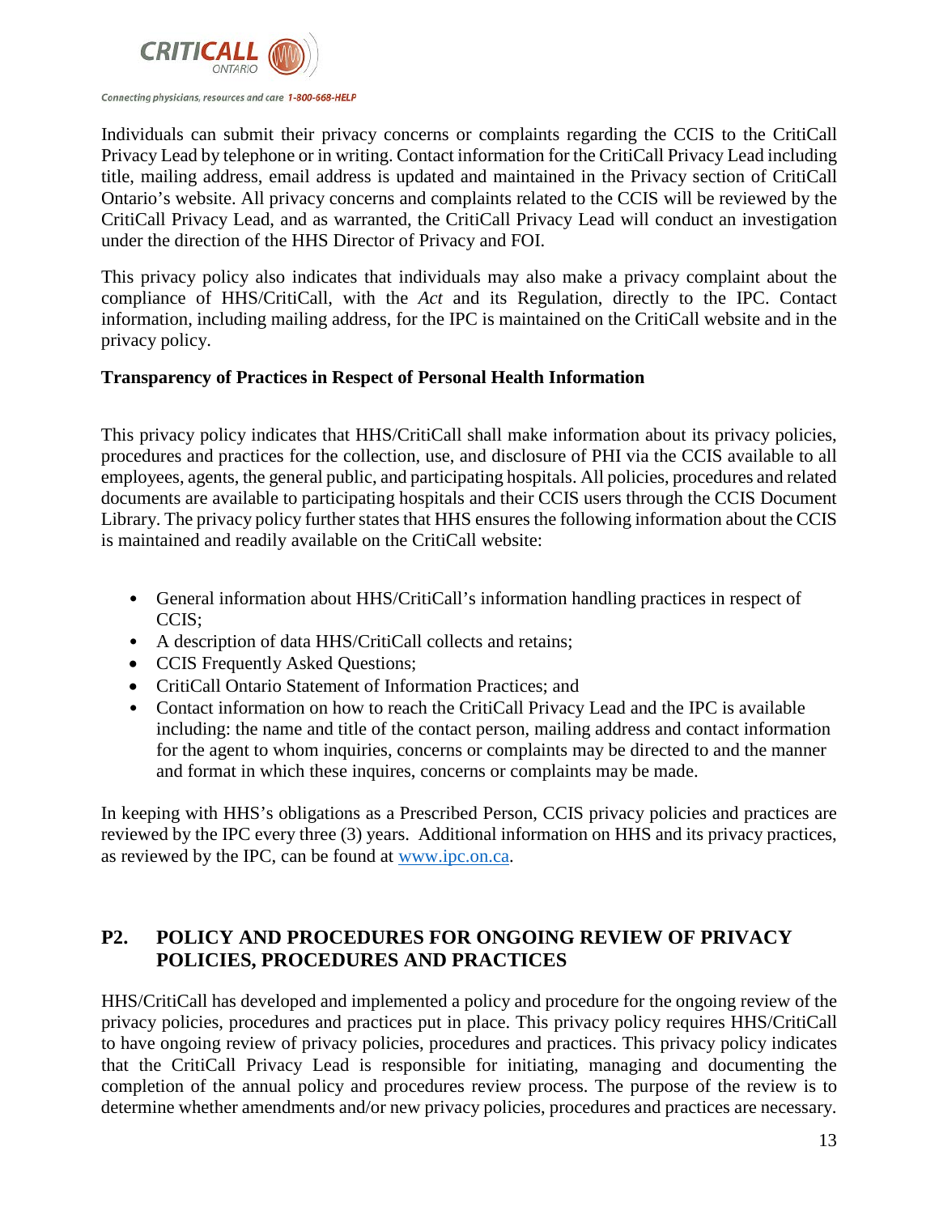Individuals can submit their privacy concerns or complaints regarding the CCIS to the CritiCall Privacy Lead by telephone or in writing. Contact information for the CritiCall Privacy Lead including title, mailing address, email address is updated and maintained in the Privacy section of CritiCall Ontario's website. All privacy concerns and complaints related to the CCIS will be reviewed by the CritiCall Privacy Lead, and as warranted, the CritiCall Privacy Lead will conduct an investigation under the direction of the HHS Director of Privacy and FOI.

This privacy policy also indicates that individuals may also make a privacy complaint about the compliance of HHS/CritiCall, with the *Act* and its Regulation, directly to the IPC. Contact information, including mailing address, for the IPC is maintained on the CritiCall website and in the privacy policy.

**Transparency of Practices in Respect of Personal Health Information**

This privacy policy indicates that HHS/CritiCall shall make information about its privacy policies, procedures and practices for the collection, use, and disclosure of PHI via the CCIS available to all employees, agents, the general public, and participating hospitals. All policies, procedures and related documents are available to participating hospitals and their CCIS users through the CCIS Document Library. The privacy policy further states that HHS ensures the following information about the CCIS is maintained and readily available on the CritiCall website:

- General information about HHS/CritiCall's information handling practices in respect of CCIS;
- A description of data HHS/CritiCall collects and retains;
- CCIS Frequently Asked Questions;
- CritiCall Ontario Statement of Information Practices; and
- Contact information on how to reach the CritiCall Privacy Lead and the IPC is available including: the name and title of the contact person, mailing address and contact information for the agent to whom inquiries, concerns or complaints may be directed to and the manner and format in which these inquires, concerns or complaints may be made.

In keeping with HHS's obligations as a Prescribed Person, CCIS privacy policies and practices are reviewed by the IPC every three (3) years. Additional information on HHS and its privacy practices, as reviewed by the IPC, can be found at www.ipc.on.ca.

## P2. POLICY AND PROCEDURES FOR ONGOING REVIEW OF PRIVACY POLICIES, PROCEDURES AND PRACTICES

HHS/CritiCall has developed and implemented a policy and procedure for the ongoing review of the privacy policies, procedures and practices put in place. This privacy policy requires HHS/CritiCall to have ongoing review of privacy policies, procedures and practices. This privacy policy indicates that the CritiCall Privacy Lead is responsible for initiating, managing and documenting the completion of the annual policy and procedures review process. The purpose of the review is to determine whether amendments and/or new privacy policies, procedures and practices are necessary.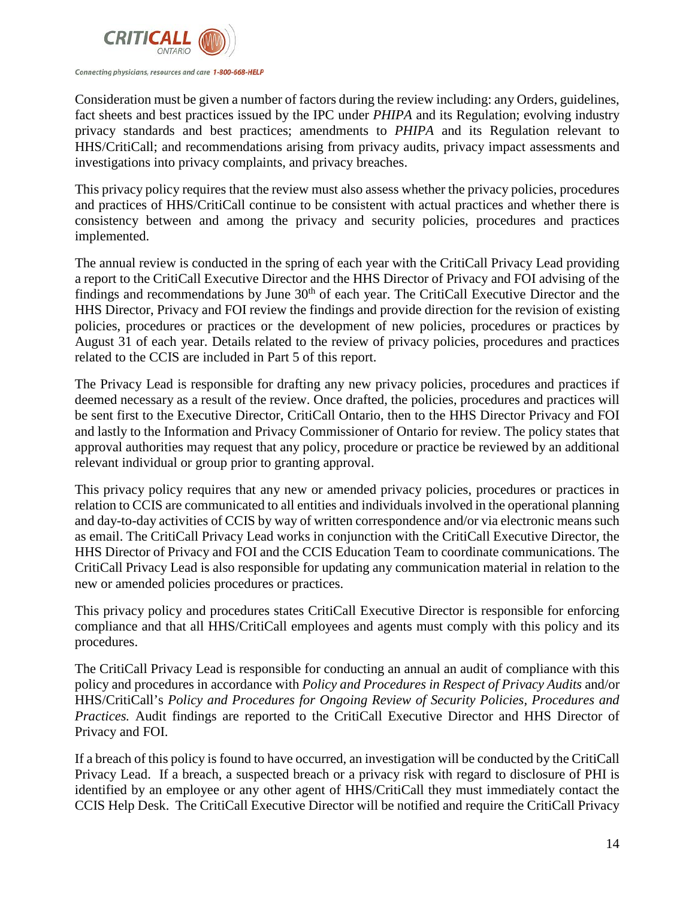Consideration must be given a number of factors during the review including: any Orders, guidelines, fact sheets and best practices issued by the IPC under *PHIPA* and its Regulation; evolving industry privacy standards and best practices; amendments to *PHIPA* and its Regulation relevant to HHS/CritiCall; and recommendations arising from privacy audits, privacy impact assessments and investigations into privacy complaints, and privacy breaches.

This privacy policy requires that the review must also assess whether the privacy policies, procedures and practices of HHS/CritiCall continue to be consistent with actual practices and whether there is consistency between and among the privacy and security policies, procedures and practices implemented.

The annual review is conducted in the spring of each year with the CritiCall Privacy Lead providing a report to the CritiCall Executive Director and the HHS Director of Privacy and FOI advising of the findings and recommendations by June 30th of each year. The CritiCall Executive Director and the HHS Director, Privacy and FOI review the findings and provide direction for the revision of existing policies, procedures or practices or the development of new policies, procedures or practices by August 31 of each year. Details related to the review of privacy policies, procedures and practices related to the CCIS are included in Part 5 of this report.

The Privacy Lead is responsible for drafting any new privacy policies, procedures and practices if deemed necessary as a result of the review. Once drafted, the policies, procedures and practices will be sent first to the Executive Director, CritiCall Ontario, then to the HHS Director Privacy and FOI and lastly to the Information and Privacy Commissioner of Ontario for review. The policy states that approval authorities may request that any policy, procedure or practice be reviewed by an additional relevant individual or group prior to granting approval.

This privacy policy requires that any new or amended privacy policies, procedures or practices in relation to CCIS are communicated to all entities and individuals involved in the operational planning and day-to-day activities of CCIS by way of written correspondence and/or via electronic means such as email. The CritiCall Privacy Lead works in conjunction with the CritiCall Executive Director, the HHS Director of Privacy and FOI and the CCIS Education Team to coordinate communications. The CritiCall Privacy Lead is also responsible for updating any communication material in relation to the new or amended policies procedures or practices.

This privacy policy and procedures states CritiCall Executive Director is responsible for enforcing compliance and that all HHS/CritiCall employees and agents must comply with this policy and its procedures.

The CritiCall Privacy Lead is responsible for conducting an annual an audit of compliance with this policy and procedures in accordance with *Policy and Procedures in Respect of Privacy Audits* and/or HHS/CritiCall's *Policy and Procedures for Ongoing Review of Security Policies, Procedures and Practices.* Audit findings are reported to the CritiCall Executive Director and HHS Director of Privacy and FOI.

If a breach of this policy is found to have occurred, an investigation will be conducted by the CritiCall Privacy Lead. If a breach, a suspected breach or a privacy risk with regard to disclosure of PHI is identified by an employee or any other agent of HHS/CritiCall they must immediately contact the CCIS Help Desk. The CritiCall Executive Director will be notified and require the CritiCall Privacy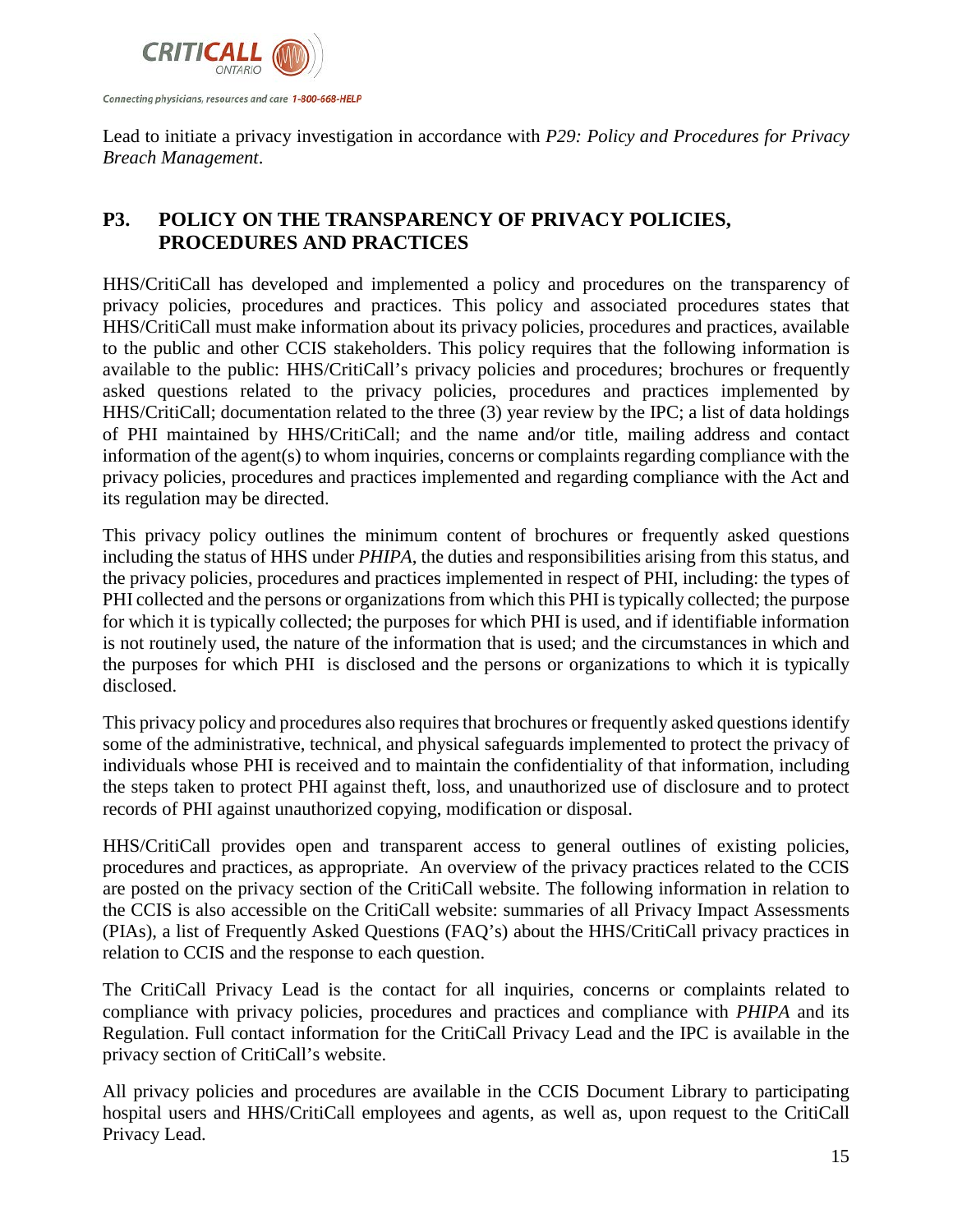Lead to initiate a privacy investigation in accordance with *P29: Policy and Procedures for Privacy Breach Management*.

## P3. POLICY ON THE TRANSPARENCY OF PRIVACY POLICIES, PROCEDURES AND PRACTICES

HHS/CritiCall has developed and implemented a policy and procedures on the transparency of privacy policies, procedures and practices. This policy and associated procedures states that HHS/CritiCall must make information about its privacy policies, procedures and practices, available to the public and other CCIS stakeholders. This policy requires that the following information is available to the public: HHS/CritiCall's privacy policies and procedures; brochures or frequently asked questions related to the privacy policies, procedures and practices implemented by HHS/CritiCall; documentation related to the three (3) year review by the IPC; a list of data holdings of PHI maintained by HHS/CritiCall; and the name and/or title, mailing address and contact information of the agent(s) to whom inquiries, concerns or complaints regarding compliance with the privacy policies, procedures and practices implemented and regarding compliance with the Act and its regulation may be directed.

This privacy policy outlines the minimum content of brochures or frequently asked questions including the status of HHS under *PHIPA*, the duties and responsibilities arising from this status, and the privacy policies, procedures and practices implemented in respect of PHI, including: the types of PHI collected and the persons or organizations from which this PHI is typically collected; the purpose for which it is typically collected; the purposes for which PHI is used, and if identifiable information is not routinely used, the nature of the information that is used; and the circumstances in which and the purposes for which PHI is disclosed and the persons or organizations to which it is typically disclosed.

This privacy policy and procedures also requires that brochures or frequently asked questions identify some of the administrative, technical, and physical safeguards implemented to protect the privacy of individuals whose PHI is received and to maintain the confidentiality of that information, including the steps taken to protect PHI against theft, loss, and unauthorized use of disclosure and to protect records of PHI against unauthorized copying, modification or disposal.

HHS/CritiCall provides open and transparent access to general outlines of existing policies, procedures and practices, as appropriate. An overview of the privacy practices related to the CCIS are posted on the privacy section of the CritiCall website. The following information in relation to the CCIS is also accessible on the CritiCall website: summaries of all Privacy Impact Assessments (PIAs), a list of Frequently Asked Questions (FAQ's) about the HHS/CritiCall privacy practices in relation to CCIS and the response to each question.

The CritiCall Privacy Lead is the contact for all inquiries, concerns or complaints related to compliance with privacy policies, procedures and practices and compliance with *PHIPA* and its Regulation. Full contact information for the CritiCall Privacy Lead and the IPC is available in the privacy section of CritiCall's website.

All privacy policies and procedures are available in the CCIS Document Library to participating hospital users and HHS/CritiCall employees and agents, as well as, upon request to the CritiCall Privacy Lead.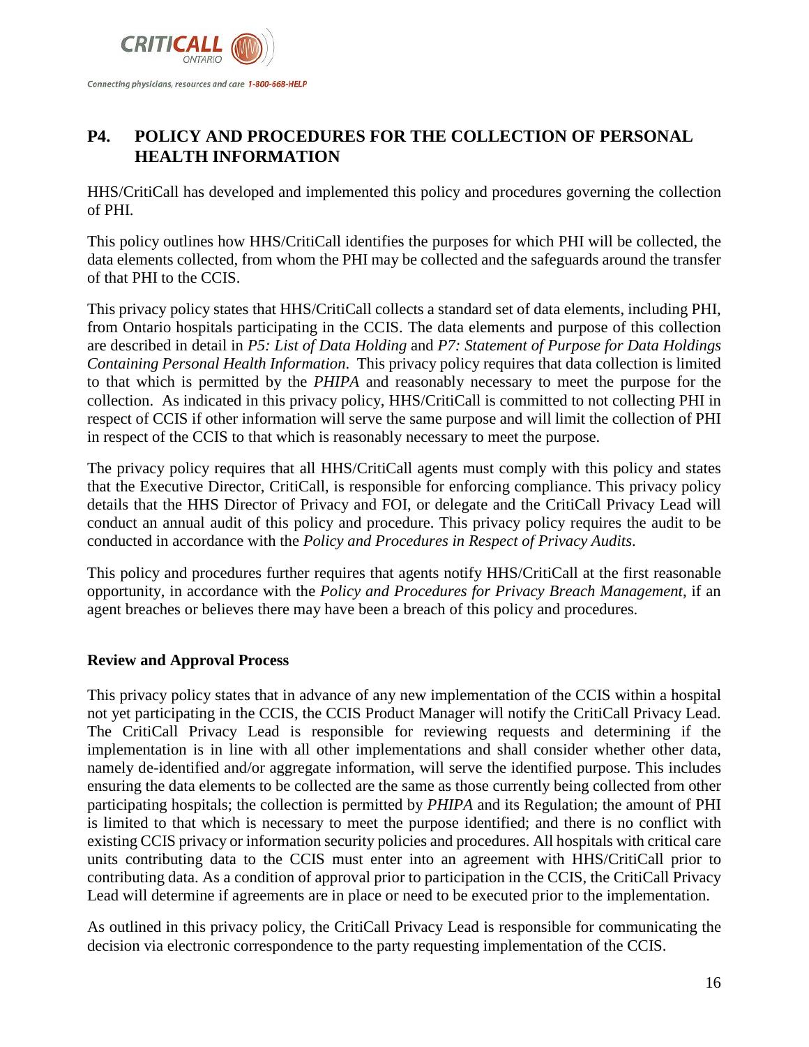## P4. POLICY AND PROCEDURES FOR THE COLLECTION OF PERSONAL HEALTH INFORMATION

HHS/CritiCall has developed and implemented this policy and procedures governing the collection of PHI.

This policy outlines how HHS/CritiCall identifies the purposes for which PHI will be collected, the data elements collected, from whom the PHI may be collected and the safeguards around the transfer of that PHI to the CCIS.

This privacy policy states that HHS/CritiCall collects a standard set of data elements, including PHI, from Ontario hospitals participating in the CCIS. The data elements and purpose of this collection are described in detail in *P5: List of Data Holding* and *P7: Statement of Purpose for Data Holdings Containing Personal Health Information*. This privacy policy requires that data collection is limited to that which is permitted by the *PHIPA* and reasonably necessary to meet the purpose for the collection. As indicated in this privacy policy, HHS/CritiCall is committed to not collecting PHI in respect of CCIS if other information will serve the same purpose and will limit the collection of PHI in respect of the CCIS to that which is reasonably necessary to meet the purpose.

The privacy policy requires that all HHS/CritiCall agents must comply with this policy and states that the Executive Director, CritiCall, is responsible for enforcing compliance. This privacy policy details that the HHS Director of Privacy and FOI, or delegate and the CritiCall Privacy Lead will conduct an annual audit of this policy and procedure. This privacy policy requires the audit to be conducted in accordance with the *Policy and Procedures in Respect of Privacy Audits*.

This policy and procedures further requires that agents notify HHS/CritiCall at the first reasonable opportunity, in accordance with the *Policy and Procedures for Privacy Breach Management*, if an agent breaches or believes there may have been a breach of this policy and procedures.

### Review and Approval Process

This privacy policy states that in advance of any new implementation of the CCIS within a hospital not yet participating in the CCIS, the CCIS Product Manager will notify the CritiCall Privacy Lead. The CritiCall Privacy Lead is responsible for reviewing requests and determining if the implementation is in line with all other implementations and shall consider whether other data, namely de-identified and/or aggregate information, will serve the identified purpose. This includes ensuring the data elements to be collected are the same as those currently being collected from other participating hospitals; the collection is permitted by *PHIPA* and its Regulation; the amount of PHI is limited to that which is necessary to meet the purpose identified; and there is no conflict with existing CCIS privacy or information security policies and procedures. All hospitals with critical care units contributing data to the CCIS must enter into an agreement with HHS/CritiCall prior to contributing data. As a condition of approval prior to participation in the CCIS, the CritiCall Privacy Lead will determine if agreements are in place or need to be executed prior to the implementation.

As outlined in this privacy policy, the CritiCall Privacy Lead is responsible for communicating the decision via electronic correspondence to the party requesting implementation of the CCIS.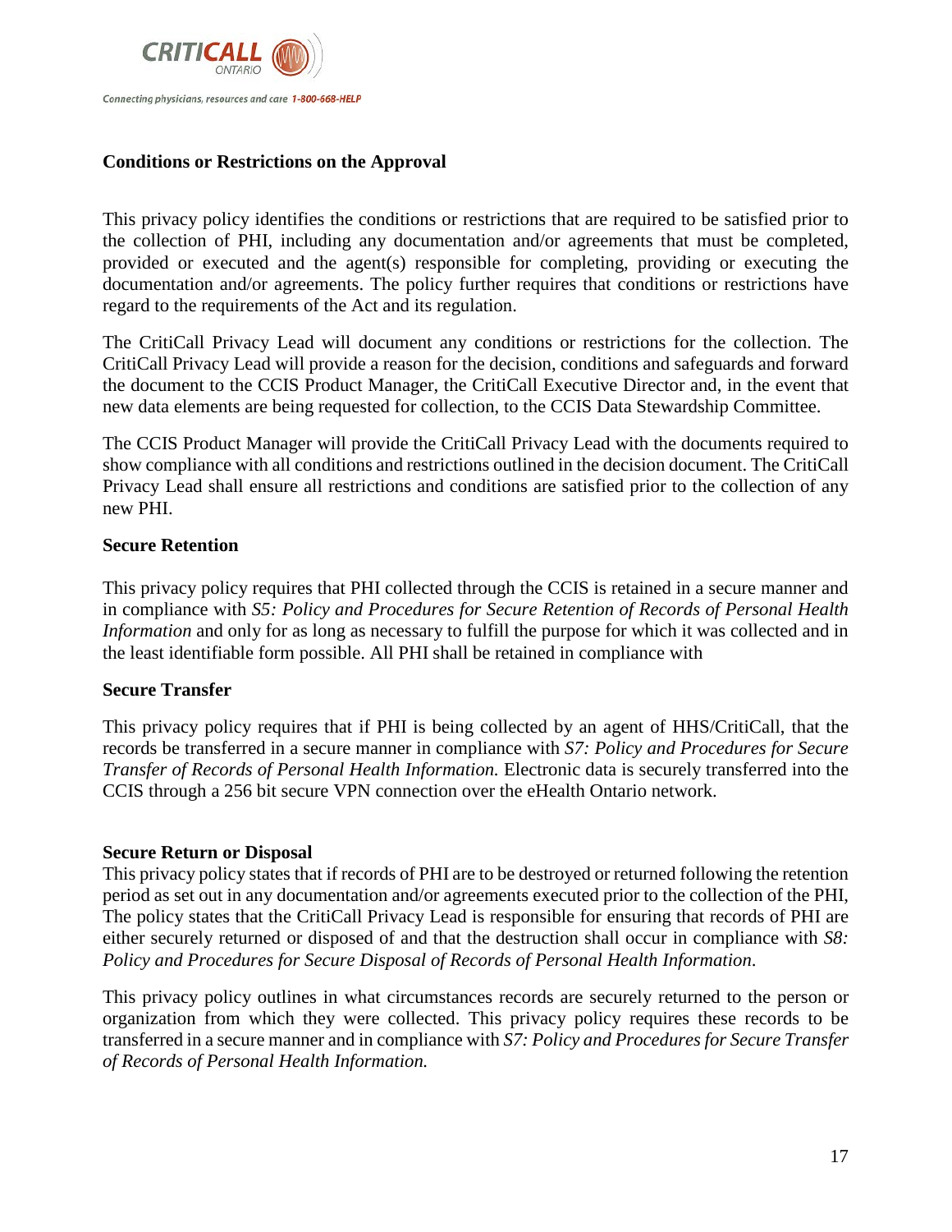**Conditions or Restrictions on the Approval**

This privacy policy identifies the conditions or restrictions that are required to be satisfied prior to the collection of PHI, including any documentation and/or agreements that must be completed, provided or executed and the agent(s) responsible for completing, providing or executing the documentation and/or agreements. The policy further requires that conditions or restrictions have regard to the requirements of the Act and its regulation.

The CritiCall Privacy Lead will document any conditions or restrictions for the collection. The CritiCall Privacy Lead will provide a reason for the decision, conditions and safeguards and forward the document to the CCIS Product Manager, the CritiCall Executive Director and, in the event that new data elements are being requested for collection, to the CCIS Data Stewardship Committee.

The CCIS Product Manager will provide the CritiCall Privacy Lead with the documents required to show compliance with all conditions and restrictions outlined in the decision document. The CritiCall Privacy Lead shall ensure all restrictions and conditions are satisfied prior to the collection of any new PHI.

**Secure Retention**

This privacy policy requires that PHI collected through the CCIS is retained in a secure manner and in compliance with *S5: Policy and Procedures for Secure Retention of Records of Personal Health Information* and only for as long as necessary to fulfill the purpose for which it was collected and in the least identifiable form possible. All PHI shall be retained in compliance with

**Secure Transfer**

This privacy policy requires that if PHI is being collected by an agent of HHS/CritiCall, that the records be transferred in a secure manner in compliance with *S7: Policy and Procedures for Secure Transfer of Records of Personal Health Information.* Electronic data is securely transferred into the CCIS through a 256 bit secure VPN connection over the eHealth Ontario network.

**Secure Return or Disposal**

This privacy policy states that if records of PHI are to be destroyed or returned following the retention period as set out in any documentation and/or agreements executed prior to the collection of the PHI, The policy states that the CritiCall Privacy Lead is responsible for ensuring that records of PHI are either securely returned or disposed of and that the destruction shall occur in compliance with *S8: Policy and Procedures for Secure Disposal of Records of Personal Health Information*.

This privacy policy outlines in what circumstances records are securely returned to the person or organization from which they were collected. This privacy policy requires these records to be transferred in a secure manner and in compliance with *S7: Policy and Procedures for Secure Transfer of Records of Personal Health Information.*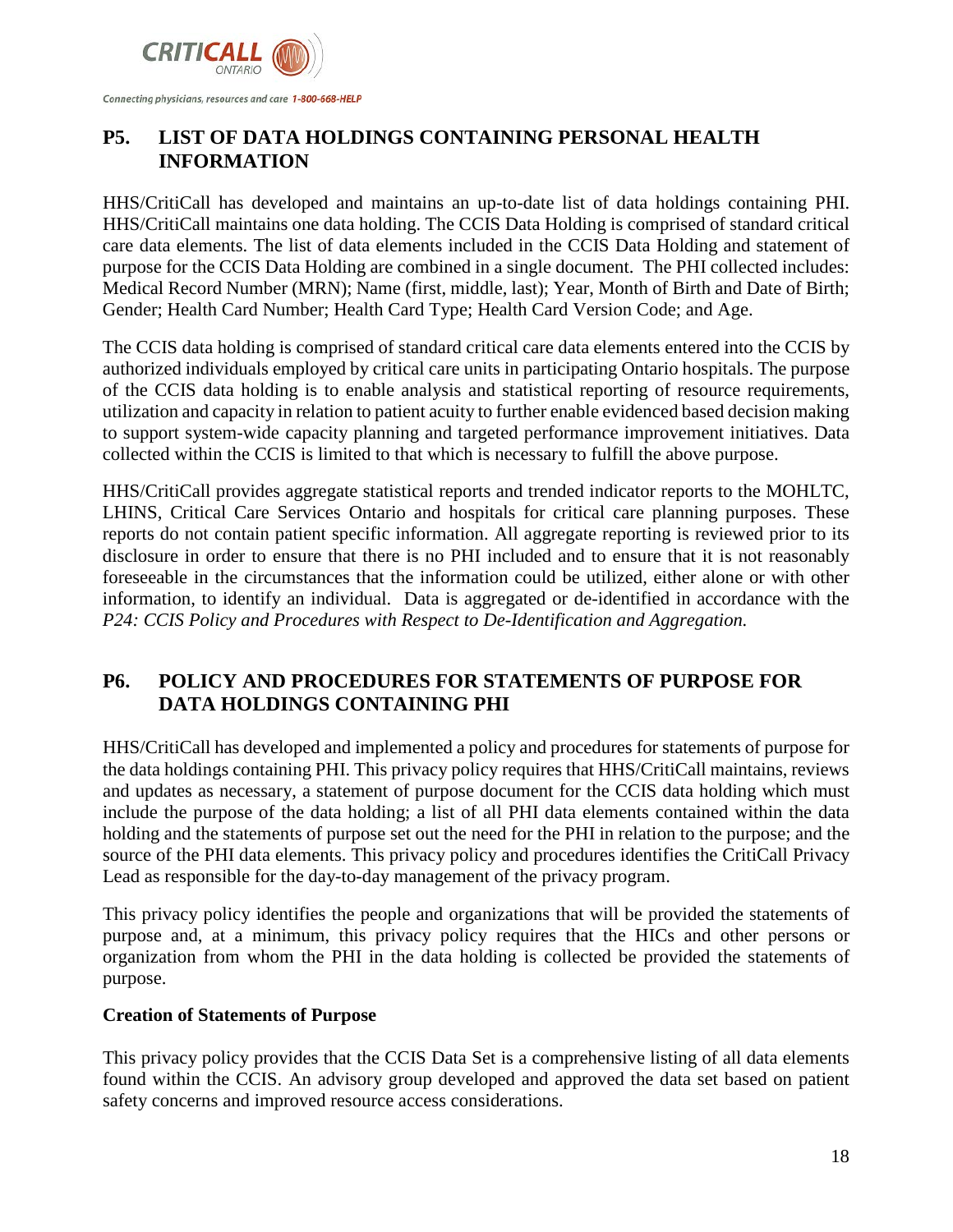## P5. LIST OF DATA HOLDINGS CONTAINING PERSONAL HEALTH INFORMATION

HHS/CritiCall has developed and maintains an up-to-date list of data holdings containing PHI. HHS/CritiCall maintains one data holding. The CCIS Data Holding is comprised of standard critical care data elements. The list of data elements included in the CCIS Data Holding and statement of purpose for the CCIS Data Holding are combined in a single document. The PHI collected includes: Medical Record Number (MRN); Name (first, middle, last); Year, Month of Birth and Date of Birth; Gender; Health Card Number; Health Card Type; Health Card Version Code; and Age.

The CCIS data holding is comprised of standard critical care data elements entered into the CCIS by authorized individuals employed by critical care units in participating Ontario hospitals. The purpose of the CCIS data holding is to enable analysis and statistical reporting of resource requirements, utilization and capacity in relation to patient acuity to further enable evidenced based decision making to support system-wide capacity planning and targeted performance improvement initiatives. Data collected within the CCIS is limited to that which is necessary to fulfill the above purpose.

HHS/CritiCall provides aggregate statistical reports and trended indicator reports to the MOHLTC, LHINS, Critical Care Services Ontario and hospitals for critical care planning purposes. These reports do not contain patient specific information. All aggregate reporting is reviewed prior to its disclosure in order to ensure that there is no PHI included and to ensure that it is not reasonably foreseeable in the circumstances that the information could be utilized, either alone or with other information, to identify an individual. Data is aggregated or de-identified in accordance with the *P24: CCIS Policy and Procedures with Respect to De-Identification and Aggregation.*

## P6. POLICY AND PROCEDURES FOR STATEMENTS OF PURPOSE FOR DATA HOLDINGS CONTAINING PHI

HHS/CritiCall has developed and implemented a policy and procedures for statements of purpose for the data holdings containing PHI. This privacy policy requires that HHS/CritiCall maintains, reviews and updates as necessary, a statement of purpose document for the CCIS data holding which must include the purpose of the data holding; a list of all PHI data elements contained within the data holding and the statements of purpose set out the need for the PHI in relation to the purpose; and the source of the PHI data elements. This privacy policy and procedures identifies the CritiCall Privacy Lead as responsible for the day-to-day management of the privacy program.

This privacy policy identifies the people and organizations that will be provided the statements of purpose and, at a minimum, this privacy policy requires that the HICs and other persons or organization from whom the PHI in the data holding is collected be provided the statements of purpose.

**Creation of Statements of Purpose**

This privacy policy provides that the CCIS Data Set is a comprehensive listing of all data elements found within the CCIS. An advisory group developed and approved the data set based on patient safety concerns and improved resource access considerations.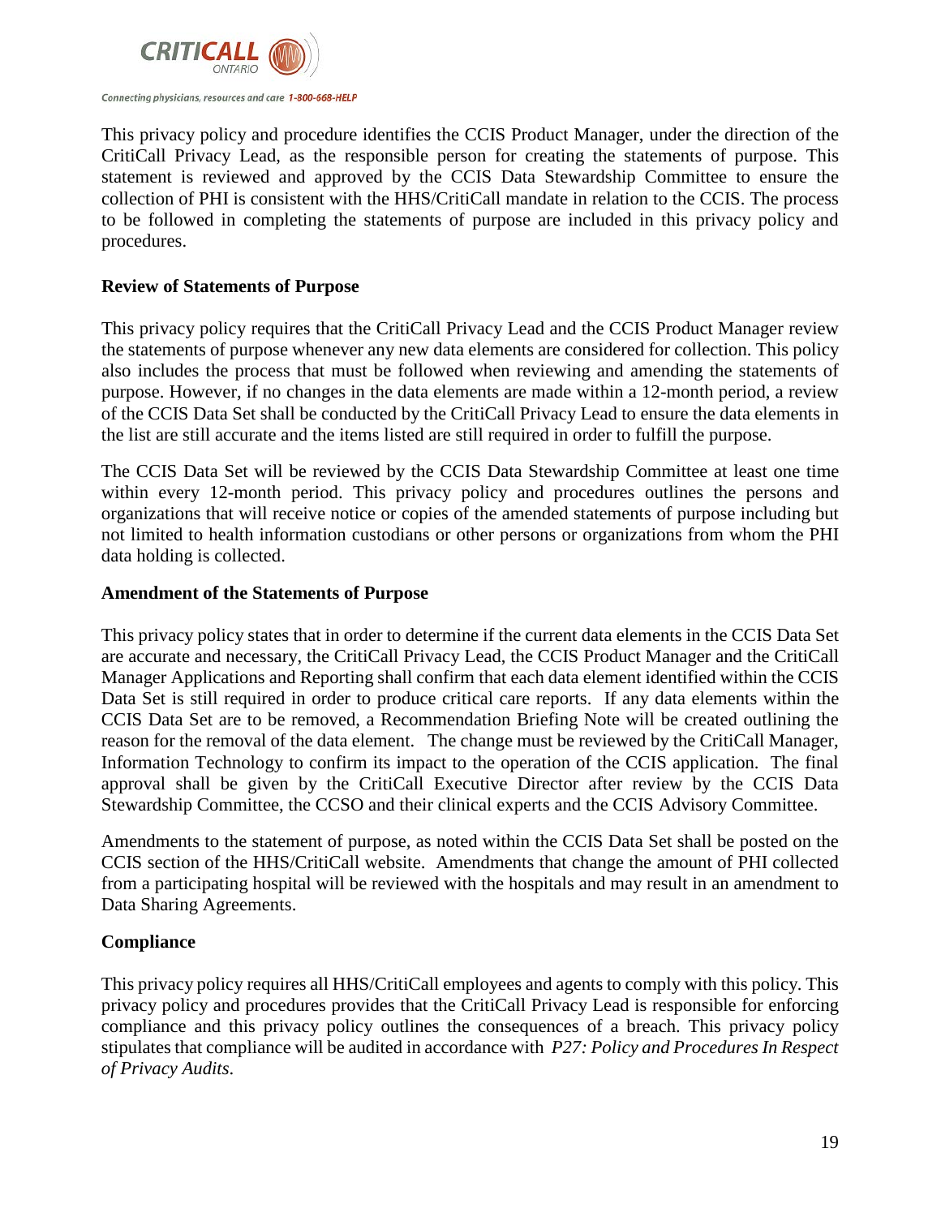This privacy policy and procedure identifies the CCIS Product Manager, under the direction of the CritiCall Privacy Lead, as the responsible person for creating the statements of purpose. This statement is reviewed and approved by the CCIS Data Stewardship Committee to ensure the collection of PHI is consistent with the HHS/CritiCall mandate in relation to the CCIS. The process to be followed in completing the statements of purpose are included in this privacy policy and procedures.

**Review of Statements of Purpose**

This privacy policy requires that the CritiCall Privacy Lead and the CCIS Product Manager review the statements of purpose whenever any new data elements are considered for collection. This policy also includes the process that must be followed when reviewing and amending the statements of purpose. However, if no changes in the data elements are made within a 12-month period, a review of the CCIS Data Set shall be conducted by the CritiCall Privacy Lead to ensure the data elements in the list are still accurate and the items listed are still required in order to fulfill the purpose.

The CCIS Data Set will be reviewed by the CCIS Data Stewardship Committee at least one time within every 12-month period. This privacy policy and procedures outlines the persons and organizations that will receive notice or copies of the amended statements of purpose including but not limited to health information custodians or other persons or organizations from whom the PHI data holding is collected.

**Amendment of the Statements of Purpose**

This privacy policy states that in order to determine if the current data elements in the CCIS Data Set are accurate and necessary, the CritiCall Privacy Lead, the CCIS Product Manager and the CritiCall Manager Applications and Reporting shall confirm that each data element identified within the CCIS Data Set is still required in order to produce critical care reports. If any data elements within the CCIS Data Set are to be removed, a Recommendation Briefing Note will be created outlining the reason for the removal of the data element. The change must be reviewed by the CritiCall Manager, Information Technology to confirm its impact to the operation of the CCIS application. The final approval shall be given by the CritiCall Executive Director after review by the CCIS Data Stewardship Committee, the CCSO and their clinical experts and the CCIS Advisory Committee.

Amendments to the statement of purpose, as noted within the CCIS Data Set shall be posted on the CCIS section of the HHS/CritiCall website. Amendments that change the amount of PHI collected from a participating hospital will be reviewed with the hospitals and may result in an amendment to Data Sharing Agreements.

**Compliance**

This privacy policy requires all HHS/CritiCall employees and agents to comply with this policy. This privacy policy and procedures provides that the CritiCall Privacy Lead is responsible for enforcing compliance and this privacy policy outlines the consequences of a breach. This privacy policy stipulates that compliance will be audited in accordance with *P27: Policy and Procedures In Respect of Privacy Audits*.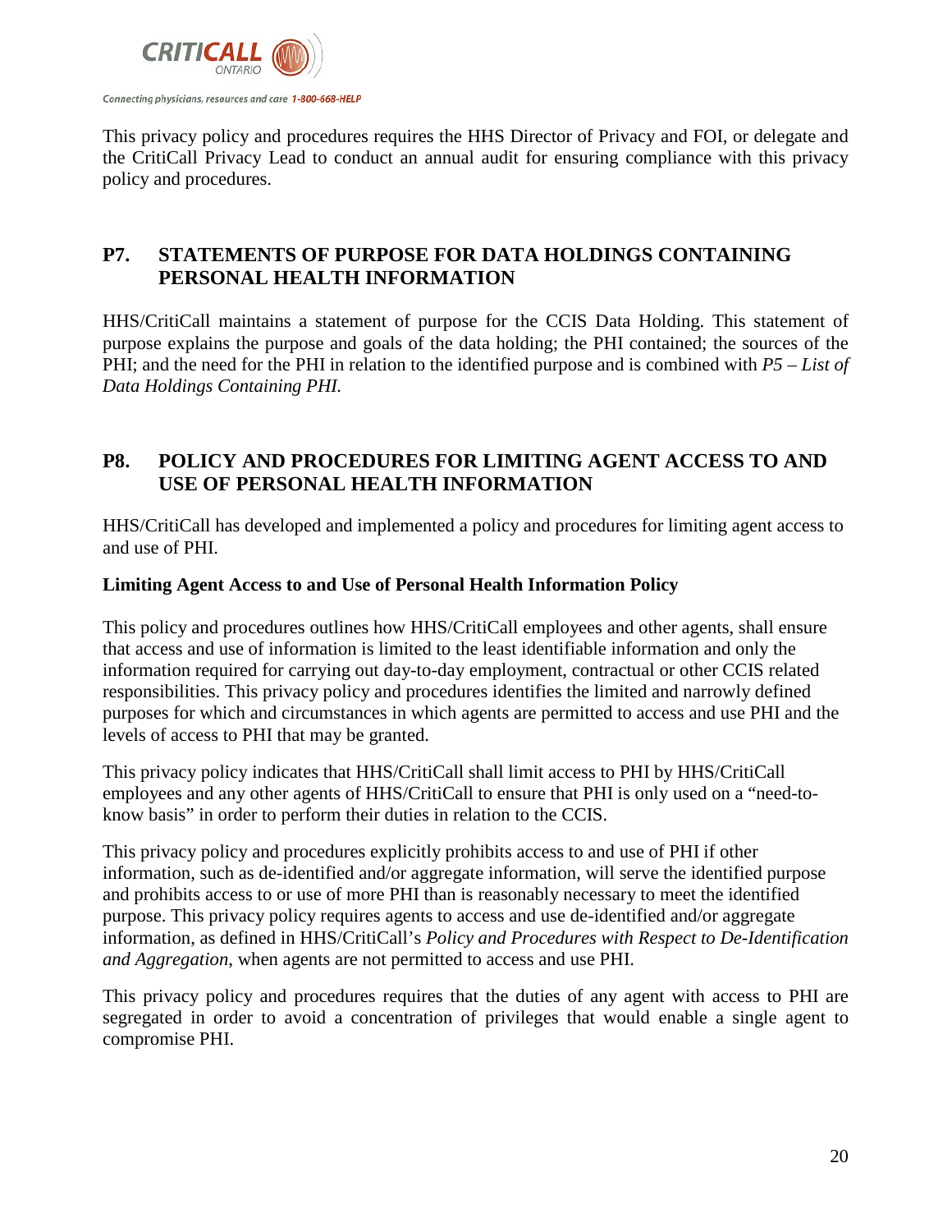This privacy policy and procedures requires the HHS Director of Privacy and FOI, or delegate and the CritiCall Privacy Lead to conduct an annual audit for ensuring compliance with this privacy policy and procedures.

## P7. STATEMENTS OF PURPOSE FOR DATA HOLDINGS CONTAINING PERSONAL HEALTH INFORMATION

HHS/CritiCall maintains a statement of purpose for the CCIS Data Holding. This statement of purpose explains the purpose and goals of the data holding; the PHI contained; the sources of the PHI; and the need for the PHI in relation to the identified purpose and is combined with *P5 – List of Data Holdings Containing PHI.*

## P8. POLICY AND PROCEDURES FOR LIMITING AGENT ACCESS TO AND USE OF PERSONAL HEALTH INFORMATION

HHS/CritiCall has developed and implemented a policy and procedures for limiting agent access to and use of PHI.

**Limiting Agent Access to and Use of Personal Health Information Policy**

This policy and procedures outlines how HHS/CritiCall employees and other agents, shall ensure that access and use of information is limited to the least identifiable information and only the information required for carrying out day-to-day employment, contractual or other CCIS related responsibilities. This privacy policy and procedures identifies the limited and narrowly defined purposes for which and circumstances in which agents are permitted to access and use PHI and the levels of access to PHI that may be granted.

This privacy policy indicates that HHS/CritiCall shall limit access to PHI by HHS/CritiCall employees and any other agents of HHS/CritiCall to ensure that PHI is only used on a "need-to-know basis" in order to perform their duties in relation to the CCIS.

This privacy policy and procedures explicitly prohibits access to and use of PHI if other information, such as de-identified and/or aggregate information, will serve the identified purpose and prohibits access to or use of more PHI than is reasonably necessary to meet the identified purpose. This privacy policy requires agents to access and use de-identified and/or aggregate information, as defined in HHS/CritiCall's *Policy and Procedures with Respect to De-Identification and Aggregation*, when agents are not permitted to access and use PHI.

This privacy policy and procedures requires that the duties of any agent with access to PHI are segregated in order to avoid a concentration of privileges that would enable a single agent to compromise PHI.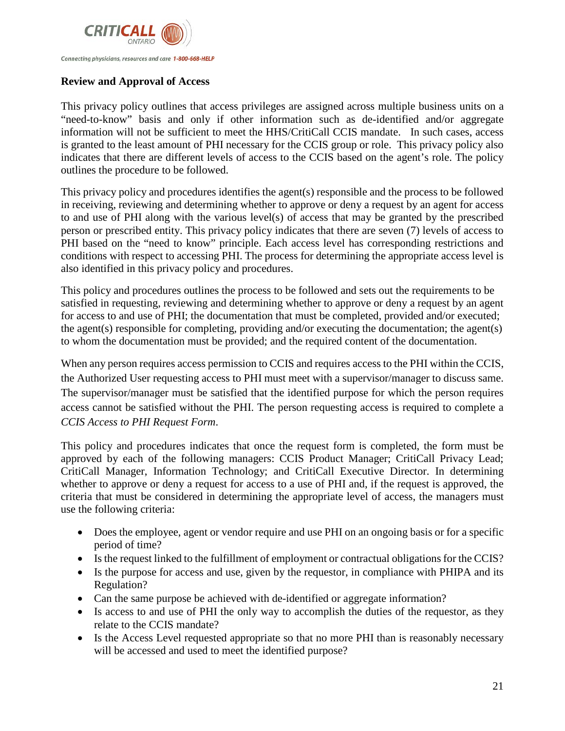**Review and Approval of Access**

This privacy policy outlines that access privileges are assigned across multiple business units on a "need-to-know" basis and only if other information such as de-identified and/or aggregate information will not be sufficient to meet the HHS/CritiCall CCIS mandate. In such cases, access is granted to the least amount of PHI necessary for the CCIS group or role. This privacy policy also indicates that there are different levels of access to the CCIS based on the agent's role. The policy outlines the procedure to be followed.

This privacy policy and procedures identifies the agent(s) responsible and the process to be followed in receiving, reviewing and determining whether to approve or deny a request by an agent for access to and use of PHI along with the various level(s) of access that may be granted by the prescribed person or prescribed entity. This privacy policy indicates that there are seven (7) levels of access to PHI based on the "need to know" principle. Each access level has corresponding restrictions and conditions with respect to accessing PHI. The process for determining the appropriate access level is also identified in this privacy policy and procedures.

This policy and procedures outlines the process to be followed and sets out the requirements to be satisfied in requesting, reviewing and determining whether to approve or deny a request by an agent for access to and use of PHI; the documentation that must be completed, provided and/or executed; the agent(s) responsible for completing, providing and/or executing the documentation; the agent(s) to whom the documentation must be provided; and the required content of the documentation.

When any person requires access permission to CCIS and requires access to the PHI within the CCIS, the Authorized User requesting access to PHI must meet with a supervisor/manager to discuss same. The supervisor/manager must be satisfied that the identified purpose for which the person requires access cannot be satisfied without the PHI. The person requesting access is required to complete a *CCIS Access to PHI Request Form*.

This policy and procedures indicates that once the request form is completed, the form must be approved by each of the following managers: CCIS Product Manager; CritiCall Privacy Lead; CritiCall Manager, Information Technology; and CritiCall Executive Director. In determining whether to approve or deny a request for access to a use of PHI and, if the request is approved, the criteria that must be considered in determining the appropriate level of access, the managers must use the following criteria:

- Does the employee, agent or vendor require and use PHI on an ongoing basis or for a specific period of time?
- Is the request linked to the fulfillment of employment or contractual obligations for the CCIS?
- Is the purpose for access and use, given by the requestor, in compliance with PHIPA and its Regulation?
- Can the same purpose be achieved with de-identified or aggregate information?
- Is access to and use of PHI the only way to accomplish the duties of the requestor, as they relate to the CCIS mandate?
- Is the Access Level requested appropriate so that no more PHI than is reasonably necessary will be accessed and used to meet the identified purpose?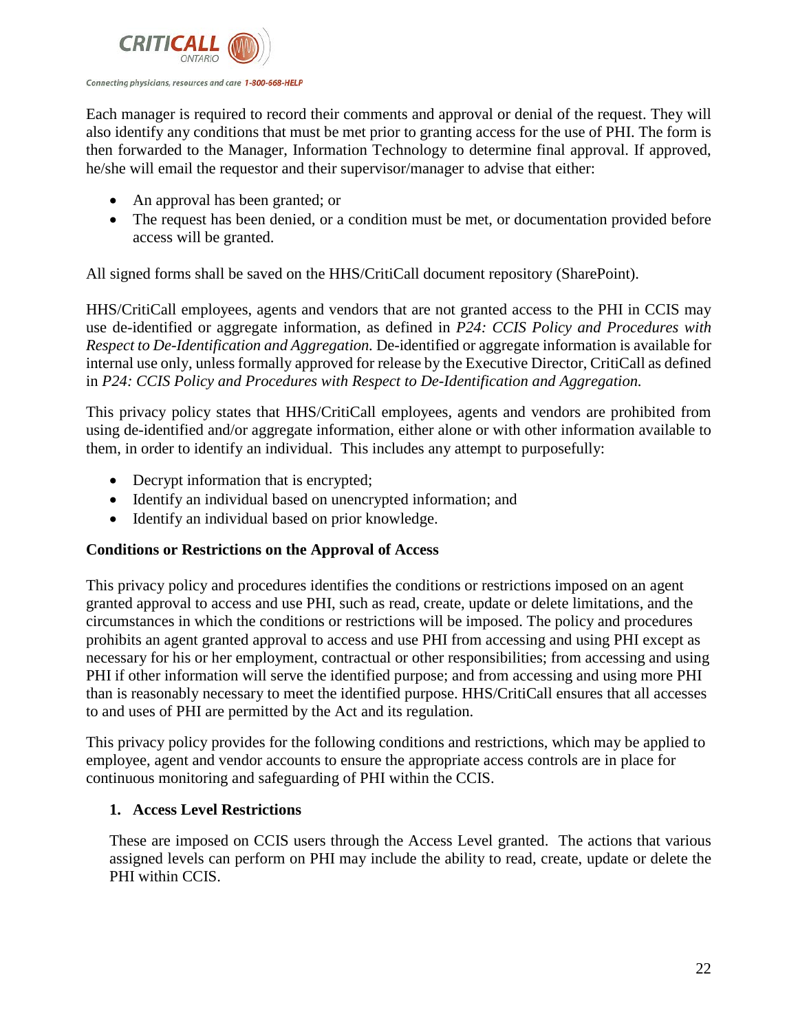Each manager is required to record their comments and approval or denial of the request. They will also identify any conditions that must be met prior to granting access for the use of PHI. The form is then forwarded to the Manager, Information Technology to determine final approval. If approved, he/she will email the requestor and their supervisor/manager to advise that either:

- An approval has been granted; or
- The request has been denied, or a condition must be met, or documentation provided before access will be granted.

All signed forms shall be saved on the HHS/CritiCall document repository (SharePoint).

HHS/CritiCall employees, agents and vendors that are not granted access to the PHI in CCIS may use de-identified or aggregate information, as defined in *P24: CCIS Policy and Procedures with Respect to De-Identification and Aggregation.* De-identified or aggregate information is available for internal use only, unless formally approved for release by the Executive Director, CritiCall as defined in *P24: CCIS Policy and Procedures with Respect to De-Identification and Aggregation.*

This privacy policy states that HHS/CritiCall employees, agents and vendors are prohibited from using de-identified and/or aggregate information, either alone or with other information available to them, in order to identify an individual. This includes any attempt to purposefully:

- Decrypt information that is encrypted;
- Identify an individual based on unencrypted information; and
- Identify an individual based on prior knowledge.

**Conditions or Restrictions on the Approval of Access**

This privacy policy and procedures identifies the conditions or restrictions imposed on an agent granted approval to access and use PHI, such as read, create, update or delete limitations, and the circumstances in which the conditions or restrictions will be imposed. The policy and procedures prohibits an agent granted approval to access and use PHI from accessing and using PHI except as necessary for his or her employment, contractual or other responsibilities; from accessing and using PHI if other information will serve the identified purpose; and from accessing and using more PHI than is reasonably necessary to meet the identified purpose. HHS/CritiCall ensures that all accesses to and uses of PHI are permitted by the Act and its regulation.

This privacy policy provides for the following conditions and restrictions, which may be applied to employee, agent and vendor accounts to ensure the appropriate access controls are in place for continuous monitoring and safeguarding of PHI within the CCIS.

1. **Access Level Restrictions**

   These are imposed on CCIS users through the Access Level granted. The actions that various assigned levels can perform on PHI may include the ability to read, create, update or delete the PHI within CCIS.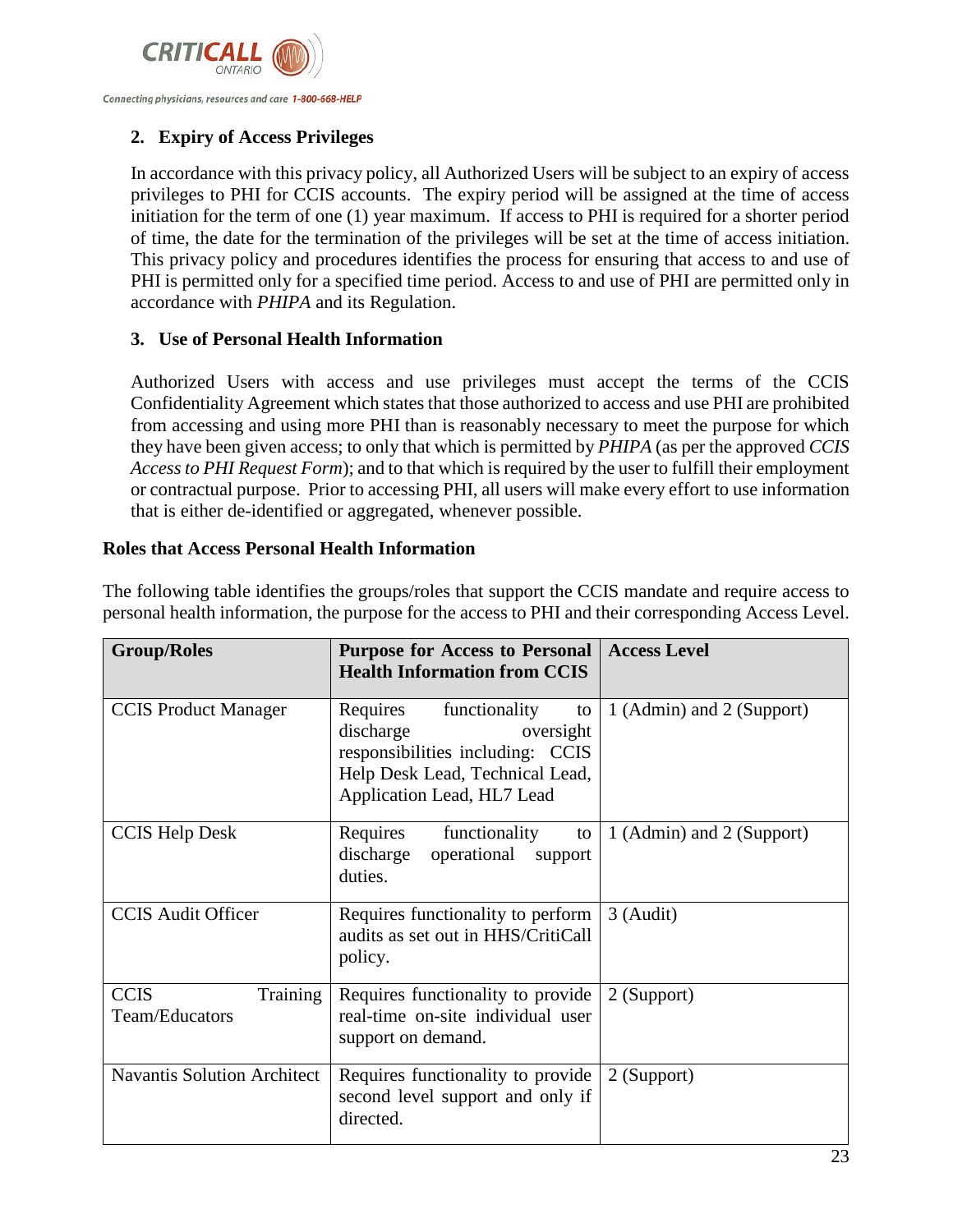## 2. Expiry of Access Privileges

In accordance with this privacy policy, all Authorized Users will be subject to an expiry of access privileges to PHI for CCIS accounts. The expiry period will be assigned at the time of access initiation for the term of one (1) year maximum. If access to PHI is required for a shorter period of time, the date for the termination of the privileges will be set at the time of access initiation. This privacy policy and procedures identifies the process for ensuring that access to and use of PHI is permitted only for a specified time period. Access to and use of PHI are permitted only in accordance with *PHIPA* and its Regulation.

## 3. Use of Personal Health Information

Authorized Users with access and use privileges must accept the terms of the CCIS Confidentiality Agreement which states that those authorized to access and use PHI are prohibited from accessing and using more PHI than is reasonably necessary to meet the purpose for which they have been given access; to only that which is permitted by *PHIPA* (as per the approved *CCIS Access to PHI Request Form*); and to that which is required by the user to fulfill their employment or contractual purpose. Prior to accessing PHI, all users will make every effort to use information that is either de-identified or aggregated, whenever possible.

**Roles that Access Personal Health Information**

The following table identifies the groups/roles that support the CCIS mandate and require access to personal health information, the purpose for the access to PHI and their corresponding Access Level.

| Group/Roles | Purpose for Access to Personal Health Information from CCIS | Access Level |
|---|---|---|
| CCIS Product Manager | Requires functionality to discharge oversight responsibilities including: CCIS Help Desk Lead, Technical Lead, Application Lead, HL7 Lead | 1 (Admin) and 2 (Support) |
| CCIS Help Desk | Requires functionality to discharge operational support duties. | 1 (Admin) and 2 (Support) |
| CCIS Audit Officer | Requires functionality to perform audits as set out in HHS/CritiCall policy. | 3 (Audit) |
| CCIS Training Team/Educators | Requires functionality to provide real-time on-site individual user support on demand. | 2 (Support) |
| Navantis Solution Architect | Requires functionality to provide second level support and only if directed. | 2 (Support) |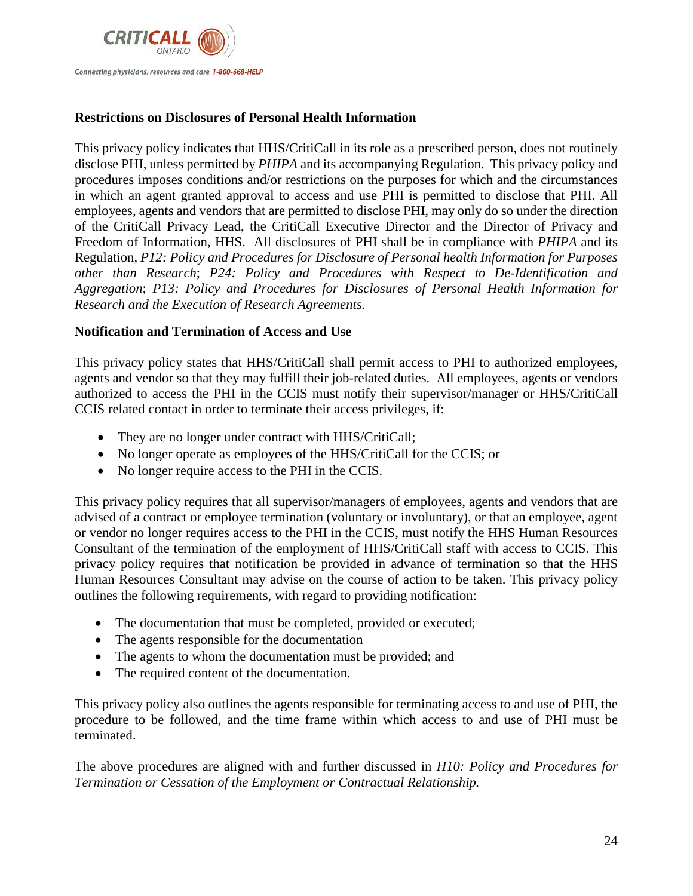**Restrictions on Disclosures of Personal Health Information**

This privacy policy indicates that HHS/CritiCall in its role as a prescribed person, does not routinely disclose PHI, unless permitted by *PHIPA* and its accompanying Regulation. This privacy policy and procedures imposes conditions and/or restrictions on the purposes for which and the circumstances in which an agent granted approval to access and use PHI is permitted to disclose that PHI. All employees, agents and vendors that are permitted to disclose PHI, may only do so under the direction of the CritiCall Privacy Lead, the CritiCall Executive Director and the Director of Privacy and Freedom of Information, HHS. All disclosures of PHI shall be in compliance with *PHIPA* and its Regulation, *P12: Policy and Procedures for Disclosure of Personal health Information for Purposes other than Research*; *P24: Policy and Procedures with Respect to De-Identification and Aggregation*; *P13: Policy and Procedures for Disclosures of Personal Health Information for Research and the Execution of Research Agreements.*

**Notification and Termination of Access and Use**

This privacy policy states that HHS/CritiCall shall permit access to PHI to authorized employees, agents and vendor so that they may fulfill their job-related duties. All employees, agents or vendors authorized to access the PHI in the CCIS must notify their supervisor/manager or HHS/CritiCall CCIS related contact in order to terminate their access privileges, if:

- They are no longer under contract with HHS/CritiCall;
- No longer operate as employees of the HHS/CritiCall for the CCIS; or
- No longer require access to the PHI in the CCIS.

This privacy policy requires that all supervisor/managers of employees, agents and vendors that are advised of a contract or employee termination (voluntary or involuntary), or that an employee, agent or vendor no longer requires access to the PHI in the CCIS, must notify the HHS Human Resources Consultant of the termination of the employment of HHS/CritiCall staff with access to CCIS. This privacy policy requires that notification be provided in advance of termination so that the HHS Human Resources Consultant may advise on the course of action to be taken. This privacy policy outlines the following requirements, with regard to providing notification:

- The documentation that must be completed, provided or executed;
- The agents responsible for the documentation
- The agents to whom the documentation must be provided; and
- The required content of the documentation.

This privacy policy also outlines the agents responsible for terminating access to and use of PHI, the procedure to be followed, and the time frame within which access to and use of PHI must be terminated.

The above procedures are aligned with and further discussed in *H10: Policy and Procedures for Termination or Cessation of the Employment or Contractual Relationship.*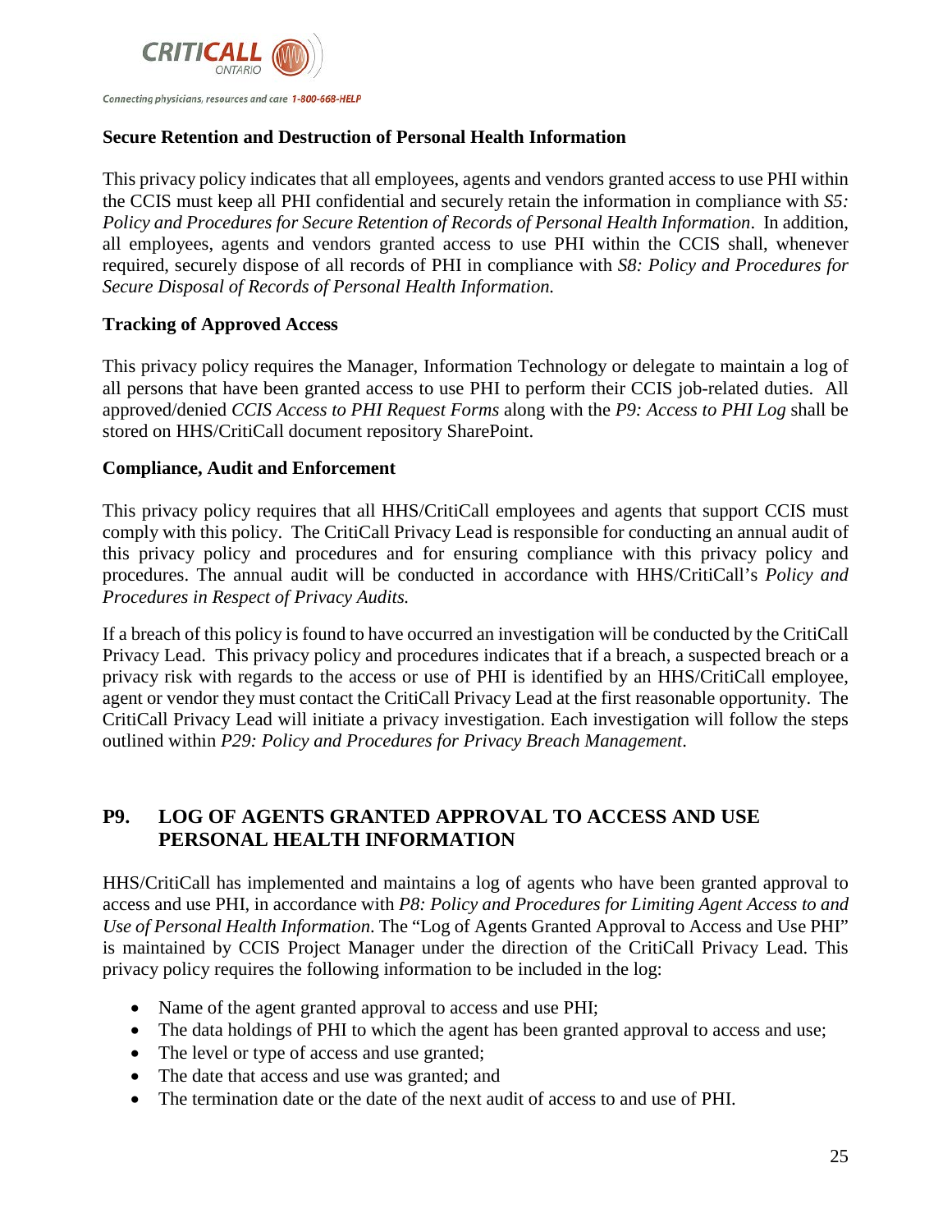**Secure Retention and Destruction of Personal Health Information**

This privacy policy indicates that all employees, agents and vendors granted access to use PHI within the CCIS must keep all PHI confidential and securely retain the information in compliance with *S5: Policy and Procedures for Secure Retention of Records of Personal Health Information*. In addition, all employees, agents and vendors granted access to use PHI within the CCIS shall, whenever required, securely dispose of all records of PHI in compliance with *S8: Policy and Procedures for Secure Disposal of Records of Personal Health Information.*

**Tracking of Approved Access**

This privacy policy requires the Manager, Information Technology or delegate to maintain a log of all persons that have been granted access to use PHI to perform their CCIS job-related duties. All approved/denied *CCIS Access to PHI Request Forms* along with the *P9: Access to PHI Log* shall be stored on HHS/CritiCall document repository SharePoint.

**Compliance, Audit and Enforcement**

This privacy policy requires that all HHS/CritiCall employees and agents that support CCIS must comply with this policy. The CritiCall Privacy Lead is responsible for conducting an annual audit of this privacy policy and procedures and for ensuring compliance with this privacy policy and procedures. The annual audit will be conducted in accordance with HHS/CritiCall's *Policy and Procedures in Respect of Privacy Audits.*

If a breach of this policy is found to have occurred an investigation will be conducted by the CritiCall Privacy Lead. This privacy policy and procedures indicates that if a breach, a suspected breach or a privacy risk with regards to the access or use of PHI is identified by an HHS/CritiCall employee, agent or vendor they must contact the CritiCall Privacy Lead at the first reasonable opportunity. The CritiCall Privacy Lead will initiate a privacy investigation. Each investigation will follow the steps outlined within *P29: Policy and Procedures for Privacy Breach Management*.

## P9. LOG OF AGENTS GRANTED APPROVAL TO ACCESS AND USE PERSONAL HEALTH INFORMATION

HHS/CritiCall has implemented and maintains a log of agents who have been granted approval to access and use PHI, in accordance with *P8: Policy and Procedures for Limiting Agent Access to and Use of Personal Health Information*. The "Log of Agents Granted Approval to Access and Use PHI" is maintained by CCIS Project Manager under the direction of the CritiCall Privacy Lead. This privacy policy requires the following information to be included in the log:

- Name of the agent granted approval to access and use PHI;
- The data holdings of PHI to which the agent has been granted approval to access and use;
- The level or type of access and use granted;
- The date that access and use was granted; and
- The termination date or the date of the next audit of access to and use of PHI.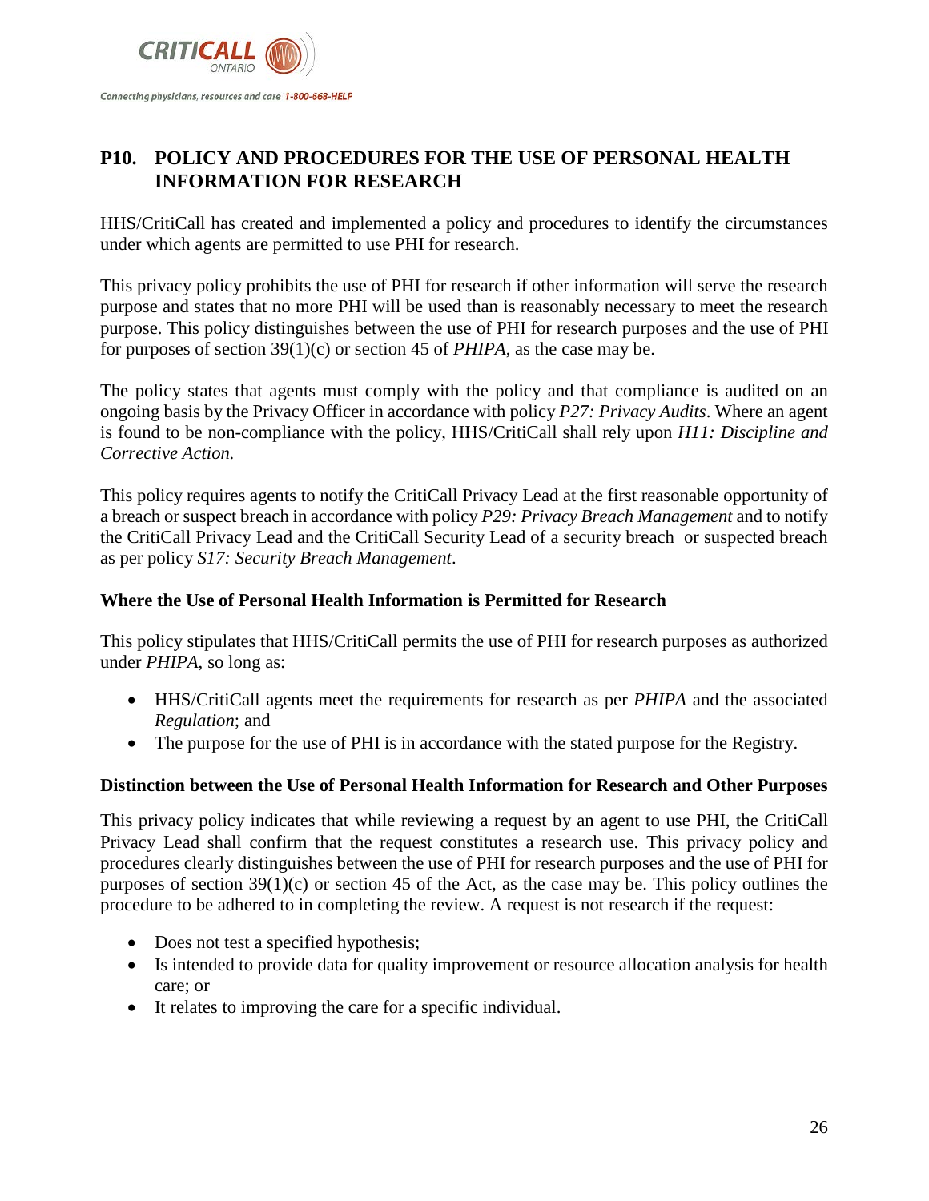## P10. POLICY AND PROCEDURES FOR THE USE OF PERSONAL HEALTH INFORMATION FOR RESEARCH

HHS/CritiCall has created and implemented a policy and procedures to identify the circumstances under which agents are permitted to use PHI for research.

This privacy policy prohibits the use of PHI for research if other information will serve the research purpose and states that no more PHI will be used than is reasonably necessary to meet the research purpose. This policy distinguishes between the use of PHI for research purposes and the use of PHI for purposes of section 39(1)(c) or section 45 of *PHIPA*, as the case may be.

The policy states that agents must comply with the policy and that compliance is audited on an ongoing basis by the Privacy Officer in accordance with policy *P27: Privacy Audits*. Where an agent is found to be non-compliance with the policy, HHS/CritiCall shall rely upon *H11: Discipline and Corrective Action.*

This policy requires agents to notify the CritiCall Privacy Lead at the first reasonable opportunity of a breach or suspect breach in accordance with policy *P29: Privacy Breach Management* and to notify the CritiCall Privacy Lead and the CritiCall Security Lead of a security breach or suspected breach as per policy *S17: Security Breach Management*.

### Where the Use of Personal Health Information is Permitted for Research

This policy stipulates that HHS/CritiCall permits the use of PHI for research purposes as authorized under *PHIPA*, so long as:

- HHS/CritiCall agents meet the requirements for research as per *PHIPA* and the associated *Regulation*; and
- The purpose for the use of PHI is in accordance with the stated purpose for the Registry.

### Distinction between the Use of Personal Health Information for Research and Other Purposes

This privacy policy indicates that while reviewing a request by an agent to use PHI, the CritiCall Privacy Lead shall confirm that the request constitutes a research use. This privacy policy and procedures clearly distinguishes between the use of PHI for research purposes and the use of PHI for purposes of section 39(1)(c) or section 45 of the Act, as the case may be. This policy outlines the procedure to be adhered to in completing the review. A request is not research if the request:

- Does not test a specified hypothesis;
- Is intended to provide data for quality improvement or resource allocation analysis for health care; or
- It relates to improving the care for a specific individual.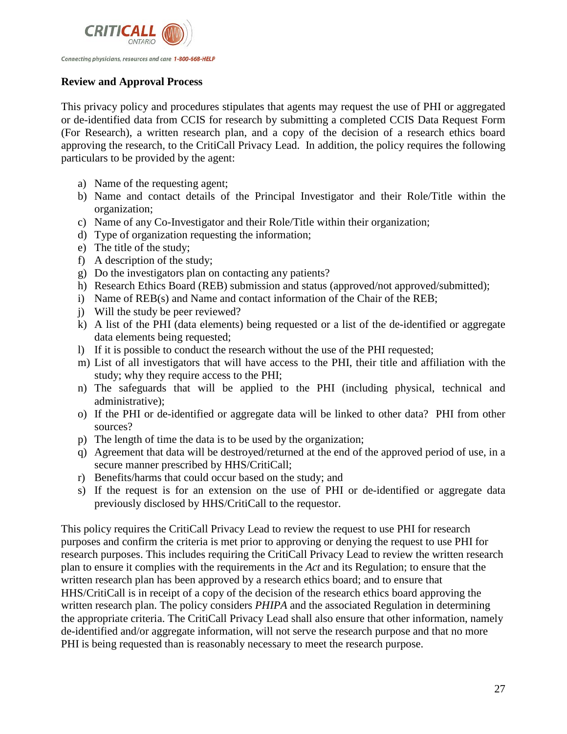### Review and Approval Process

This privacy policy and procedures stipulates that agents may request the use of PHI or aggregated or de-identified data from CCIS for research by submitting a completed CCIS Data Request Form (For Research), a written research plan, and a copy of the decision of a research ethics board approving the research, to the CritiCall Privacy Lead. In addition, the policy requires the following particulars to be provided by the agent:

a) Name of the requesting agent;
b) Name and contact details of the Principal Investigator and their Role/Title within the organization;
c) Name of any Co-Investigator and their Role/Title within their organization;
d) Type of organization requesting the information;
e) The title of the study;
f) A description of the study;
g) Do the investigators plan on contacting any patients?
h) Research Ethics Board (REB) submission and status (approved/not approved/submitted);
i) Name of REB(s) and Name and contact information of the Chair of the REB;
j) Will the study be peer reviewed?
k) A list of the PHI (data elements) being requested or a list of the de-identified or aggregate data elements being requested;
l) If it is possible to conduct the research without the use of the PHI requested;
m) List of all investigators that will have access to the PHI, their title and affiliation with the study; why they require access to the PHI;
n) The safeguards that will be applied to the PHI (including physical, technical and administrative);
o) If the PHI or de-identified or aggregate data will be linked to other data? PHI from other sources?
p) The length of time the data is to be used by the organization;
q) Agreement that data will be destroyed/returned at the end of the approved period of use, in a secure manner prescribed by HHS/CritiCall;
r) Benefits/harms that could occur based on the study; and
s) If the request is for an extension on the use of PHI or de-identified or aggregate data previously disclosed by HHS/CritiCall to the requestor.

This policy requires the CritiCall Privacy Lead to review the request to use PHI for research purposes and confirm the criteria is met prior to approving or denying the request to use PHI for research purposes. This includes requiring the CritiCall Privacy Lead to review the written research plan to ensure it complies with the requirements in the *Act* and its Regulation; to ensure that the written research plan has been approved by a research ethics board; and to ensure that HHS/CritiCall is in receipt of a copy of the decision of the research ethics board approving the written research plan. The policy considers *PHIPA* and the associated Regulation in determining the appropriate criteria. The CritiCall Privacy Lead shall also ensure that other information, namely de-identified and/or aggregate information, will not serve the research purpose and that no more PHI is being requested than is reasonably necessary to meet the research purpose.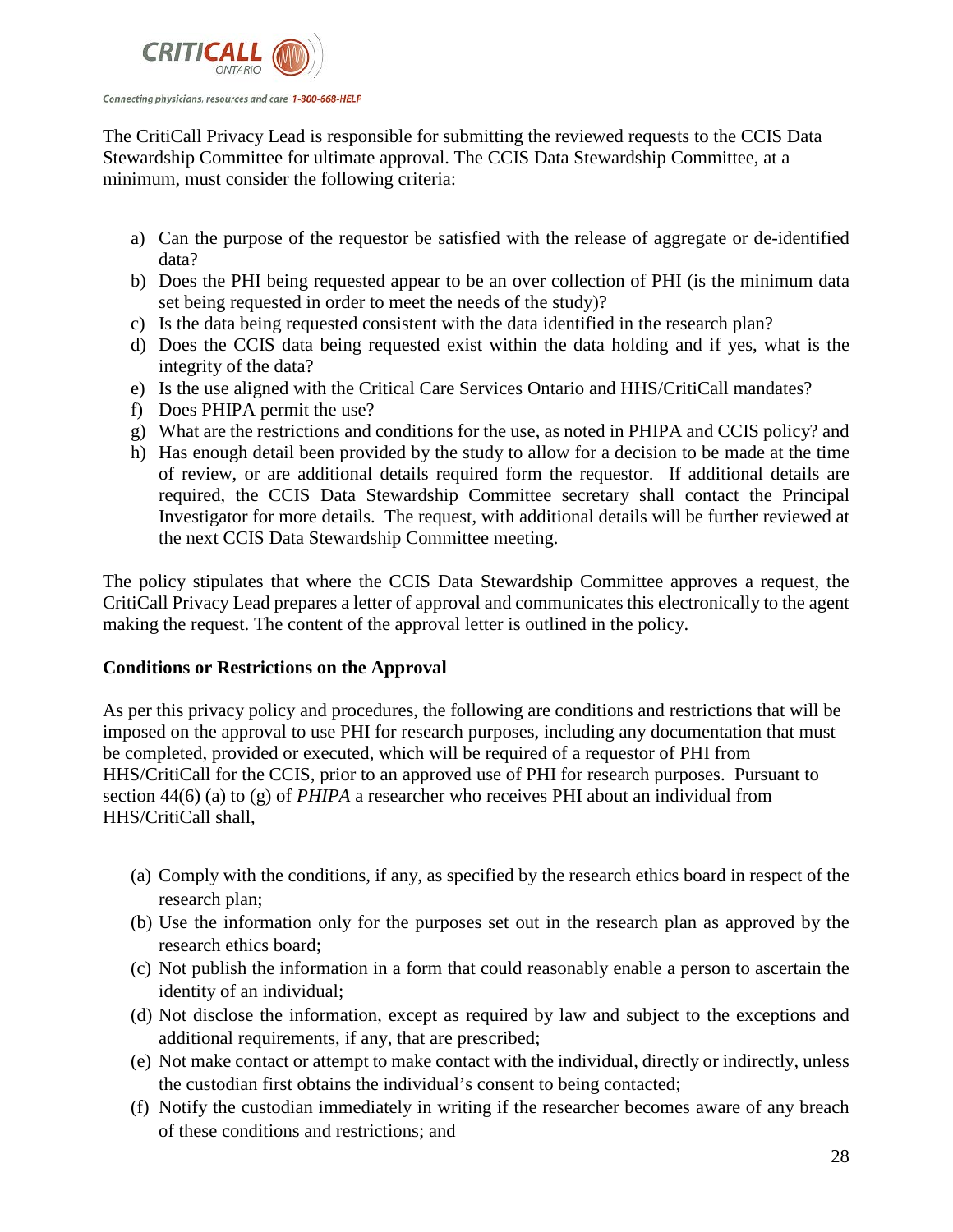The CritiCall Privacy Lead is responsible for submitting the reviewed requests to the CCIS Data Stewardship Committee for ultimate approval. The CCIS Data Stewardship Committee, at a minimum, must consider the following criteria:

a) Can the purpose of the requestor be satisfied with the release of aggregate or de-identified data?
b) Does the PHI being requested appear to be an over collection of PHI (is the minimum data set being requested in order to meet the needs of the study)?
c) Is the data being requested consistent with the data identified in the research plan?
d) Does the CCIS data being requested exist within the data holding and if yes, what is the integrity of the data?
e) Is the use aligned with the Critical Care Services Ontario and HHS/CritiCall mandates?
f) Does PHIPA permit the use?
g) What are the restrictions and conditions for the use, as noted in PHIPA and CCIS policy? and
h) Has enough detail been provided by the study to allow for a decision to be made at the time of review, or are additional details required form the requestor. If additional details are required, the CCIS Data Stewardship Committee secretary shall contact the Principal Investigator for more details. The request, with additional details will be further reviewed at the next CCIS Data Stewardship Committee meeting.

The policy stipulates that where the CCIS Data Stewardship Committee approves a request, the CritiCall Privacy Lead prepares a letter of approval and communicates this electronically to the agent making the request. The content of the approval letter is outlined in the policy.

**Conditions or Restrictions on the Approval**

As per this privacy policy and procedures, the following are conditions and restrictions that will be imposed on the approval to use PHI for research purposes, including any documentation that must be completed, provided or executed, which will be required of a requestor of PHI from HHS/CritiCall for the CCIS, prior to an approved use of PHI for research purposes. Pursuant to section 44(6) (a) to (g) of *PHIPA* a researcher who receives PHI about an individual from HHS/CritiCall shall,

(a) Comply with the conditions, if any, as specified by the research ethics board in respect of the research plan;
(b) Use the information only for the purposes set out in the research plan as approved by the research ethics board;
(c) Not publish the information in a form that could reasonably enable a person to ascertain the identity of an individual;
(d) Not disclose the information, except as required by law and subject to the exceptions and additional requirements, if any, that are prescribed;
(e) Not make contact or attempt to make contact with the individual, directly or indirectly, unless the custodian first obtains the individual's consent to being contacted;
(f) Notify the custodian immediately in writing if the researcher becomes aware of any breach of these conditions and restrictions; and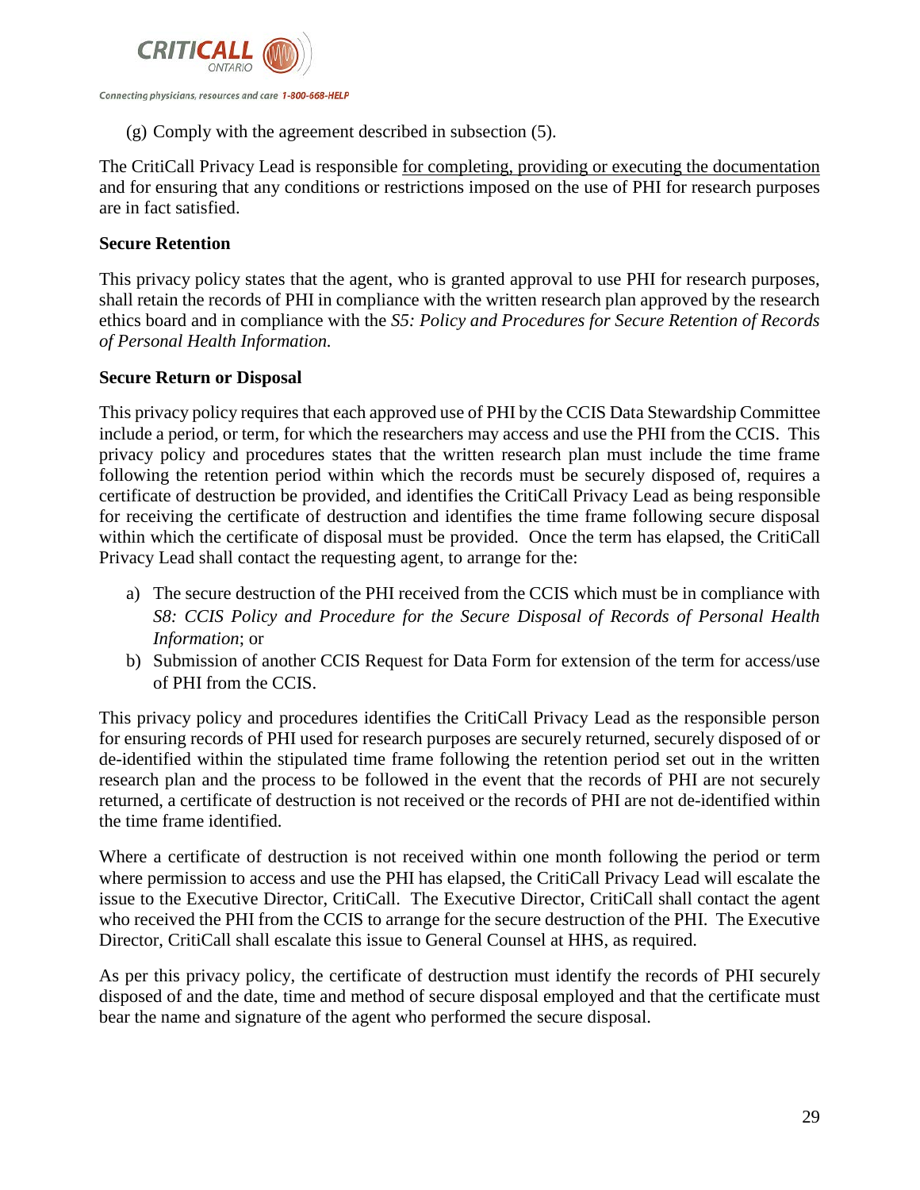(g) Comply with the agreement described in subsection (5).

The CritiCall Privacy Lead is responsible <u>for completing, providing or executing the documentation</u> and for ensuring that any conditions or restrictions imposed on the use of PHI for research purposes are in fact satisfied.

**Secure Retention**

This privacy policy states that the agent, who is granted approval to use PHI for research purposes, shall retain the records of PHI in compliance with the written research plan approved by the research ethics board and in compliance with the *S5: Policy and Procedures for Secure Retention of Records of Personal Health Information.*

**Secure Return or Disposal**

This privacy policy requires that each approved use of PHI by the CCIS Data Stewardship Committee include a period, or term, for which the researchers may access and use the PHI from the CCIS. This privacy policy and procedures states that the written research plan must include the time frame following the retention period within which the records must be securely disposed of, requires a certificate of destruction be provided, and identifies the CritiCall Privacy Lead as being responsible for receiving the certificate of destruction and identifies the time frame following secure disposal within which the certificate of disposal must be provided. Once the term has elapsed, the CritiCall Privacy Lead shall contact the requesting agent, to arrange for the:

a) The secure destruction of the PHI received from the CCIS which must be in compliance with *S8: CCIS Policy and Procedure for the Secure Disposal of Records of Personal Health Information*; or
b) Submission of another CCIS Request for Data Form for extension of the term for access/use of PHI from the CCIS.

This privacy policy and procedures identifies the CritiCall Privacy Lead as the responsible person for ensuring records of PHI used for research purposes are securely returned, securely disposed of or de-identified within the stipulated time frame following the retention period set out in the written research plan and the process to be followed in the event that the records of PHI are not securely returned, a certificate of destruction is not received or the records of PHI are not de-identified within the time frame identified.

Where a certificate of destruction is not received within one month following the period or term where permission to access and use the PHI has elapsed, the CritiCall Privacy Lead will escalate the issue to the Executive Director, CritiCall. The Executive Director, CritiCall shall contact the agent who received the PHI from the CCIS to arrange for the secure destruction of the PHI. The Executive Director, CritiCall shall escalate this issue to General Counsel at HHS, as required.

As per this privacy policy, the certificate of destruction must identify the records of PHI securely disposed of and the date, time and method of secure disposal employed and that the certificate must bear the name and signature of the agent who performed the secure disposal.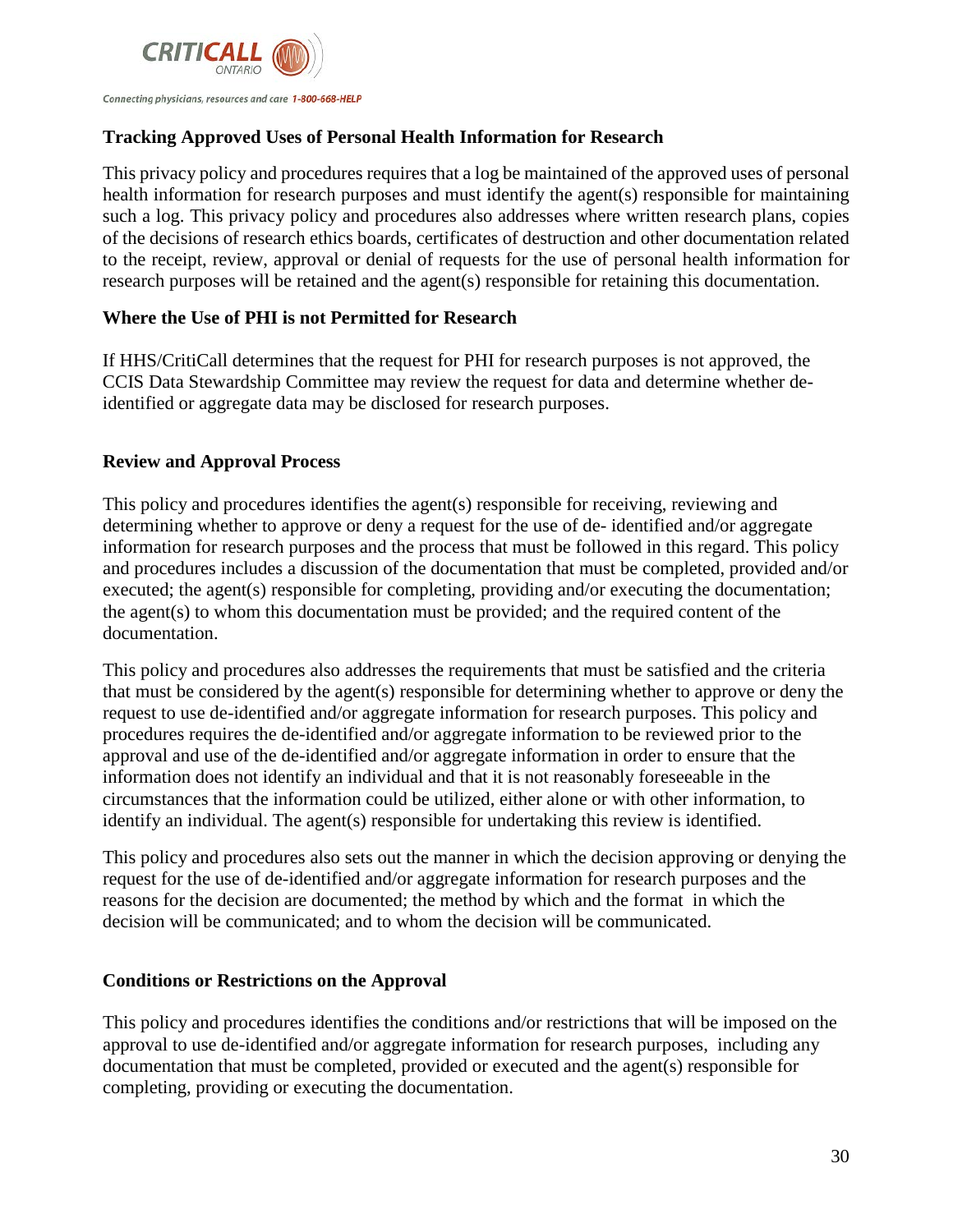**Tracking Approved Uses of Personal Health Information for Research**

This privacy policy and procedures requires that a log be maintained of the approved uses of personal health information for research purposes and must identify the agent(s) responsible for maintaining such a log. This privacy policy and procedures also addresses where written research plans, copies of the decisions of research ethics boards, certificates of destruction and other documentation related to the receipt, review, approval or denial of requests for the use of personal health information for research purposes will be retained and the agent(s) responsible for retaining this documentation.

**Where the Use of PHI is not Permitted for Research**

If HHS/CritiCall determines that the request for PHI for research purposes is not approved, the CCIS Data Stewardship Committee may review the request for data and determine whether de-identified or aggregate data may be disclosed for research purposes.

**Review and Approval Process**

This policy and procedures identifies the agent(s) responsible for receiving, reviewing and determining whether to approve or deny a request for the use of de- identified and/or aggregate information for research purposes and the process that must be followed in this regard. This policy and procedures includes a discussion of the documentation that must be completed, provided and/or executed; the agent(s) responsible for completing, providing and/or executing the documentation; the agent(s) to whom this documentation must be provided; and the required content of the documentation.

This policy and procedures also addresses the requirements that must be satisfied and the criteria that must be considered by the agent(s) responsible for determining whether to approve or deny the request to use de-identified and/or aggregate information for research purposes. This policy and procedures requires the de-identified and/or aggregate information to be reviewed prior to the approval and use of the de-identified and/or aggregate information in order to ensure that the information does not identify an individual and that it is not reasonably foreseeable in the circumstances that the information could be utilized, either alone or with other information, to identify an individual. The agent(s) responsible for undertaking this review is identified.

This policy and procedures also sets out the manner in which the decision approving or denying the request for the use of de-identified and/or aggregate information for research purposes and the reasons for the decision are documented; the method by which and the format in which the decision will be communicated; and to whom the decision will be communicated.

**Conditions or Restrictions on the Approval**

This policy and procedures identifies the conditions and/or restrictions that will be imposed on the approval to use de-identified and/or aggregate information for research purposes, including any documentation that must be completed, provided or executed and the agent(s) responsible for completing, providing or executing the documentation.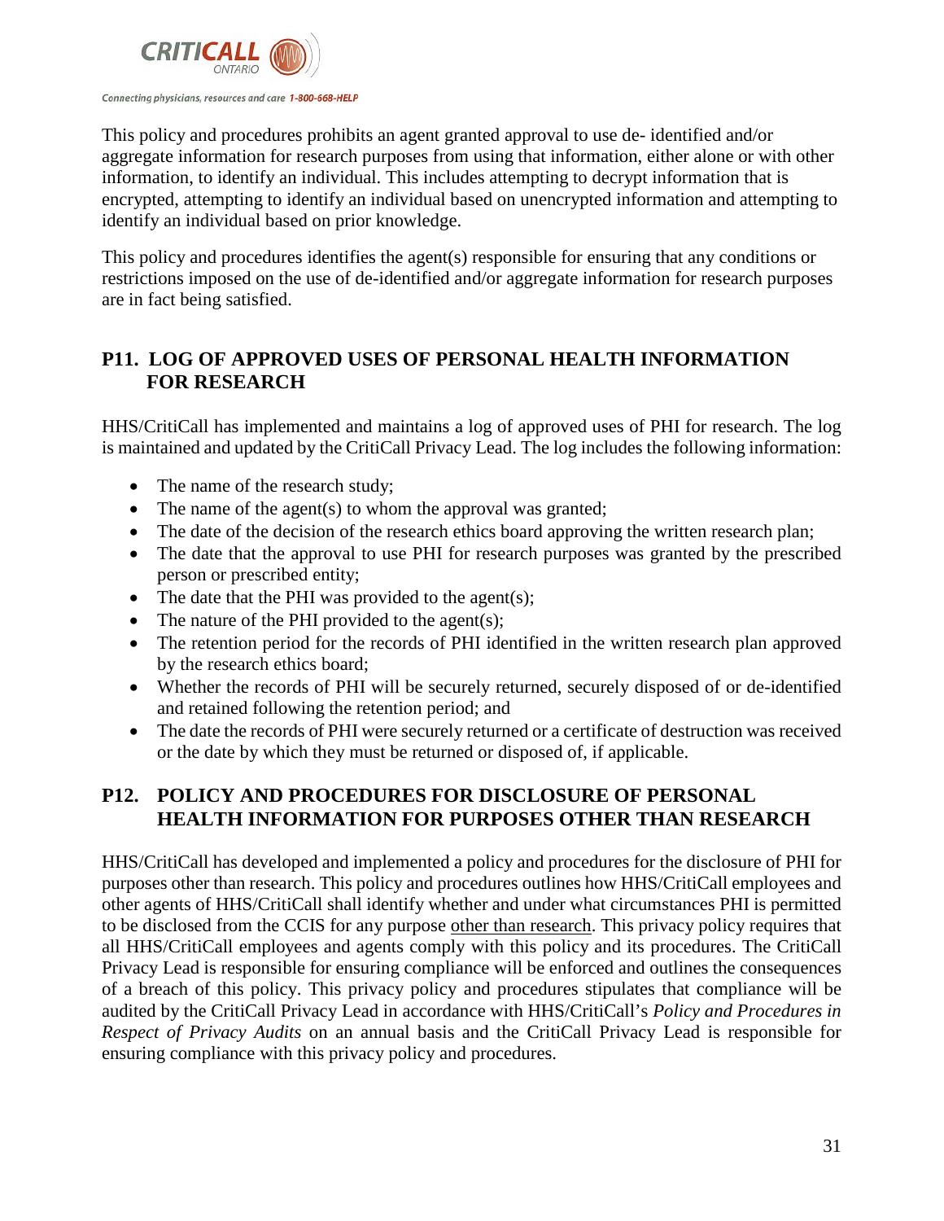This policy and procedures prohibits an agent granted approval to use de- identified and/or aggregate information for research purposes from using that information, either alone or with other information, to identify an individual. This includes attempting to decrypt information that is encrypted, attempting to identify an individual based on unencrypted information and attempting to identify an individual based on prior knowledge.

This policy and procedures identifies the agent(s) responsible for ensuring that any conditions or restrictions imposed on the use of de-identified and/or aggregate information for research purposes are in fact being satisfied.

## P11. LOG OF APPROVED USES OF PERSONAL HEALTH INFORMATION FOR RESEARCH

HHS/CritiCall has implemented and maintains a log of approved uses of PHI for research. The log is maintained and updated by the CritiCall Privacy Lead. The log includes the following information:

- The name of the research study;
- The name of the agent(s) to whom the approval was granted;
- The date of the decision of the research ethics board approving the written research plan;
- The date that the approval to use PHI for research purposes was granted by the prescribed person or prescribed entity;
- The date that the PHI was provided to the agent(s);
- The nature of the PHI provided to the agent(s);
- The retention period for the records of PHI identified in the written research plan approved by the research ethics board;
- Whether the records of PHI will be securely returned, securely disposed of or de-identified and retained following the retention period; and
- The date the records of PHI were securely returned or a certificate of destruction was received or the date by which they must be returned or disposed of, if applicable.

## P12. POLICY AND PROCEDURES FOR DISCLOSURE OF PERSONAL HEALTH INFORMATION FOR PURPOSES OTHER THAN RESEARCH

HHS/CritiCall has developed and implemented a policy and procedures for the disclosure of PHI for purposes other than research. This policy and procedures outlines how HHS/CritiCall employees and other agents of HHS/CritiCall shall identify whether and under what circumstances PHI is permitted to be disclosed from the CCIS for any purpose other than research. This privacy policy requires that all HHS/CritiCall employees and agents comply with this policy and its procedures. The CritiCall Privacy Lead is responsible for ensuring compliance will be enforced and outlines the consequences of a breach of this policy. This privacy policy and procedures stipulates that compliance will be audited by the CritiCall Privacy Lead in accordance with HHS/CritiCall's *Policy and Procedures in Respect of Privacy Audits* on an annual basis and the CritiCall Privacy Lead is responsible for ensuring compliance with this privacy policy and procedures.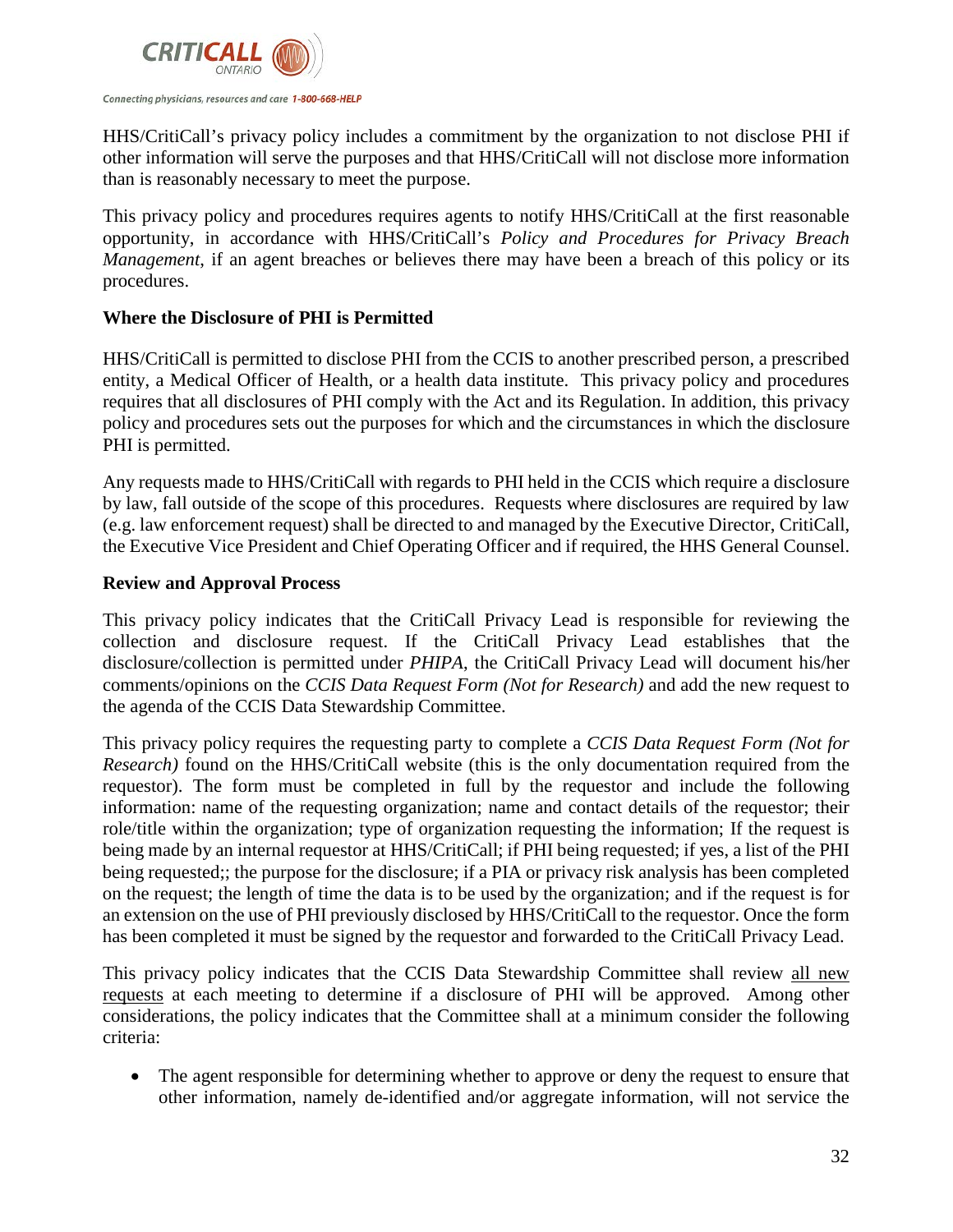HHS/CritiCall's privacy policy includes a commitment by the organization to not disclose PHI if other information will serve the purposes and that HHS/CritiCall will not disclose more information than is reasonably necessary to meet the purpose.

This privacy policy and procedures requires agents to notify HHS/CritiCall at the first reasonable opportunity, in accordance with HHS/CritiCall's *Policy and Procedures for Privacy Breach Management*, if an agent breaches or believes there may have been a breach of this policy or its procedures.

**Where the Disclosure of PHI is Permitted**

HHS/CritiCall is permitted to disclose PHI from the CCIS to another prescribed person, a prescribed entity, a Medical Officer of Health, or a health data institute. This privacy policy and procedures requires that all disclosures of PHI comply with the Act and its Regulation. In addition, this privacy policy and procedures sets out the purposes for which and the circumstances in which the disclosure PHI is permitted.

Any requests made to HHS/CritiCall with regards to PHI held in the CCIS which require a disclosure by law, fall outside of the scope of this procedures. Requests where disclosures are required by law (e.g. law enforcement request) shall be directed to and managed by the Executive Director, CritiCall, the Executive Vice President and Chief Operating Officer and if required, the HHS General Counsel.

**Review and Approval Process**

This privacy policy indicates that the CritiCall Privacy Lead is responsible for reviewing the collection and disclosure request. If the CritiCall Privacy Lead establishes that the disclosure/collection is permitted under *PHIPA*, the CritiCall Privacy Lead will document his/her comments/opinions on the *CCIS Data Request Form (Not for Research)* and add the new request to the agenda of the CCIS Data Stewardship Committee.

This privacy policy requires the requesting party to complete a *CCIS Data Request Form (Not for Research)* found on the HHS/CritiCall website (this is the only documentation required from the requestor). The form must be completed in full by the requestor and include the following information: name of the requesting organization; name and contact details of the requestor; their role/title within the organization; type of organization requesting the information; If the request is being made by an internal requestor at HHS/CritiCall; if PHI being requested; if yes, a list of the PHI being requested;; the purpose for the disclosure; if a PIA or privacy risk analysis has been completed on the request; the length of time the data is to be used by the organization; and if the request is for an extension on the use of PHI previously disclosed by HHS/CritiCall to the requestor. Once the form has been completed it must be signed by the requestor and forwarded to the CritiCall Privacy Lead.

This privacy policy indicates that the CCIS Data Stewardship Committee shall review <u>all new requests</u> at each meeting to determine if a disclosure of PHI will be approved. Among other considerations, the policy indicates that the Committee shall at a minimum consider the following criteria:

- The agent responsible for determining whether to approve or deny the request to ensure that other information, namely de-identified and/or aggregate information, will not service the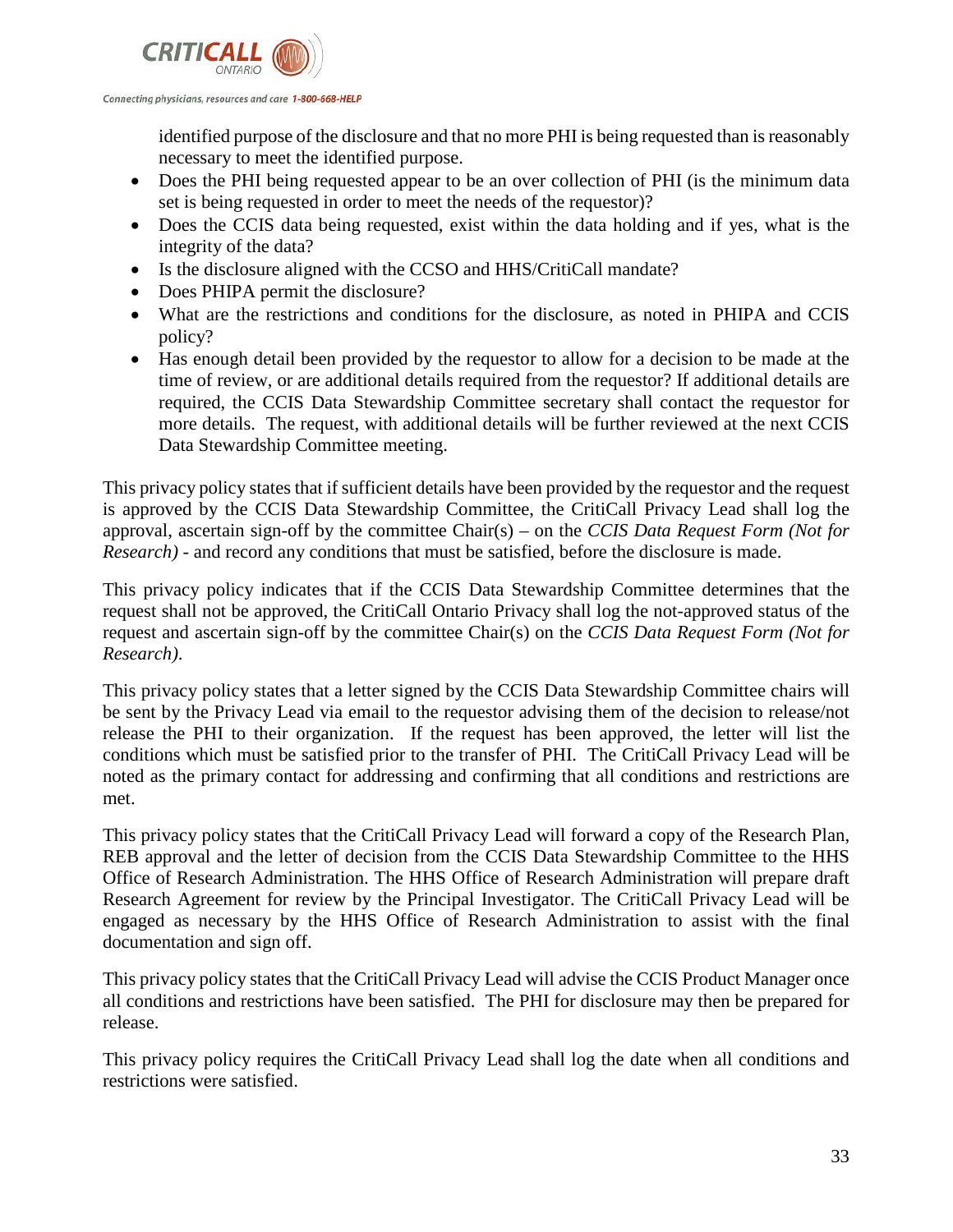identified purpose of the disclosure and that no more PHI is being requested than is reasonably necessary to meet the identified purpose.

- Does the PHI being requested appear to be an over collection of PHI (is the minimum data set is being requested in order to meet the needs of the requestor)?
- Does the CCIS data being requested, exist within the data holding and if yes, what is the integrity of the data?
- Is the disclosure aligned with the CCSO and HHS/CritiCall mandate?
- Does PHIPA permit the disclosure?
- What are the restrictions and conditions for the disclosure, as noted in PHIPA and CCIS policy?
- Has enough detail been provided by the requestor to allow for a decision to be made at the time of review, or are additional details required from the requestor? If additional details are required, the CCIS Data Stewardship Committee secretary shall contact the requestor for more details. The request, with additional details will be further reviewed at the next CCIS Data Stewardship Committee meeting.

This privacy policy states that if sufficient details have been provided by the requestor and the request is approved by the CCIS Data Stewardship Committee, the CritiCall Privacy Lead shall log the approval, ascertain sign-off by the committee Chair(s) – on the *CCIS Data Request Form (Not for Research)* - and record any conditions that must be satisfied, before the disclosure is made.

This privacy policy indicates that if the CCIS Data Stewardship Committee determines that the request shall not be approved, the CritiCall Ontario Privacy shall log the not-approved status of the request and ascertain sign-off by the committee Chair(s) on the *CCIS Data Request Form (Not for Research).*

This privacy policy states that a letter signed by the CCIS Data Stewardship Committee chairs will be sent by the Privacy Lead via email to the requestor advising them of the decision to release/not release the PHI to their organization. If the request has been approved, the letter will list the conditions which must be satisfied prior to the transfer of PHI. The CritiCall Privacy Lead will be noted as the primary contact for addressing and confirming that all conditions and restrictions are met.

This privacy policy states that the CritiCall Privacy Lead will forward a copy of the Research Plan, REB approval and the letter of decision from the CCIS Data Stewardship Committee to the HHS Office of Research Administration. The HHS Office of Research Administration will prepare draft Research Agreement for review by the Principal Investigator. The CritiCall Privacy Lead will be engaged as necessary by the HHS Office of Research Administration to assist with the final documentation and sign off.

This privacy policy states that the CritiCall Privacy Lead will advise the CCIS Product Manager once all conditions and restrictions have been satisfied. The PHI for disclosure may then be prepared for release.

This privacy policy requires the CritiCall Privacy Lead shall log the date when all conditions and restrictions were satisfied.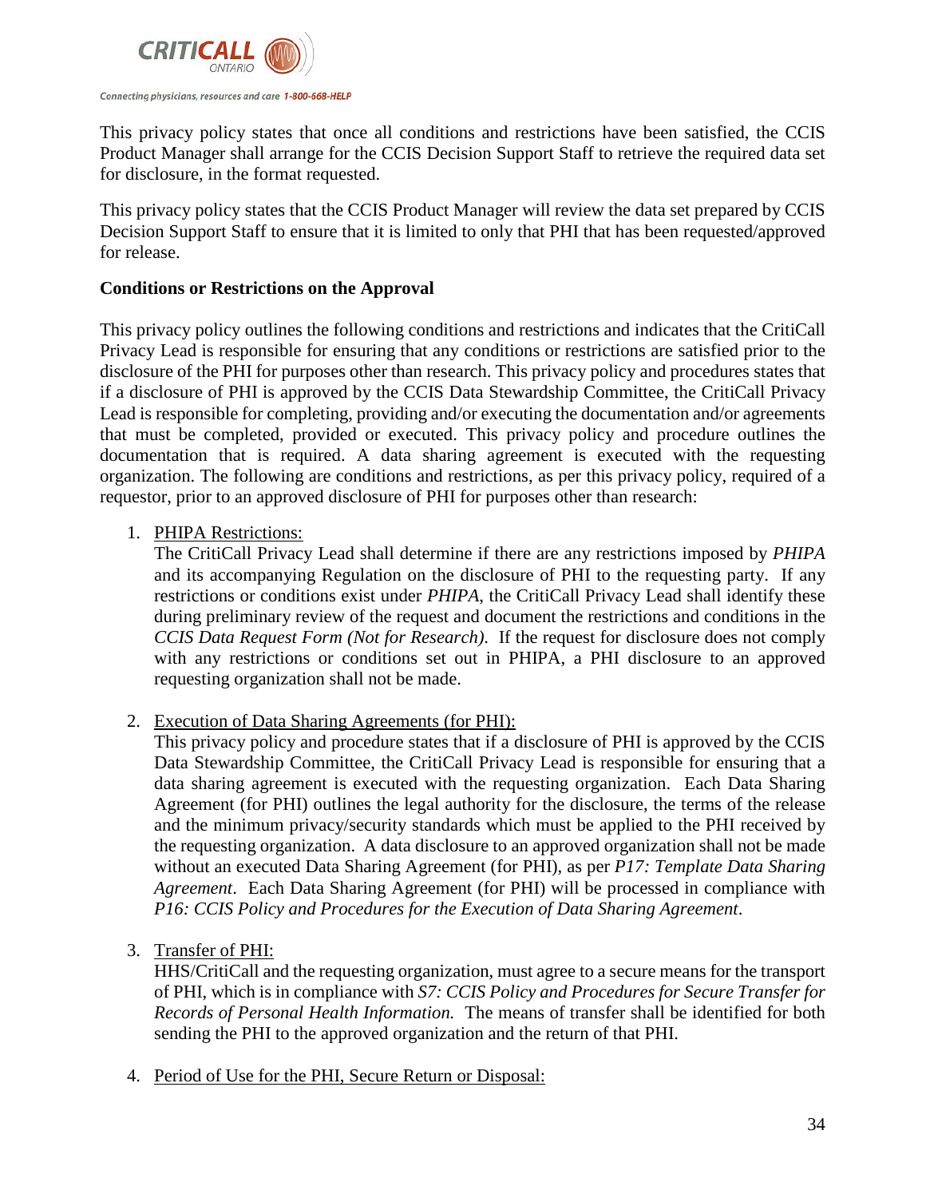This privacy policy states that once all conditions and restrictions have been satisfied, the CCIS Product Manager shall arrange for the CCIS Decision Support Staff to retrieve the required data set for disclosure, in the format requested.

This privacy policy states that the CCIS Product Manager will review the data set prepared by CCIS Decision Support Staff to ensure that it is limited to only that PHI that has been requested/approved for release.

**Conditions or Restrictions on the Approval**

This privacy policy outlines the following conditions and restrictions and indicates that the CritiCall Privacy Lead is responsible for ensuring that any conditions or restrictions are satisfied prior to the disclosure of the PHI for purposes other than research. This privacy policy and procedures states that if a disclosure of PHI is approved by the CCIS Data Stewardship Committee, the CritiCall Privacy Lead is responsible for completing, providing and/or executing the documentation and/or agreements that must be completed, provided or executed. This privacy policy and procedure outlines the documentation that is required. A data sharing agreement is executed with the requesting organization. The following are conditions and restrictions, as per this privacy policy, required of a requestor, prior to an approved disclosure of PHI for purposes other than research:

1. <u>PHIPA Restrictions:</u>
   The CritiCall Privacy Lead shall determine if there are any restrictions imposed by *PHIPA* and its accompanying Regulation on the disclosure of PHI to the requesting party. If any restrictions or conditions exist under *PHIPA*, the CritiCall Privacy Lead shall identify these during preliminary review of the request and document the restrictions and conditions in the *CCIS Data Request Form (Not for Research).* If the request for disclosure does not comply with any restrictions or conditions set out in PHIPA, a PHI disclosure to an approved requesting organization shall not be made.

2. <u>Execution of Data Sharing Agreements (for PHI):</u>
   This privacy policy and procedure states that if a disclosure of PHI is approved by the CCIS Data Stewardship Committee, the CritiCall Privacy Lead is responsible for ensuring that a data sharing agreement is executed with the requesting organization. Each Data Sharing Agreement (for PHI) outlines the legal authority for the disclosure, the terms of the release and the minimum privacy/security standards which must be applied to the PHI received by the requesting organization. A data disclosure to an approved organization shall not be made without an executed Data Sharing Agreement (for PHI), as per *P17: Template Data Sharing Agreement*. Each Data Sharing Agreement (for PHI) will be processed in compliance with *P16: CCIS Policy and Procedures for the Execution of Data Sharing Agreement*.

3. <u>Transfer of PHI:</u>
   HHS/CritiCall and the requesting organization, must agree to a secure means for the transport of PHI, which is in compliance with *S7: CCIS Policy and Procedures for Secure Transfer for Records of Personal Health Information.* The means of transfer shall be identified for both sending the PHI to the approved organization and the return of that PHI.

4. <u>Period of Use for the PHI, Secure Return or Disposal:</u>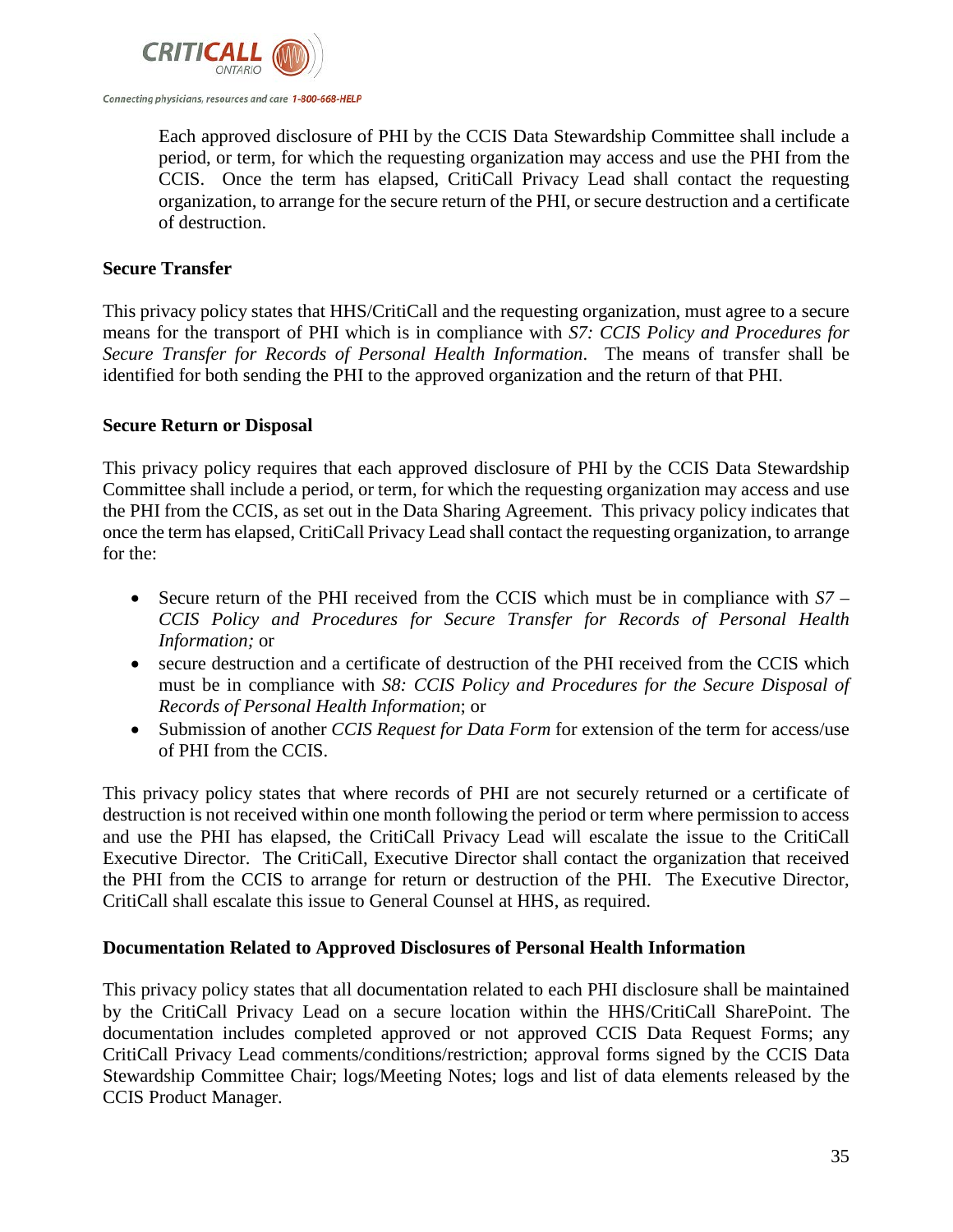Each approved disclosure of PHI by the CCIS Data Stewardship Committee shall include a period, or term, for which the requesting organization may access and use the PHI from the CCIS. Once the term has elapsed, CritiCall Privacy Lead shall contact the requesting organization, to arrange for the secure return of the PHI, or secure destruction and a certificate of destruction.

**Secure Transfer**

This privacy policy states that HHS/CritiCall and the requesting organization, must agree to a secure means for the transport of PHI which is in compliance with *S7: CCIS Policy and Procedures for Secure Transfer for Records of Personal Health Information*. The means of transfer shall be identified for both sending the PHI to the approved organization and the return of that PHI.

**Secure Return or Disposal**

This privacy policy requires that each approved disclosure of PHI by the CCIS Data Stewardship Committee shall include a period, or term, for which the requesting organization may access and use the PHI from the CCIS, as set out in the Data Sharing Agreement. This privacy policy indicates that once the term has elapsed, CritiCall Privacy Lead shall contact the requesting organization, to arrange for the:

- Secure return of the PHI received from the CCIS which must be in compliance with *S7 – CCIS Policy and Procedures for Secure Transfer for Records of Personal Health Information;* or
- secure destruction and a certificate of destruction of the PHI received from the CCIS which must be in compliance with *S8: CCIS Policy and Procedures for the Secure Disposal of Records of Personal Health Information*; or
- Submission of another *CCIS Request for Data Form* for extension of the term for access/use of PHI from the CCIS.

This privacy policy states that where records of PHI are not securely returned or a certificate of destruction is not received within one month following the period or term where permission to access and use the PHI has elapsed, the CritiCall Privacy Lead will escalate the issue to the CritiCall Executive Director. The CritiCall, Executive Director shall contact the organization that received the PHI from the CCIS to arrange for return or destruction of the PHI. The Executive Director, CritiCall shall escalate this issue to General Counsel at HHS, as required.

**Documentation Related to Approved Disclosures of Personal Health Information**

This privacy policy states that all documentation related to each PHI disclosure shall be maintained by the CritiCall Privacy Lead on a secure location within the HHS/CritiCall SharePoint. The documentation includes completed approved or not approved CCIS Data Request Forms; any CritiCall Privacy Lead comments/conditions/restriction; approval forms signed by the CCIS Data Stewardship Committee Chair; logs/Meeting Notes; logs and list of data elements released by the CCIS Product Manager.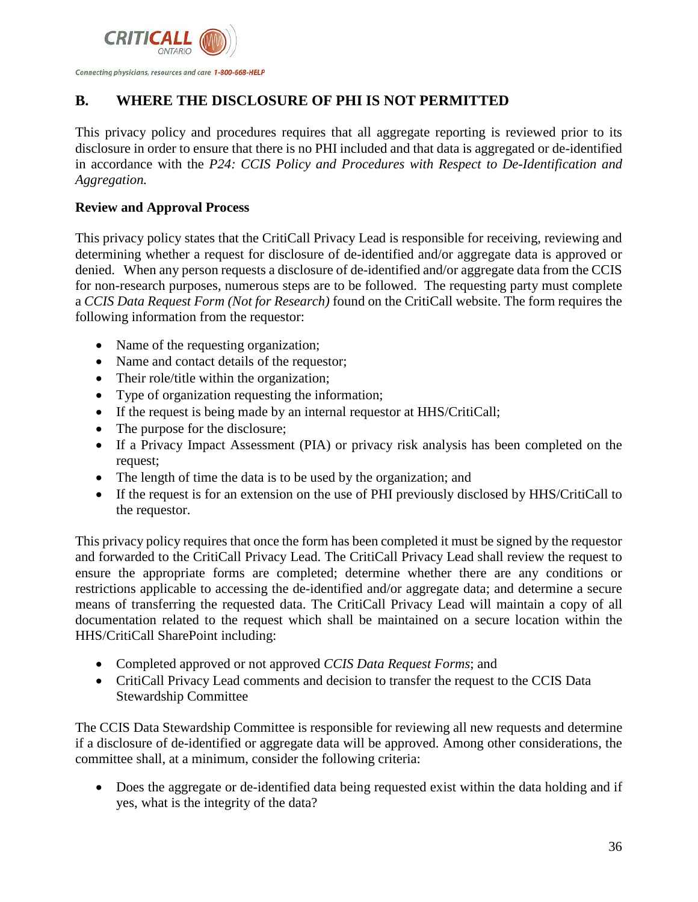## B. WHERE THE DISCLOSURE OF PHI IS NOT PERMITTED

This privacy policy and procedures requires that all aggregate reporting is reviewed prior to its disclosure in order to ensure that there is no PHI included and that data is aggregated or de-identified in accordance with the *P24: CCIS Policy and Procedures with Respect to De-Identification and Aggregation.*

**Review and Approval Process**

This privacy policy states that the CritiCall Privacy Lead is responsible for receiving, reviewing and determining whether a request for disclosure of de-identified and/or aggregate data is approved or denied. When any person requests a disclosure of de-identified and/or aggregate data from the CCIS for non-research purposes, numerous steps are to be followed. The requesting party must complete a *CCIS Data Request Form (Not for Research)* found on the CritiCall website. The form requires the following information from the requestor:

- Name of the requesting organization;
- Name and contact details of the requestor;
- Their role/title within the organization;
- Type of organization requesting the information;
- If the request is being made by an internal requestor at HHS/CritiCall;
- The purpose for the disclosure;
- If a Privacy Impact Assessment (PIA) or privacy risk analysis has been completed on the request;
- The length of time the data is to be used by the organization; and
- If the request is for an extension on the use of PHI previously disclosed by HHS/CritiCall to the requestor.

This privacy policy requires that once the form has been completed it must be signed by the requestor and forwarded to the CritiCall Privacy Lead. The CritiCall Privacy Lead shall review the request to ensure the appropriate forms are completed; determine whether there are any conditions or restrictions applicable to accessing the de-identified and/or aggregate data; and determine a secure means of transferring the requested data. The CritiCall Privacy Lead will maintain a copy of all documentation related to the request which shall be maintained on a secure location within the HHS/CritiCall SharePoint including:

- Completed approved or not approved *CCIS Data Request Forms*; and
- CritiCall Privacy Lead comments and decision to transfer the request to the CCIS Data Stewardship Committee

The CCIS Data Stewardship Committee is responsible for reviewing all new requests and determine if a disclosure of de-identified or aggregate data will be approved. Among other considerations, the committee shall, at a minimum, consider the following criteria:

- Does the aggregate or de-identified data being requested exist within the data holding and if yes, what is the integrity of the data?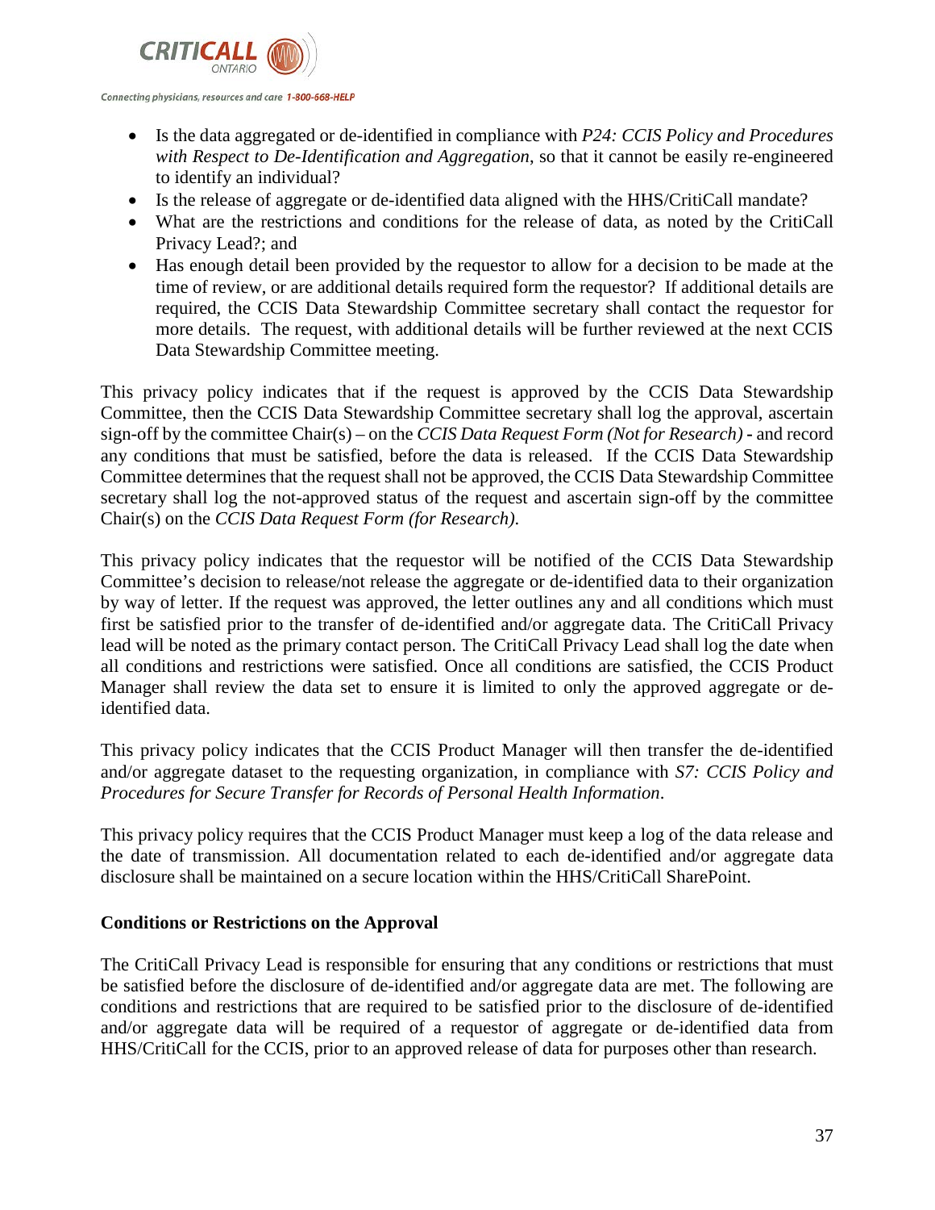- Is the data aggregated or de-identified in compliance with *P24: CCIS Policy and Procedures with Respect to De-Identification and Aggregation*, so that it cannot be easily re-engineered to identify an individual?
- Is the release of aggregate or de-identified data aligned with the HHS/CritiCall mandate?
- What are the restrictions and conditions for the release of data, as noted by the CritiCall Privacy Lead?; and
- Has enough detail been provided by the requestor to allow for a decision to be made at the time of review, or are additional details required form the requestor? If additional details are required, the CCIS Data Stewardship Committee secretary shall contact the requestor for more details. The request, with additional details will be further reviewed at the next CCIS Data Stewardship Committee meeting.

This privacy policy indicates that if the request is approved by the CCIS Data Stewardship Committee, then the CCIS Data Stewardship Committee secretary shall log the approval, ascertain sign-off by the committee Chair(s) – on the *CCIS Data Request Form (Not for Research)* - and record any conditions that must be satisfied, before the data is released. If the CCIS Data Stewardship Committee determines that the request shall not be approved, the CCIS Data Stewardship Committee secretary shall log the not-approved status of the request and ascertain sign-off by the committee Chair(s) on the *CCIS Data Request Form (for Research).*

This privacy policy indicates that the requestor will be notified of the CCIS Data Stewardship Committee's decision to release/not release the aggregate or de-identified data to their organization by way of letter. If the request was approved, the letter outlines any and all conditions which must first be satisfied prior to the transfer of de-identified and/or aggregate data. The CritiCall Privacy lead will be noted as the primary contact person. The CritiCall Privacy Lead shall log the date when all conditions and restrictions were satisfied. Once all conditions are satisfied, the CCIS Product Manager shall review the data set to ensure it is limited to only the approved aggregate or de-identified data.

This privacy policy indicates that the CCIS Product Manager will then transfer the de-identified and/or aggregate dataset to the requesting organization, in compliance with *S7: CCIS Policy and Procedures for Secure Transfer for Records of Personal Health Information*.

This privacy policy requires that the CCIS Product Manager must keep a log of the data release and the date of transmission. All documentation related to each de-identified and/or aggregate data disclosure shall be maintained on a secure location within the HHS/CritiCall SharePoint.

**Conditions or Restrictions on the Approval**

The CritiCall Privacy Lead is responsible for ensuring that any conditions or restrictions that must be satisfied before the disclosure of de-identified and/or aggregate data are met. The following are conditions and restrictions that are required to be satisfied prior to the disclosure of de-identified and/or aggregate data will be required of a requestor of aggregate or de-identified data from HHS/CritiCall for the CCIS, prior to an approved release of data for purposes other than research.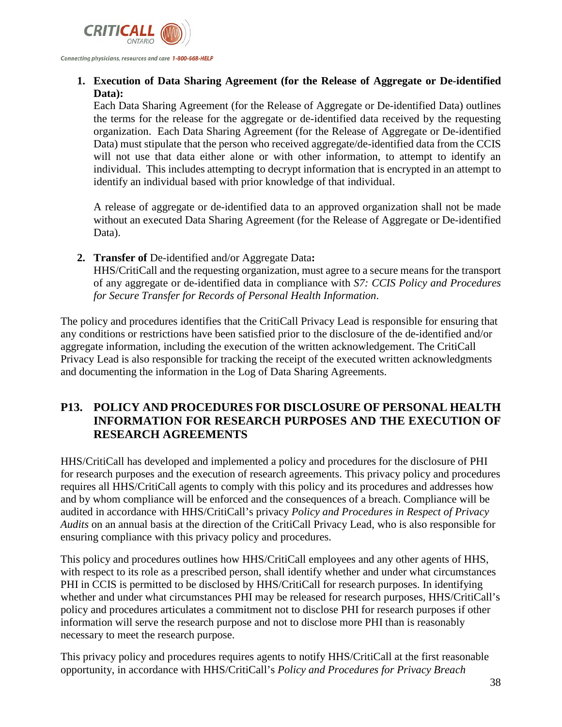1. **Execution of Data Sharing Agreement (for the Release of Aggregate or De-identified Data):**
   Each Data Sharing Agreement (for the Release of Aggregate or De-identified Data) outlines the terms for the release for the aggregate or de-identified data received by the requesting organization. Each Data Sharing Agreement (for the Release of Aggregate or De-identified Data) must stipulate that the person who received aggregate/de-identified data from the CCIS will not use that data either alone or with other information, to attempt to identify an individual. This includes attempting to decrypt information that is encrypted in an attempt to identify an individual based with prior knowledge of that individual.

   A release of aggregate or de-identified data to an approved organization shall not be made without an executed Data Sharing Agreement (for the Release of Aggregate or De-identified Data).

2. **Transfer of** De-identified and/or Aggregate Data**:**
   HHS/CritiCall and the requesting organization, must agree to a secure means for the transport of any aggregate or de-identified data in compliance with *S7: CCIS Policy and Procedures for Secure Transfer for Records of Personal Health Information*.

The policy and procedures identifies that the CritiCall Privacy Lead is responsible for ensuring that any conditions or restrictions have been satisfied prior to the disclosure of the de-identified and/or aggregate information, including the execution of the written acknowledgement. The CritiCall Privacy Lead is also responsible for tracking the receipt of the executed written acknowledgments and documenting the information in the Log of Data Sharing Agreements.

## P13. POLICY AND PROCEDURES FOR DISCLOSURE OF PERSONAL HEALTH INFORMATION FOR RESEARCH PURPOSES AND THE EXECUTION OF RESEARCH AGREEMENTS

HHS/CritiCall has developed and implemented a policy and procedures for the disclosure of PHI for research purposes and the execution of research agreements. This privacy policy and procedures requires all HHS/CritiCall agents to comply with this policy and its procedures and addresses how and by whom compliance will be enforced and the consequences of a breach. Compliance will be audited in accordance with HHS/CritiCall's privacy *Policy and Procedures in Respect of Privacy Audits* on an annual basis at the direction of the CritiCall Privacy Lead, who is also responsible for ensuring compliance with this privacy policy and procedures.

This policy and procedures outlines how HHS/CritiCall employees and any other agents of HHS, with respect to its role as a prescribed person, shall identify whether and under what circumstances PHI in CCIS is permitted to be disclosed by HHS/CritiCall for research purposes. In identifying whether and under what circumstances PHI may be released for research purposes, HHS/CritiCall's policy and procedures articulates a commitment not to disclose PHI for research purposes if other information will serve the research purpose and not to disclose more PHI than is reasonably necessary to meet the research purpose.

This privacy policy and procedures requires agents to notify HHS/CritiCall at the first reasonable opportunity, in accordance with HHS/CritiCall's *Policy and Procedures for Privacy Breach*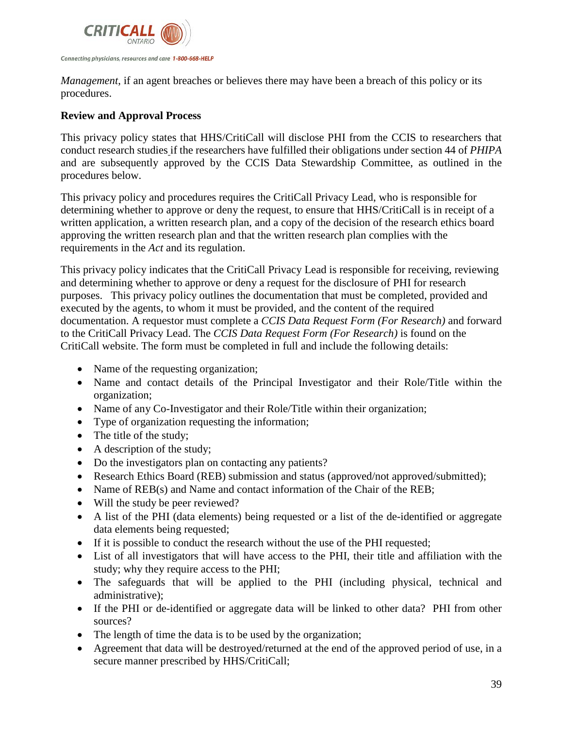*Management*, if an agent breaches or believes there may have been a breach of this policy or its procedures.

**Review and Approval Process**

This privacy policy states that HHS/CritiCall will disclose PHI from the CCIS to researchers that conduct research studies if the researchers have fulfilled their obligations under section 44 of *PHIPA* and are subsequently approved by the CCIS Data Stewardship Committee, as outlined in the procedures below.

This privacy policy and procedures requires the CritiCall Privacy Lead, who is responsible for determining whether to approve or deny the request, to ensure that HHS/CritiCall is in receipt of a written application, a written research plan, and a copy of the decision of the research ethics board approving the written research plan and that the written research plan complies with the requirements in the *Act* and its regulation.

This privacy policy indicates that the CritiCall Privacy Lead is responsible for receiving, reviewing and determining whether to approve or deny a request for the disclosure of PHI for research purposes. This privacy policy outlines the documentation that must be completed, provided and executed by the agents, to whom it must be provided, and the content of the required documentation. A requestor must complete a *CCIS Data Request Form (For Research)* and forward to the CritiCall Privacy Lead. The *CCIS Data Request Form (For Research)* is found on the CritiCall website. The form must be completed in full and include the following details:

- Name of the requesting organization;
- Name and contact details of the Principal Investigator and their Role/Title within the organization;
- Name of any Co-Investigator and their Role/Title within their organization;
- Type of organization requesting the information;
- The title of the study;
- A description of the study;
- Do the investigators plan on contacting any patients?
- Research Ethics Board (REB) submission and status (approved/not approved/submitted);
- Name of REB(s) and Name and contact information of the Chair of the REB;
- Will the study be peer reviewed?
- A list of the PHI (data elements) being requested or a list of the de-identified or aggregate data elements being requested;
- If it is possible to conduct the research without the use of the PHI requested;
- List of all investigators that will have access to the PHI, their title and affiliation with the study; why they require access to the PHI;
- The safeguards that will be applied to the PHI (including physical, technical and administrative);
- If the PHI or de-identified or aggregate data will be linked to other data? PHI from other sources?
- The length of time the data is to be used by the organization;
- Agreement that data will be destroyed/returned at the end of the approved period of use, in a secure manner prescribed by HHS/CritiCall;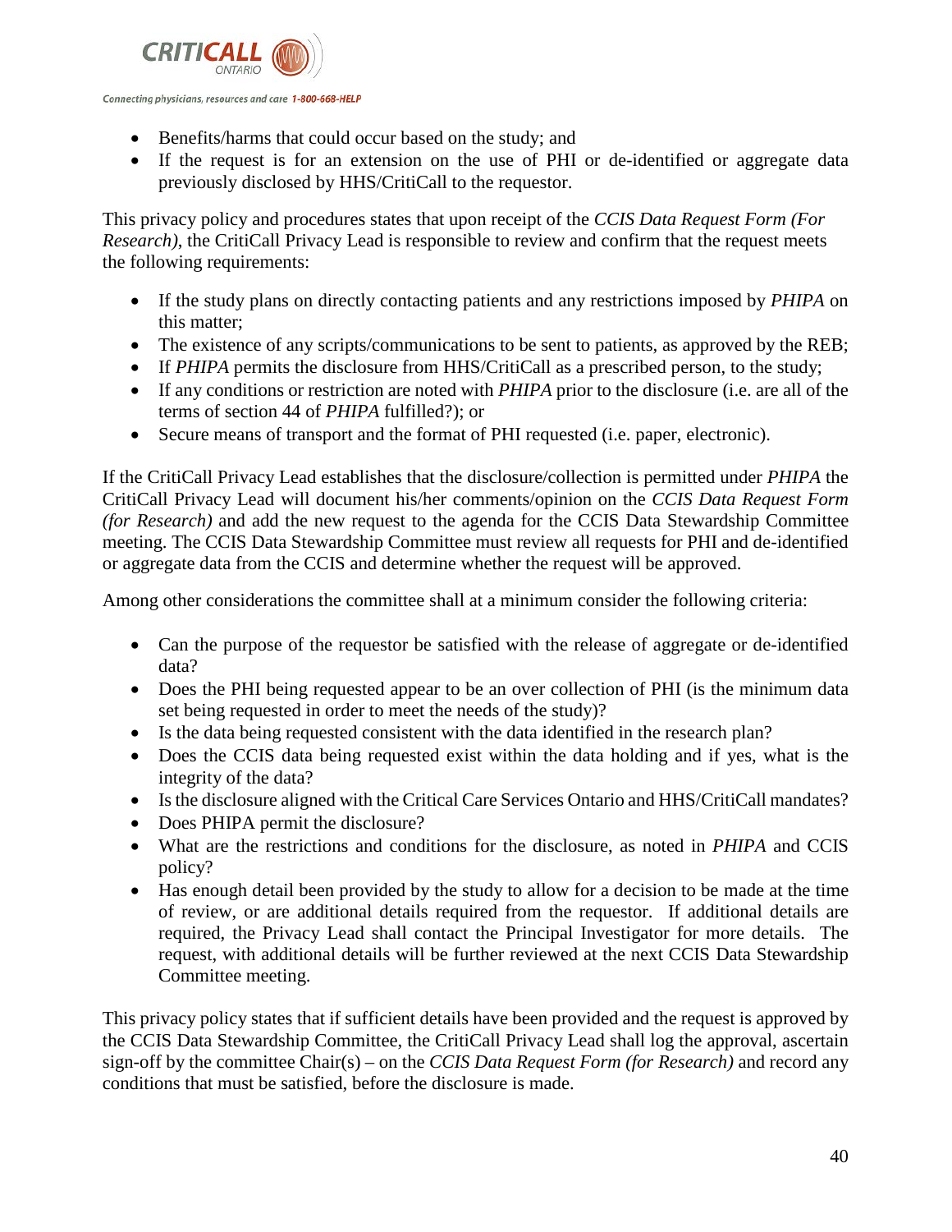- Benefits/harms that could occur based on the study; and
- If the request is for an extension on the use of PHI or de-identified or aggregate data previously disclosed by HHS/CritiCall to the requestor.

This privacy policy and procedures states that upon receipt of the *CCIS Data Request Form (For Research)*, the CritiCall Privacy Lead is responsible to review and confirm that the request meets the following requirements:

- If the study plans on directly contacting patients and any restrictions imposed by *PHIPA* on this matter;
- The existence of any scripts/communications to be sent to patients, as approved by the REB;
- If *PHIPA* permits the disclosure from HHS/CritiCall as a prescribed person, to the study;
- If any conditions or restriction are noted with *PHIPA* prior to the disclosure (i.e. are all of the terms of section 44 of *PHIPA* fulfilled?); or
- Secure means of transport and the format of PHI requested (i.e. paper, electronic).

If the CritiCall Privacy Lead establishes that the disclosure/collection is permitted under *PHIPA* the CritiCall Privacy Lead will document his/her comments/opinion on the *CCIS Data Request Form (for Research)* and add the new request to the agenda for the CCIS Data Stewardship Committee meeting. The CCIS Data Stewardship Committee must review all requests for PHI and de-identified or aggregate data from the CCIS and determine whether the request will be approved.

Among other considerations the committee shall at a minimum consider the following criteria:

- Can the purpose of the requestor be satisfied with the release of aggregate or de-identified data?
- Does the PHI being requested appear to be an over collection of PHI (is the minimum data set being requested in order to meet the needs of the study)?
- Is the data being requested consistent with the data identified in the research plan?
- Does the CCIS data being requested exist within the data holding and if yes, what is the integrity of the data?
- Is the disclosure aligned with the Critical Care Services Ontario and HHS/CritiCall mandates?
- Does PHIPA permit the disclosure?
- What are the restrictions and conditions for the disclosure, as noted in *PHIPA* and CCIS policy?
- Has enough detail been provided by the study to allow for a decision to be made at the time of review, or are additional details required from the requestor. If additional details are required, the Privacy Lead shall contact the Principal Investigator for more details. The request, with additional details will be further reviewed at the next CCIS Data Stewardship Committee meeting.

This privacy policy states that if sufficient details have been provided and the request is approved by the CCIS Data Stewardship Committee, the CritiCall Privacy Lead shall log the approval, ascertain sign-off by the committee Chair(s) – on the *CCIS Data Request Form (for Research)* and record any conditions that must be satisfied, before the disclosure is made.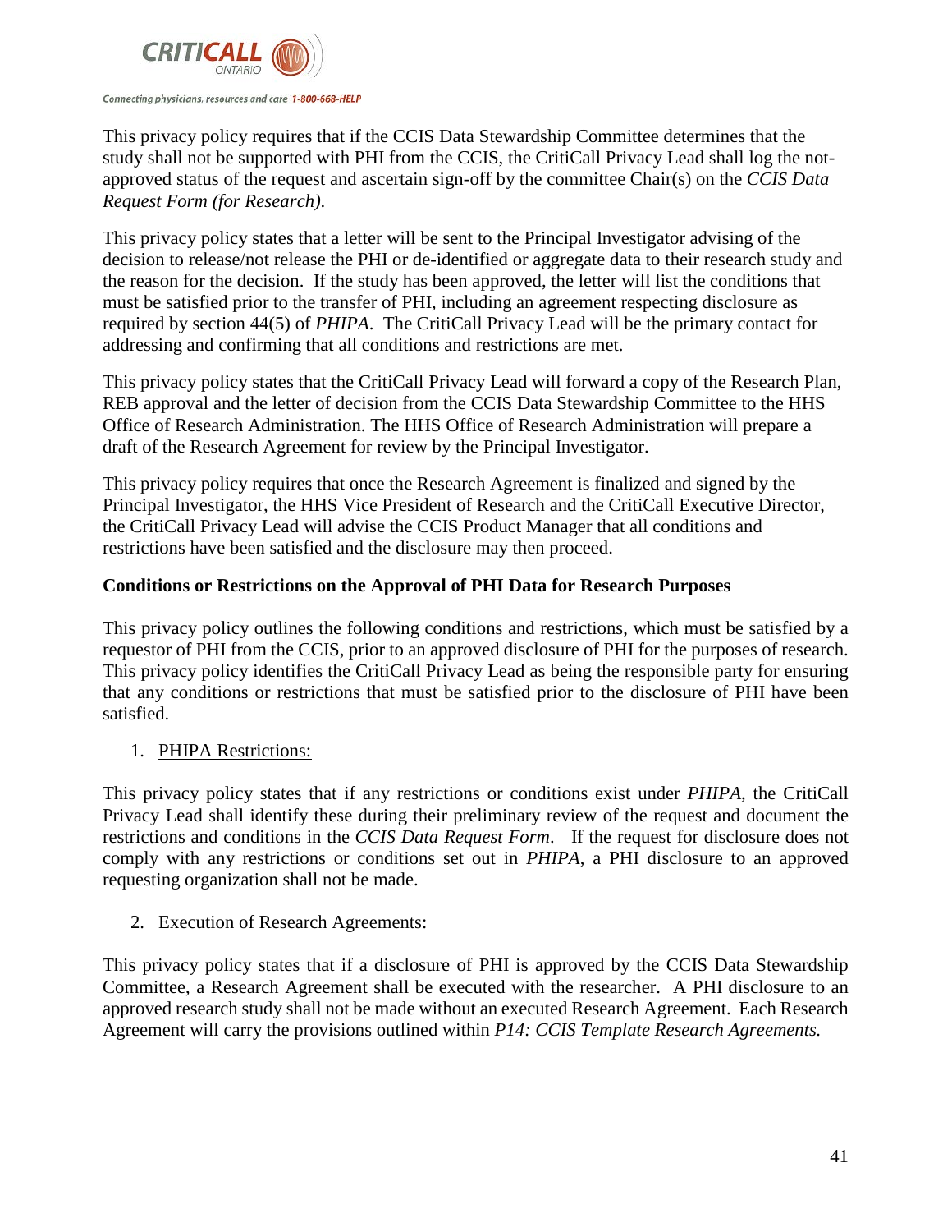This privacy policy requires that if the CCIS Data Stewardship Committee determines that the study shall not be supported with PHI from the CCIS, the CritiCall Privacy Lead shall log the not-approved status of the request and ascertain sign-off by the committee Chair(s) on the *CCIS Data Request Form (for Research).*

This privacy policy states that a letter will be sent to the Principal Investigator advising of the decision to release/not release the PHI or de-identified or aggregate data to their research study and the reason for the decision. If the study has been approved, the letter will list the conditions that must be satisfied prior to the transfer of PHI, including an agreement respecting disclosure as required by section 44(5) of *PHIPA*. The CritiCall Privacy Lead will be the primary contact for addressing and confirming that all conditions and restrictions are met.

This privacy policy states that the CritiCall Privacy Lead will forward a copy of the Research Plan, REB approval and the letter of decision from the CCIS Data Stewardship Committee to the HHS Office of Research Administration. The HHS Office of Research Administration will prepare a draft of the Research Agreement for review by the Principal Investigator.

This privacy policy requires that once the Research Agreement is finalized and signed by the Principal Investigator, the HHS Vice President of Research and the CritiCall Executive Director, the CritiCall Privacy Lead will advise the CCIS Product Manager that all conditions and restrictions have been satisfied and the disclosure may then proceed.

**Conditions or Restrictions on the Approval of PHI Data for Research Purposes**

This privacy policy outlines the following conditions and restrictions, which must be satisfied by a requestor of PHI from the CCIS, prior to an approved disclosure of PHI for the purposes of research. This privacy policy identifies the CritiCall Privacy Lead as being the responsible party for ensuring that any conditions or restrictions that must be satisfied prior to the disclosure of PHI have been satisfied.

1. PHIPA Restrictions:

This privacy policy states that if any restrictions or conditions exist under *PHIPA*, the CritiCall Privacy Lead shall identify these during their preliminary review of the request and document the restrictions and conditions in the *CCIS Data Request Form*. If the request for disclosure does not comply with any restrictions or conditions set out in *PHIPA*, a PHI disclosure to an approved requesting organization shall not be made.

2. Execution of Research Agreements:

This privacy policy states that if a disclosure of PHI is approved by the CCIS Data Stewardship Committee, a Research Agreement shall be executed with the researcher. A PHI disclosure to an approved research study shall not be made without an executed Research Agreement. Each Research Agreement will carry the provisions outlined within *P14: CCIS Template Research Agreements.*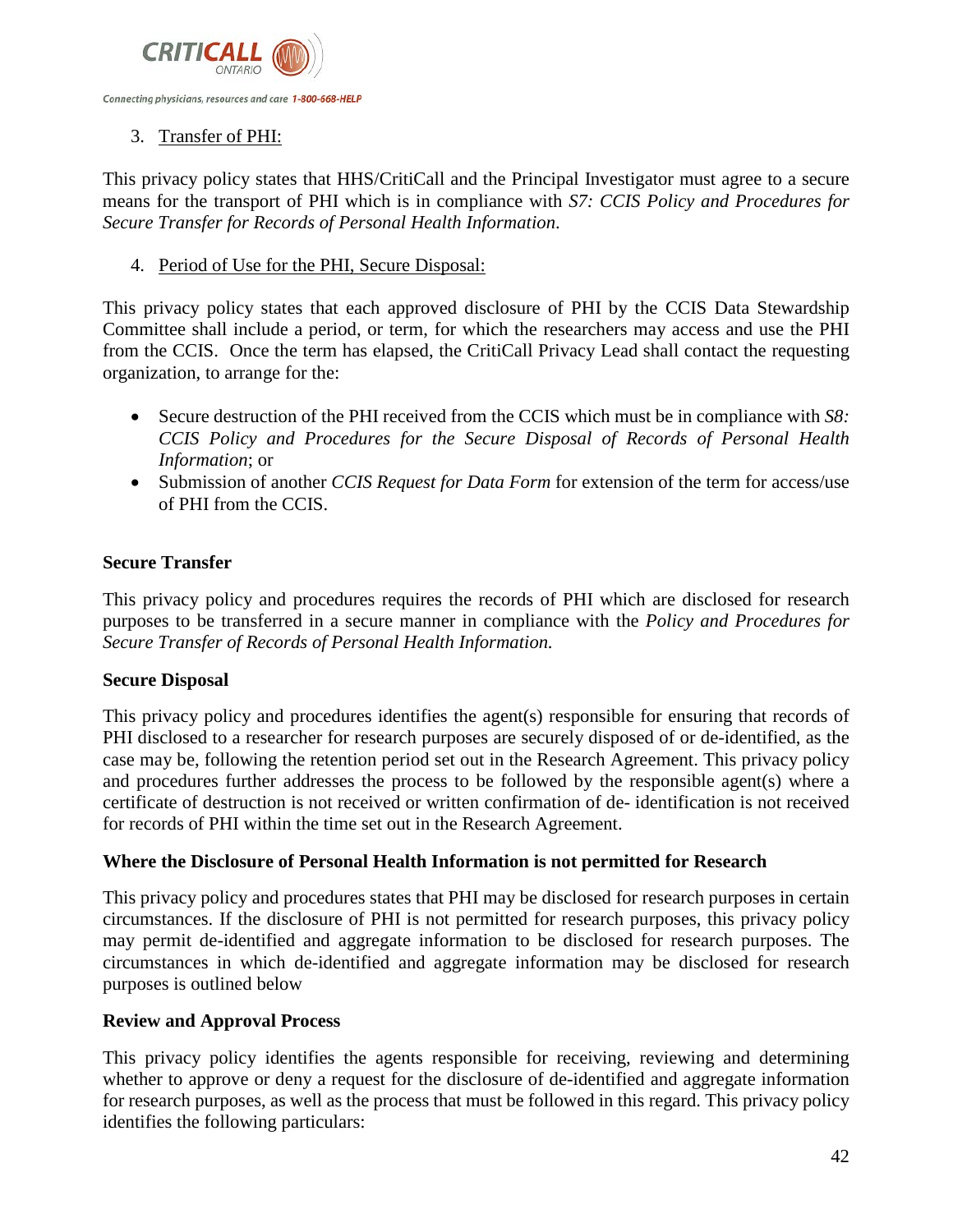3. Transfer of PHI:

This privacy policy states that HHS/CritiCall and the Principal Investigator must agree to a secure means for the transport of PHI which is in compliance with *S7: CCIS Policy and Procedures for Secure Transfer for Records of Personal Health Information*.

4. Period of Use for the PHI, Secure Disposal:

This privacy policy states that each approved disclosure of PHI by the CCIS Data Stewardship Committee shall include a period, or term, for which the researchers may access and use the PHI from the CCIS. Once the term has elapsed, the CritiCall Privacy Lead shall contact the requesting organization, to arrange for the:

- Secure destruction of the PHI received from the CCIS which must be in compliance with *S8: CCIS Policy and Procedures for the Secure Disposal of Records of Personal Health Information*; or
- Submission of another *CCIS Request for Data Form* for extension of the term for access/use of PHI from the CCIS.

**Secure Transfer**

This privacy policy and procedures requires the records of PHI which are disclosed for research purposes to be transferred in a secure manner in compliance with the *Policy and Procedures for Secure Transfer of Records of Personal Health Information.*

**Secure Disposal**

This privacy policy and procedures identifies the agent(s) responsible for ensuring that records of PHI disclosed to a researcher for research purposes are securely disposed of or de-identified, as the case may be, following the retention period set out in the Research Agreement. This privacy policy and procedures further addresses the process to be followed by the responsible agent(s) where a certificate of destruction is not received or written confirmation of de- identification is not received for records of PHI within the time set out in the Research Agreement.

**Where the Disclosure of Personal Health Information is not permitted for Research**

This privacy policy and procedures states that PHI may be disclosed for research purposes in certain circumstances. If the disclosure of PHI is not permitted for research purposes, this privacy policy may permit de-identified and aggregate information to be disclosed for research purposes. The circumstances in which de-identified and aggregate information may be disclosed for research purposes is outlined below

**Review and Approval Process**

This privacy policy identifies the agents responsible for receiving, reviewing and determining whether to approve or deny a request for the disclosure of de-identified and aggregate information for research purposes, as well as the process that must be followed in this regard. This privacy policy identifies the following particulars: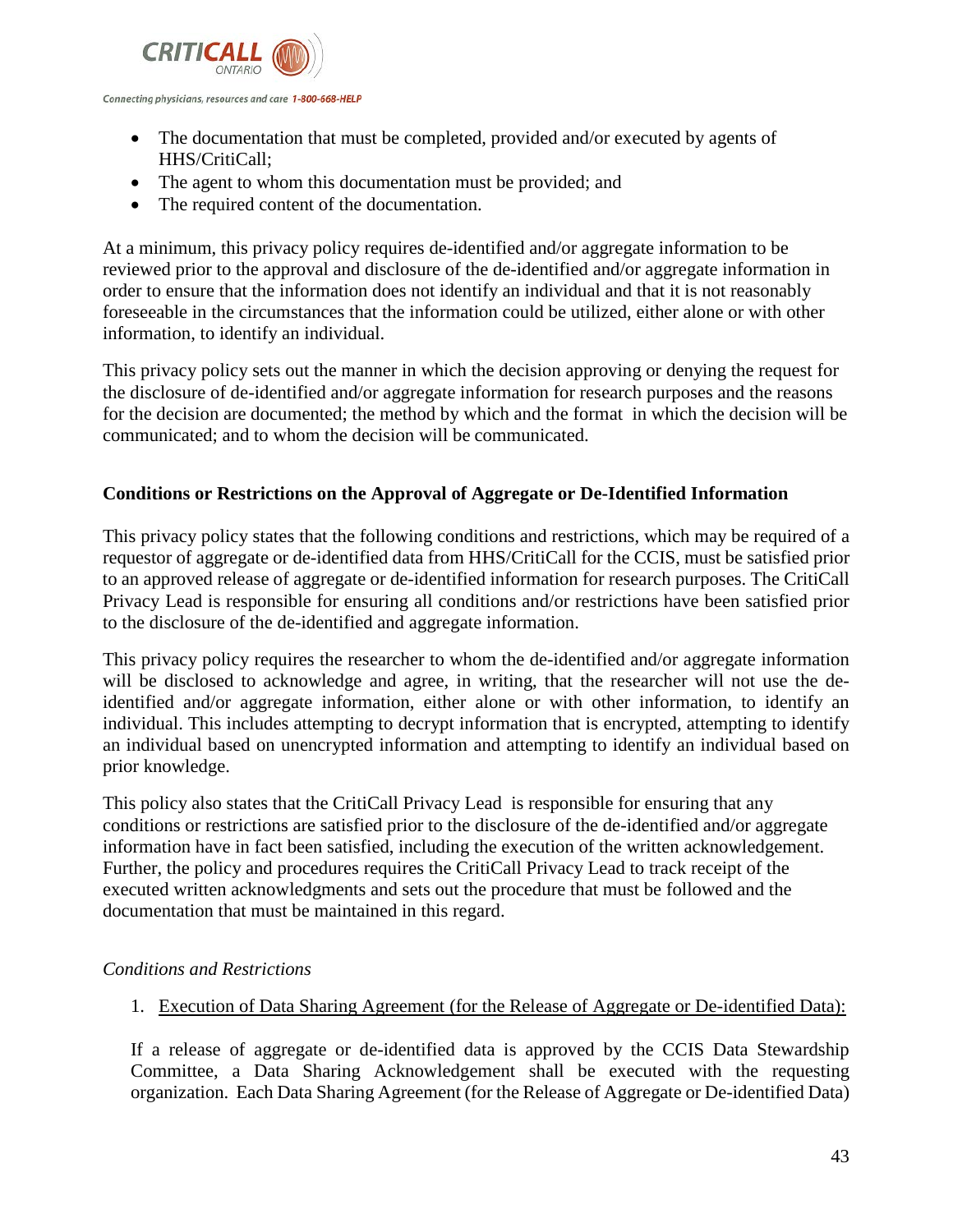- The documentation that must be completed, provided and/or executed by agents of HHS/CritiCall;
- The agent to whom this documentation must be provided; and
- The required content of the documentation.

At a minimum, this privacy policy requires de-identified and/or aggregate information to be reviewed prior to the approval and disclosure of the de-identified and/or aggregate information in order to ensure that the information does not identify an individual and that it is not reasonably foreseeable in the circumstances that the information could be utilized, either alone or with other information, to identify an individual.

This privacy policy sets out the manner in which the decision approving or denying the request for the disclosure of de-identified and/or aggregate information for research purposes and the reasons for the decision are documented; the method by which and the format in which the decision will be communicated; and to whom the decision will be communicated.

**Conditions or Restrictions on the Approval of Aggregate or De-Identified Information**

This privacy policy states that the following conditions and restrictions, which may be required of a requestor of aggregate or de-identified data from HHS/CritiCall for the CCIS, must be satisfied prior to an approved release of aggregate or de-identified information for research purposes. The CritiCall Privacy Lead is responsible for ensuring all conditions and/or restrictions have been satisfied prior to the disclosure of the de-identified and aggregate information.

This privacy policy requires the researcher to whom the de-identified and/or aggregate information will be disclosed to acknowledge and agree, in writing, that the researcher will not use the de-identified and/or aggregate information, either alone or with other information, to identify an individual. This includes attempting to decrypt information that is encrypted, attempting to identify an individual based on unencrypted information and attempting to identify an individual based on prior knowledge.

This policy also states that the CritiCall Privacy Lead is responsible for ensuring that any conditions or restrictions are satisfied prior to the disclosure of the de-identified and/or aggregate information have in fact been satisfied, including the execution of the written acknowledgement. Further, the policy and procedures requires the CritiCall Privacy Lead to track receipt of the executed written acknowledgments and sets out the procedure that must be followed and the documentation that must be maintained in this regard.

*Conditions and Restrictions*

1. <u>Execution of Data Sharing Agreement (for the Release of Aggregate or De-identified Data):</u>

   If a release of aggregate or de-identified data is approved by the CCIS Data Stewardship Committee, a Data Sharing Acknowledgement shall be executed with the requesting organization. Each Data Sharing Agreement (for the Release of Aggregate or De-identified Data)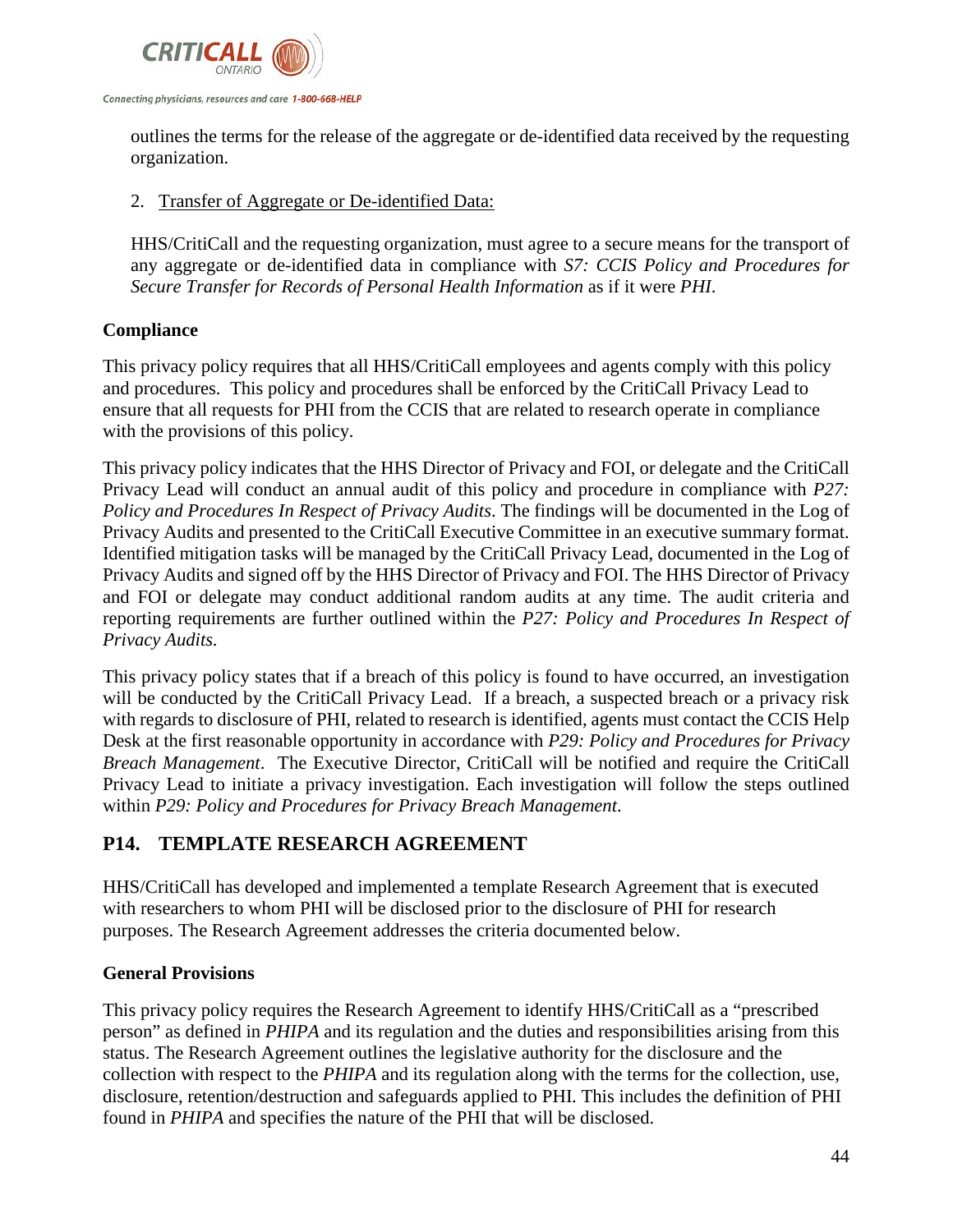outlines the terms for the release of the aggregate or de-identified data received by the requesting organization.

2. Transfer of Aggregate or De-identified Data:

   HHS/CritiCall and the requesting organization, must agree to a secure means for the transport of any aggregate or de-identified data in compliance with *S7: CCIS Policy and Procedures for Secure Transfer for Records of Personal Health Information* as if it were *PHI*.

**Compliance**

This privacy policy requires that all HHS/CritiCall employees and agents comply with this policy and procedures. This policy and procedures shall be enforced by the CritiCall Privacy Lead to ensure that all requests for PHI from the CCIS that are related to research operate in compliance with the provisions of this policy.

This privacy policy indicates that the HHS Director of Privacy and FOI, or delegate and the CritiCall Privacy Lead will conduct an annual audit of this policy and procedure in compliance with *P27: Policy and Procedures In Respect of Privacy Audits*. The findings will be documented in the Log of Privacy Audits and presented to the CritiCall Executive Committee in an executive summary format. Identified mitigation tasks will be managed by the CritiCall Privacy Lead, documented in the Log of Privacy Audits and signed off by the HHS Director of Privacy and FOI. The HHS Director of Privacy and FOI or delegate may conduct additional random audits at any time. The audit criteria and reporting requirements are further outlined within the *P27: Policy and Procedures In Respect of Privacy Audits.*

This privacy policy states that if a breach of this policy is found to have occurred, an investigation will be conducted by the CritiCall Privacy Lead. If a breach, a suspected breach or a privacy risk with regards to disclosure of PHI, related to research is identified, agents must contact the CCIS Help Desk at the first reasonable opportunity in accordance with *P29: Policy and Procedures for Privacy Breach Management*. The Executive Director, CritiCall will be notified and require the CritiCall Privacy Lead to initiate a privacy investigation. Each investigation will follow the steps outlined within *P29: Policy and Procedures for Privacy Breach Management*.

## P14. TEMPLATE RESEARCH AGREEMENT

HHS/CritiCall has developed and implemented a template Research Agreement that is executed with researchers to whom PHI will be disclosed prior to the disclosure of PHI for research purposes. The Research Agreement addresses the criteria documented below.

**General Provisions**

This privacy policy requires the Research Agreement to identify HHS/CritiCall as a "prescribed person" as defined in *PHIPA* and its regulation and the duties and responsibilities arising from this status. The Research Agreement outlines the legislative authority for the disclosure and the collection with respect to the *PHIPA* and its regulation along with the terms for the collection, use, disclosure, retention/destruction and safeguards applied to PHI. This includes the definition of PHI found in *PHIPA* and specifies the nature of the PHI that will be disclosed.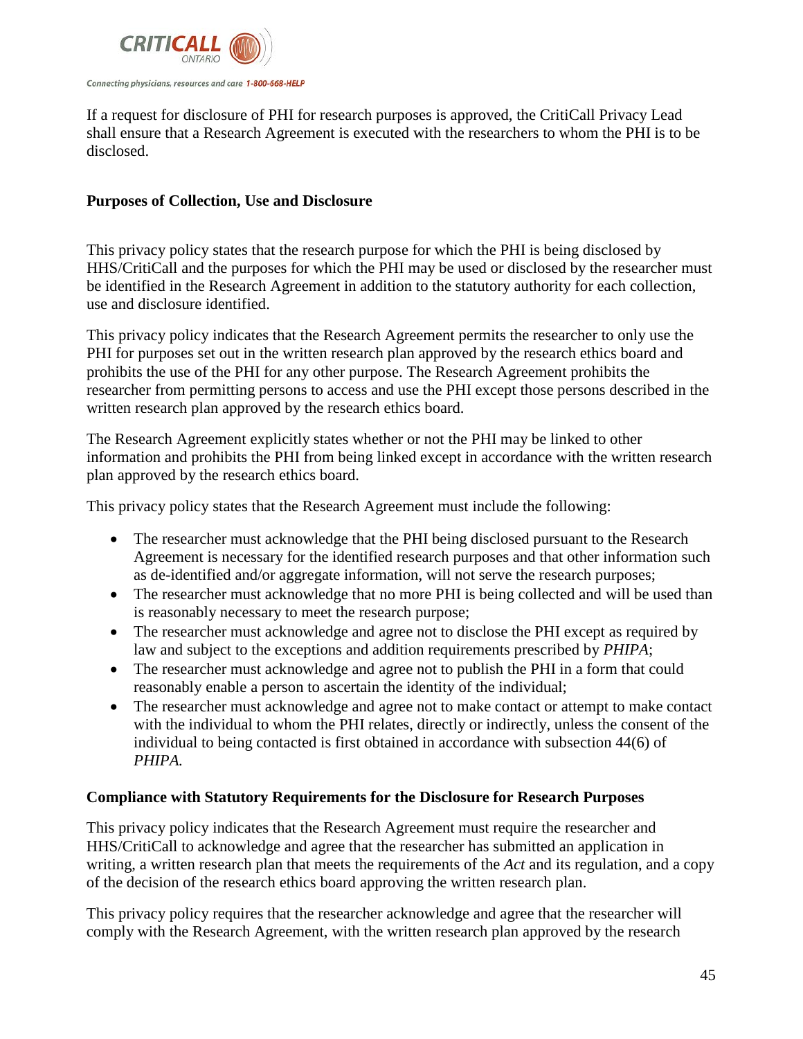If a request for disclosure of PHI for research purposes is approved, the CritiCall Privacy Lead shall ensure that a Research Agreement is executed with the researchers to whom the PHI is to be disclosed.

**Purposes of Collection, Use and Disclosure**

This privacy policy states that the research purpose for which the PHI is being disclosed by HHS/CritiCall and the purposes for which the PHI may be used or disclosed by the researcher must be identified in the Research Agreement in addition to the statutory authority for each collection, use and disclosure identified.

This privacy policy indicates that the Research Agreement permits the researcher to only use the PHI for purposes set out in the written research plan approved by the research ethics board and prohibits the use of the PHI for any other purpose. The Research Agreement prohibits the researcher from permitting persons to access and use the PHI except those persons described in the written research plan approved by the research ethics board.

The Research Agreement explicitly states whether or not the PHI may be linked to other information and prohibits the PHI from being linked except in accordance with the written research plan approved by the research ethics board.

This privacy policy states that the Research Agreement must include the following:

- The researcher must acknowledge that the PHI being disclosed pursuant to the Research Agreement is necessary for the identified research purposes and that other information such as de-identified and/or aggregate information, will not serve the research purposes;
- The researcher must acknowledge that no more PHI is being collected and will be used than is reasonably necessary to meet the research purpose;
- The researcher must acknowledge and agree not to disclose the PHI except as required by law and subject to the exceptions and addition requirements prescribed by *PHIPA*;
- The researcher must acknowledge and agree not to publish the PHI in a form that could reasonably enable a person to ascertain the identity of the individual;
- The researcher must acknowledge and agree not to make contact or attempt to make contact with the individual to whom the PHI relates, directly or indirectly, unless the consent of the individual to being contacted is first obtained in accordance with subsection 44(6) of *PHIPA.*

**Compliance with Statutory Requirements for the Disclosure for Research Purposes**

This privacy policy indicates that the Research Agreement must require the researcher and HHS/CritiCall to acknowledge and agree that the researcher has submitted an application in writing, a written research plan that meets the requirements of the *Act* and its regulation, and a copy of the decision of the research ethics board approving the written research plan.

This privacy policy requires that the researcher acknowledge and agree that the researcher will comply with the Research Agreement, with the written research plan approved by the research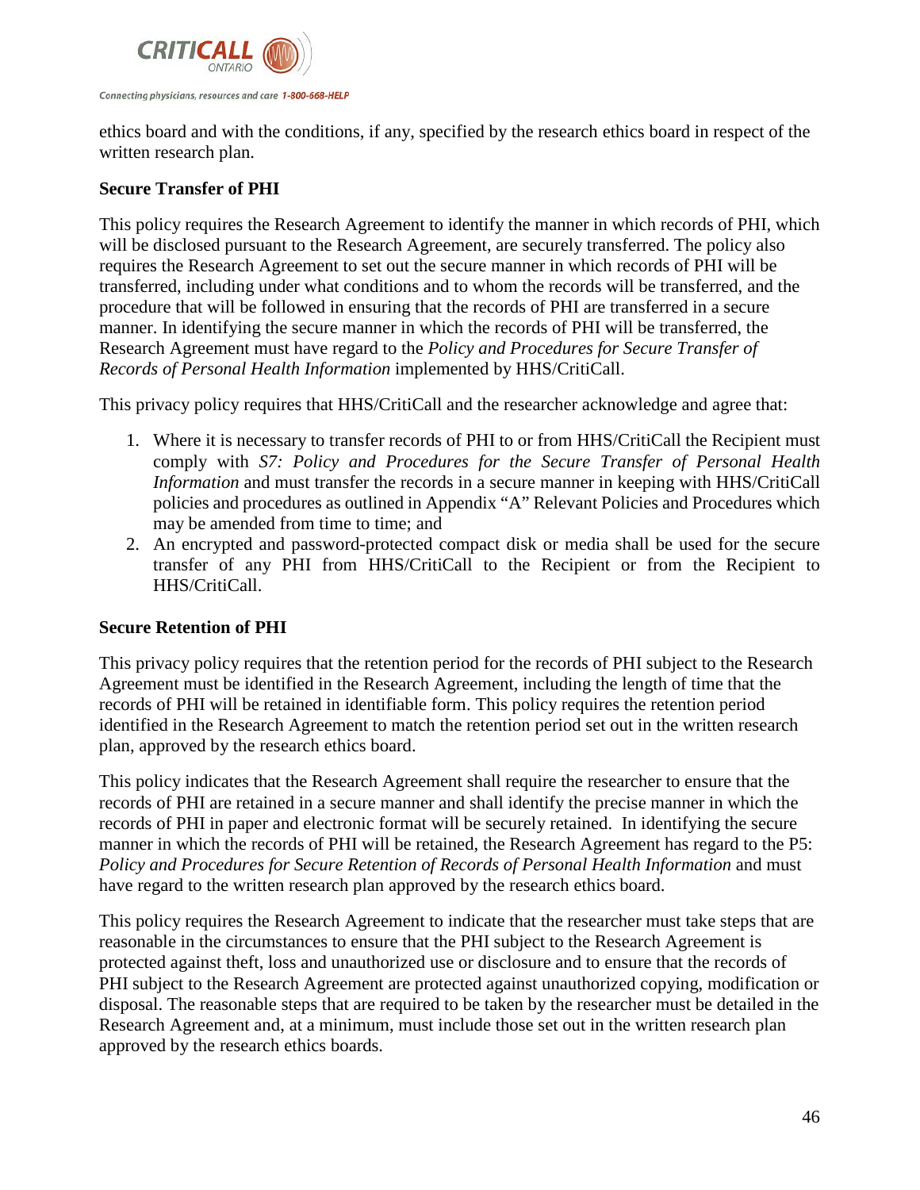ethics board and with the conditions, if any, specified by the research ethics board in respect of the written research plan.

**Secure Transfer of PHI**

This policy requires the Research Agreement to identify the manner in which records of PHI, which will be disclosed pursuant to the Research Agreement, are securely transferred. The policy also requires the Research Agreement to set out the secure manner in which records of PHI will be transferred, including under what conditions and to whom the records will be transferred, and the procedure that will be followed in ensuring that the records of PHI are transferred in a secure manner. In identifying the secure manner in which the records of PHI will be transferred, the Research Agreement must have regard to the *Policy and Procedures for Secure Transfer of Records of Personal Health Information* implemented by HHS/CritiCall.

This privacy policy requires that HHS/CritiCall and the researcher acknowledge and agree that:

1. Where it is necessary to transfer records of PHI to or from HHS/CritiCall the Recipient must comply with *S7: Policy and Procedures for the Secure Transfer of Personal Health Information* and must transfer the records in a secure manner in keeping with HHS/CritiCall policies and procedures as outlined in Appendix "A" Relevant Policies and Procedures which may be amended from time to time; and
2. An encrypted and password-protected compact disk or media shall be used for the secure transfer of any PHI from HHS/CritiCall to the Recipient or from the Recipient to HHS/CritiCall.

**Secure Retention of PHI**

This privacy policy requires that the retention period for the records of PHI subject to the Research Agreement must be identified in the Research Agreement, including the length of time that the records of PHI will be retained in identifiable form. This policy requires the retention period identified in the Research Agreement to match the retention period set out in the written research plan, approved by the research ethics board.

This policy indicates that the Research Agreement shall require the researcher to ensure that the records of PHI are retained in a secure manner and shall identify the precise manner in which the records of PHI in paper and electronic format will be securely retained. In identifying the secure manner in which the records of PHI will be retained, the Research Agreement has regard to the P5: *Policy and Procedures for Secure Retention of Records of Personal Health Information* and must have regard to the written research plan approved by the research ethics board.

This policy requires the Research Agreement to indicate that the researcher must take steps that are reasonable in the circumstances to ensure that the PHI subject to the Research Agreement is protected against theft, loss and unauthorized use or disclosure and to ensure that the records of PHI subject to the Research Agreement are protected against unauthorized copying, modification or disposal. The reasonable steps that are required to be taken by the researcher must be detailed in the Research Agreement and, at a minimum, must include those set out in the written research plan approved by the research ethics boards.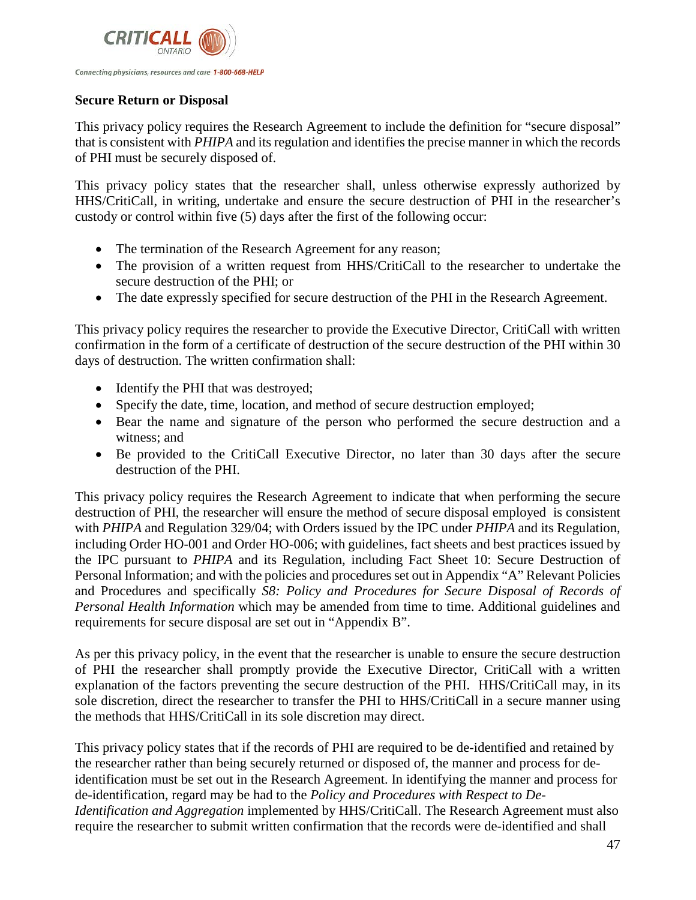**Secure Return or Disposal**

This privacy policy requires the Research Agreement to include the definition for "secure disposal" that is consistent with *PHIPA* and its regulation and identifies the precise manner in which the records of PHI must be securely disposed of.

This privacy policy states that the researcher shall, unless otherwise expressly authorized by HHS/CritiCall, in writing, undertake and ensure the secure destruction of PHI in the researcher's custody or control within five (5) days after the first of the following occur:

- The termination of the Research Agreement for any reason;
- The provision of a written request from HHS/CritiCall to the researcher to undertake the secure destruction of the PHI; or
- The date expressly specified for secure destruction of the PHI in the Research Agreement.

This privacy policy requires the researcher to provide the Executive Director, CritiCall with written confirmation in the form of a certificate of destruction of the secure destruction of the PHI within 30 days of destruction. The written confirmation shall:

- Identify the PHI that was destroyed;
- Specify the date, time, location, and method of secure destruction employed;
- Bear the name and signature of the person who performed the secure destruction and a witness; and
- Be provided to the CritiCall Executive Director, no later than 30 days after the secure destruction of the PHI.

This privacy policy requires the Research Agreement to indicate that when performing the secure destruction of PHI, the researcher will ensure the method of secure disposal employed is consistent with *PHIPA* and Regulation 329/04; with Orders issued by the IPC under *PHIPA* and its Regulation, including Order HO-001 and Order HO-006; with guidelines, fact sheets and best practices issued by the IPC pursuant to *PHIPA* and its Regulation, including Fact Sheet 10: Secure Destruction of Personal Information; and with the policies and procedures set out in Appendix "A" Relevant Policies and Procedures and specifically *S8: Policy and Procedures for Secure Disposal of Records of Personal Health Information* which may be amended from time to time. Additional guidelines and requirements for secure disposal are set out in "Appendix B".

As per this privacy policy, in the event that the researcher is unable to ensure the secure destruction of PHI the researcher shall promptly provide the Executive Director, CritiCall with a written explanation of the factors preventing the secure destruction of the PHI. HHS/CritiCall may, in its sole discretion, direct the researcher to transfer the PHI to HHS/CritiCall in a secure manner using the methods that HHS/CritiCall in its sole discretion may direct.

This privacy policy states that if the records of PHI are required to be de-identified and retained by the researcher rather than being securely returned or disposed of, the manner and process for de-identification must be set out in the Research Agreement. In identifying the manner and process for de-identification, regard may be had to the *Policy and Procedures with Respect to De-Identification and Aggregation* implemented by HHS/CritiCall. The Research Agreement must also require the researcher to submit written confirmation that the records were de-identified and shall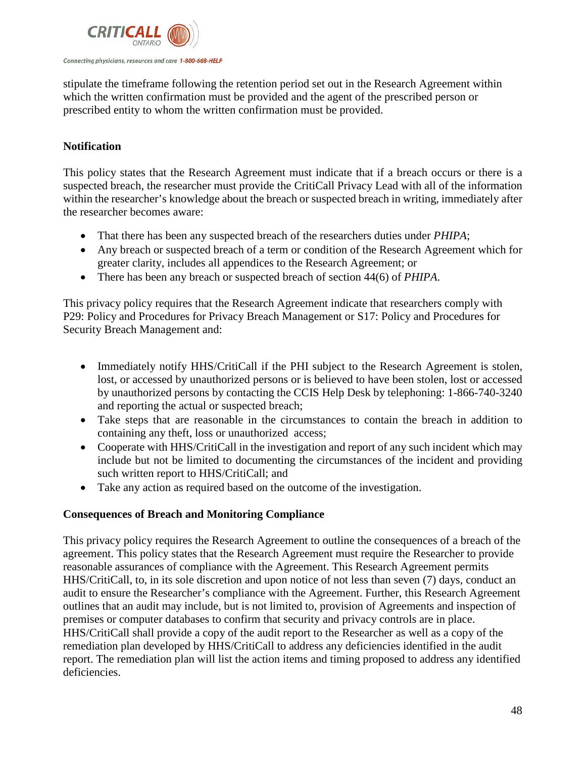stipulate the timeframe following the retention period set out in the Research Agreement within which the written confirmation must be provided and the agent of the prescribed person or prescribed entity to whom the written confirmation must be provided.

**Notification**

This policy states that the Research Agreement must indicate that if a breach occurs or there is a suspected breach, the researcher must provide the CritiCall Privacy Lead with all of the information within the researcher's knowledge about the breach or suspected breach in writing, immediately after the researcher becomes aware:

- That there has been any suspected breach of the researchers duties under *PHIPA*;
- Any breach or suspected breach of a term or condition of the Research Agreement which for greater clarity, includes all appendices to the Research Agreement; or
- There has been any breach or suspected breach of section 44(6) of *PHIPA.*

This privacy policy requires that the Research Agreement indicate that researchers comply with P29: Policy and Procedures for Privacy Breach Management or S17: Policy and Procedures for Security Breach Management and:

- Immediately notify HHS/CritiCall if the PHI subject to the Research Agreement is stolen, lost, or accessed by unauthorized persons or is believed to have been stolen, lost or accessed by unauthorized persons by contacting the CCIS Help Desk by telephoning: 1-866-740-3240 and reporting the actual or suspected breach;
- Take steps that are reasonable in the circumstances to contain the breach in addition to containing any theft, loss or unauthorized access;
- Cooperate with HHS/CritiCall in the investigation and report of any such incident which may include but not be limited to documenting the circumstances of the incident and providing such written report to HHS/CritiCall; and
- Take any action as required based on the outcome of the investigation.

**Consequences of Breach and Monitoring Compliance**

This privacy policy requires the Research Agreement to outline the consequences of a breach of the agreement. This policy states that the Research Agreement must require the Researcher to provide reasonable assurances of compliance with the Agreement. This Research Agreement permits HHS/CritiCall, to, in its sole discretion and upon notice of not less than seven (7) days, conduct an audit to ensure the Researcher's compliance with the Agreement. Further, this Research Agreement outlines that an audit may include, but is not limited to, provision of Agreements and inspection of premises or computer databases to confirm that security and privacy controls are in place. HHS/CritiCall shall provide a copy of the audit report to the Researcher as well as a copy of the remediation plan developed by HHS/CritiCall to address any deficiencies identified in the audit report. The remediation plan will list the action items and timing proposed to address any identified deficiencies.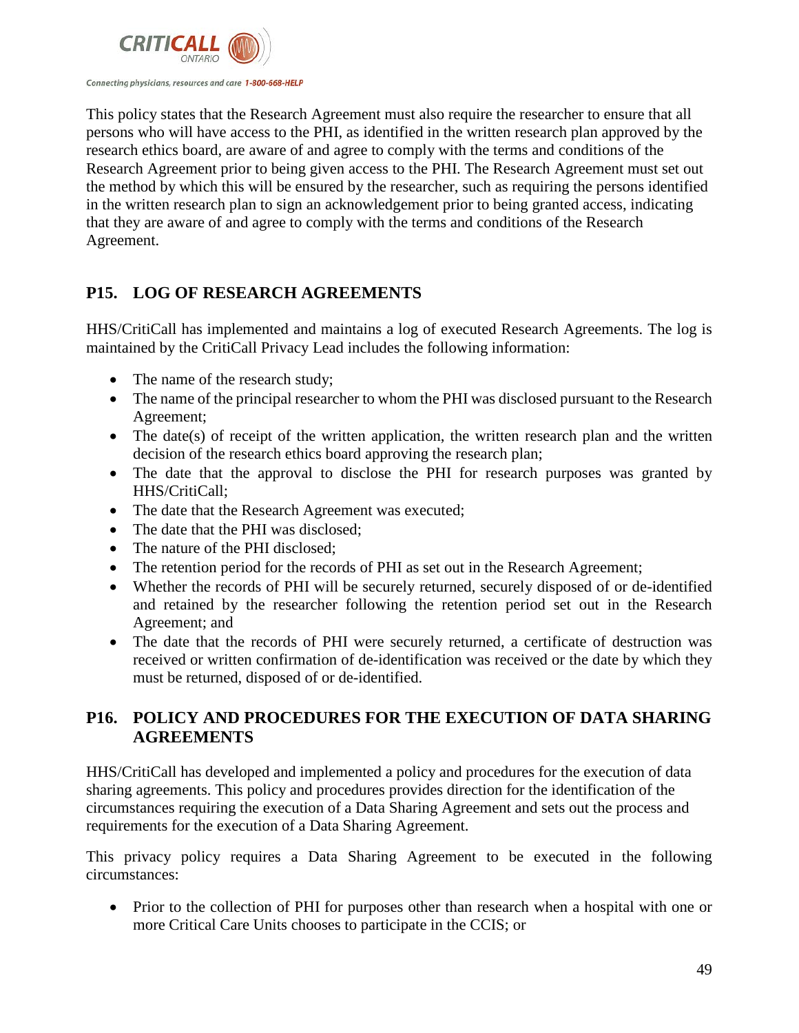This policy states that the Research Agreement must also require the researcher to ensure that all persons who will have access to the PHI, as identified in the written research plan approved by the research ethics board, are aware of and agree to comply with the terms and conditions of the Research Agreement prior to being given access to the PHI. The Research Agreement must set out the method by which this will be ensured by the researcher, such as requiring the persons identified in the written research plan to sign an acknowledgement prior to being granted access, indicating that they are aware of and agree to comply with the terms and conditions of the Research Agreement.

## P15. LOG OF RESEARCH AGREEMENTS

HHS/CritiCall has implemented and maintains a log of executed Research Agreements. The log is maintained by the CritiCall Privacy Lead includes the following information:

- The name of the research study;
- The name of the principal researcher to whom the PHI was disclosed pursuant to the Research Agreement;
- The date(s) of receipt of the written application, the written research plan and the written decision of the research ethics board approving the research plan;
- The date that the approval to disclose the PHI for research purposes was granted by HHS/CritiCall;
- The date that the Research Agreement was executed;
- The date that the PHI was disclosed;
- The nature of the PHI disclosed;
- The retention period for the records of PHI as set out in the Research Agreement;
- Whether the records of PHI will be securely returned, securely disposed of or de-identified and retained by the researcher following the retention period set out in the Research Agreement; and
- The date that the records of PHI were securely returned, a certificate of destruction was received or written confirmation of de-identification was received or the date by which they must be returned, disposed of or de-identified.

## P16. POLICY AND PROCEDURES FOR THE EXECUTION OF DATA SHARING AGREEMENTS

HHS/CritiCall has developed and implemented a policy and procedures for the execution of data sharing agreements. This policy and procedures provides direction for the identification of the circumstances requiring the execution of a Data Sharing Agreement and sets out the process and requirements for the execution of a Data Sharing Agreement.

This privacy policy requires a Data Sharing Agreement to be executed in the following circumstances:

- Prior to the collection of PHI for purposes other than research when a hospital with one or more Critical Care Units chooses to participate in the CCIS; or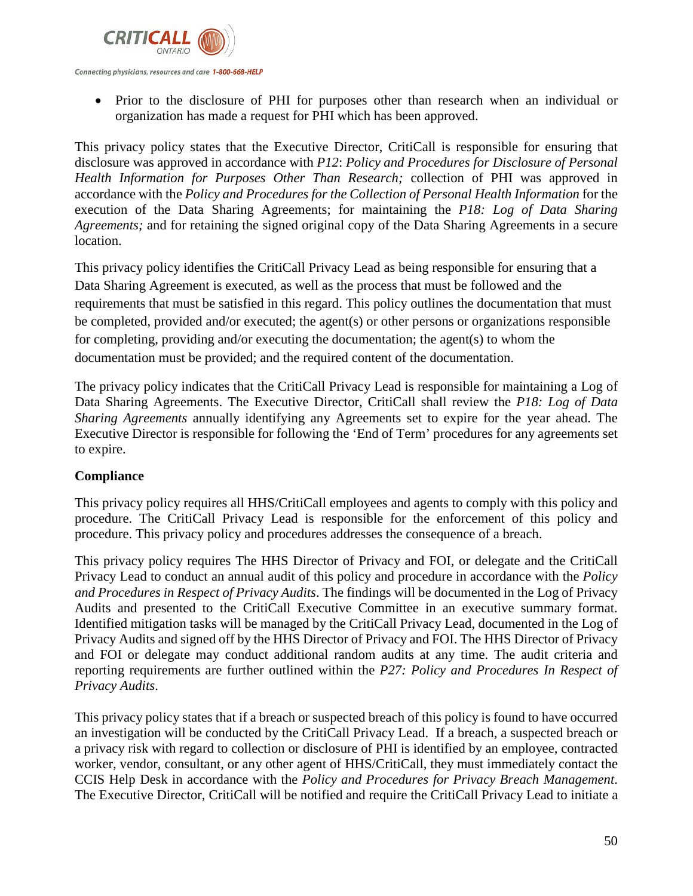- Prior to the disclosure of PHI for purposes other than research when an individual or organization has made a request for PHI which has been approved.

This privacy policy states that the Executive Director, CritiCall is responsible for ensuring that disclosure was approved in accordance with *P12*: *Policy and Procedures for Disclosure of Personal Health Information for Purposes Other Than Research;* collection of PHI was approved in accordance with the *Policy and Procedures for the Collection of Personal Health Information* for the execution of the Data Sharing Agreements; for maintaining the *P18: Log of Data Sharing Agreements;* and for retaining the signed original copy of the Data Sharing Agreements in a secure location.

This privacy policy identifies the CritiCall Privacy Lead as being responsible for ensuring that a Data Sharing Agreement is executed, as well as the process that must be followed and the requirements that must be satisfied in this regard. This policy outlines the documentation that must be completed, provided and/or executed; the agent(s) or other persons or organizations responsible for completing, providing and/or executing the documentation; the agent(s) to whom the documentation must be provided; and the required content of the documentation.

The privacy policy indicates that the CritiCall Privacy Lead is responsible for maintaining a Log of Data Sharing Agreements. The Executive Director, CritiCall shall review the *P18: Log of Data Sharing Agreements* annually identifying any Agreements set to expire for the year ahead. The Executive Director is responsible for following the 'End of Term' procedures for any agreements set to expire.

**Compliance**

This privacy policy requires all HHS/CritiCall employees and agents to comply with this policy and procedure. The CritiCall Privacy Lead is responsible for the enforcement of this policy and procedure. This privacy policy and procedures addresses the consequence of a breach.

This privacy policy requires The HHS Director of Privacy and FOI, or delegate and the CritiCall Privacy Lead to conduct an annual audit of this policy and procedure in accordance with the *Policy and Procedures in Respect of Privacy Audits*. The findings will be documented in the Log of Privacy Audits and presented to the CritiCall Executive Committee in an executive summary format. Identified mitigation tasks will be managed by the CritiCall Privacy Lead, documented in the Log of Privacy Audits and signed off by the HHS Director of Privacy and FOI. The HHS Director of Privacy and FOI or delegate may conduct additional random audits at any time. The audit criteria and reporting requirements are further outlined within the *P27: Policy and Procedures In Respect of Privacy Audits*.

This privacy policy states that if a breach or suspected breach of this policy is found to have occurred an investigation will be conducted by the CritiCall Privacy Lead. If a breach, a suspected breach or a privacy risk with regard to collection or disclosure of PHI is identified by an employee, contracted worker, vendor, consultant, or any other agent of HHS/CritiCall, they must immediately contact the CCIS Help Desk in accordance with the *Policy and Procedures for Privacy Breach Management*. The Executive Director, CritiCall will be notified and require the CritiCall Privacy Lead to initiate a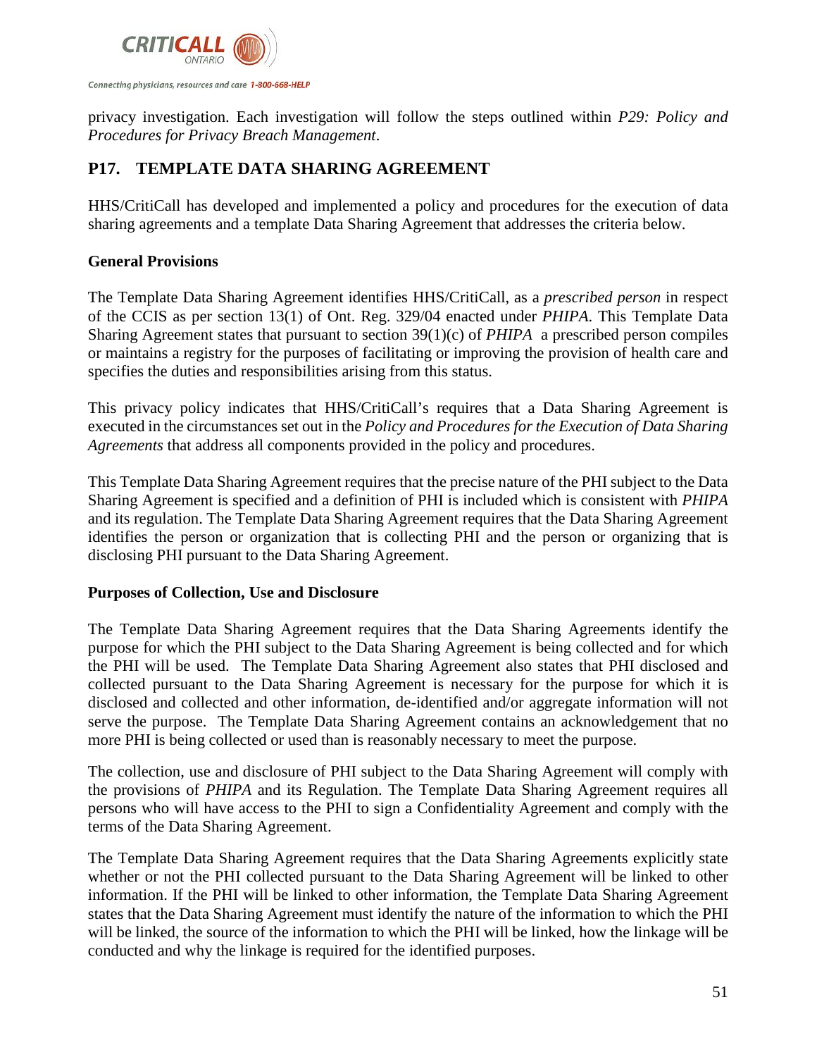privacy investigation. Each investigation will follow the steps outlined within *P29: Policy and Procedures for Privacy Breach Management*.

## P17. TEMPLATE DATA SHARING AGREEMENT

HHS/CritiCall has developed and implemented a policy and procedures for the execution of data sharing agreements and a template Data Sharing Agreement that addresses the criteria below.

### General Provisions

The Template Data Sharing Agreement identifies HHS/CritiCall, as a *prescribed person* in respect of the CCIS as per section 13(1) of Ont. Reg. 329/04 enacted under *PHIPA*. This Template Data Sharing Agreement states that pursuant to section 39(1)(c) of *PHIPA* a prescribed person compiles or maintains a registry for the purposes of facilitating or improving the provision of health care and specifies the duties and responsibilities arising from this status.

This privacy policy indicates that HHS/CritiCall's requires that a Data Sharing Agreement is executed in the circumstances set out in the *Policy and Procedures for the Execution of Data Sharing Agreements* that address all components provided in the policy and procedures.

This Template Data Sharing Agreement requires that the precise nature of the PHI subject to the Data Sharing Agreement is specified and a definition of PHI is included which is consistent with *PHIPA* and its regulation. The Template Data Sharing Agreement requires that the Data Sharing Agreement identifies the person or organization that is collecting PHI and the person or organizing that is disclosing PHI pursuant to the Data Sharing Agreement.

### Purposes of Collection, Use and Disclosure

The Template Data Sharing Agreement requires that the Data Sharing Agreements identify the purpose for which the PHI subject to the Data Sharing Agreement is being collected and for which the PHI will be used. The Template Data Sharing Agreement also states that PHI disclosed and collected pursuant to the Data Sharing Agreement is necessary for the purpose for which it is disclosed and collected and other information, de-identified and/or aggregate information will not serve the purpose. The Template Data Sharing Agreement contains an acknowledgement that no more PHI is being collected or used than is reasonably necessary to meet the purpose.

The collection, use and disclosure of PHI subject to the Data Sharing Agreement will comply with the provisions of *PHIPA* and its Regulation. The Template Data Sharing Agreement requires all persons who will have access to the PHI to sign a Confidentiality Agreement and comply with the terms of the Data Sharing Agreement.

The Template Data Sharing Agreement requires that the Data Sharing Agreements explicitly state whether or not the PHI collected pursuant to the Data Sharing Agreement will be linked to other information. If the PHI will be linked to other information, the Template Data Sharing Agreement states that the Data Sharing Agreement must identify the nature of the information to which the PHI will be linked, the source of the information to which the PHI will be linked, how the linkage will be conducted and why the linkage is required for the identified purposes.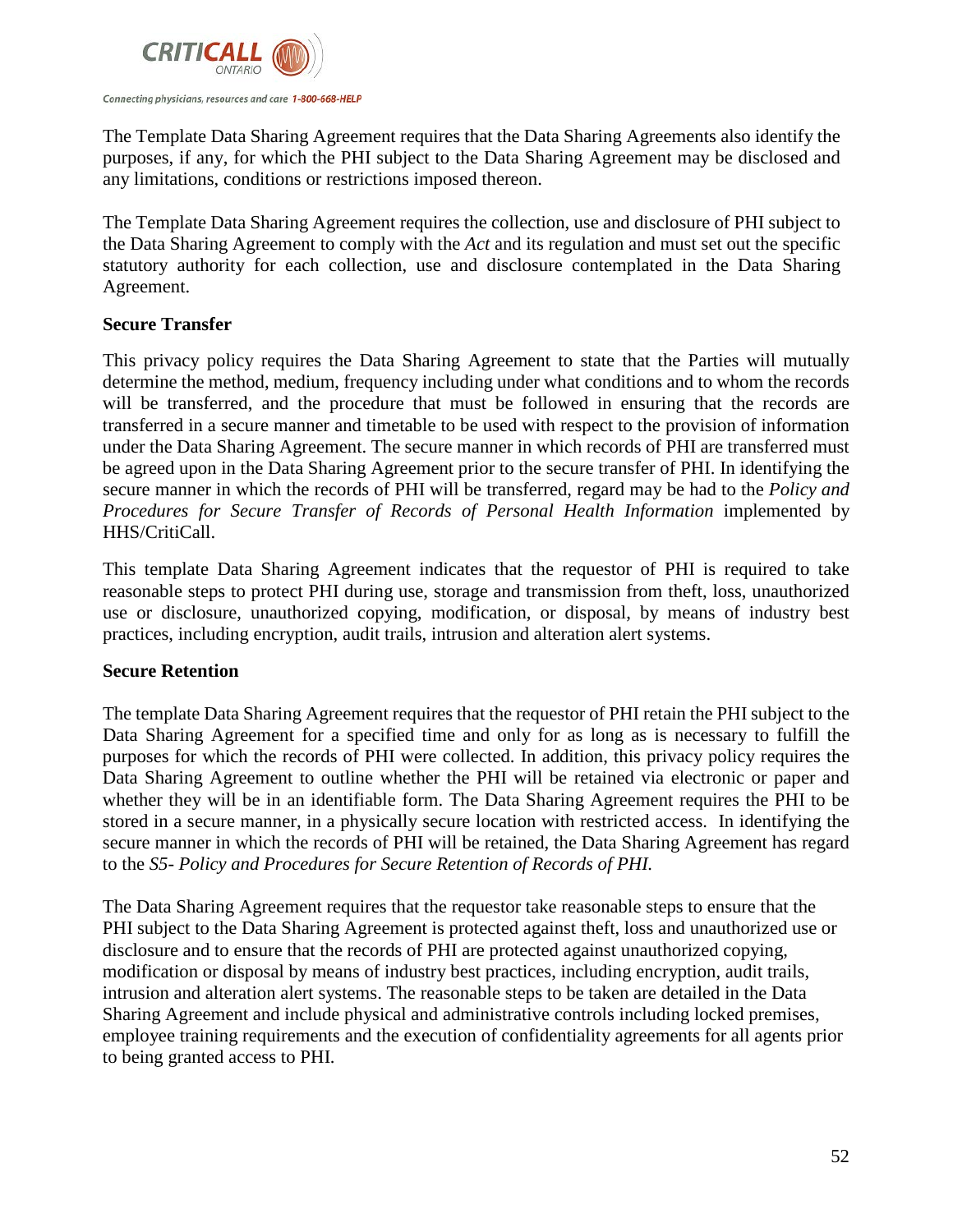The Template Data Sharing Agreement requires that the Data Sharing Agreements also identify the purposes, if any, for which the PHI subject to the Data Sharing Agreement may be disclosed and any limitations, conditions or restrictions imposed thereon.

The Template Data Sharing Agreement requires the collection, use and disclosure of PHI subject to the Data Sharing Agreement to comply with the *Act* and its regulation and must set out the specific statutory authority for each collection, use and disclosure contemplated in the Data Sharing Agreement.

**Secure Transfer**

This privacy policy requires the Data Sharing Agreement to state that the Parties will mutually determine the method, medium, frequency including under what conditions and to whom the records will be transferred, and the procedure that must be followed in ensuring that the records are transferred in a secure manner and timetable to be used with respect to the provision of information under the Data Sharing Agreement. The secure manner in which records of PHI are transferred must be agreed upon in the Data Sharing Agreement prior to the secure transfer of PHI. In identifying the secure manner in which the records of PHI will be transferred, regard may be had to the *Policy and Procedures for Secure Transfer of Records of Personal Health Information* implemented by HHS/CritiCall.

This template Data Sharing Agreement indicates that the requestor of PHI is required to take reasonable steps to protect PHI during use, storage and transmission from theft, loss, unauthorized use or disclosure, unauthorized copying, modification, or disposal, by means of industry best practices, including encryption, audit trails, intrusion and alteration alert systems.

**Secure Retention**

The template Data Sharing Agreement requires that the requestor of PHI retain the PHI subject to the Data Sharing Agreement for a specified time and only for as long as is necessary to fulfill the purposes for which the records of PHI were collected. In addition, this privacy policy requires the Data Sharing Agreement to outline whether the PHI will be retained via electronic or paper and whether they will be in an identifiable form. The Data Sharing Agreement requires the PHI to be stored in a secure manner, in a physically secure location with restricted access. In identifying the secure manner in which the records of PHI will be retained, the Data Sharing Agreement has regard to the *S5- Policy and Procedures for Secure Retention of Records of PHI.*

The Data Sharing Agreement requires that the requestor take reasonable steps to ensure that the PHI subject to the Data Sharing Agreement is protected against theft, loss and unauthorized use or disclosure and to ensure that the records of PHI are protected against unauthorized copying, modification or disposal by means of industry best practices, including encryption, audit trails, intrusion and alteration alert systems. The reasonable steps to be taken are detailed in the Data Sharing Agreement and include physical and administrative controls including locked premises, employee training requirements and the execution of confidentiality agreements for all agents prior to being granted access to PHI.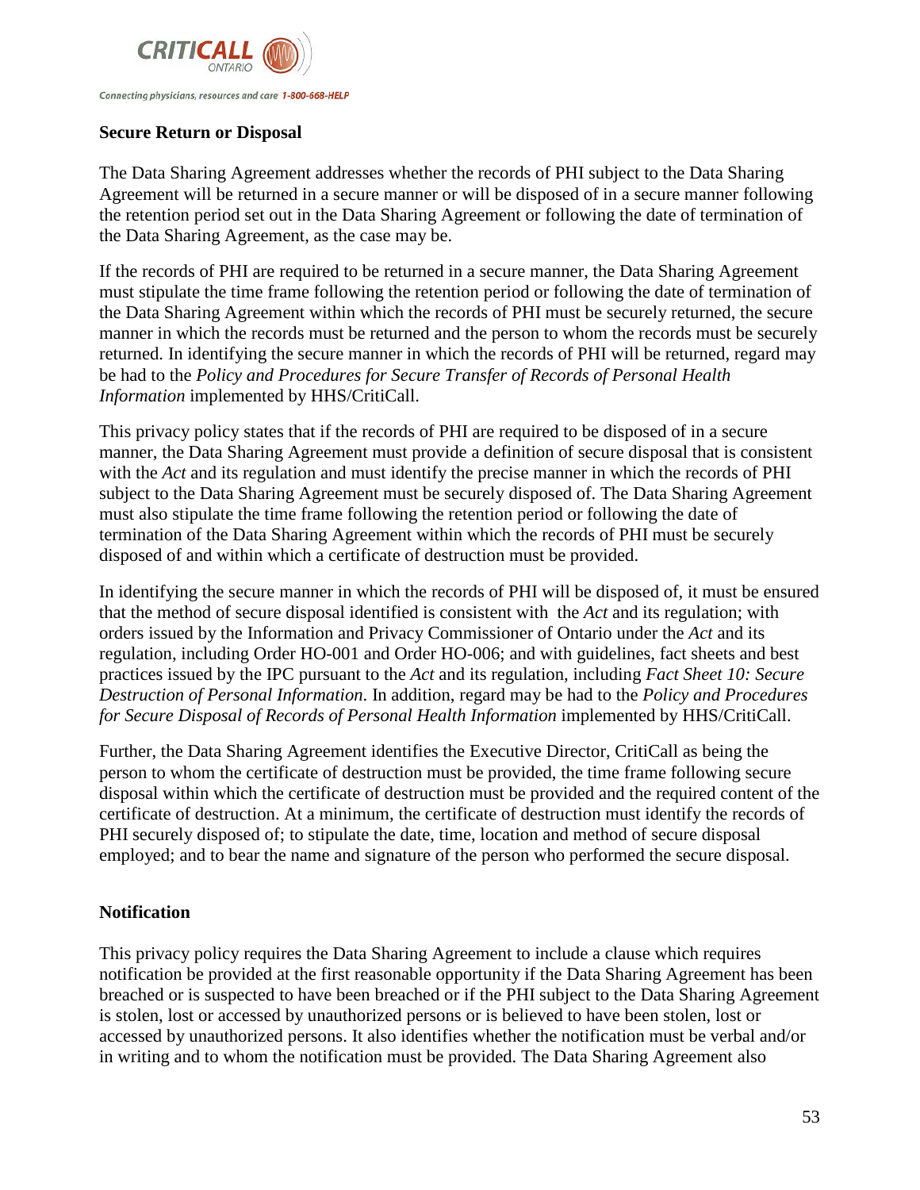## Secure Return or Disposal

The Data Sharing Agreement addresses whether the records of PHI subject to the Data Sharing Agreement will be returned in a secure manner or will be disposed of in a secure manner following the retention period set out in the Data Sharing Agreement or following the date of termination of the Data Sharing Agreement, as the case may be.

If the records of PHI are required to be returned in a secure manner, the Data Sharing Agreement must stipulate the time frame following the retention period or following the date of termination of the Data Sharing Agreement within which the records of PHI must be securely returned, the secure manner in which the records must be returned and the person to whom the records must be securely returned. In identifying the secure manner in which the records of PHI will be returned, regard may be had to the *Policy and Procedures for Secure Transfer of Records of Personal Health Information* implemented by HHS/CritiCall.

This privacy policy states that if the records of PHI are required to be disposed of in a secure manner, the Data Sharing Agreement must provide a definition of secure disposal that is consistent with the *Act* and its regulation and must identify the precise manner in which the records of PHI subject to the Data Sharing Agreement must be securely disposed of. The Data Sharing Agreement must also stipulate the time frame following the retention period or following the date of termination of the Data Sharing Agreement within which the records of PHI must be securely disposed of and within which a certificate of destruction must be provided.

In identifying the secure manner in which the records of PHI will be disposed of, it must be ensured that the method of secure disposal identified is consistent with the *Act* and its regulation; with orders issued by the Information and Privacy Commissioner of Ontario under the *Act* and its regulation, including Order HO-001 and Order HO-006; and with guidelines, fact sheets and best practices issued by the IPC pursuant to the *Act* and its regulation, including *Fact Sheet 10: Secure Destruction of Personal Information*. In addition, regard may be had to the *Policy and Procedures for Secure Disposal of Records of Personal Health Information* implemented by HHS/CritiCall.

Further, the Data Sharing Agreement identifies the Executive Director, CritiCall as being the person to whom the certificate of destruction must be provided, the time frame following secure disposal within which the certificate of destruction must be provided and the required content of the certificate of destruction. At a minimum, the certificate of destruction must identify the records of PHI securely disposed of; to stipulate the date, time, location and method of secure disposal employed; and to bear the name and signature of the person who performed the secure disposal.

## Notification

This privacy policy requires the Data Sharing Agreement to include a clause which requires notification be provided at the first reasonable opportunity if the Data Sharing Agreement has been breached or is suspected to have been breached or if the PHI subject to the Data Sharing Agreement is stolen, lost or accessed by unauthorized persons or is believed to have been stolen, lost or accessed by unauthorized persons. It also identifies whether the notification must be verbal and/or in writing and to whom the notification must be provided. The Data Sharing Agreement also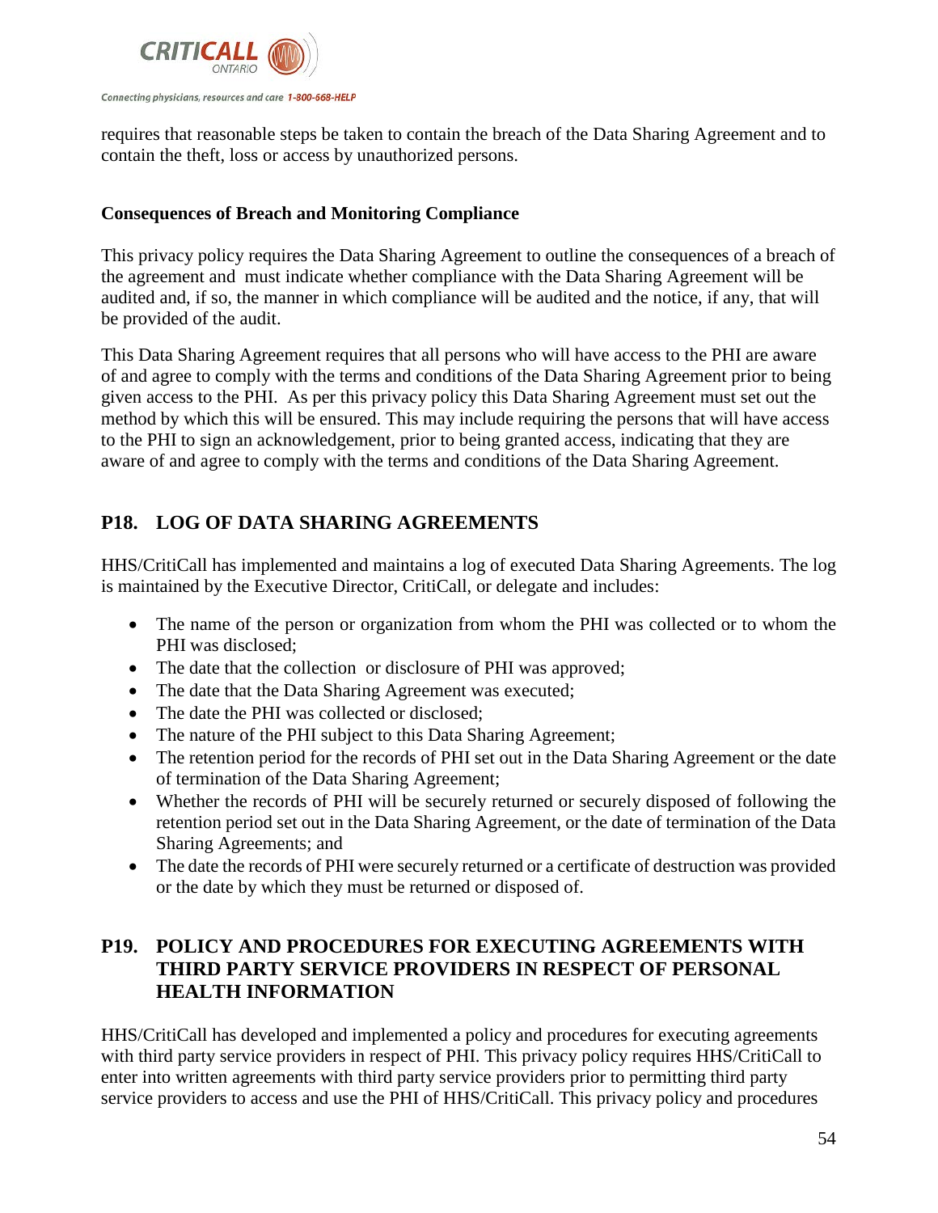requires that reasonable steps be taken to contain the breach of the Data Sharing Agreement and to contain the theft, loss or access by unauthorized persons.

**Consequences of Breach and Monitoring Compliance**

This privacy policy requires the Data Sharing Agreement to outline the consequences of a breach of the agreement and must indicate whether compliance with the Data Sharing Agreement will be audited and, if so, the manner in which compliance will be audited and the notice, if any, that will be provided of the audit.

This Data Sharing Agreement requires that all persons who will have access to the PHI are aware of and agree to comply with the terms and conditions of the Data Sharing Agreement prior to being given access to the PHI. As per this privacy policy this Data Sharing Agreement must set out the method by which this will be ensured. This may include requiring the persons that will have access to the PHI to sign an acknowledgement, prior to being granted access, indicating that they are aware of and agree to comply with the terms and conditions of the Data Sharing Agreement.

## P18. LOG OF DATA SHARING AGREEMENTS

HHS/CritiCall has implemented and maintains a log of executed Data Sharing Agreements. The log is maintained by the Executive Director, CritiCall, or delegate and includes:

- The name of the person or organization from whom the PHI was collected or to whom the PHI was disclosed;
- The date that the collection or disclosure of PHI was approved;
- The date that the Data Sharing Agreement was executed;
- The date the PHI was collected or disclosed;
- The nature of the PHI subject to this Data Sharing Agreement;
- The retention period for the records of PHI set out in the Data Sharing Agreement or the date of termination of the Data Sharing Agreement;
- Whether the records of PHI will be securely returned or securely disposed of following the retention period set out in the Data Sharing Agreement, or the date of termination of the Data Sharing Agreements; and
- The date the records of PHI were securely returned or a certificate of destruction was provided or the date by which they must be returned or disposed of.

## P19. POLICY AND PROCEDURES FOR EXECUTING AGREEMENTS WITH THIRD PARTY SERVICE PROVIDERS IN RESPECT OF PERSONAL HEALTH INFORMATION

HHS/CritiCall has developed and implemented a policy and procedures for executing agreements with third party service providers in respect of PHI. This privacy policy requires HHS/CritiCall to enter into written agreements with third party service providers prior to permitting third party service providers to access and use the PHI of HHS/CritiCall. This privacy policy and procedures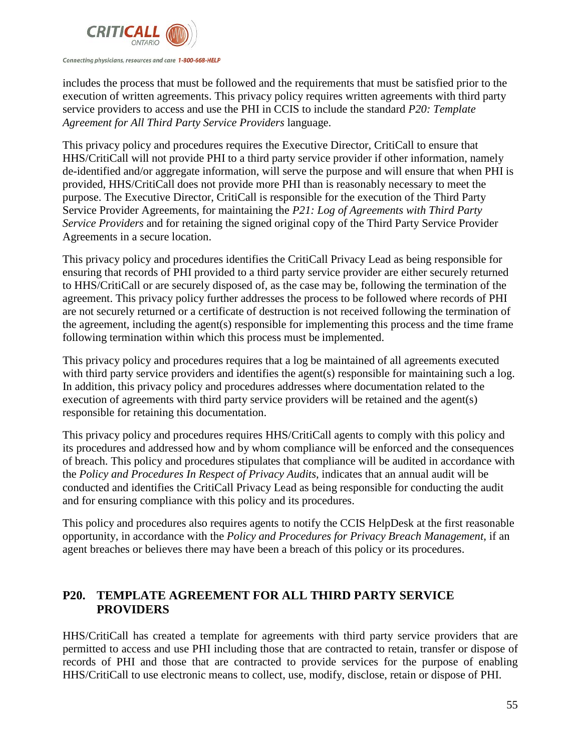includes the process that must be followed and the requirements that must be satisfied prior to the execution of written agreements. This privacy policy requires written agreements with third party service providers to access and use the PHI in CCIS to include the standard *P20: Template Agreement for All Third Party Service Providers* language.

This privacy policy and procedures requires the Executive Director, CritiCall to ensure that HHS/CritiCall will not provide PHI to a third party service provider if other information, namely de-identified and/or aggregate information, will serve the purpose and will ensure that when PHI is provided, HHS/CritiCall does not provide more PHI than is reasonably necessary to meet the purpose. The Executive Director, CritiCall is responsible for the execution of the Third Party Service Provider Agreements, for maintaining the *P21: Log of Agreements with Third Party Service Providers* and for retaining the signed original copy of the Third Party Service Provider Agreements in a secure location.

This privacy policy and procedures identifies the CritiCall Privacy Lead as being responsible for ensuring that records of PHI provided to a third party service provider are either securely returned to HHS/CritiCall or are securely disposed of, as the case may be, following the termination of the agreement. This privacy policy further addresses the process to be followed where records of PHI are not securely returned or a certificate of destruction is not received following the termination of the agreement, including the agent(s) responsible for implementing this process and the time frame following termination within which this process must be implemented.

This privacy policy and procedures requires that a log be maintained of all agreements executed with third party service providers and identifies the agent(s) responsible for maintaining such a log. In addition, this privacy policy and procedures addresses where documentation related to the execution of agreements with third party service providers will be retained and the agent(s) responsible for retaining this documentation.

This privacy policy and procedures requires HHS/CritiCall agents to comply with this policy and its procedures and addressed how and by whom compliance will be enforced and the consequences of breach. This policy and procedures stipulates that compliance will be audited in accordance with the *Policy and Procedures In Respect of Privacy Audits*, indicates that an annual audit will be conducted and identifies the CritiCall Privacy Lead as being responsible for conducting the audit and for ensuring compliance with this policy and its procedures.

This policy and procedures also requires agents to notify the CCIS HelpDesk at the first reasonable opportunity, in accordance with the *Policy and Procedures for Privacy Breach Management*, if an agent breaches or believes there may have been a breach of this policy or its procedures.

## P20. TEMPLATE AGREEMENT FOR ALL THIRD PARTY SERVICE PROVIDERS

HHS/CritiCall has created a template for agreements with third party service providers that are permitted to access and use PHI including those that are contracted to retain, transfer or dispose of records of PHI and those that are contracted to provide services for the purpose of enabling HHS/CritiCall to use electronic means to collect, use, modify, disclose, retain or dispose of PHI.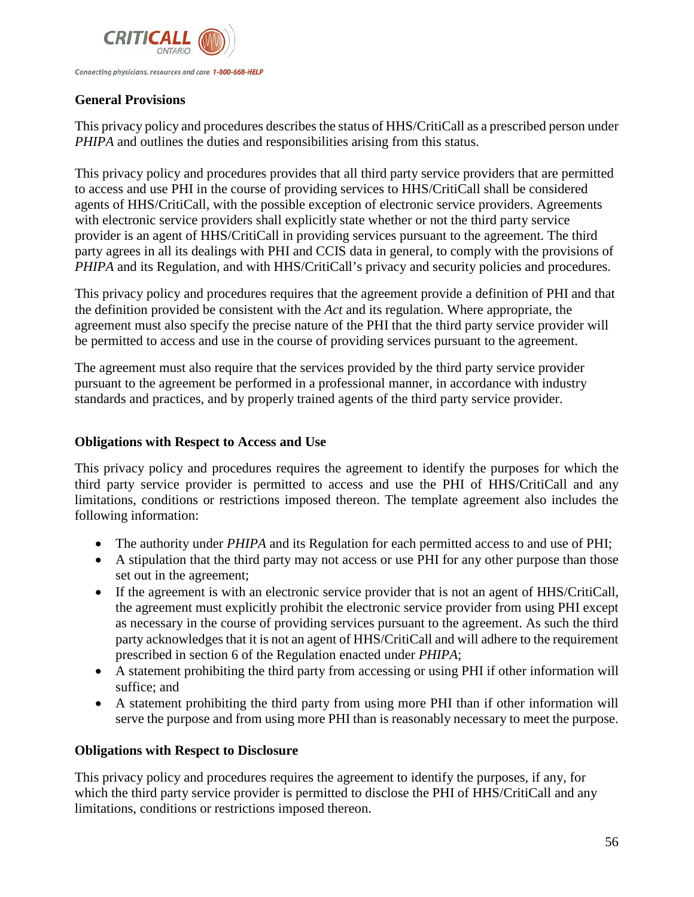### General Provisions

This privacy policy and procedures describes the status of HHS/CritiCall as a prescribed person under *PHIPA* and outlines the duties and responsibilities arising from this status.

This privacy policy and procedures provides that all third party service providers that are permitted to access and use PHI in the course of providing services to HHS/CritiCall shall be considered agents of HHS/CritiCall, with the possible exception of electronic service providers. Agreements with electronic service providers shall explicitly state whether or not the third party service provider is an agent of HHS/CritiCall in providing services pursuant to the agreement. The third party agrees in all its dealings with PHI and CCIS data in general, to comply with the provisions of *PHIPA* and its Regulation, and with HHS/CritiCall's privacy and security policies and procedures.

This privacy policy and procedures requires that the agreement provide a definition of PHI and that the definition provided be consistent with the *Act* and its regulation. Where appropriate, the agreement must also specify the precise nature of the PHI that the third party service provider will be permitted to access and use in the course of providing services pursuant to the agreement.

The agreement must also require that the services provided by the third party service provider pursuant to the agreement be performed in a professional manner, in accordance with industry standards and practices, and by properly trained agents of the third party service provider.

### Obligations with Respect to Access and Use

This privacy policy and procedures requires the agreement to identify the purposes for which the third party service provider is permitted to access and use the PHI of HHS/CritiCall and any limitations, conditions or restrictions imposed thereon. The template agreement also includes the following information:

- The authority under *PHIPA* and its Regulation for each permitted access to and use of PHI;
- A stipulation that the third party may not access or use PHI for any other purpose than those set out in the agreement;
- If the agreement is with an electronic service provider that is not an agent of HHS/CritiCall, the agreement must explicitly prohibit the electronic service provider from using PHI except as necessary in the course of providing services pursuant to the agreement. As such the third party acknowledges that it is not an agent of HHS/CritiCall and will adhere to the requirement prescribed in section 6 of the Regulation enacted under *PHIPA*;
- A statement prohibiting the third party from accessing or using PHI if other information will suffice; and
- A statement prohibiting the third party from using more PHI than if other information will serve the purpose and from using more PHI than is reasonably necessary to meet the purpose.

### Obligations with Respect to Disclosure

This privacy policy and procedures requires the agreement to identify the purposes, if any, for which the third party service provider is permitted to disclose the PHI of HHS/CritiCall and any limitations, conditions or restrictions imposed thereon.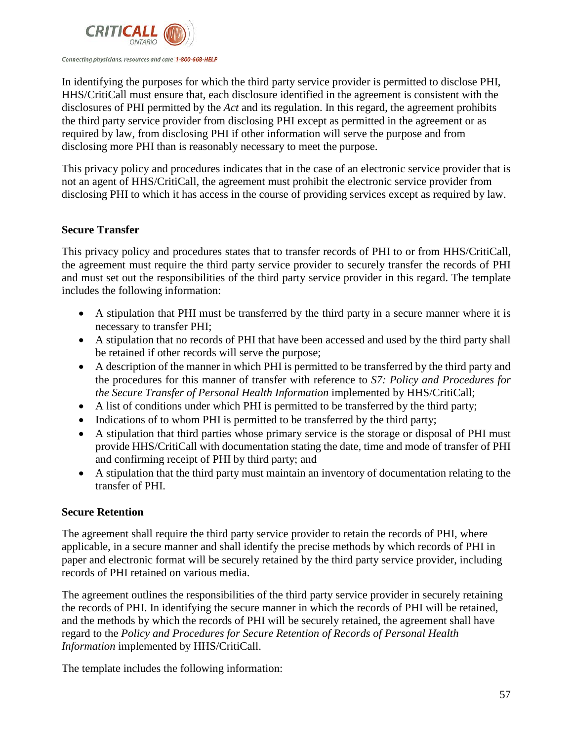In identifying the purposes for which the third party service provider is permitted to disclose PHI, HHS/CritiCall must ensure that, each disclosure identified in the agreement is consistent with the disclosures of PHI permitted by the *Act* and its regulation. In this regard, the agreement prohibits the third party service provider from disclosing PHI except as permitted in the agreement or as required by law, from disclosing PHI if other information will serve the purpose and from disclosing more PHI than is reasonably necessary to meet the purpose.

This privacy policy and procedures indicates that in the case of an electronic service provider that is not an agent of HHS/CritiCall, the agreement must prohibit the electronic service provider from disclosing PHI to which it has access in the course of providing services except as required by law.

**Secure Transfer**

This privacy policy and procedures states that to transfer records of PHI to or from HHS/CritiCall, the agreement must require the third party service provider to securely transfer the records of PHI and must set out the responsibilities of the third party service provider in this regard. The template includes the following information:

- A stipulation that PHI must be transferred by the third party in a secure manner where it is necessary to transfer PHI;
- A stipulation that no records of PHI that have been accessed and used by the third party shall be retained if other records will serve the purpose;
- A description of the manner in which PHI is permitted to be transferred by the third party and the procedures for this manner of transfer with reference to *S7: Policy and Procedures for the Secure Transfer of Personal Health Information* implemented by HHS/CritiCall;
- A list of conditions under which PHI is permitted to be transferred by the third party;
- Indications of to whom PHI is permitted to be transferred by the third party;
- A stipulation that third parties whose primary service is the storage or disposal of PHI must provide HHS/CritiCall with documentation stating the date, time and mode of transfer of PHI and confirming receipt of PHI by third party; and
- A stipulation that the third party must maintain an inventory of documentation relating to the transfer of PHI.

**Secure Retention**

The agreement shall require the third party service provider to retain the records of PHI, where applicable, in a secure manner and shall identify the precise methods by which records of PHI in paper and electronic format will be securely retained by the third party service provider, including records of PHI retained on various media.

The agreement outlines the responsibilities of the third party service provider in securely retaining the records of PHI. In identifying the secure manner in which the records of PHI will be retained, and the methods by which the records of PHI will be securely retained, the agreement shall have regard to the *Policy and Procedures for Secure Retention of Records of Personal Health Information* implemented by HHS/CritiCall.

The template includes the following information: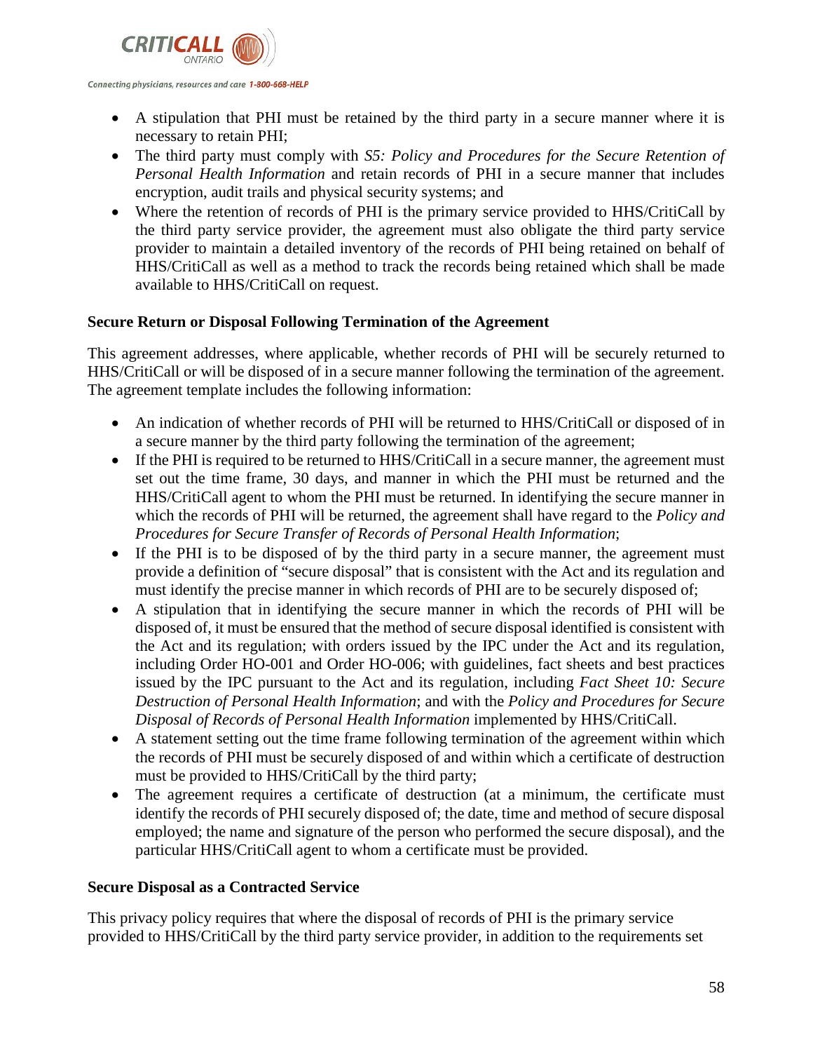- A stipulation that PHI must be retained by the third party in a secure manner where it is necessary to retain PHI;
- The third party must comply with *S5: Policy and Procedures for the Secure Retention of Personal Health Information* and retain records of PHI in a secure manner that includes encryption, audit trails and physical security systems; and
- Where the retention of records of PHI is the primary service provided to HHS/CritiCall by the third party service provider, the agreement must also obligate the third party service provider to maintain a detailed inventory of the records of PHI being retained on behalf of HHS/CritiCall as well as a method to track the records being retained which shall be made available to HHS/CritiCall on request.

**Secure Return or Disposal Following Termination of the Agreement**

This agreement addresses, where applicable, whether records of PHI will be securely returned to HHS/CritiCall or will be disposed of in a secure manner following the termination of the agreement. The agreement template includes the following information:

- An indication of whether records of PHI will be returned to HHS/CritiCall or disposed of in a secure manner by the third party following the termination of the agreement;
- If the PHI is required to be returned to HHS/CritiCall in a secure manner, the agreement must set out the time frame, 30 days, and manner in which the PHI must be returned and the HHS/CritiCall agent to whom the PHI must be returned. In identifying the secure manner in which the records of PHI will be returned, the agreement shall have regard to the *Policy and Procedures for Secure Transfer of Records of Personal Health Information*;
- If the PHI is to be disposed of by the third party in a secure manner, the agreement must provide a definition of "secure disposal" that is consistent with the Act and its regulation and must identify the precise manner in which records of PHI are to be securely disposed of;
- A stipulation that in identifying the secure manner in which the records of PHI will be disposed of, it must be ensured that the method of secure disposal identified is consistent with the Act and its regulation; with orders issued by the IPC under the Act and its regulation, including Order HO-001 and Order HO-006; with guidelines, fact sheets and best practices issued by the IPC pursuant to the Act and its regulation, including *Fact Sheet 10: Secure Destruction of Personal Health Information*; and with the *Policy and Procedures for Secure Disposal of Records of Personal Health Information* implemented by HHS/CritiCall.
- A statement setting out the time frame following termination of the agreement within which the records of PHI must be securely disposed of and within which a certificate of destruction must be provided to HHS/CritiCall by the third party;
- The agreement requires a certificate of destruction (at a minimum, the certificate must identify the records of PHI securely disposed of; the date, time and method of secure disposal employed; the name and signature of the person who performed the secure disposal), and the particular HHS/CritiCall agent to whom a certificate must be provided.

**Secure Disposal as a Contracted Service**

This privacy policy requires that where the disposal of records of PHI is the primary service provided to HHS/CritiCall by the third party service provider, in addition to the requirements set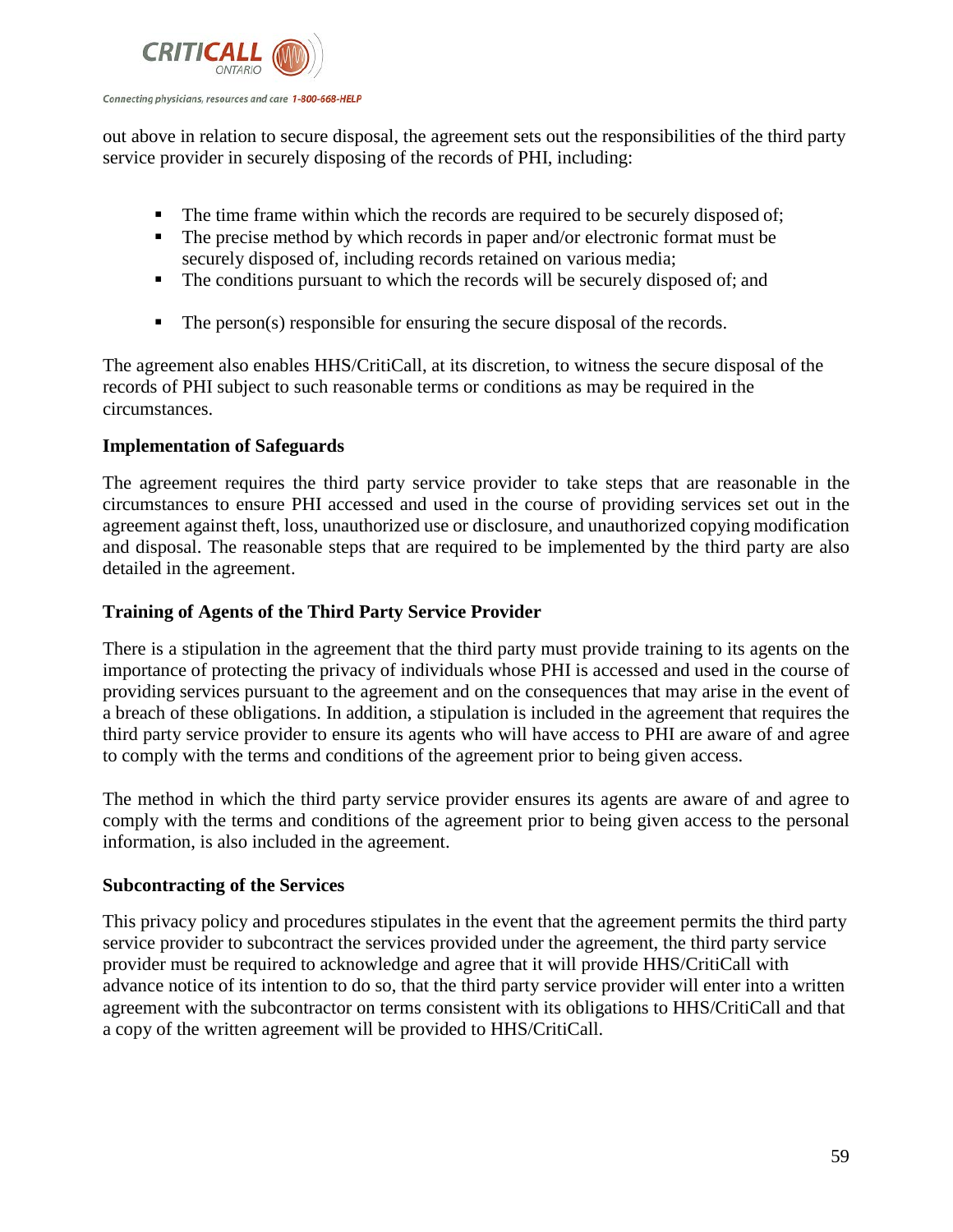out above in relation to secure disposal, the agreement sets out the responsibilities of the third party service provider in securely disposing of the records of PHI, including:

- The time frame within which the records are required to be securely disposed of;
- The precise method by which records in paper and/or electronic format must be securely disposed of, including records retained on various media;
- The conditions pursuant to which the records will be securely disposed of; and
- The person(s) responsible for ensuring the secure disposal of the records.

The agreement also enables HHS/CritiCall, at its discretion, to witness the secure disposal of the records of PHI subject to such reasonable terms or conditions as may be required in the circumstances.

**Implementation of Safeguards**

The agreement requires the third party service provider to take steps that are reasonable in the circumstances to ensure PHI accessed and used in the course of providing services set out in the agreement against theft, loss, unauthorized use or disclosure, and unauthorized copying modification and disposal. The reasonable steps that are required to be implemented by the third party are also detailed in the agreement.

**Training of Agents of the Third Party Service Provider**

There is a stipulation in the agreement that the third party must provide training to its agents on the importance of protecting the privacy of individuals whose PHI is accessed and used in the course of providing services pursuant to the agreement and on the consequences that may arise in the event of a breach of these obligations. In addition, a stipulation is included in the agreement that requires the third party service provider to ensure its agents who will have access to PHI are aware of and agree to comply with the terms and conditions of the agreement prior to being given access.

The method in which the third party service provider ensures its agents are aware of and agree to comply with the terms and conditions of the agreement prior to being given access to the personal information, is also included in the agreement.

**Subcontracting of the Services**

This privacy policy and procedures stipulates in the event that the agreement permits the third party service provider to subcontract the services provided under the agreement, the third party service provider must be required to acknowledge and agree that it will provide HHS/CritiCall with advance notice of its intention to do so, that the third party service provider will enter into a written agreement with the subcontractor on terms consistent with its obligations to HHS/CritiCall and that a copy of the written agreement will be provided to HHS/CritiCall.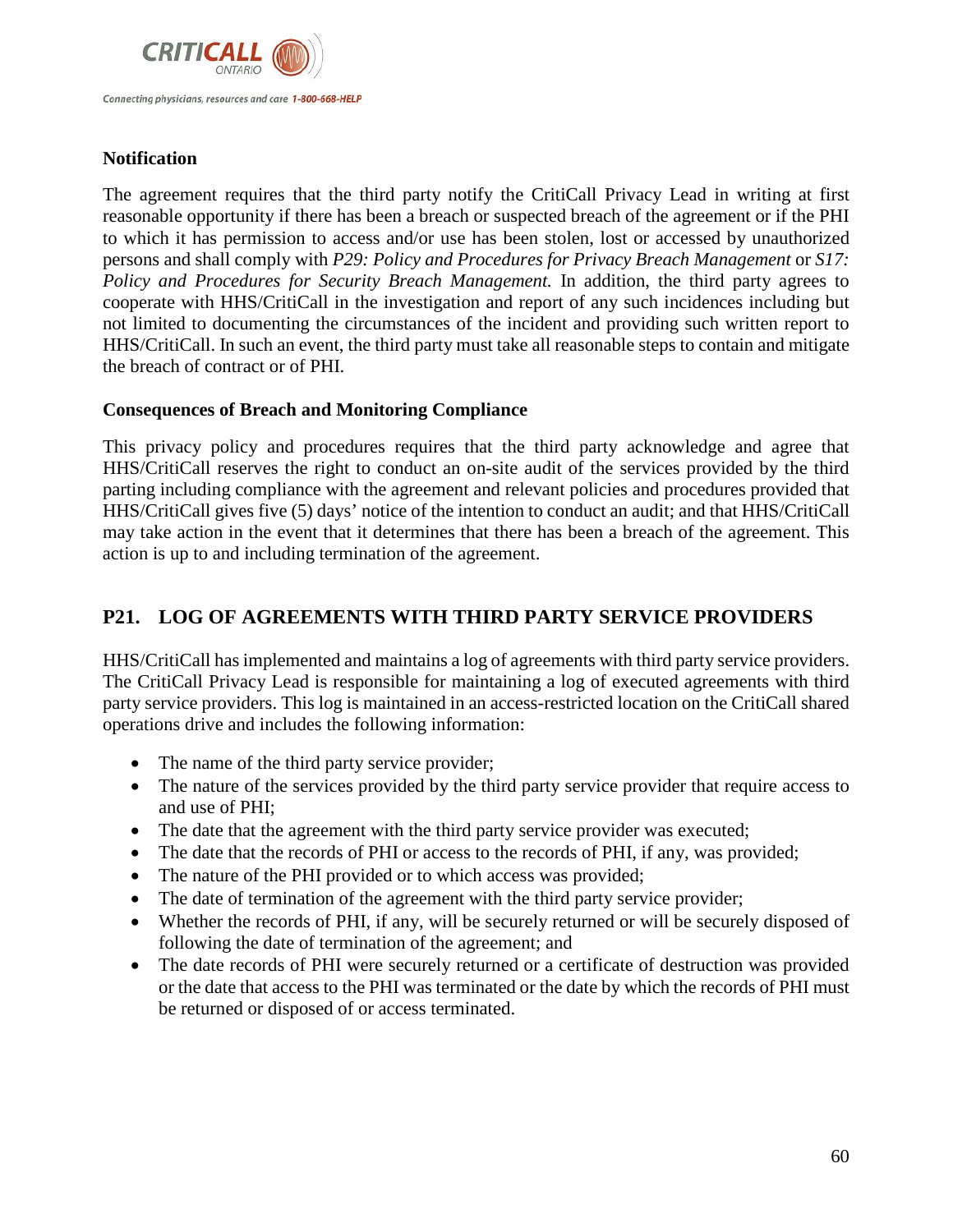**Notification**

The agreement requires that the third party notify the CritiCall Privacy Lead in writing at first reasonable opportunity if there has been a breach or suspected breach of the agreement or if the PHI to which it has permission to access and/or use has been stolen, lost or accessed by unauthorized persons and shall comply with *P29: Policy and Procedures for Privacy Breach Management* or *S17: Policy and Procedures for Security Breach Management.* In addition, the third party agrees to cooperate with HHS/CritiCall in the investigation and report of any such incidences including but not limited to documenting the circumstances of the incident and providing such written report to HHS/CritiCall. In such an event, the third party must take all reasonable steps to contain and mitigate the breach of contract or of PHI.

**Consequences of Breach and Monitoring Compliance**

This privacy policy and procedures requires that the third party acknowledge and agree that HHS/CritiCall reserves the right to conduct an on-site audit of the services provided by the third parting including compliance with the agreement and relevant policies and procedures provided that HHS/CritiCall gives five (5) days' notice of the intention to conduct an audit; and that HHS/CritiCall may take action in the event that it determines that there has been a breach of the agreement. This action is up to and including termination of the agreement.

## P21. LOG OF AGREEMENTS WITH THIRD PARTY SERVICE PROVIDERS

HHS/CritiCall has implemented and maintains a log of agreements with third party service providers. The CritiCall Privacy Lead is responsible for maintaining a log of executed agreements with third party service providers. This log is maintained in an access-restricted location on the CritiCall shared operations drive and includes the following information:

- The name of the third party service provider;
- The nature of the services provided by the third party service provider that require access to and use of PHI;
- The date that the agreement with the third party service provider was executed;
- The date that the records of PHI or access to the records of PHI, if any, was provided;
- The nature of the PHI provided or to which access was provided;
- The date of termination of the agreement with the third party service provider;
- Whether the records of PHI, if any, will be securely returned or will be securely disposed of following the date of termination of the agreement; and
- The date records of PHI were securely returned or a certificate of destruction was provided or the date that access to the PHI was terminated or the date by which the records of PHI must be returned or disposed of or access terminated.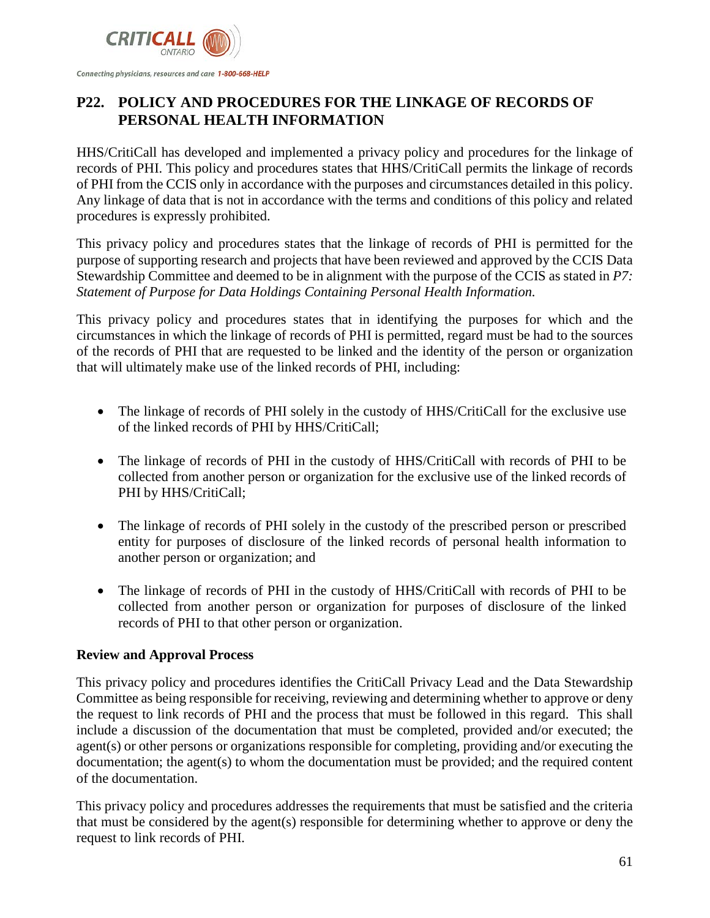## P22. POLICY AND PROCEDURES FOR THE LINKAGE OF RECORDS OF PERSONAL HEALTH INFORMATION

HHS/CritiCall has developed and implemented a privacy policy and procedures for the linkage of records of PHI. This policy and procedures states that HHS/CritiCall permits the linkage of records of PHI from the CCIS only in accordance with the purposes and circumstances detailed in this policy. Any linkage of data that is not in accordance with the terms and conditions of this policy and related procedures is expressly prohibited.

This privacy policy and procedures states that the linkage of records of PHI is permitted for the purpose of supporting research and projects that have been reviewed and approved by the CCIS Data Stewardship Committee and deemed to be in alignment with the purpose of the CCIS as stated in *P7: Statement of Purpose for Data Holdings Containing Personal Health Information.*

This privacy policy and procedures states that in identifying the purposes for which and the circumstances in which the linkage of records of PHI is permitted, regard must be had to the sources of the records of PHI that are requested to be linked and the identity of the person or organization that will ultimately make use of the linked records of PHI, including:

- The linkage of records of PHI solely in the custody of HHS/CritiCall for the exclusive use of the linked records of PHI by HHS/CritiCall;
- The linkage of records of PHI in the custody of HHS/CritiCall with records of PHI to be collected from another person or organization for the exclusive use of the linked records of PHI by HHS/CritiCall;
- The linkage of records of PHI solely in the custody of the prescribed person or prescribed entity for purposes of disclosure of the linked records of personal health information to another person or organization; and
- The linkage of records of PHI in the custody of HHS/CritiCall with records of PHI to be collected from another person or organization for purposes of disclosure of the linked records of PHI to that other person or organization.

### Review and Approval Process

This privacy policy and procedures identifies the CritiCall Privacy Lead and the Data Stewardship Committee as being responsible for receiving, reviewing and determining whether to approve or deny the request to link records of PHI and the process that must be followed in this regard. This shall include a discussion of the documentation that must be completed, provided and/or executed; the agent(s) or other persons or organizations responsible for completing, providing and/or executing the documentation; the agent(s) to whom the documentation must be provided; and the required content of the documentation.

This privacy policy and procedures addresses the requirements that must be satisfied and the criteria that must be considered by the agent(s) responsible for determining whether to approve or deny the request to link records of PHI.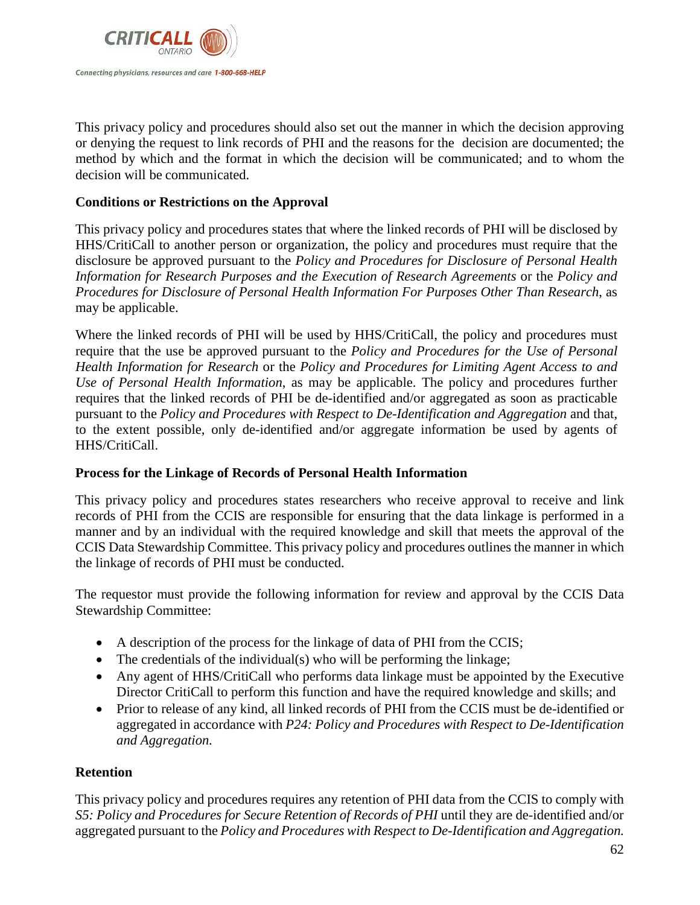This privacy policy and procedures should also set out the manner in which the decision approving or denying the request to link records of PHI and the reasons for the decision are documented; the method by which and the format in which the decision will be communicated; and to whom the decision will be communicated.

**Conditions or Restrictions on the Approval**

This privacy policy and procedures states that where the linked records of PHI will be disclosed by HHS/CritiCall to another person or organization, the policy and procedures must require that the disclosure be approved pursuant to the *Policy and Procedures for Disclosure of Personal Health Information for Research Purposes and the Execution of Research Agreements* or the *Policy and Procedures for Disclosure of Personal Health Information For Purposes Other Than Research*, as may be applicable.

Where the linked records of PHI will be used by HHS/CritiCall, the policy and procedures must require that the use be approved pursuant to the *Policy and Procedures for the Use of Personal Health Information for Research* or the *Policy and Procedures for Limiting Agent Access to and Use of Personal Health Information*, as may be applicable. The policy and procedures further requires that the linked records of PHI be de-identified and/or aggregated as soon as practicable pursuant to the *Policy and Procedures with Respect to De-Identification and Aggregation* and that, to the extent possible, only de-identified and/or aggregate information be used by agents of HHS/CritiCall.

**Process for the Linkage of Records of Personal Health Information**

This privacy policy and procedures states researchers who receive approval to receive and link records of PHI from the CCIS are responsible for ensuring that the data linkage is performed in a manner and by an individual with the required knowledge and skill that meets the approval of the CCIS Data Stewardship Committee. This privacy policy and procedures outlines the manner in which the linkage of records of PHI must be conducted.

The requestor must provide the following information for review and approval by the CCIS Data Stewardship Committee:

- A description of the process for the linkage of data of PHI from the CCIS;
- The credentials of the individual(s) who will be performing the linkage;
- Any agent of HHS/CritiCall who performs data linkage must be appointed by the Executive Director CritiCall to perform this function and have the required knowledge and skills; and
- Prior to release of any kind, all linked records of PHI from the CCIS must be de-identified or aggregated in accordance with *P24: Policy and Procedures with Respect to De-Identification and Aggregation.*

**Retention**

This privacy policy and procedures requires any retention of PHI data from the CCIS to comply with *S5: Policy and Procedures for Secure Retention of Records of PHI* until they are de-identified and/or aggregated pursuant to the *Policy and Procedures with Respect to De-Identification and Aggregation.*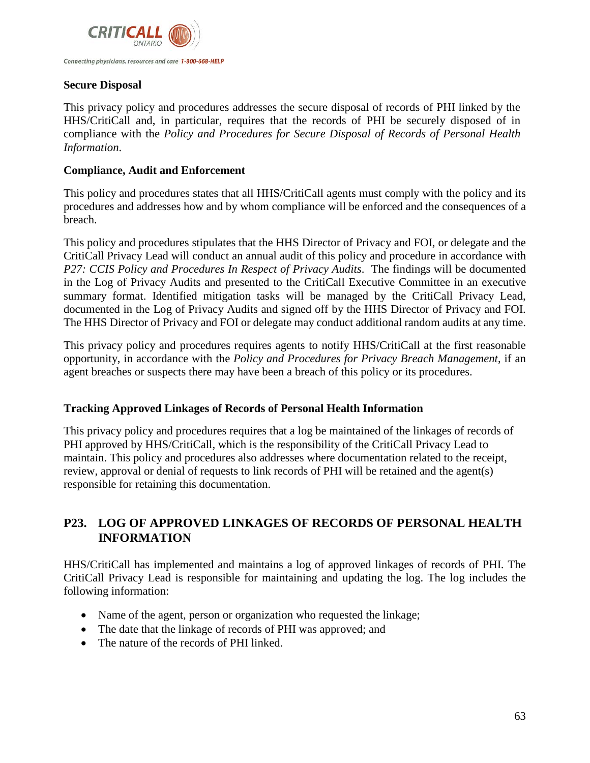### Secure Disposal

This privacy policy and procedures addresses the secure disposal of records of PHI linked by the HHS/CritiCall and, in particular, requires that the records of PHI be securely disposed of in compliance with the *Policy and Procedures for Secure Disposal of Records of Personal Health Information*.

### Compliance, Audit and Enforcement

This policy and procedures states that all HHS/CritiCall agents must comply with the policy and its procedures and addresses how and by whom compliance will be enforced and the consequences of a breach.

This policy and procedures stipulates that the HHS Director of Privacy and FOI, or delegate and the CritiCall Privacy Lead will conduct an annual audit of this policy and procedure in accordance with *P27: CCIS Policy and Procedures In Respect of Privacy Audits*. The findings will be documented in the Log of Privacy Audits and presented to the CritiCall Executive Committee in an executive summary format. Identified mitigation tasks will be managed by the CritiCall Privacy Lead, documented in the Log of Privacy Audits and signed off by the HHS Director of Privacy and FOI. The HHS Director of Privacy and FOI or delegate may conduct additional random audits at any time.

This privacy policy and procedures requires agents to notify HHS/CritiCall at the first reasonable opportunity, in accordance with the *Policy and Procedures for Privacy Breach Management*, if an agent breaches or suspects there may have been a breach of this policy or its procedures.

### Tracking Approved Linkages of Records of Personal Health Information

This privacy policy and procedures requires that a log be maintained of the linkages of records of PHI approved by HHS/CritiCall, which is the responsibility of the CritiCall Privacy Lead to maintain. This policy and procedures also addresses where documentation related to the receipt, review, approval or denial of requests to link records of PHI will be retained and the agent(s) responsible for retaining this documentation.

## P23. LOG OF APPROVED LINKAGES OF RECORDS OF PERSONAL HEALTH INFORMATION

HHS/CritiCall has implemented and maintains a log of approved linkages of records of PHI. The CritiCall Privacy Lead is responsible for maintaining and updating the log. The log includes the following information:

- Name of the agent, person or organization who requested the linkage;
- The date that the linkage of records of PHI was approved; and
- The nature of the records of PHI linked.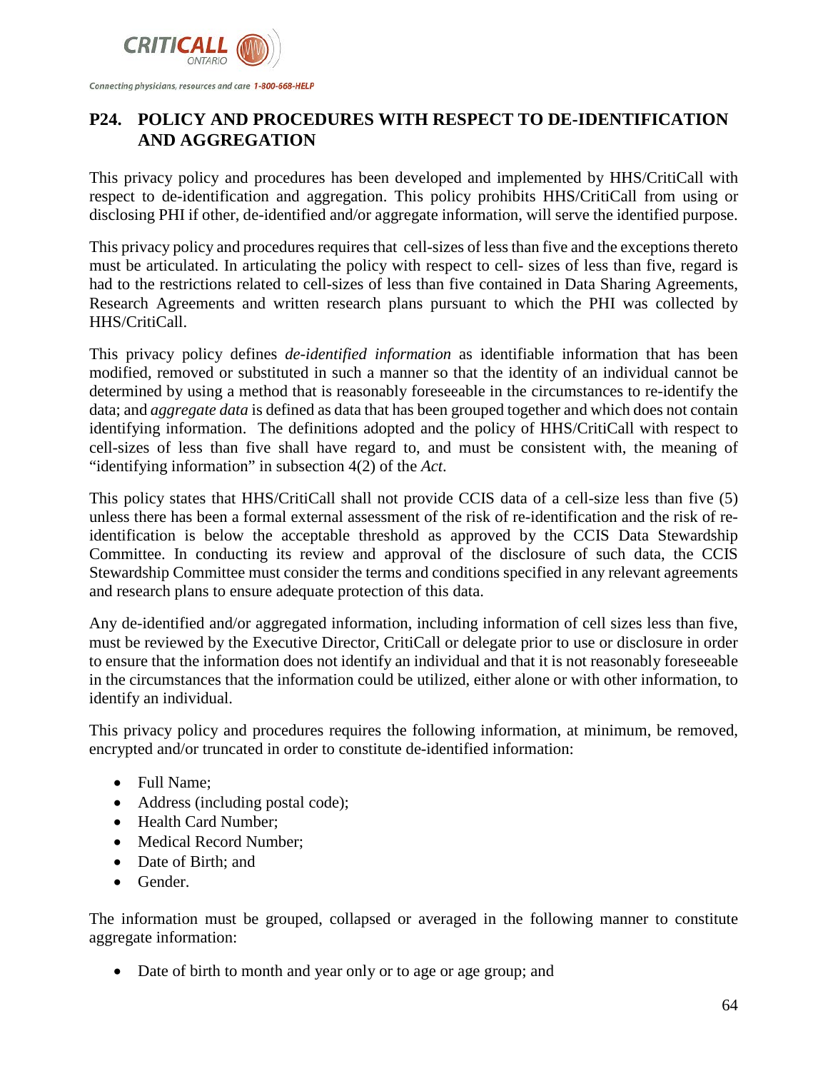## P24. POLICY AND PROCEDURES WITH RESPECT TO DE-IDENTIFICATION AND AGGREGATION

This privacy policy and procedures has been developed and implemented by HHS/CritiCall with respect to de-identification and aggregation. This policy prohibits HHS/CritiCall from using or disclosing PHI if other, de-identified and/or aggregate information, will serve the identified purpose.

This privacy policy and procedures requires that cell-sizes of less than five and the exceptions thereto must be articulated. In articulating the policy with respect to cell- sizes of less than five, regard is had to the restrictions related to cell-sizes of less than five contained in Data Sharing Agreements, Research Agreements and written research plans pursuant to which the PHI was collected by HHS/CritiCall.

This privacy policy defines *de-identified information* as identifiable information that has been modified, removed or substituted in such a manner so that the identity of an individual cannot be determined by using a method that is reasonably foreseeable in the circumstances to re-identify the data; and *aggregate data* is defined as data that has been grouped together and which does not contain identifying information. The definitions adopted and the policy of HHS/CritiCall with respect to cell-sizes of less than five shall have regard to, and must be consistent with, the meaning of "identifying information" in subsection 4(2) of the *Act*.

This policy states that HHS/CritiCall shall not provide CCIS data of a cell-size less than five (5) unless there has been a formal external assessment of the risk of re-identification and the risk of re-identification is below the acceptable threshold as approved by the CCIS Data Stewardship Committee. In conducting its review and approval of the disclosure of such data, the CCIS Stewardship Committee must consider the terms and conditions specified in any relevant agreements and research plans to ensure adequate protection of this data.

Any de-identified and/or aggregated information, including information of cell sizes less than five, must be reviewed by the Executive Director, CritiCall or delegate prior to use or disclosure in order to ensure that the information does not identify an individual and that it is not reasonably foreseeable in the circumstances that the information could be utilized, either alone or with other information, to identify an individual.

This privacy policy and procedures requires the following information, at minimum, be removed, encrypted and/or truncated in order to constitute de-identified information:

- Full Name;
- Address (including postal code);
- Health Card Number;
- Medical Record Number;
- Date of Birth; and
- Gender.

The information must be grouped, collapsed or averaged in the following manner to constitute aggregate information:

- Date of birth to month and year only or to age or age group; and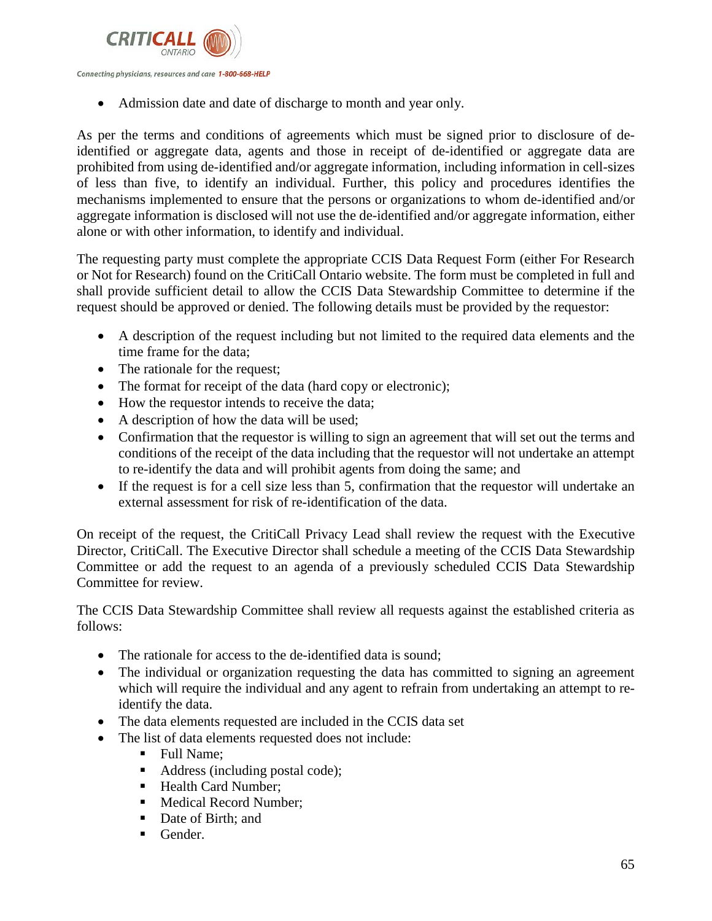- Admission date and date of discharge to month and year only.

As per the terms and conditions of agreements which must be signed prior to disclosure of de-identified or aggregate data, agents and those in receipt of de-identified or aggregate data are prohibited from using de-identified and/or aggregate information, including information in cell-sizes of less than five, to identify an individual. Further, this policy and procedures identifies the mechanisms implemented to ensure that the persons or organizations to whom de-identified and/or aggregate information is disclosed will not use the de-identified and/or aggregate information, either alone or with other information, to identify and individual.

The requesting party must complete the appropriate CCIS Data Request Form (either For Research or Not for Research) found on the CritiCall Ontario website. The form must be completed in full and shall provide sufficient detail to allow the CCIS Data Stewardship Committee to determine if the request should be approved or denied. The following details must be provided by the requestor:

- A description of the request including but not limited to the required data elements and the time frame for the data;
- The rationale for the request;
- The format for receipt of the data (hard copy or electronic);
- How the requestor intends to receive the data;
- A description of how the data will be used;
- Confirmation that the requestor is willing to sign an agreement that will set out the terms and conditions of the receipt of the data including that the requestor will not undertake an attempt to re-identify the data and will prohibit agents from doing the same; and
- If the request is for a cell size less than 5, confirmation that the requestor will undertake an external assessment for risk of re-identification of the data.

On receipt of the request, the CritiCall Privacy Lead shall review the request with the Executive Director, CritiCall. The Executive Director shall schedule a meeting of the CCIS Data Stewardship Committee or add the request to an agenda of a previously scheduled CCIS Data Stewardship Committee for review.

The CCIS Data Stewardship Committee shall review all requests against the established criteria as follows:

- The rationale for access to the de-identified data is sound;
- The individual or organization requesting the data has committed to signing an agreement which will require the individual and any agent to refrain from undertaking an attempt to re-identify the data.
- The data elements requested are included in the CCIS data set
- The list of data elements requested does not include:
  - Full Name;
  - Address (including postal code);
  - Health Card Number;
  - Medical Record Number;
  - Date of Birth; and
  - Gender.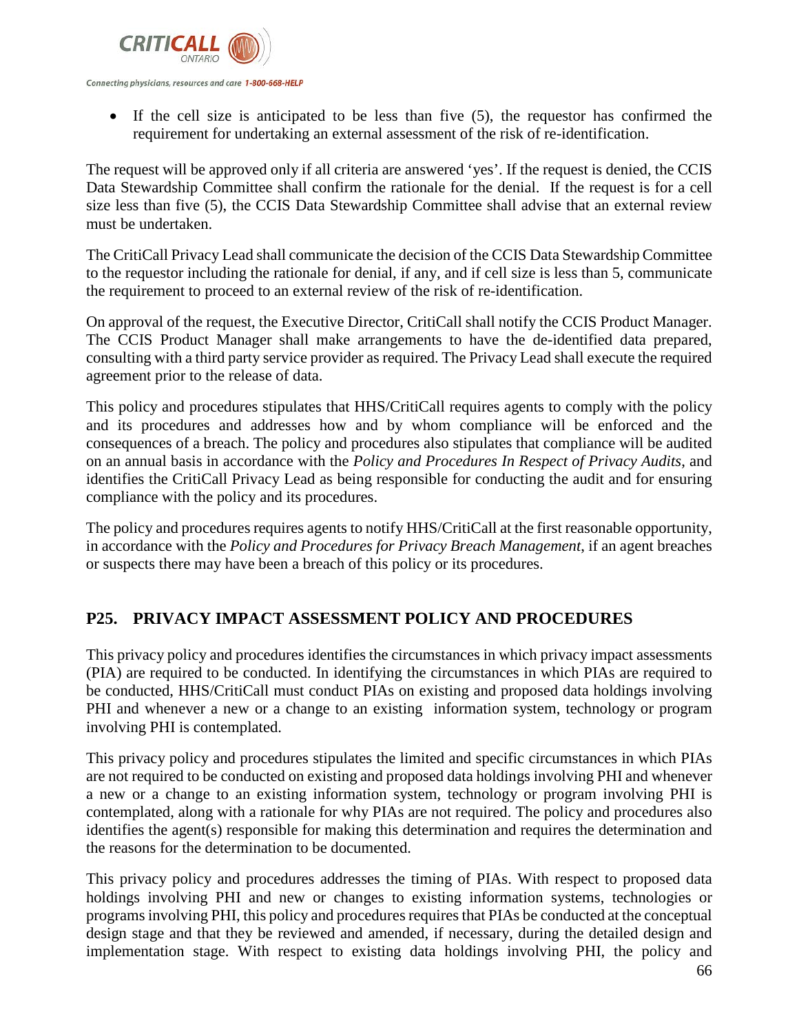- If the cell size is anticipated to be less than five (5), the requestor has confirmed the requirement for undertaking an external assessment of the risk of re-identification.

The request will be approved only if all criteria are answered 'yes'. If the request is denied, the CCIS Data Stewardship Committee shall confirm the rationale for the denial. If the request is for a cell size less than five (5), the CCIS Data Stewardship Committee shall advise that an external review must be undertaken.

The CritiCall Privacy Lead shall communicate the decision of the CCIS Data Stewardship Committee to the requestor including the rationale for denial, if any, and if cell size is less than 5, communicate the requirement to proceed to an external review of the risk of re-identification.

On approval of the request, the Executive Director, CritiCall shall notify the CCIS Product Manager. The CCIS Product Manager shall make arrangements to have the de-identified data prepared, consulting with a third party service provider as required. The Privacy Lead shall execute the required agreement prior to the release of data.

This policy and procedures stipulates that HHS/CritiCall requires agents to comply with the policy and its procedures and addresses how and by whom compliance will be enforced and the consequences of a breach. The policy and procedures also stipulates that compliance will be audited on an annual basis in accordance with the *Policy and Procedures In Respect of Privacy Audits*, and identifies the CritiCall Privacy Lead as being responsible for conducting the audit and for ensuring compliance with the policy and its procedures.

The policy and procedures requires agents to notify HHS/CritiCall at the first reasonable opportunity, in accordance with the *Policy and Procedures for Privacy Breach Management*, if an agent breaches or suspects there may have been a breach of this policy or its procedures.

## P25. PRIVACY IMPACT ASSESSMENT POLICY AND PROCEDURES

This privacy policy and procedures identifies the circumstances in which privacy impact assessments (PIA) are required to be conducted. In identifying the circumstances in which PIAs are required to be conducted, HHS/CritiCall must conduct PIAs on existing and proposed data holdings involving PHI and whenever a new or a change to an existing information system, technology or program involving PHI is contemplated.

This privacy policy and procedures stipulates the limited and specific circumstances in which PIAs are not required to be conducted on existing and proposed data holdings involving PHI and whenever a new or a change to an existing information system, technology or program involving PHI is contemplated, along with a rationale for why PIAs are not required. The policy and procedures also identifies the agent(s) responsible for making this determination and requires the determination and the reasons for the determination to be documented.

This privacy policy and procedures addresses the timing of PIAs. With respect to proposed data holdings involving PHI and new or changes to existing information systems, technologies or programs involving PHI, this policy and procedures requires that PIAs be conducted at the conceptual design stage and that they be reviewed and amended, if necessary, during the detailed design and implementation stage. With respect to existing data holdings involving PHI, the policy and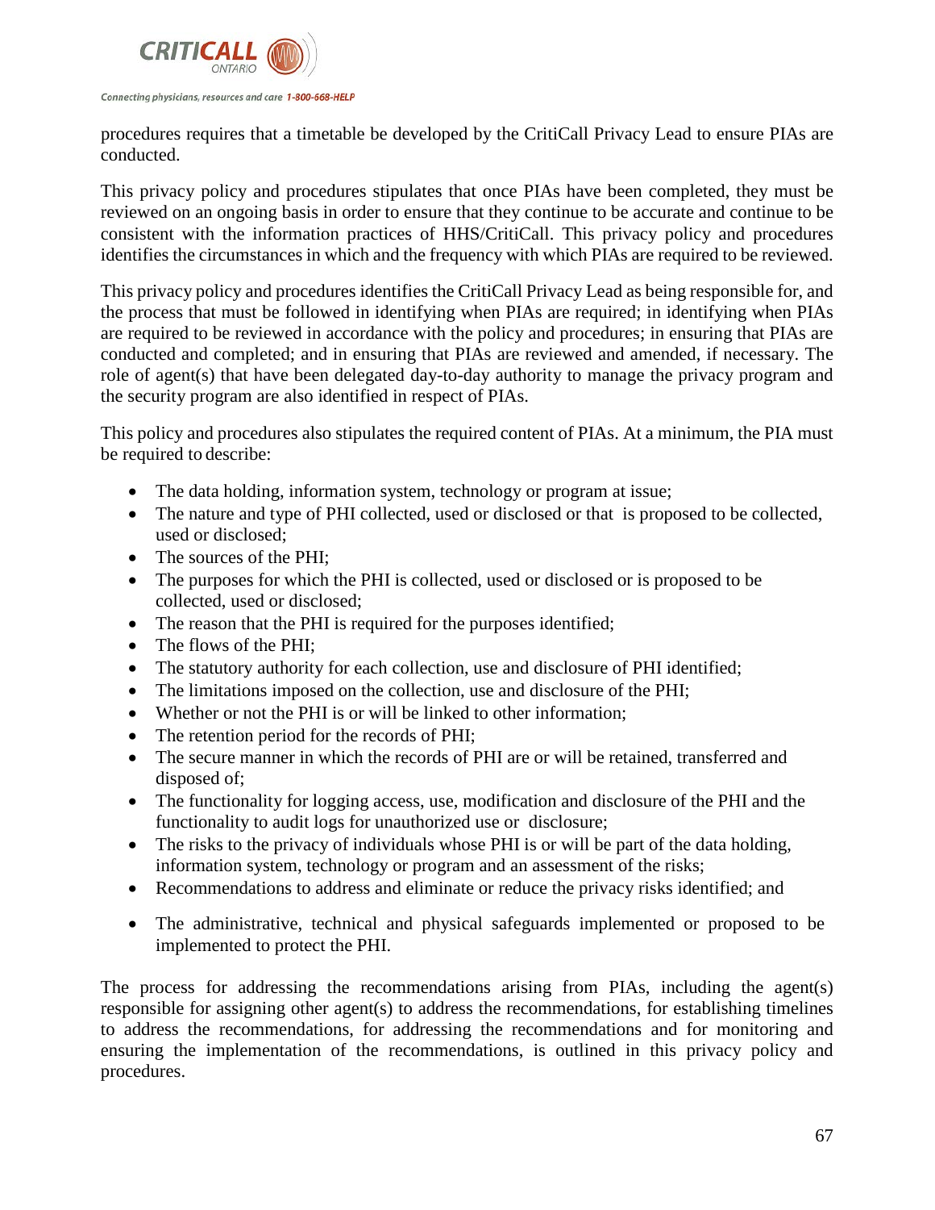procedures requires that a timetable be developed by the CritiCall Privacy Lead to ensure PIAs are conducted.

This privacy policy and procedures stipulates that once PIAs have been completed, they must be reviewed on an ongoing basis in order to ensure that they continue to be accurate and continue to be consistent with the information practices of HHS/CritiCall. This privacy policy and procedures identifies the circumstances in which and the frequency with which PIAs are required to be reviewed.

This privacy policy and procedures identifies the CritiCall Privacy Lead as being responsible for, and the process that must be followed in identifying when PIAs are required; in identifying when PIAs are required to be reviewed in accordance with the policy and procedures; in ensuring that PIAs are conducted and completed; and in ensuring that PIAs are reviewed and amended, if necessary. The role of agent(s) that have been delegated day-to-day authority to manage the privacy program and the security program are also identified in respect of PIAs.

This policy and procedures also stipulates the required content of PIAs. At a minimum, the PIA must be required to describe:

- The data holding, information system, technology or program at issue;
- The nature and type of PHI collected, used or disclosed or that is proposed to be collected, used or disclosed;
- The sources of the PHI;
- The purposes for which the PHI is collected, used or disclosed or is proposed to be collected, used or disclosed;
- The reason that the PHI is required for the purposes identified;
- The flows of the PHI;
- The statutory authority for each collection, use and disclosure of PHI identified;
- The limitations imposed on the collection, use and disclosure of the PHI;
- Whether or not the PHI is or will be linked to other information;
- The retention period for the records of PHI;
- The secure manner in which the records of PHI are or will be retained, transferred and disposed of;
- The functionality for logging access, use, modification and disclosure of the PHI and the functionality to audit logs for unauthorized use or disclosure;
- The risks to the privacy of individuals whose PHI is or will be part of the data holding, information system, technology or program and an assessment of the risks;
- Recommendations to address and eliminate or reduce the privacy risks identified; and
- The administrative, technical and physical safeguards implemented or proposed to be implemented to protect the PHI.

The process for addressing the recommendations arising from PIAs, including the agent(s) responsible for assigning other agent(s) to address the recommendations, for establishing timelines to address the recommendations, for addressing the recommendations and for monitoring and ensuring the implementation of the recommendations, is outlined in this privacy policy and procedures.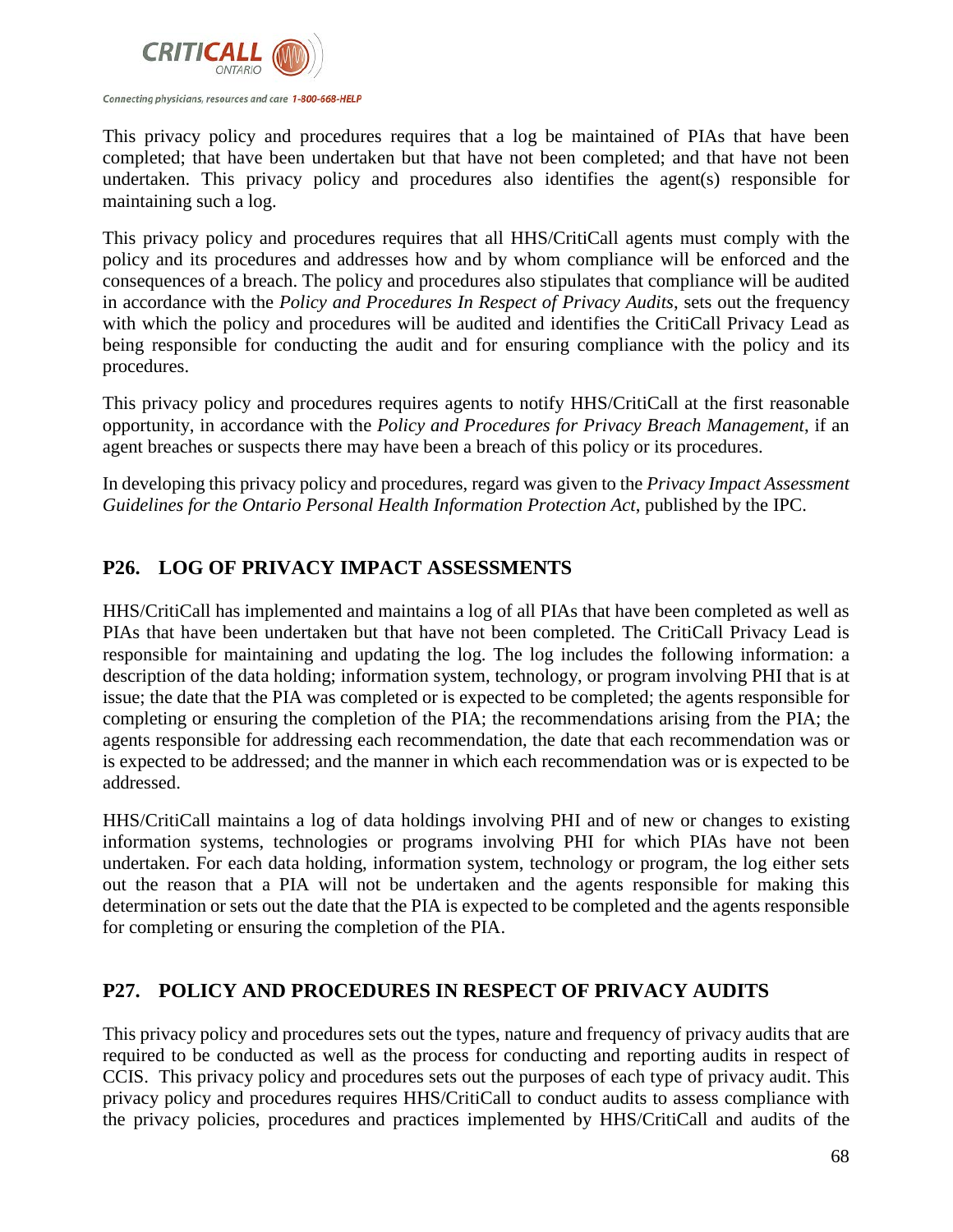This privacy policy and procedures requires that a log be maintained of PIAs that have been completed; that have been undertaken but that have not been completed; and that have not been undertaken. This privacy policy and procedures also identifies the agent(s) responsible for maintaining such a log.

This privacy policy and procedures requires that all HHS/CritiCall agents must comply with the policy and its procedures and addresses how and by whom compliance will be enforced and the consequences of a breach. The policy and procedures also stipulates that compliance will be audited in accordance with the *Policy and Procedures In Respect of Privacy Audits*, sets out the frequency with which the policy and procedures will be audited and identifies the CritiCall Privacy Lead as being responsible for conducting the audit and for ensuring compliance with the policy and its procedures.

This privacy policy and procedures requires agents to notify HHS/CritiCall at the first reasonable opportunity, in accordance with the *Policy and Procedures for Privacy Breach Management*, if an agent breaches or suspects there may have been a breach of this policy or its procedures.

In developing this privacy policy and procedures, regard was given to the *Privacy Impact Assessment Guidelines for the Ontario Personal Health Information Protection Act*, published by the IPC.

## P26. LOG OF PRIVACY IMPACT ASSESSMENTS

HHS/CritiCall has implemented and maintains a log of all PIAs that have been completed as well as PIAs that have been undertaken but that have not been completed. The CritiCall Privacy Lead is responsible for maintaining and updating the log. The log includes the following information: a description of the data holding; information system, technology, or program involving PHI that is at issue; the date that the PIA was completed or is expected to be completed; the agents responsible for completing or ensuring the completion of the PIA; the recommendations arising from the PIA; the agents responsible for addressing each recommendation, the date that each recommendation was or is expected to be addressed; and the manner in which each recommendation was or is expected to be addressed.

HHS/CritiCall maintains a log of data holdings involving PHI and of new or changes to existing information systems, technologies or programs involving PHI for which PIAs have not been undertaken. For each data holding, information system, technology or program, the log either sets out the reason that a PIA will not be undertaken and the agents responsible for making this determination or sets out the date that the PIA is expected to be completed and the agents responsible for completing or ensuring the completion of the PIA.

## P27. POLICY AND PROCEDURES IN RESPECT OF PRIVACY AUDITS

This privacy policy and procedures sets out the types, nature and frequency of privacy audits that are required to be conducted as well as the process for conducting and reporting audits in respect of CCIS. This privacy policy and procedures sets out the purposes of each type of privacy audit. This privacy policy and procedures requires HHS/CritiCall to conduct audits to assess compliance with the privacy policies, procedures and practices implemented by HHS/CritiCall and audits of the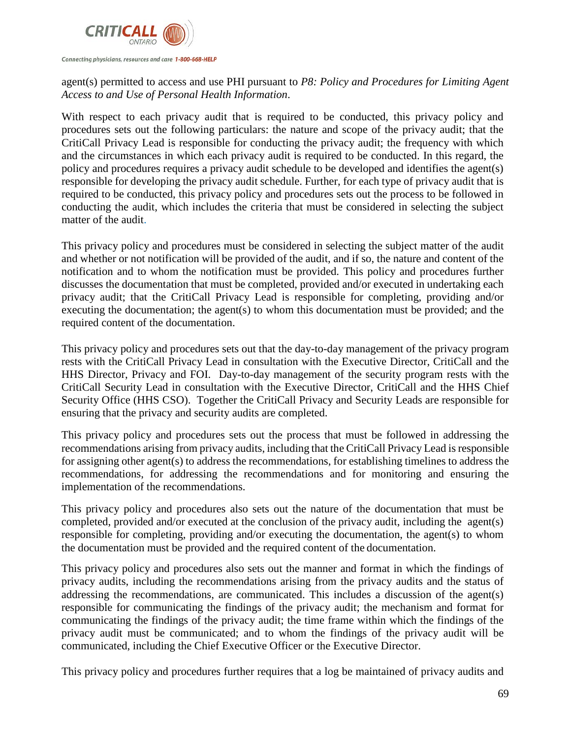agent(s) permitted to access and use PHI pursuant to *P8: Policy and Procedures for Limiting Agent Access to and Use of Personal Health Information*.

With respect to each privacy audit that is required to be conducted, this privacy policy and procedures sets out the following particulars: the nature and scope of the privacy audit; that the CritiCall Privacy Lead is responsible for conducting the privacy audit; the frequency with which and the circumstances in which each privacy audit is required to be conducted. In this regard, the policy and procedures requires a privacy audit schedule to be developed and identifies the agent(s) responsible for developing the privacy audit schedule. Further, for each type of privacy audit that is required to be conducted, this privacy policy and procedures sets out the process to be followed in conducting the audit, which includes the criteria that must be considered in selecting the subject matter of the audit.

This privacy policy and procedures must be considered in selecting the subject matter of the audit and whether or not notification will be provided of the audit, and if so, the nature and content of the notification and to whom the notification must be provided. This policy and procedures further discusses the documentation that must be completed, provided and/or executed in undertaking each privacy audit; that the CritiCall Privacy Lead is responsible for completing, providing and/or executing the documentation; the agent(s) to whom this documentation must be provided; and the required content of the documentation.

This privacy policy and procedures sets out that the day-to-day management of the privacy program rests with the CritiCall Privacy Lead in consultation with the Executive Director, CritiCall and the HHS Director, Privacy and FOI. Day-to-day management of the security program rests with the CritiCall Security Lead in consultation with the Executive Director, CritiCall and the HHS Chief Security Office (HHS CSO). Together the CritiCall Privacy and Security Leads are responsible for ensuring that the privacy and security audits are completed.

This privacy policy and procedures sets out the process that must be followed in addressing the recommendations arising from privacy audits, including that the CritiCall Privacy Lead is responsible for assigning other agent(s) to address the recommendations, for establishing timelines to address the recommendations, for addressing the recommendations and for monitoring and ensuring the implementation of the recommendations.

This privacy policy and procedures also sets out the nature of the documentation that must be completed, provided and/or executed at the conclusion of the privacy audit, including the agent(s) responsible for completing, providing and/or executing the documentation, the agent(s) to whom the documentation must be provided and the required content of the documentation.

This privacy policy and procedures also sets out the manner and format in which the findings of privacy audits, including the recommendations arising from the privacy audits and the status of addressing the recommendations, are communicated. This includes a discussion of the agent(s) responsible for communicating the findings of the privacy audit; the mechanism and format for communicating the findings of the privacy audit; the time frame within which the findings of the privacy audit must be communicated; and to whom the findings of the privacy audit will be communicated, including the Chief Executive Officer or the Executive Director.

This privacy policy and procedures further requires that a log be maintained of privacy audits and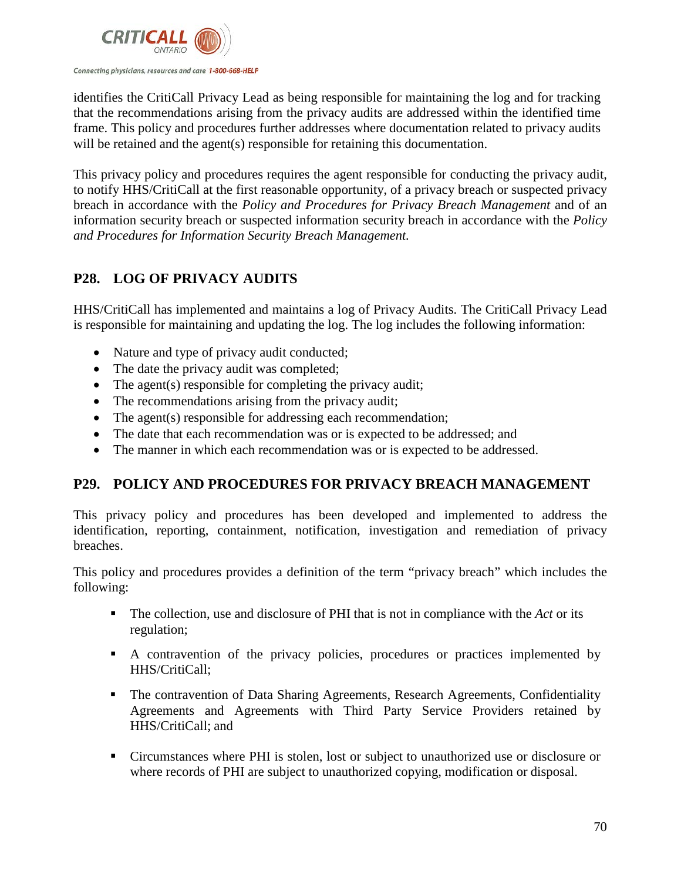identifies the CritiCall Privacy Lead as being responsible for maintaining the log and for tracking that the recommendations arising from the privacy audits are addressed within the identified time frame. This policy and procedures further addresses where documentation related to privacy audits will be retained and the agent(s) responsible for retaining this documentation.

This privacy policy and procedures requires the agent responsible for conducting the privacy audit, to notify HHS/CritiCall at the first reasonable opportunity, of a privacy breach or suspected privacy breach in accordance with the *Policy and Procedures for Privacy Breach Management* and of an information security breach or suspected information security breach in accordance with the *Policy and Procedures for Information Security Breach Management.*

## P28. LOG OF PRIVACY AUDITS

HHS/CritiCall has implemented and maintains a log of Privacy Audits. The CritiCall Privacy Lead is responsible for maintaining and updating the log. The log includes the following information:

- Nature and type of privacy audit conducted;
- The date the privacy audit was completed;
- The agent(s) responsible for completing the privacy audit;
- The recommendations arising from the privacy audit;
- The agent(s) responsible for addressing each recommendation;
- The date that each recommendation was or is expected to be addressed; and
- The manner in which each recommendation was or is expected to be addressed.

## P29. POLICY AND PROCEDURES FOR PRIVACY BREACH MANAGEMENT

This privacy policy and procedures has been developed and implemented to address the identification, reporting, containment, notification, investigation and remediation of privacy breaches.

This policy and procedures provides a definition of the term "privacy breach" which includes the following:

- The collection, use and disclosure of PHI that is not in compliance with the *Act* or its regulation;
- A contravention of the privacy policies, procedures or practices implemented by HHS/CritiCall;
- The contravention of Data Sharing Agreements, Research Agreements, Confidentiality Agreements and Agreements with Third Party Service Providers retained by HHS/CritiCall; and
- Circumstances where PHI is stolen, lost or subject to unauthorized use or disclosure or where records of PHI are subject to unauthorized copying, modification or disposal.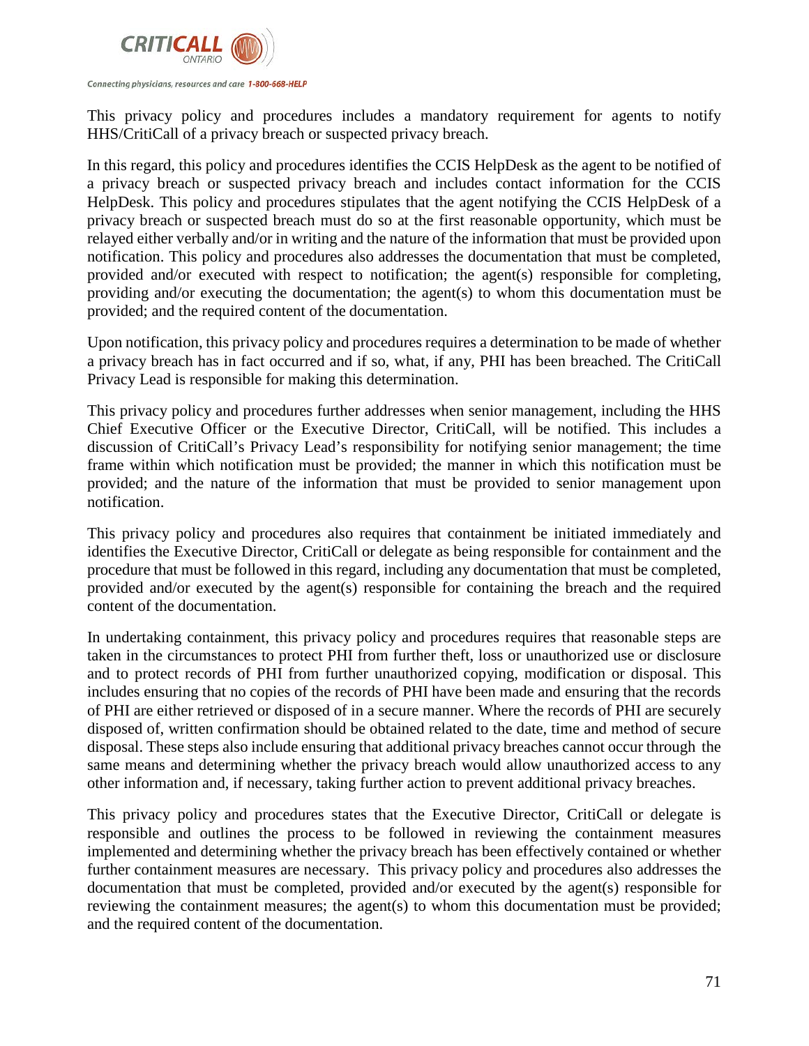This privacy policy and procedures includes a mandatory requirement for agents to notify HHS/CritiCall of a privacy breach or suspected privacy breach.

In this regard, this policy and procedures identifies the CCIS HelpDesk as the agent to be notified of a privacy breach or suspected privacy breach and includes contact information for the CCIS HelpDesk. This policy and procedures stipulates that the agent notifying the CCIS HelpDesk of a privacy breach or suspected breach must do so at the first reasonable opportunity, which must be relayed either verbally and/or in writing and the nature of the information that must be provided upon notification. This policy and procedures also addresses the documentation that must be completed, provided and/or executed with respect to notification; the agent(s) responsible for completing, providing and/or executing the documentation; the agent(s) to whom this documentation must be provided; and the required content of the documentation.

Upon notification, this privacy policy and procedures requires a determination to be made of whether a privacy breach has in fact occurred and if so, what, if any, PHI has been breached. The CritiCall Privacy Lead is responsible for making this determination.

This privacy policy and procedures further addresses when senior management, including the HHS Chief Executive Officer or the Executive Director, CritiCall, will be notified. This includes a discussion of CritiCall's Privacy Lead's responsibility for notifying senior management; the time frame within which notification must be provided; the manner in which this notification must be provided; and the nature of the information that must be provided to senior management upon notification.

This privacy policy and procedures also requires that containment be initiated immediately and identifies the Executive Director, CritiCall or delegate as being responsible for containment and the procedure that must be followed in this regard, including any documentation that must be completed, provided and/or executed by the agent(s) responsible for containing the breach and the required content of the documentation.

In undertaking containment, this privacy policy and procedures requires that reasonable steps are taken in the circumstances to protect PHI from further theft, loss or unauthorized use or disclosure and to protect records of PHI from further unauthorized copying, modification or disposal. This includes ensuring that no copies of the records of PHI have been made and ensuring that the records of PHI are either retrieved or disposed of in a secure manner. Where the records of PHI are securely disposed of, written confirmation should be obtained related to the date, time and method of secure disposal. These steps also include ensuring that additional privacy breaches cannot occur through the same means and determining whether the privacy breach would allow unauthorized access to any other information and, if necessary, taking further action to prevent additional privacy breaches.

This privacy policy and procedures states that the Executive Director, CritiCall or delegate is responsible and outlines the process to be followed in reviewing the containment measures implemented and determining whether the privacy breach has been effectively contained or whether further containment measures are necessary. This privacy policy and procedures also addresses the documentation that must be completed, provided and/or executed by the agent(s) responsible for reviewing the containment measures; the agent(s) to whom this documentation must be provided; and the required content of the documentation.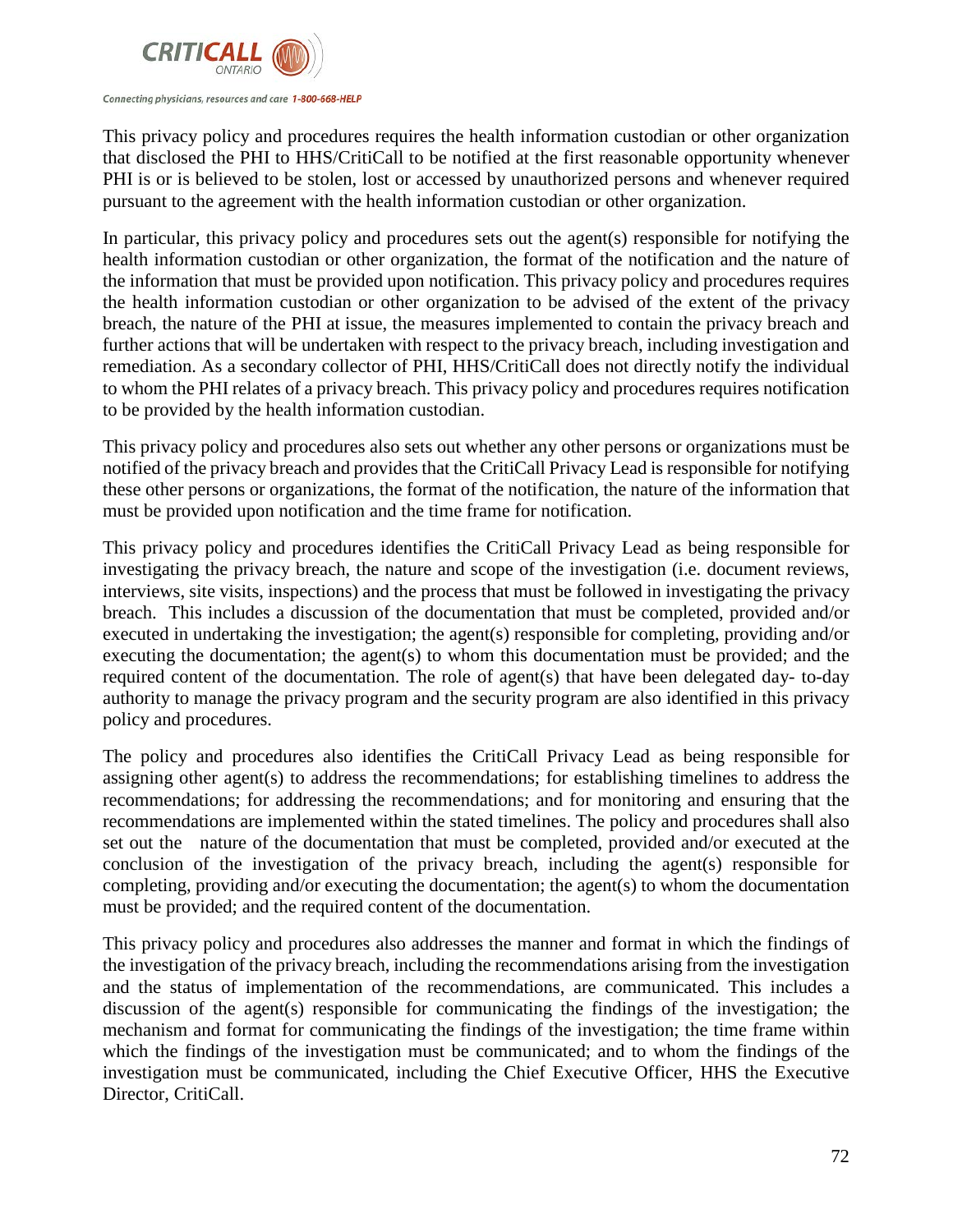This privacy policy and procedures requires the health information custodian or other organization that disclosed the PHI to HHS/CritiCall to be notified at the first reasonable opportunity whenever PHI is or is believed to be stolen, lost or accessed by unauthorized persons and whenever required pursuant to the agreement with the health information custodian or other organization.

In particular, this privacy policy and procedures sets out the agent(s) responsible for notifying the health information custodian or other organization, the format of the notification and the nature of the information that must be provided upon notification. This privacy policy and procedures requires the health information custodian or other organization to be advised of the extent of the privacy breach, the nature of the PHI at issue, the measures implemented to contain the privacy breach and further actions that will be undertaken with respect to the privacy breach, including investigation and remediation. As a secondary collector of PHI, HHS/CritiCall does not directly notify the individual to whom the PHI relates of a privacy breach. This privacy policy and procedures requires notification to be provided by the health information custodian.

This privacy policy and procedures also sets out whether any other persons or organizations must be notified of the privacy breach and provides that the CritiCall Privacy Lead is responsible for notifying these other persons or organizations, the format of the notification, the nature of the information that must be provided upon notification and the time frame for notification.

This privacy policy and procedures identifies the CritiCall Privacy Lead as being responsible for investigating the privacy breach, the nature and scope of the investigation (i.e. document reviews, interviews, site visits, inspections) and the process that must be followed in investigating the privacy breach. This includes a discussion of the documentation that must be completed, provided and/or executed in undertaking the investigation; the agent(s) responsible for completing, providing and/or executing the documentation; the agent(s) to whom this documentation must be provided; and the required content of the documentation. The role of agent(s) that have been delegated day- to-day authority to manage the privacy program and the security program are also identified in this privacy policy and procedures.

The policy and procedures also identifies the CritiCall Privacy Lead as being responsible for assigning other agent(s) to address the recommendations; for establishing timelines to address the recommendations; for addressing the recommendations; and for monitoring and ensuring that the recommendations are implemented within the stated timelines. The policy and procedures shall also set out the nature of the documentation that must be completed, provided and/or executed at the conclusion of the investigation of the privacy breach, including the agent(s) responsible for completing, providing and/or executing the documentation; the agent(s) to whom the documentation must be provided; and the required content of the documentation.

This privacy policy and procedures also addresses the manner and format in which the findings of the investigation of the privacy breach, including the recommendations arising from the investigation and the status of implementation of the recommendations, are communicated. This includes a discussion of the agent(s) responsible for communicating the findings of the investigation; the mechanism and format for communicating the findings of the investigation; the time frame within which the findings of the investigation must be communicated; and to whom the findings of the investigation must be communicated, including the Chief Executive Officer, HHS the Executive Director, CritiCall.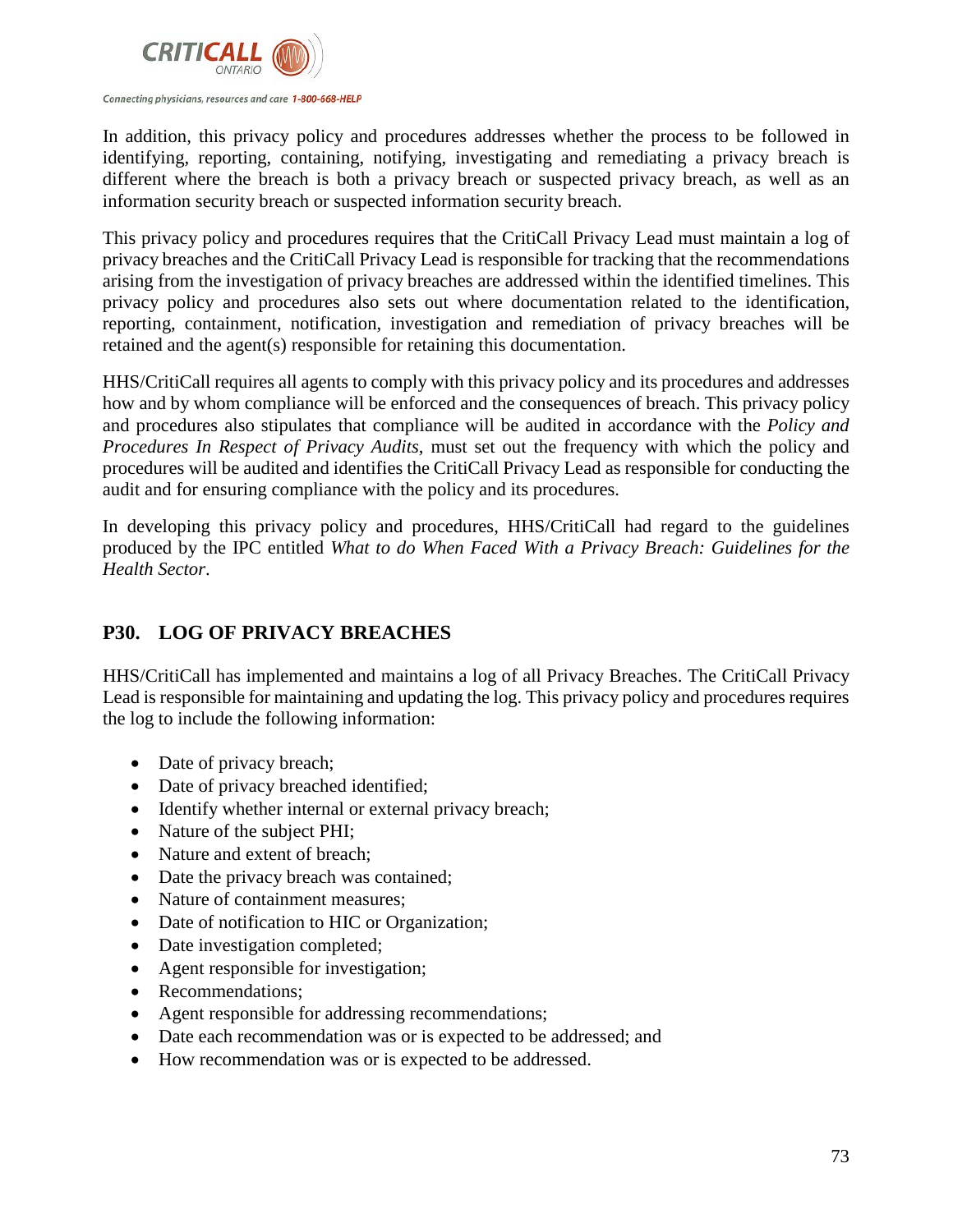In addition, this privacy policy and procedures addresses whether the process to be followed in identifying, reporting, containing, notifying, investigating and remediating a privacy breach is different where the breach is both a privacy breach or suspected privacy breach, as well as an information security breach or suspected information security breach.

This privacy policy and procedures requires that the CritiCall Privacy Lead must maintain a log of privacy breaches and the CritiCall Privacy Lead is responsible for tracking that the recommendations arising from the investigation of privacy breaches are addressed within the identified timelines. This privacy policy and procedures also sets out where documentation related to the identification, reporting, containment, notification, investigation and remediation of privacy breaches will be retained and the agent(s) responsible for retaining this documentation.

HHS/CritiCall requires all agents to comply with this privacy policy and its procedures and addresses how and by whom compliance will be enforced and the consequences of breach. This privacy policy and procedures also stipulates that compliance will be audited in accordance with the *Policy and Procedures In Respect of Privacy Audits*, must set out the frequency with which the policy and procedures will be audited and identifies the CritiCall Privacy Lead as responsible for conducting the audit and for ensuring compliance with the policy and its procedures.

In developing this privacy policy and procedures, HHS/CritiCall had regard to the guidelines produced by the IPC entitled *What to do When Faced With a Privacy Breach: Guidelines for the Health Sector*.

## P30. LOG OF PRIVACY BREACHES

HHS/CritiCall has implemented and maintains a log of all Privacy Breaches. The CritiCall Privacy Lead is responsible for maintaining and updating the log. This privacy policy and procedures requires the log to include the following information:

- Date of privacy breach;
- Date of privacy breached identified;
- Identify whether internal or external privacy breach;
- Nature of the subject PHI;
- Nature and extent of breach;
- Date the privacy breach was contained;
- Nature of containment measures;
- Date of notification to HIC or Organization;
- Date investigation completed;
- Agent responsible for investigation;
- Recommendations;
- Agent responsible for addressing recommendations;
- Date each recommendation was or is expected to be addressed; and
- How recommendation was or is expected to be addressed.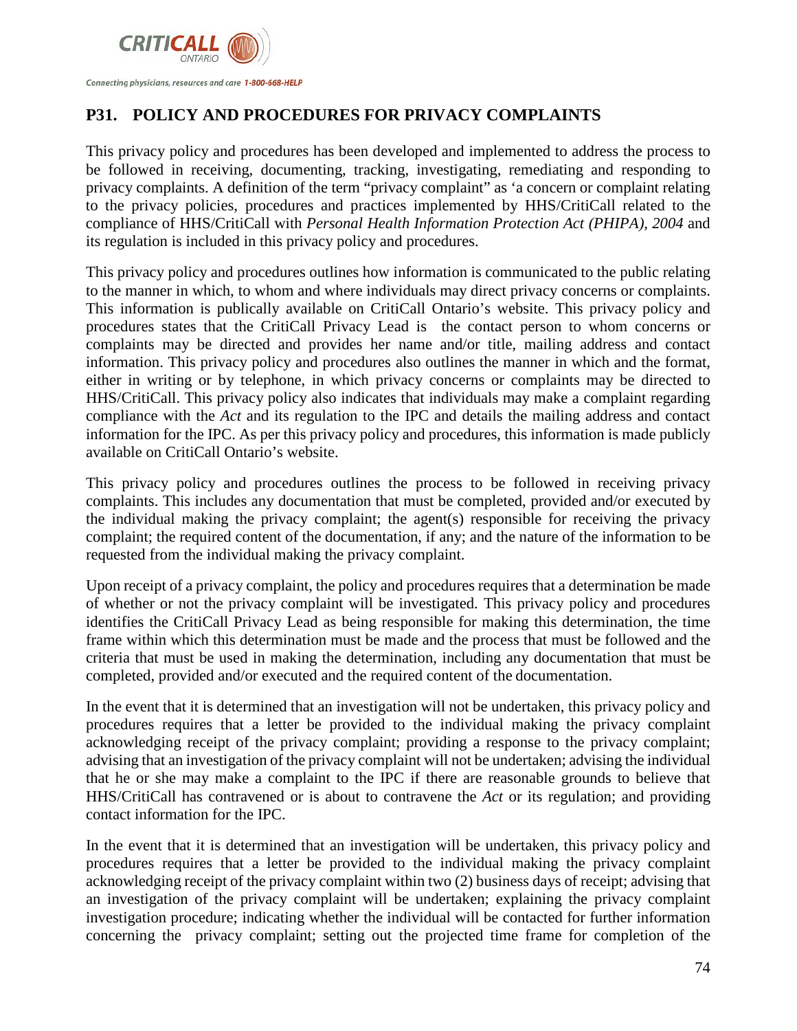## P31. POLICY AND PROCEDURES FOR PRIVACY COMPLAINTS

This privacy policy and procedures has been developed and implemented to address the process to be followed in receiving, documenting, tracking, investigating, remediating and responding to privacy complaints. A definition of the term "privacy complaint" as 'a concern or complaint relating to the privacy policies, procedures and practices implemented by HHS/CritiCall related to the compliance of HHS/CritiCall with *Personal Health Information Protection Act (PHIPA), 2004* and its regulation is included in this privacy policy and procedures.

This privacy policy and procedures outlines how information is communicated to the public relating to the manner in which, to whom and where individuals may direct privacy concerns or complaints. This information is publically available on CritiCall Ontario's website. This privacy policy and procedures states that the CritiCall Privacy Lead is the contact person to whom concerns or complaints may be directed and provides her name and/or title, mailing address and contact information. This privacy policy and procedures also outlines the manner in which and the format, either in writing or by telephone, in which privacy concerns or complaints may be directed to HHS/CritiCall. This privacy policy also indicates that individuals may make a complaint regarding compliance with the *Act* and its regulation to the IPC and details the mailing address and contact information for the IPC. As per this privacy policy and procedures, this information is made publicly available on CritiCall Ontario's website.

This privacy policy and procedures outlines the process to be followed in receiving privacy complaints. This includes any documentation that must be completed, provided and/or executed by the individual making the privacy complaint; the agent(s) responsible for receiving the privacy complaint; the required content of the documentation, if any; and the nature of the information to be requested from the individual making the privacy complaint.

Upon receipt of a privacy complaint, the policy and procedures requires that a determination be made of whether or not the privacy complaint will be investigated. This privacy policy and procedures identifies the CritiCall Privacy Lead as being responsible for making this determination, the time frame within which this determination must be made and the process that must be followed and the criteria that must be used in making the determination, including any documentation that must be completed, provided and/or executed and the required content of the documentation.

In the event that it is determined that an investigation will not be undertaken, this privacy policy and procedures requires that a letter be provided to the individual making the privacy complaint acknowledging receipt of the privacy complaint; providing a response to the privacy complaint; advising that an investigation of the privacy complaint will not be undertaken; advising the individual that he or she may make a complaint to the IPC if there are reasonable grounds to believe that HHS/CritiCall has contravened or is about to contravene the *Act* or its regulation; and providing contact information for the IPC.

In the event that it is determined that an investigation will be undertaken, this privacy policy and procedures requires that a letter be provided to the individual making the privacy complaint acknowledging receipt of the privacy complaint within two (2) business days of receipt; advising that an investigation of the privacy complaint will be undertaken; explaining the privacy complaint investigation procedure; indicating whether the individual will be contacted for further information concerning the privacy complaint; setting out the projected time frame for completion of the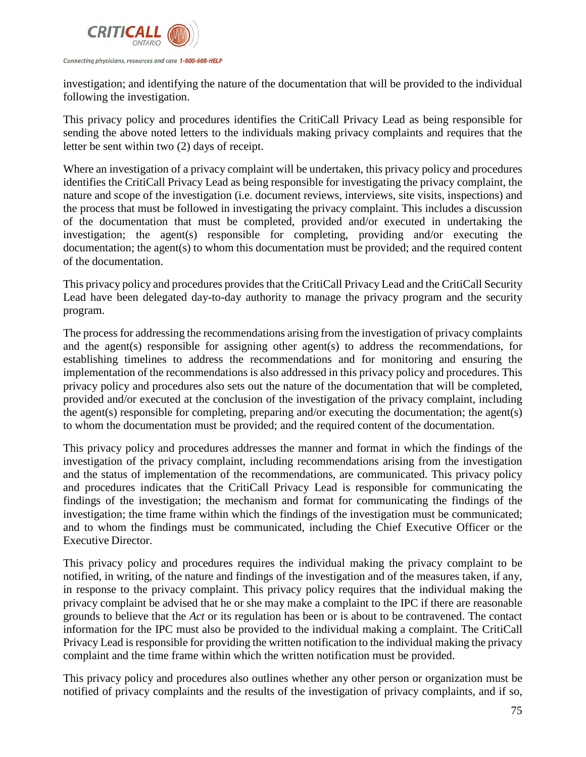investigation; and identifying the nature of the documentation that will be provided to the individual following the investigation.

This privacy policy and procedures identifies the CritiCall Privacy Lead as being responsible for sending the above noted letters to the individuals making privacy complaints and requires that the letter be sent within two (2) days of receipt.

Where an investigation of a privacy complaint will be undertaken, this privacy policy and procedures identifies the CritiCall Privacy Lead as being responsible for investigating the privacy complaint, the nature and scope of the investigation (i.e. document reviews, interviews, site visits, inspections) and the process that must be followed in investigating the privacy complaint. This includes a discussion of the documentation that must be completed, provided and/or executed in undertaking the investigation; the agent(s) responsible for completing, providing and/or executing the documentation; the agent(s) to whom this documentation must be provided; and the required content of the documentation.

This privacy policy and procedures provides that the CritiCall Privacy Lead and the CritiCall Security Lead have been delegated day-to-day authority to manage the privacy program and the security program.

The process for addressing the recommendations arising from the investigation of privacy complaints and the agent(s) responsible for assigning other agent(s) to address the recommendations, for establishing timelines to address the recommendations and for monitoring and ensuring the implementation of the recommendations is also addressed in this privacy policy and procedures. This privacy policy and procedures also sets out the nature of the documentation that will be completed, provided and/or executed at the conclusion of the investigation of the privacy complaint, including the agent(s) responsible for completing, preparing and/or executing the documentation; the agent(s) to whom the documentation must be provided; and the required content of the documentation.

This privacy policy and procedures addresses the manner and format in which the findings of the investigation of the privacy complaint, including recommendations arising from the investigation and the status of implementation of the recommendations, are communicated. This privacy policy and procedures indicates that the CritiCall Privacy Lead is responsible for communicating the findings of the investigation; the mechanism and format for communicating the findings of the investigation; the time frame within which the findings of the investigation must be communicated; and to whom the findings must be communicated, including the Chief Executive Officer or the Executive Director.

This privacy policy and procedures requires the individual making the privacy complaint to be notified, in writing, of the nature and findings of the investigation and of the measures taken, if any, in response to the privacy complaint. This privacy policy requires that the individual making the privacy complaint be advised that he or she may make a complaint to the IPC if there are reasonable grounds to believe that the *Act* or its regulation has been or is about to be contravened. The contact information for the IPC must also be provided to the individual making a complaint. The CritiCall Privacy Lead is responsible for providing the written notification to the individual making the privacy complaint and the time frame within which the written notification must be provided.

This privacy policy and procedures also outlines whether any other person or organization must be notified of privacy complaints and the results of the investigation of privacy complaints, and if so,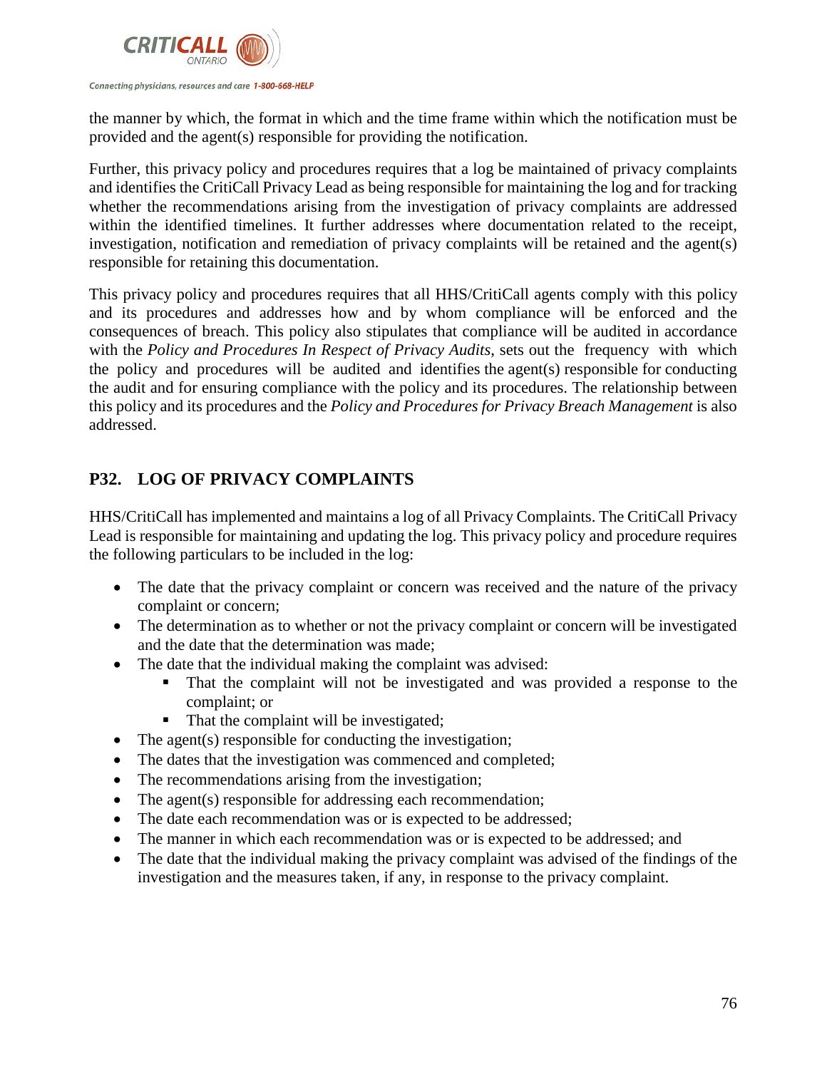the manner by which, the format in which and the time frame within which the notification must be provided and the agent(s) responsible for providing the notification.

Further, this privacy policy and procedures requires that a log be maintained of privacy complaints and identifies the CritiCall Privacy Lead as being responsible for maintaining the log and for tracking whether the recommendations arising from the investigation of privacy complaints are addressed within the identified timelines. It further addresses where documentation related to the receipt, investigation, notification and remediation of privacy complaints will be retained and the agent(s) responsible for retaining this documentation.

This privacy policy and procedures requires that all HHS/CritiCall agents comply with this policy and its procedures and addresses how and by whom compliance will be enforced and the consequences of breach. This policy also stipulates that compliance will be audited in accordance with the *Policy and Procedures In Respect of Privacy Audits*, sets out the frequency with which the policy and procedures will be audited and identifies the agent(s) responsible for conducting the audit and for ensuring compliance with the policy and its procedures. The relationship between this policy and its procedures and the *Policy and Procedures for Privacy Breach Management* is also addressed.

## P32. LOG OF PRIVACY COMPLAINTS

HHS/CritiCall has implemented and maintains a log of all Privacy Complaints. The CritiCall Privacy Lead is responsible for maintaining and updating the log. This privacy policy and procedure requires the following particulars to be included in the log:

- The date that the privacy complaint or concern was received and the nature of the privacy complaint or concern;
- The determination as to whether or not the privacy complaint or concern will be investigated and the date that the determination was made;
- The date that the individual making the complaint was advised:
  - That the complaint will not be investigated and was provided a response to the complaint; or
  - That the complaint will be investigated;
- The agent(s) responsible for conducting the investigation;
- The dates that the investigation was commenced and completed;
- The recommendations arising from the investigation;
- The agent(s) responsible for addressing each recommendation;
- The date each recommendation was or is expected to be addressed;
- The manner in which each recommendation was or is expected to be addressed; and
- The date that the individual making the privacy complaint was advised of the findings of the investigation and the measures taken, if any, in response to the privacy complaint.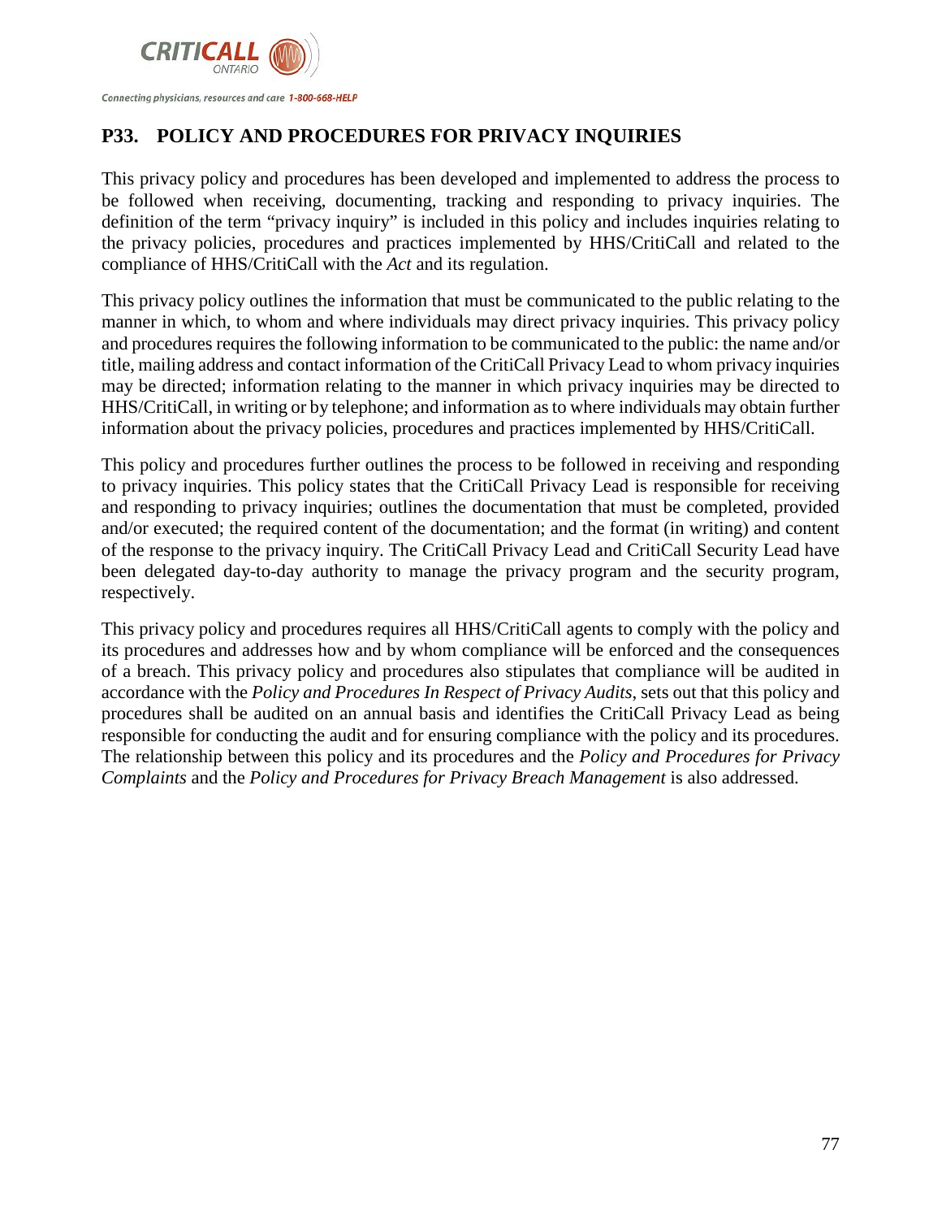## P33. POLICY AND PROCEDURES FOR PRIVACY INQUIRIES

This privacy policy and procedures has been developed and implemented to address the process to be followed when receiving, documenting, tracking and responding to privacy inquiries. The definition of the term "privacy inquiry" is included in this policy and includes inquiries relating to the privacy policies, procedures and practices implemented by HHS/CritiCall and related to the compliance of HHS/CritiCall with the *Act* and its regulation.

This privacy policy outlines the information that must be communicated to the public relating to the manner in which, to whom and where individuals may direct privacy inquiries. This privacy policy and procedures requires the following information to be communicated to the public: the name and/or title, mailing address and contact information of the CritiCall Privacy Lead to whom privacy inquiries may be directed; information relating to the manner in which privacy inquiries may be directed to HHS/CritiCall, in writing or by telephone; and information as to where individuals may obtain further information about the privacy policies, procedures and practices implemented by HHS/CritiCall.

This policy and procedures further outlines the process to be followed in receiving and responding to privacy inquiries. This policy states that the CritiCall Privacy Lead is responsible for receiving and responding to privacy inquiries; outlines the documentation that must be completed, provided and/or executed; the required content of the documentation; and the format (in writing) and content of the response to the privacy inquiry. The CritiCall Privacy Lead and CritiCall Security Lead have been delegated day-to-day authority to manage the privacy program and the security program, respectively.

This privacy policy and procedures requires all HHS/CritiCall agents to comply with the policy and its procedures and addresses how and by whom compliance will be enforced and the consequences of a breach. This privacy policy and procedures also stipulates that compliance will be audited in accordance with the *Policy and Procedures In Respect of Privacy Audits*, sets out that this policy and procedures shall be audited on an annual basis and identifies the CritiCall Privacy Lead as being responsible for conducting the audit and for ensuring compliance with the policy and its procedures. The relationship between this policy and its procedures and the *Policy and Procedures for Privacy Complaints* and the *Policy and Procedures for Privacy Breach Management* is also addressed.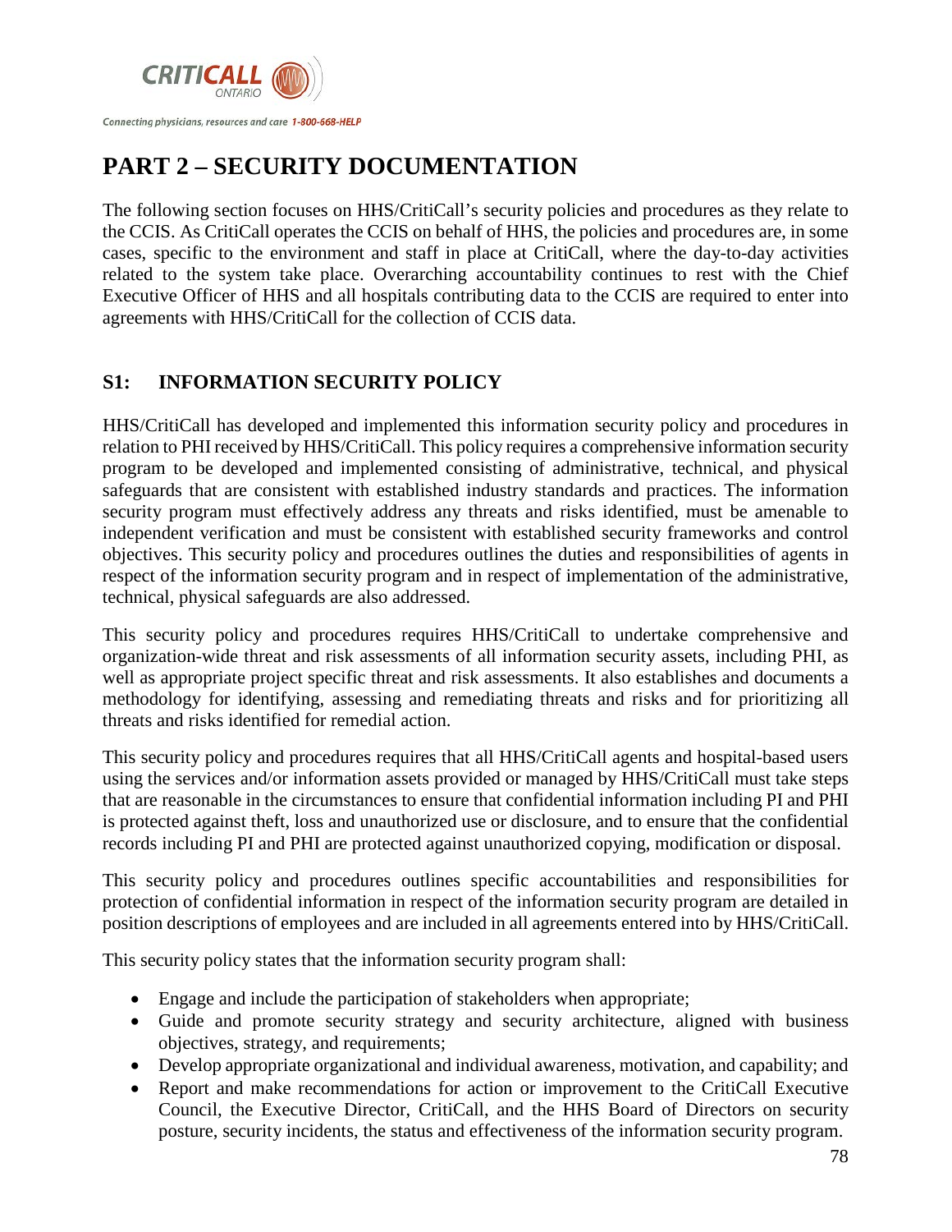# PART 2 – SECURITY DOCUMENTATION

The following section focuses on HHS/CritiCall's security policies and procedures as they relate to the CCIS. As CritiCall operates the CCIS on behalf of HHS, the policies and procedures are, in some cases, specific to the environment and staff in place at CritiCall, where the day-to-day activities related to the system take place. Overarching accountability continues to rest with the Chief Executive Officer of HHS and all hospitals contributing data to the CCIS are required to enter into agreements with HHS/CritiCall for the collection of CCIS data.

## S1: INFORMATION SECURITY POLICY

HHS/CritiCall has developed and implemented this information security policy and procedures in relation to PHI received by HHS/CritiCall. This policy requires a comprehensive information security program to be developed and implemented consisting of administrative, technical, and physical safeguards that are consistent with established industry standards and practices. The information security program must effectively address any threats and risks identified, must be amenable to independent verification and must be consistent with established security frameworks and control objectives. This security policy and procedures outlines the duties and responsibilities of agents in respect of the information security program and in respect of implementation of the administrative, technical, physical safeguards are also addressed.

This security policy and procedures requires HHS/CritiCall to undertake comprehensive and organization-wide threat and risk assessments of all information security assets, including PHI, as well as appropriate project specific threat and risk assessments. It also establishes and documents a methodology for identifying, assessing and remediating threats and risks and for prioritizing all threats and risks identified for remedial action.

This security policy and procedures requires that all HHS/CritiCall agents and hospital-based users using the services and/or information assets provided or managed by HHS/CritiCall must take steps that are reasonable in the circumstances to ensure that confidential information including PI and PHI is protected against theft, loss and unauthorized use or disclosure, and to ensure that the confidential records including PI and PHI are protected against unauthorized copying, modification or disposal.

This security policy and procedures outlines specific accountabilities and responsibilities for protection of confidential information in respect of the information security program are detailed in position descriptions of employees and are included in all agreements entered into by HHS/CritiCall.

This security policy states that the information security program shall:

- Engage and include the participation of stakeholders when appropriate;
- Guide and promote security strategy and security architecture, aligned with business objectives, strategy, and requirements;
- Develop appropriate organizational and individual awareness, motivation, and capability; and
- Report and make recommendations for action or improvement to the CritiCall Executive Council, the Executive Director, CritiCall, and the HHS Board of Directors on security posture, security incidents, the status and effectiveness of the information security program.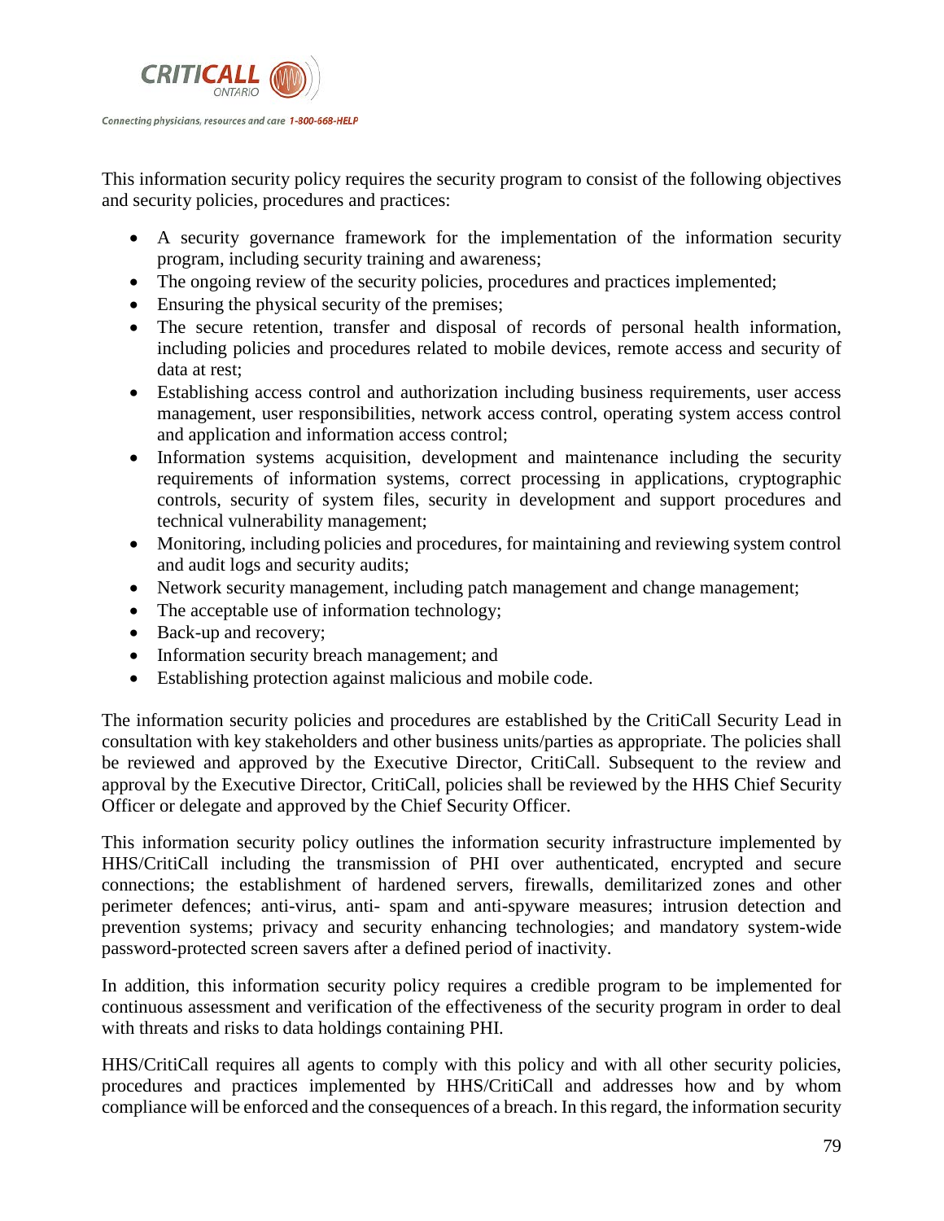This information security policy requires the security program to consist of the following objectives and security policies, procedures and practices:

- A security governance framework for the implementation of the information security program, including security training and awareness;
- The ongoing review of the security policies, procedures and practices implemented;
- Ensuring the physical security of the premises;
- The secure retention, transfer and disposal of records of personal health information, including policies and procedures related to mobile devices, remote access and security of data at rest;
- Establishing access control and authorization including business requirements, user access management, user responsibilities, network access control, operating system access control and application and information access control;
- Information systems acquisition, development and maintenance including the security requirements of information systems, correct processing in applications, cryptographic controls, security of system files, security in development and support procedures and technical vulnerability management;
- Monitoring, including policies and procedures, for maintaining and reviewing system control and audit logs and security audits;
- Network security management, including patch management and change management;
- The acceptable use of information technology;
- Back-up and recovery;
- Information security breach management; and
- Establishing protection against malicious and mobile code.

The information security policies and procedures are established by the CritiCall Security Lead in consultation with key stakeholders and other business units/parties as appropriate. The policies shall be reviewed and approved by the Executive Director, CritiCall. Subsequent to the review and approval by the Executive Director, CritiCall, policies shall be reviewed by the HHS Chief Security Officer or delegate and approved by the Chief Security Officer.

This information security policy outlines the information security infrastructure implemented by HHS/CritiCall including the transmission of PHI over authenticated, encrypted and secure connections; the establishment of hardened servers, firewalls, demilitarized zones and other perimeter defences; anti-virus, anti- spam and anti-spyware measures; intrusion detection and prevention systems; privacy and security enhancing technologies; and mandatory system-wide password-protected screen savers after a defined period of inactivity.

In addition, this information security policy requires a credible program to be implemented for continuous assessment and verification of the effectiveness of the security program in order to deal with threats and risks to data holdings containing PHI.

HHS/CritiCall requires all agents to comply with this policy and with all other security policies, procedures and practices implemented by HHS/CritiCall and addresses how and by whom compliance will be enforced and the consequences of a breach. In this regard, the information security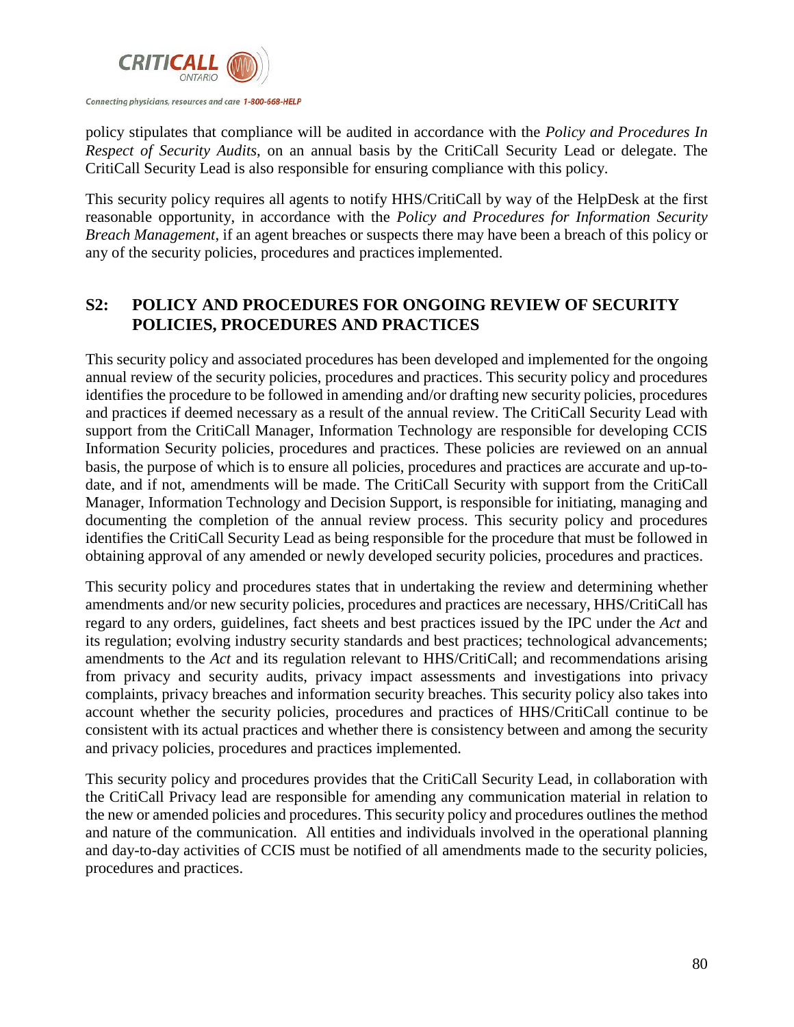policy stipulates that compliance will be audited in accordance with the *Policy and Procedures In Respect of Security Audits*, on an annual basis by the CritiCall Security Lead or delegate. The CritiCall Security Lead is also responsible for ensuring compliance with this policy.

This security policy requires all agents to notify HHS/CritiCall by way of the HelpDesk at the first reasonable opportunity, in accordance with the *Policy and Procedures for Information Security Breach Management,* if an agent breaches or suspects there may have been a breach of this policy or any of the security policies, procedures and practices implemented.

## S2: POLICY AND PROCEDURES FOR ONGOING REVIEW OF SECURITY POLICIES, PROCEDURES AND PRACTICES

This security policy and associated procedures has been developed and implemented for the ongoing annual review of the security policies, procedures and practices. This security policy and procedures identifies the procedure to be followed in amending and/or drafting new security policies, procedures and practices if deemed necessary as a result of the annual review. The CritiCall Security Lead with support from the CritiCall Manager, Information Technology are responsible for developing CCIS Information Security policies, procedures and practices. These policies are reviewed on an annual basis, the purpose of which is to ensure all policies, procedures and practices are accurate and up-to-date, and if not, amendments will be made. The CritiCall Security with support from the CritiCall Manager, Information Technology and Decision Support, is responsible for initiating, managing and documenting the completion of the annual review process. This security policy and procedures identifies the CritiCall Security Lead as being responsible for the procedure that must be followed in obtaining approval of any amended or newly developed security policies, procedures and practices.

This security policy and procedures states that in undertaking the review and determining whether amendments and/or new security policies, procedures and practices are necessary, HHS/CritiCall has regard to any orders, guidelines, fact sheets and best practices issued by the IPC under the *Act* and its regulation; evolving industry security standards and best practices; technological advancements; amendments to the *Act* and its regulation relevant to HHS/CritiCall; and recommendations arising from privacy and security audits, privacy impact assessments and investigations into privacy complaints, privacy breaches and information security breaches. This security policy also takes into account whether the security policies, procedures and practices of HHS/CritiCall continue to be consistent with its actual practices and whether there is consistency between and among the security and privacy policies, procedures and practices implemented.

This security policy and procedures provides that the CritiCall Security Lead, in collaboration with the CritiCall Privacy lead are responsible for amending any communication material in relation to the new or amended policies and procedures. This security policy and procedures outlines the method and nature of the communication. All entities and individuals involved in the operational planning and day-to-day activities of CCIS must be notified of all amendments made to the security policies, procedures and practices.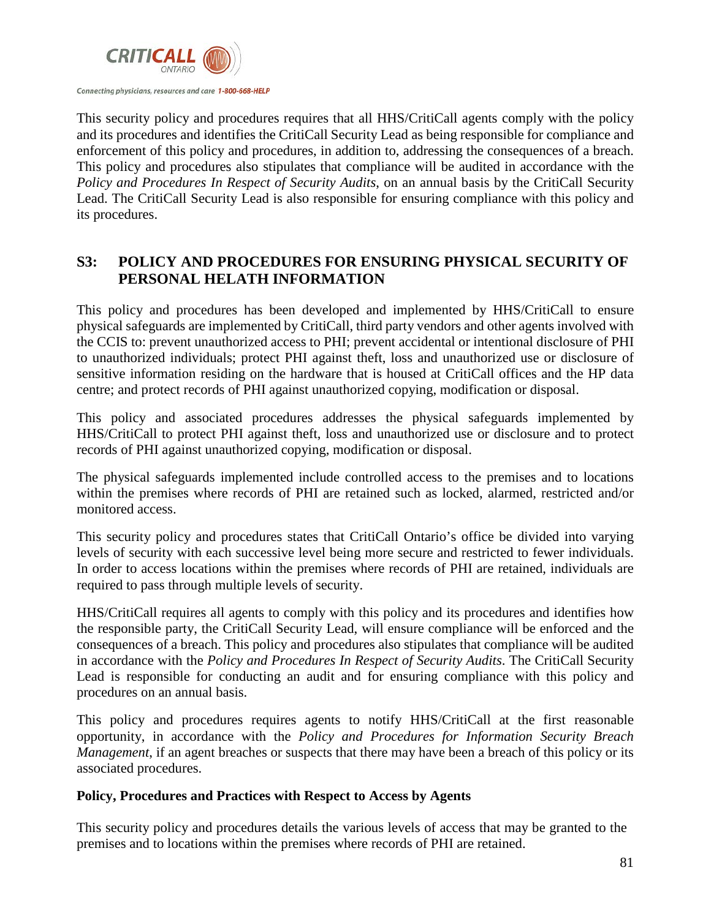This security policy and procedures requires that all HHS/CritiCall agents comply with the policy and its procedures and identifies the CritiCall Security Lead as being responsible for compliance and enforcement of this policy and procedures, in addition to, addressing the consequences of a breach. This policy and procedures also stipulates that compliance will be audited in accordance with the *Policy and Procedures In Respect of Security Audits*, on an annual basis by the CritiCall Security Lead. The CritiCall Security Lead is also responsible for ensuring compliance with this policy and its procedures.

## S3: POLICY AND PROCEDURES FOR ENSURING PHYSICAL SECURITY OF PERSONAL HELATH INFORMATION

This policy and procedures has been developed and implemented by HHS/CritiCall to ensure physical safeguards are implemented by CritiCall, third party vendors and other agents involved with the CCIS to: prevent unauthorized access to PHI; prevent accidental or intentional disclosure of PHI to unauthorized individuals; protect PHI against theft, loss and unauthorized use or disclosure of sensitive information residing on the hardware that is housed at CritiCall offices and the HP data centre; and protect records of PHI against unauthorized copying, modification or disposal.

This policy and associated procedures addresses the physical safeguards implemented by HHS/CritiCall to protect PHI against theft, loss and unauthorized use or disclosure and to protect records of PHI against unauthorized copying, modification or disposal.

The physical safeguards implemented include controlled access to the premises and to locations within the premises where records of PHI are retained such as locked, alarmed, restricted and/or monitored access.

This security policy and procedures states that CritiCall Ontario's office be divided into varying levels of security with each successive level being more secure and restricted to fewer individuals. In order to access locations within the premises where records of PHI are retained, individuals are required to pass through multiple levels of security.

HHS/CritiCall requires all agents to comply with this policy and its procedures and identifies how the responsible party, the CritiCall Security Lead, will ensure compliance will be enforced and the consequences of a breach. This policy and procedures also stipulates that compliance will be audited in accordance with the *Policy and Procedures In Respect of Security Audits*. The CritiCall Security Lead is responsible for conducting an audit and for ensuring compliance with this policy and procedures on an annual basis.

This policy and procedures requires agents to notify HHS/CritiCall at the first reasonable opportunity, in accordance with the *Policy and Procedures for Information Security Breach Management*, if an agent breaches or suspects that there may have been a breach of this policy or its associated procedures.

**Policy, Procedures and Practices with Respect to Access by Agents**

This security policy and procedures details the various levels of access that may be granted to the premises and to locations within the premises where records of PHI are retained.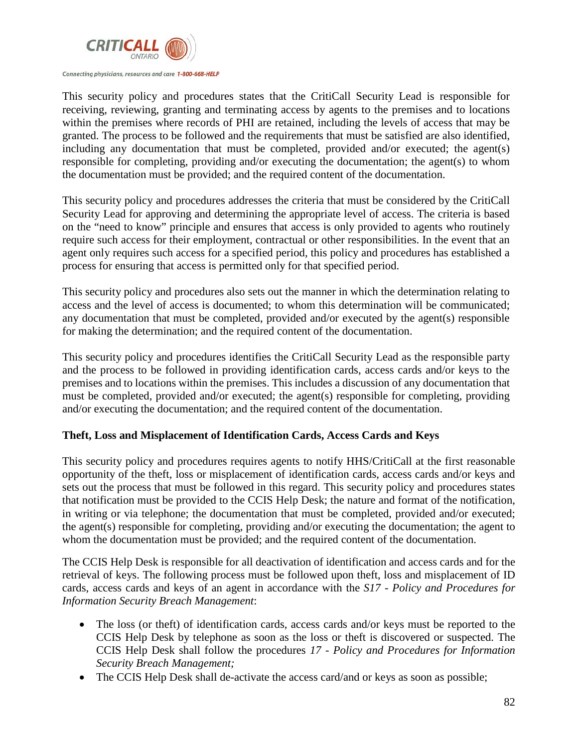This security policy and procedures states that the CritiCall Security Lead is responsible for receiving, reviewing, granting and terminating access by agents to the premises and to locations within the premises where records of PHI are retained, including the levels of access that may be granted. The process to be followed and the requirements that must be satisfied are also identified, including any documentation that must be completed, provided and/or executed; the agent(s) responsible for completing, providing and/or executing the documentation; the agent(s) to whom the documentation must be provided; and the required content of the documentation.

This security policy and procedures addresses the criteria that must be considered by the CritiCall Security Lead for approving and determining the appropriate level of access. The criteria is based on the "need to know" principle and ensures that access is only provided to agents who routinely require such access for their employment, contractual or other responsibilities. In the event that an agent only requires such access for a specified period, this policy and procedures has established a process for ensuring that access is permitted only for that specified period.

This security policy and procedures also sets out the manner in which the determination relating to access and the level of access is documented; to whom this determination will be communicated; any documentation that must be completed, provided and/or executed by the agent(s) responsible for making the determination; and the required content of the documentation.

This security policy and procedures identifies the CritiCall Security Lead as the responsible party and the process to be followed in providing identification cards, access cards and/or keys to the premises and to locations within the premises. This includes a discussion of any documentation that must be completed, provided and/or executed; the agent(s) responsible for completing, providing and/or executing the documentation; and the required content of the documentation.

**Theft, Loss and Misplacement of Identification Cards, Access Cards and Keys**

This security policy and procedures requires agents to notify HHS/CritiCall at the first reasonable opportunity of the theft, loss or misplacement of identification cards, access cards and/or keys and sets out the process that must be followed in this regard. This security policy and procedures states that notification must be provided to the CCIS Help Desk; the nature and format of the notification, in writing or via telephone; the documentation that must be completed, provided and/or executed; the agent(s) responsible for completing, providing and/or executing the documentation; the agent to whom the documentation must be provided; and the required content of the documentation.

The CCIS Help Desk is responsible for all deactivation of identification and access cards and for the retrieval of keys. The following process must be followed upon theft, loss and misplacement of ID cards, access cards and keys of an agent in accordance with the *S17 - Policy and Procedures for Information Security Breach Management*:

- The loss (or theft) of identification cards, access cards and/or keys must be reported to the CCIS Help Desk by telephone as soon as the loss or theft is discovered or suspected. The CCIS Help Desk shall follow the procedures *17 - Policy and Procedures for Information Security Breach Management;*
- The CCIS Help Desk shall de-activate the access card/and or keys as soon as possible;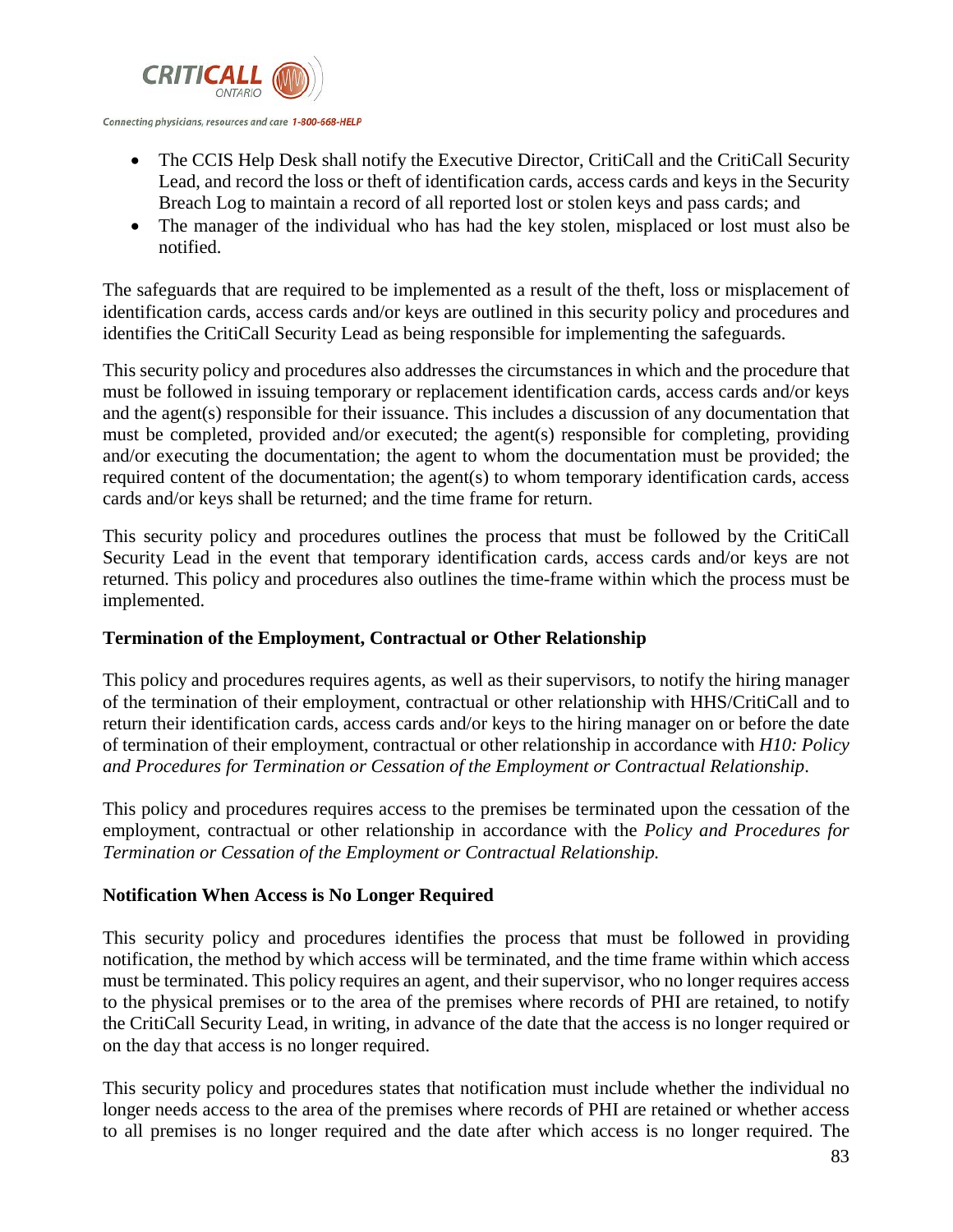- The CCIS Help Desk shall notify the Executive Director, CritiCall and the CritiCall Security Lead, and record the loss or theft of identification cards, access cards and keys in the Security Breach Log to maintain a record of all reported lost or stolen keys and pass cards; and
- The manager of the individual who has had the key stolen, misplaced or lost must also be notified.

The safeguards that are required to be implemented as a result of the theft, loss or misplacement of identification cards, access cards and/or keys are outlined in this security policy and procedures and identifies the CritiCall Security Lead as being responsible for implementing the safeguards.

This security policy and procedures also addresses the circumstances in which and the procedure that must be followed in issuing temporary or replacement identification cards, access cards and/or keys and the agent(s) responsible for their issuance. This includes a discussion of any documentation that must be completed, provided and/or executed; the agent(s) responsible for completing, providing and/or executing the documentation; the agent to whom the documentation must be provided; the required content of the documentation; the agent(s) to whom temporary identification cards, access cards and/or keys shall be returned; and the time frame for return.

This security policy and procedures outlines the process that must be followed by the CritiCall Security Lead in the event that temporary identification cards, access cards and/or keys are not returned. This policy and procedures also outlines the time-frame within which the process must be implemented.

**Termination of the Employment, Contractual or Other Relationship**

This policy and procedures requires agents, as well as their supervisors, to notify the hiring manager of the termination of their employment, contractual or other relationship with HHS/CritiCall and to return their identification cards, access cards and/or keys to the hiring manager on or before the date of termination of their employment, contractual or other relationship in accordance with *H10: Policy and Procedures for Termination or Cessation of the Employment or Contractual Relationship*.

This policy and procedures requires access to the premises be terminated upon the cessation of the employment, contractual or other relationship in accordance with the *Policy and Procedures for Termination or Cessation of the Employment or Contractual Relationship.*

**Notification When Access is No Longer Required**

This security policy and procedures identifies the process that must be followed in providing notification, the method by which access will be terminated, and the time frame within which access must be terminated. This policy requires an agent, and their supervisor, who no longer requires access to the physical premises or to the area of the premises where records of PHI are retained, to notify the CritiCall Security Lead, in writing, in advance of the date that the access is no longer required or on the day that access is no longer required.

This security policy and procedures states that notification must include whether the individual no longer needs access to the area of the premises where records of PHI are retained or whether access to all premises is no longer required and the date after which access is no longer required. The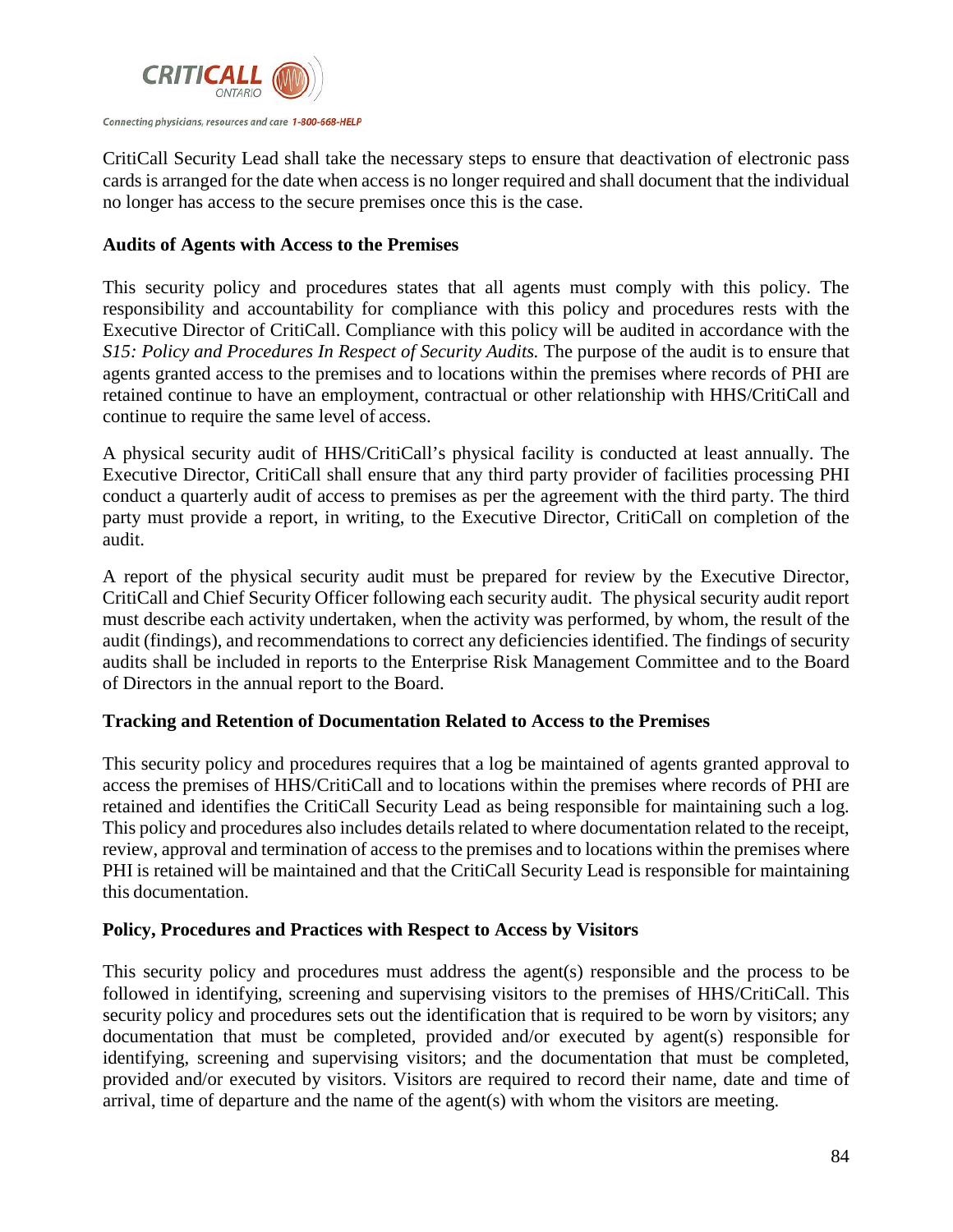CritiCall Security Lead shall take the necessary steps to ensure that deactivation of electronic pass cards is arranged for the date when access is no longer required and shall document that the individual no longer has access to the secure premises once this is the case.

**Audits of Agents with Access to the Premises**

This security policy and procedures states that all agents must comply with this policy. The responsibility and accountability for compliance with this policy and procedures rests with the Executive Director of CritiCall. Compliance with this policy will be audited in accordance with the *S15: Policy and Procedures In Respect of Security Audits.* The purpose of the audit is to ensure that agents granted access to the premises and to locations within the premises where records of PHI are retained continue to have an employment, contractual or other relationship with HHS/CritiCall and continue to require the same level of access.

A physical security audit of HHS/CritiCall's physical facility is conducted at least annually. The Executive Director, CritiCall shall ensure that any third party provider of facilities processing PHI conduct a quarterly audit of access to premises as per the agreement with the third party. The third party must provide a report, in writing, to the Executive Director, CritiCall on completion of the audit.

A report of the physical security audit must be prepared for review by the Executive Director, CritiCall and Chief Security Officer following each security audit. The physical security audit report must describe each activity undertaken, when the activity was performed, by whom, the result of the audit (findings), and recommendations to correct any deficiencies identified. The findings of security audits shall be included in reports to the Enterprise Risk Management Committee and to the Board of Directors in the annual report to the Board.

**Tracking and Retention of Documentation Related to Access to the Premises**

This security policy and procedures requires that a log be maintained of agents granted approval to access the premises of HHS/CritiCall and to locations within the premises where records of PHI are retained and identifies the CritiCall Security Lead as being responsible for maintaining such a log. This policy and procedures also includes details related to where documentation related to the receipt, review, approval and termination of access to the premises and to locations within the premises where PHI is retained will be maintained and that the CritiCall Security Lead is responsible for maintaining this documentation.

**Policy, Procedures and Practices with Respect to Access by Visitors**

This security policy and procedures must address the agent(s) responsible and the process to be followed in identifying, screening and supervising visitors to the premises of HHS/CritiCall. This security policy and procedures sets out the identification that is required to be worn by visitors; any documentation that must be completed, provided and/or executed by agent(s) responsible for identifying, screening and supervising visitors; and the documentation that must be completed, provided and/or executed by visitors. Visitors are required to record their name, date and time of arrival, time of departure and the name of the agent(s) with whom the visitors are meeting.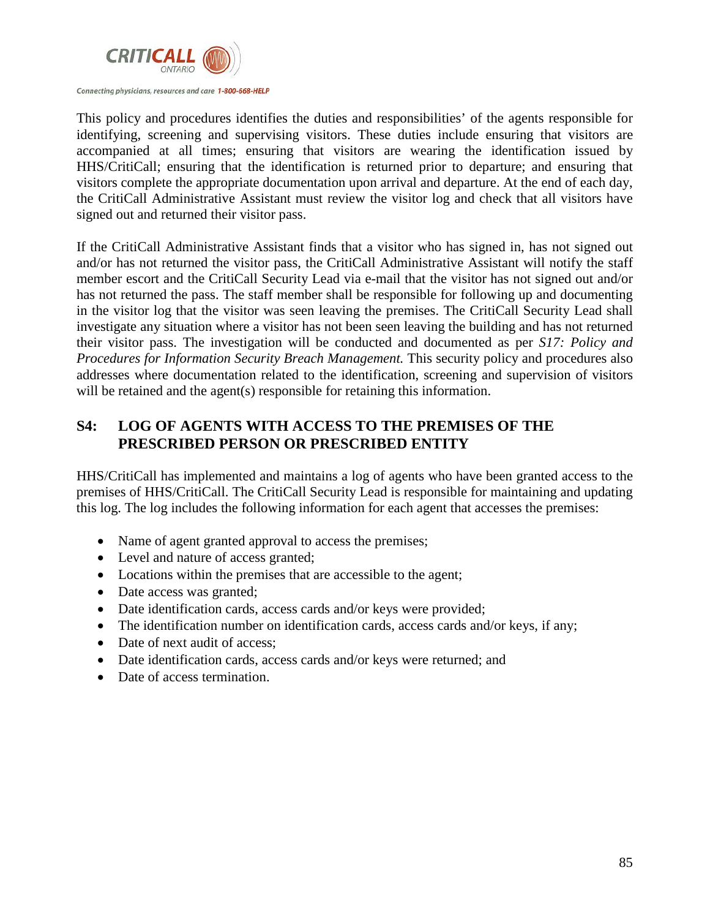This policy and procedures identifies the duties and responsibilities' of the agents responsible for identifying, screening and supervising visitors. These duties include ensuring that visitors are accompanied at all times; ensuring that visitors are wearing the identification issued by HHS/CritiCall; ensuring that the identification is returned prior to departure; and ensuring that visitors complete the appropriate documentation upon arrival and departure. At the end of each day, the CritiCall Administrative Assistant must review the visitor log and check that all visitors have signed out and returned their visitor pass.

If the CritiCall Administrative Assistant finds that a visitor who has signed in, has not signed out and/or has not returned the visitor pass, the CritiCall Administrative Assistant will notify the staff member escort and the CritiCall Security Lead via e-mail that the visitor has not signed out and/or has not returned the pass. The staff member shall be responsible for following up and documenting in the visitor log that the visitor was seen leaving the premises. The CritiCall Security Lead shall investigate any situation where a visitor has not been seen leaving the building and has not returned their visitor pass. The investigation will be conducted and documented as per *S17: Policy and Procedures for Information Security Breach Management.* This security policy and procedures also addresses where documentation related to the identification, screening and supervision of visitors will be retained and the agent(s) responsible for retaining this information.

## S4: LOG OF AGENTS WITH ACCESS TO THE PREMISES OF THE PRESCRIBED PERSON OR PRESCRIBED ENTITY

HHS/CritiCall has implemented and maintains a log of agents who have been granted access to the premises of HHS/CritiCall. The CritiCall Security Lead is responsible for maintaining and updating this log. The log includes the following information for each agent that accesses the premises:

- Name of agent granted approval to access the premises;
- Level and nature of access granted;
- Locations within the premises that are accessible to the agent;
- Date access was granted;
- Date identification cards, access cards and/or keys were provided;
- The identification number on identification cards, access cards and/or keys, if any;
- Date of next audit of access;
- Date identification cards, access cards and/or keys were returned; and
- Date of access termination.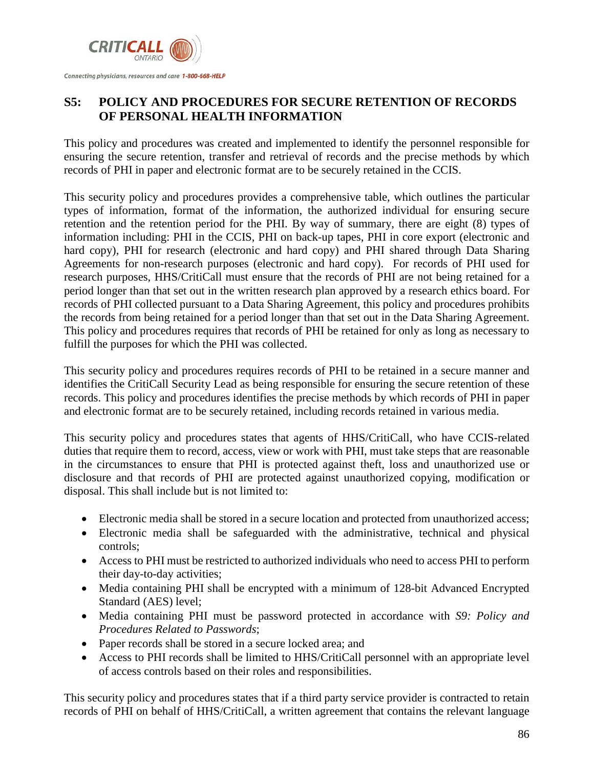## S5: POLICY AND PROCEDURES FOR SECURE RETENTION OF RECORDS OF PERSONAL HEALTH INFORMATION

This policy and procedures was created and implemented to identify the personnel responsible for ensuring the secure retention, transfer and retrieval of records and the precise methods by which records of PHI in paper and electronic format are to be securely retained in the CCIS.

This security policy and procedures provides a comprehensive table, which outlines the particular types of information, format of the information, the authorized individual for ensuring secure retention and the retention period for the PHI. By way of summary, there are eight (8) types of information including: PHI in the CCIS, PHI on back-up tapes, PHI in core export (electronic and hard copy), PHI for research (electronic and hard copy) and PHI shared through Data Sharing Agreements for non-research purposes (electronic and hard copy). For records of PHI used for research purposes, HHS/CritiCall must ensure that the records of PHI are not being retained for a period longer than that set out in the written research plan approved by a research ethics board. For records of PHI collected pursuant to a Data Sharing Agreement, this policy and procedures prohibits the records from being retained for a period longer than that set out in the Data Sharing Agreement. This policy and procedures requires that records of PHI be retained for only as long as necessary to fulfill the purposes for which the PHI was collected.

This security policy and procedures requires records of PHI to be retained in a secure manner and identifies the CritiCall Security Lead as being responsible for ensuring the secure retention of these records. This policy and procedures identifies the precise methods by which records of PHI in paper and electronic format are to be securely retained, including records retained in various media.

This security policy and procedures states that agents of HHS/CritiCall, who have CCIS-related duties that require them to record, access, view or work with PHI, must take steps that are reasonable in the circumstances to ensure that PHI is protected against theft, loss and unauthorized use or disclosure and that records of PHI are protected against unauthorized copying, modification or disposal. This shall include but is not limited to:

- Electronic media shall be stored in a secure location and protected from unauthorized access;
- Electronic media shall be safeguarded with the administrative, technical and physical controls;
- Access to PHI must be restricted to authorized individuals who need to access PHI to perform their day-to-day activities;
- Media containing PHI shall be encrypted with a minimum of 128-bit Advanced Encrypted Standard (AES) level;
- Media containing PHI must be password protected in accordance with *S9: Policy and Procedures Related to Passwords*;
- Paper records shall be stored in a secure locked area; and
- Access to PHI records shall be limited to HHS/CritiCall personnel with an appropriate level of access controls based on their roles and responsibilities.

This security policy and procedures states that if a third party service provider is contracted to retain records of PHI on behalf of HHS/CritiCall, a written agreement that contains the relevant language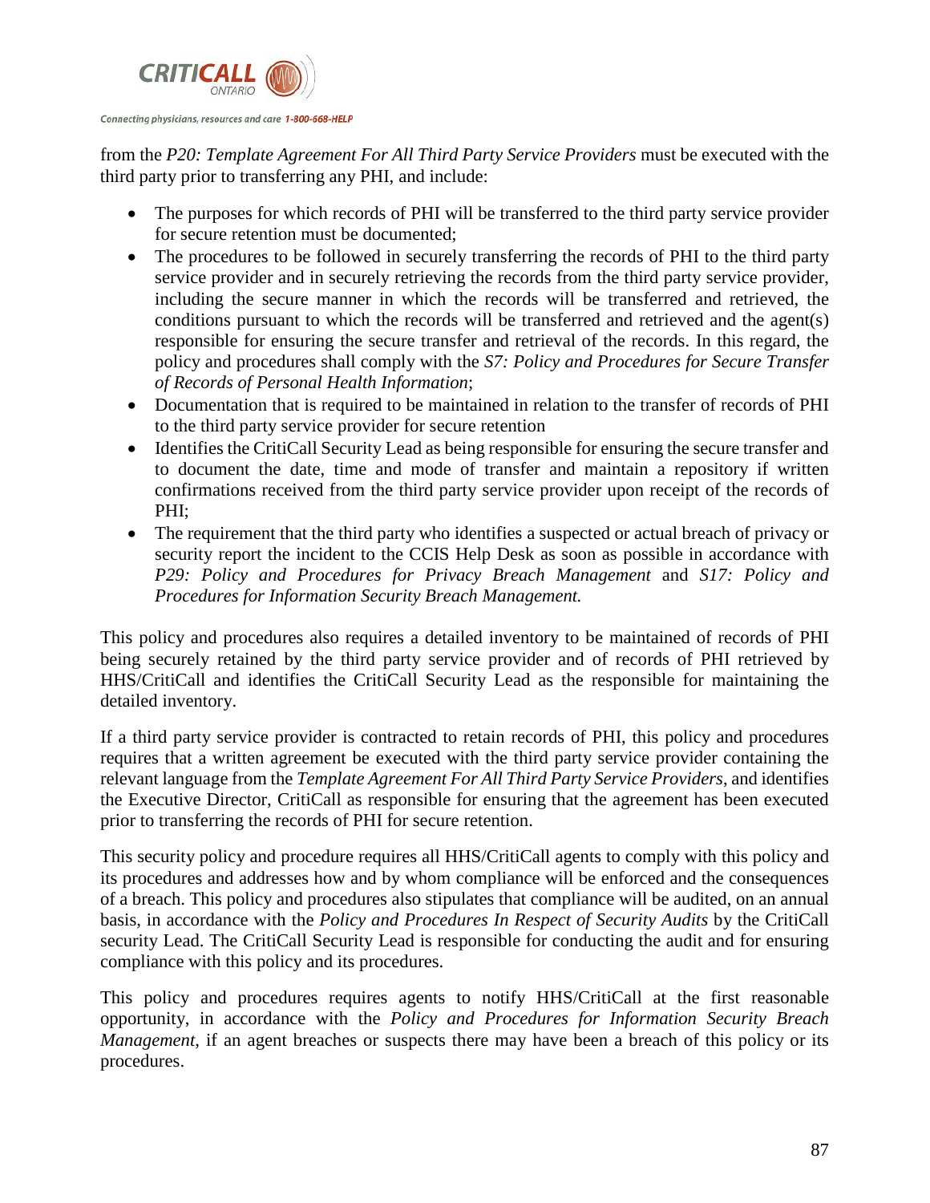from the *P20: Template Agreement For All Third Party Service Providers* must be executed with the third party prior to transferring any PHI, and include:

- The purposes for which records of PHI will be transferred to the third party service provider for secure retention must be documented;
- The procedures to be followed in securely transferring the records of PHI to the third party service provider and in securely retrieving the records from the third party service provider, including the secure manner in which the records will be transferred and retrieved, the conditions pursuant to which the records will be transferred and retrieved and the agent(s) responsible for ensuring the secure transfer and retrieval of the records. In this regard, the policy and procedures shall comply with the *S7: Policy and Procedures for Secure Transfer of Records of Personal Health Information*;
- Documentation that is required to be maintained in relation to the transfer of records of PHI to the third party service provider for secure retention
- Identifies the CritiCall Security Lead as being responsible for ensuring the secure transfer and to document the date, time and mode of transfer and maintain a repository if written confirmations received from the third party service provider upon receipt of the records of PHI;
- The requirement that the third party who identifies a suspected or actual breach of privacy or security report the incident to the CCIS Help Desk as soon as possible in accordance with *P29: Policy and Procedures for Privacy Breach Management* and *S17: Policy and Procedures for Information Security Breach Management.*

This policy and procedures also requires a detailed inventory to be maintained of records of PHI being securely retained by the third party service provider and of records of PHI retrieved by HHS/CritiCall and identifies the CritiCall Security Lead as the responsible for maintaining the detailed inventory.

If a third party service provider is contracted to retain records of PHI, this policy and procedures requires that a written agreement be executed with the third party service provider containing the relevant language from the *Template Agreement For All Third Party Service Providers*, and identifies the Executive Director, CritiCall as responsible for ensuring that the agreement has been executed prior to transferring the records of PHI for secure retention.

This security policy and procedure requires all HHS/CritiCall agents to comply with this policy and its procedures and addresses how and by whom compliance will be enforced and the consequences of a breach. This policy and procedures also stipulates that compliance will be audited, on an annual basis, in accordance with the *Policy and Procedures In Respect of Security Audits* by the CritiCall security Lead. The CritiCall Security Lead is responsible for conducting the audit and for ensuring compliance with this policy and its procedures.

This policy and procedures requires agents to notify HHS/CritiCall at the first reasonable opportunity, in accordance with the *Policy and Procedures for Information Security Breach Management*, if an agent breaches or suspects there may have been a breach of this policy or its procedures.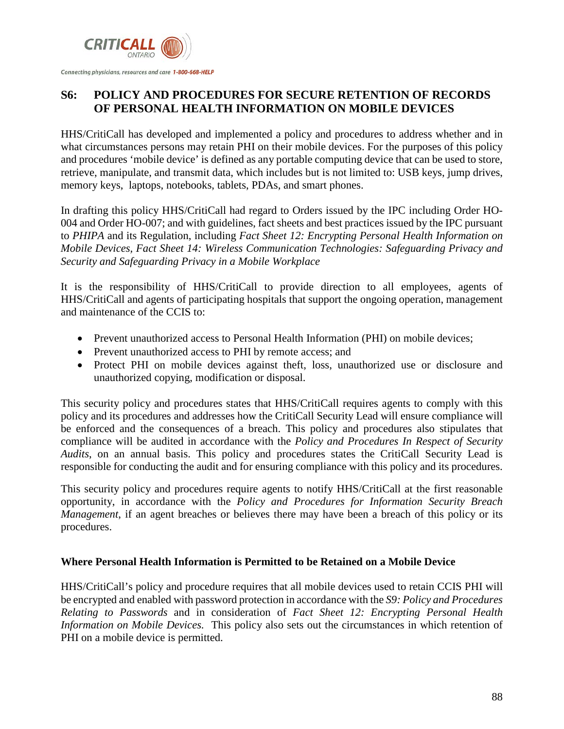## S6: POLICY AND PROCEDURES FOR SECURE RETENTION OF RECORDS OF PERSONAL HEALTH INFORMATION ON MOBILE DEVICES

HHS/CritiCall has developed and implemented a policy and procedures to address whether and in what circumstances persons may retain PHI on their mobile devices. For the purposes of this policy and procedures 'mobile device' is defined as any portable computing device that can be used to store, retrieve, manipulate, and transmit data, which includes but is not limited to: USB keys, jump drives, memory keys, laptops, notebooks, tablets, PDAs, and smart phones.

In drafting this policy HHS/CritiCall had regard to Orders issued by the IPC including Order HO-004 and Order HO-007; and with guidelines, fact sheets and best practices issued by the IPC pursuant to *PHIPA* and its Regulation, including *Fact Sheet 12: Encrypting Personal Health Information on Mobile Devices*, *Fact Sheet 14: Wireless Communication Technologies: Safeguarding Privacy and Security and Safeguarding Privacy in a Mobile Workplace*

It is the responsibility of HHS/CritiCall to provide direction to all employees, agents of HHS/CritiCall and agents of participating hospitals that support the ongoing operation, management and maintenance of the CCIS to:

- Prevent unauthorized access to Personal Health Information (PHI) on mobile devices;
- Prevent unauthorized access to PHI by remote access; and
- Protect PHI on mobile devices against theft, loss, unauthorized use or disclosure and unauthorized copying, modification or disposal.

This security policy and procedures states that HHS/CritiCall requires agents to comply with this policy and its procedures and addresses how the CritiCall Security Lead will ensure compliance will be enforced and the consequences of a breach. This policy and procedures also stipulates that compliance will be audited in accordance with the *Policy and Procedures In Respect of Security Audits*, on an annual basis. This policy and procedures states the CritiCall Security Lead is responsible for conducting the audit and for ensuring compliance with this policy and its procedures.

This security policy and procedures require agents to notify HHS/CritiCall at the first reasonable opportunity, in accordance with the *Policy and Procedures for Information Security Breach Management*, if an agent breaches or believes there may have been a breach of this policy or its procedures.

### Where Personal Health Information is Permitted to be Retained on a Mobile Device

HHS/CritiCall's policy and procedure requires that all mobile devices used to retain CCIS PHI will be encrypted and enabled with password protection in accordance with the *S9: Policy and Procedures Relating to Passwords* and in consideration of *Fact Sheet 12: Encrypting Personal Health Information on Mobile Devices.* This policy also sets out the circumstances in which retention of PHI on a mobile device is permitted.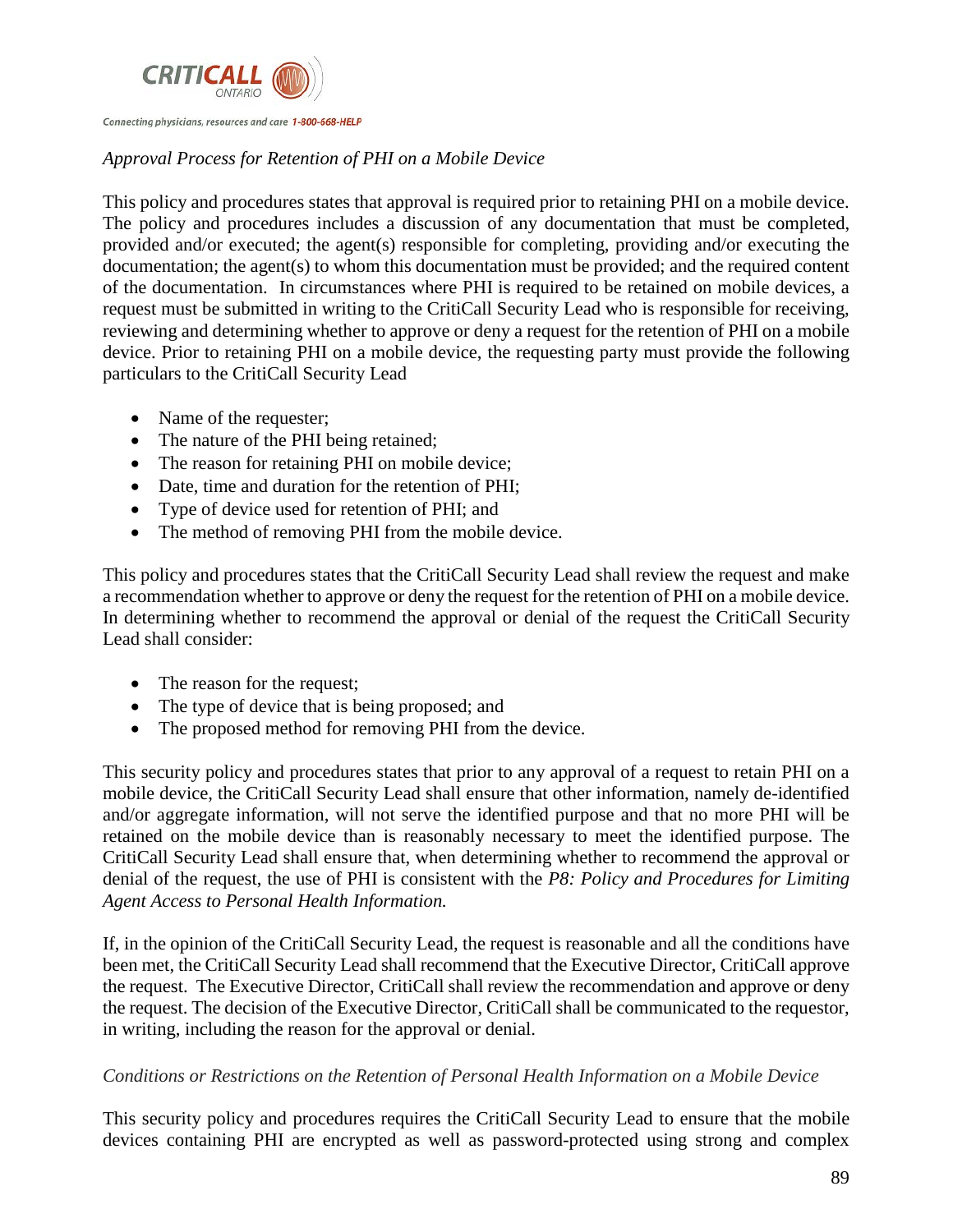*Approval Process for Retention of PHI on a Mobile Device*

This policy and procedures states that approval is required prior to retaining PHI on a mobile device. The policy and procedures includes a discussion of any documentation that must be completed, provided and/or executed; the agent(s) responsible for completing, providing and/or executing the documentation; the agent(s) to whom this documentation must be provided; and the required content of the documentation. In circumstances where PHI is required to be retained on mobile devices, a request must be submitted in writing to the CritiCall Security Lead who is responsible for receiving, reviewing and determining whether to approve or deny a request for the retention of PHI on a mobile device. Prior to retaining PHI on a mobile device, the requesting party must provide the following particulars to the CritiCall Security Lead

- Name of the requester;
- The nature of the PHI being retained;
- The reason for retaining PHI on mobile device;
- Date, time and duration for the retention of PHI;
- Type of device used for retention of PHI; and
- The method of removing PHI from the mobile device.

This policy and procedures states that the CritiCall Security Lead shall review the request and make a recommendation whether to approve or deny the request for the retention of PHI on a mobile device. In determining whether to recommend the approval or denial of the request the CritiCall Security Lead shall consider:

- The reason for the request;
- The type of device that is being proposed; and
- The proposed method for removing PHI from the device.

This security policy and procedures states that prior to any approval of a request to retain PHI on a mobile device, the CritiCall Security Lead shall ensure that other information, namely de-identified and/or aggregate information, will not serve the identified purpose and that no more PHI will be retained on the mobile device than is reasonably necessary to meet the identified purpose. The CritiCall Security Lead shall ensure that, when determining whether to recommend the approval or denial of the request, the use of PHI is consistent with the *P8: Policy and Procedures for Limiting Agent Access to Personal Health Information.*

If, in the opinion of the CritiCall Security Lead, the request is reasonable and all the conditions have been met, the CritiCall Security Lead shall recommend that the Executive Director, CritiCall approve the request. The Executive Director, CritiCall shall review the recommendation and approve or deny the request. The decision of the Executive Director, CritiCall shall be communicated to the requestor, in writing, including the reason for the approval or denial.

*Conditions or Restrictions on the Retention of Personal Health Information on a Mobile Device*

This security policy and procedures requires the CritiCall Security Lead to ensure that the mobile devices containing PHI are encrypted as well as password-protected using strong and complex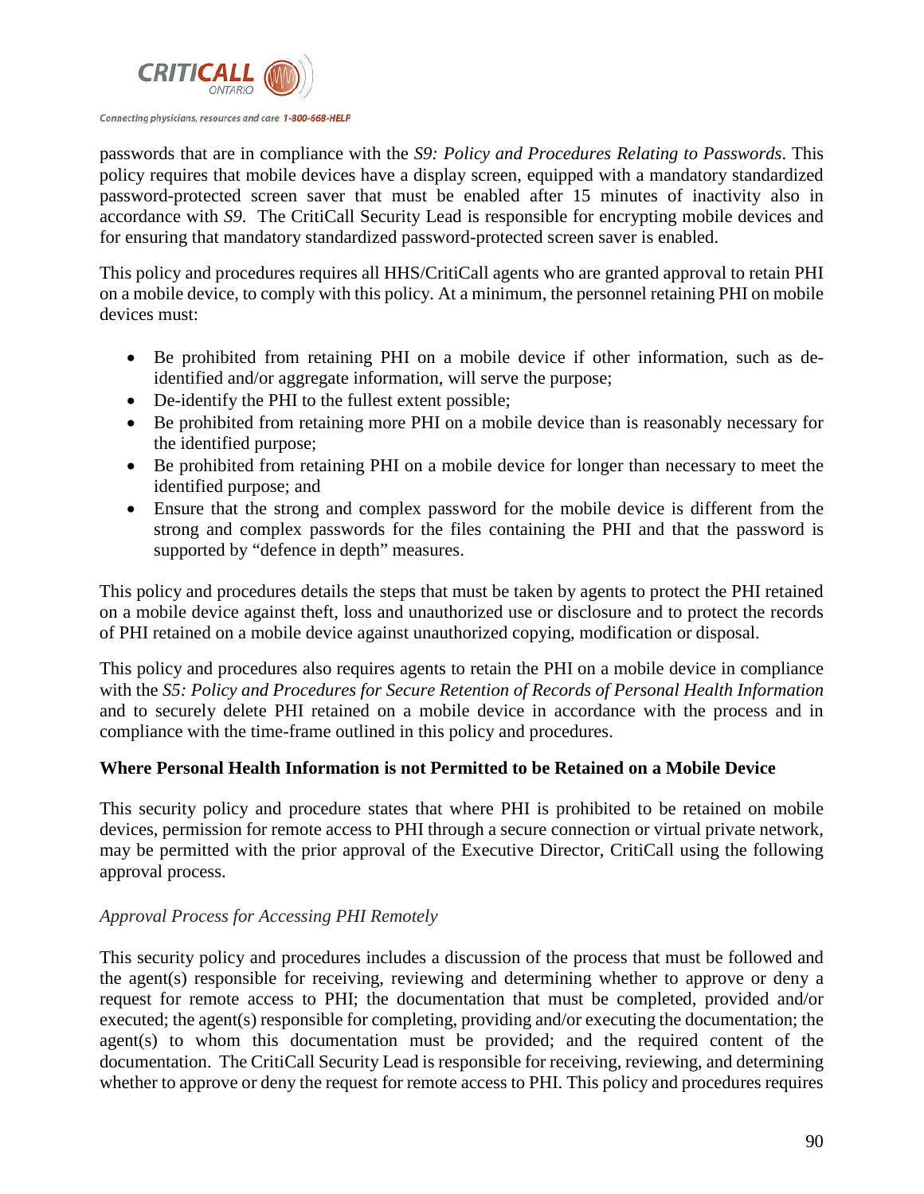passwords that are in compliance with the *S9: Policy and Procedures Relating to Passwords*. This policy requires that mobile devices have a display screen, equipped with a mandatory standardized password-protected screen saver that must be enabled after 15 minutes of inactivity also in accordance with *S9*. The CritiCall Security Lead is responsible for encrypting mobile devices and for ensuring that mandatory standardized password-protected screen saver is enabled.

This policy and procedures requires all HHS/CritiCall agents who are granted approval to retain PHI on a mobile device, to comply with this policy. At a minimum, the personnel retaining PHI on mobile devices must:

- Be prohibited from retaining PHI on a mobile device if other information, such as de-identified and/or aggregate information, will serve the purpose;
- De-identify the PHI to the fullest extent possible;
- Be prohibited from retaining more PHI on a mobile device than is reasonably necessary for the identified purpose;
- Be prohibited from retaining PHI on a mobile device for longer than necessary to meet the identified purpose; and
- Ensure that the strong and complex password for the mobile device is different from the strong and complex passwords for the files containing the PHI and that the password is supported by "defence in depth" measures.

This policy and procedures details the steps that must be taken by agents to protect the PHI retained on a mobile device against theft, loss and unauthorized use or disclosure and to protect the records of PHI retained on a mobile device against unauthorized copying, modification or disposal.

This policy and procedures also requires agents to retain the PHI on a mobile device in compliance with the *S5: Policy and Procedures for Secure Retention of Records of Personal Health Information* and to securely delete PHI retained on a mobile device in accordance with the process and in compliance with the time-frame outlined in this policy and procedures.

**Where Personal Health Information is not Permitted to be Retained on a Mobile Device**

This security policy and procedure states that where PHI is prohibited to be retained on mobile devices, permission for remote access to PHI through a secure connection or virtual private network, may be permitted with the prior approval of the Executive Director, CritiCall using the following approval process.

*Approval Process for Accessing PHI Remotely*

This security policy and procedures includes a discussion of the process that must be followed and the agent(s) responsible for receiving, reviewing and determining whether to approve or deny a request for remote access to PHI; the documentation that must be completed, provided and/or executed; the agent(s) responsible for completing, providing and/or executing the documentation; the agent(s) to whom this documentation must be provided; and the required content of the documentation. The CritiCall Security Lead is responsible for receiving, reviewing, and determining whether to approve or deny the request for remote access to PHI. This policy and procedures requires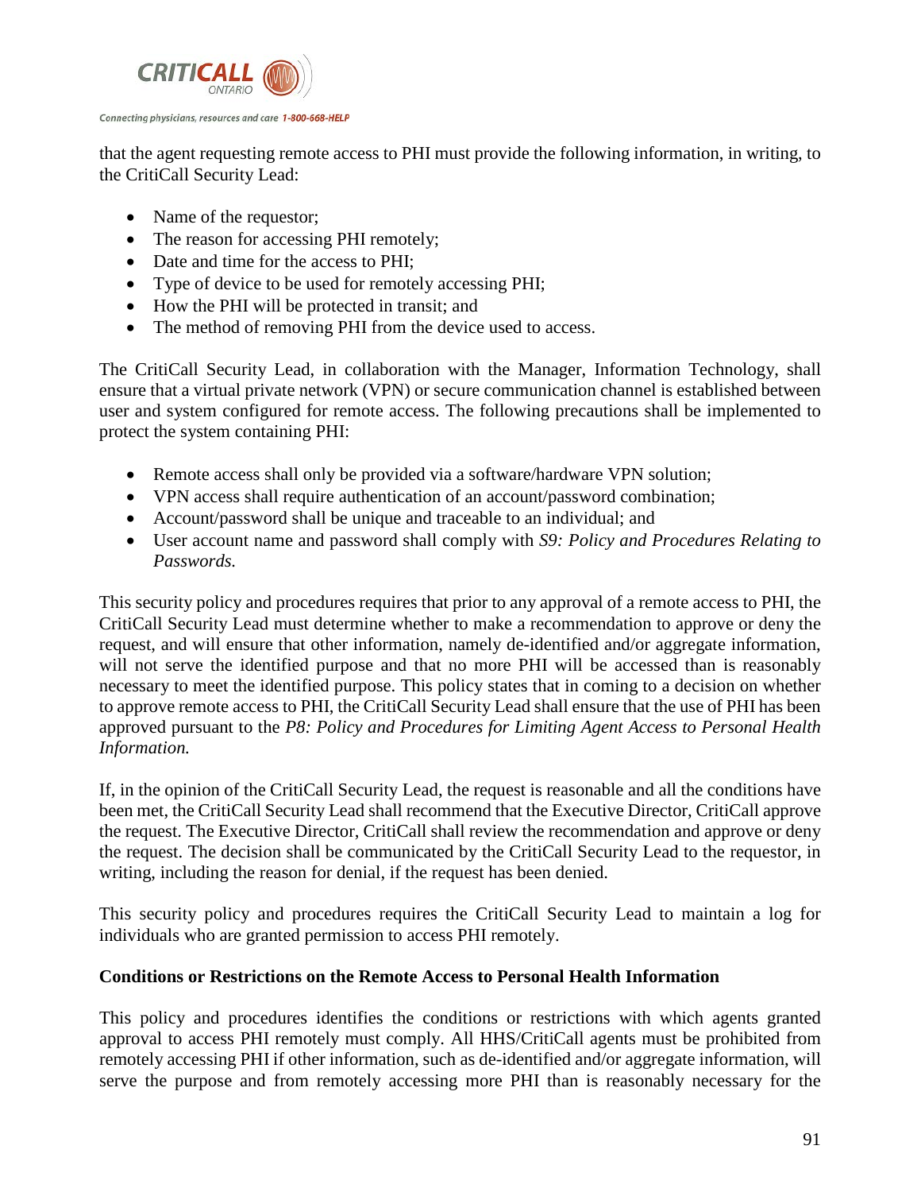that the agent requesting remote access to PHI must provide the following information, in writing, to the CritiCall Security Lead:

- Name of the requestor;
- The reason for accessing PHI remotely;
- Date and time for the access to PHI;
- Type of device to be used for remotely accessing PHI;
- How the PHI will be protected in transit; and
- The method of removing PHI from the device used to access.

The CritiCall Security Lead, in collaboration with the Manager, Information Technology, shall ensure that a virtual private network (VPN) or secure communication channel is established between user and system configured for remote access. The following precautions shall be implemented to protect the system containing PHI:

- Remote access shall only be provided via a software/hardware VPN solution;
- VPN access shall require authentication of an account/password combination;
- Account/password shall be unique and traceable to an individual; and
- User account name and password shall comply with *S9: Policy and Procedures Relating to Passwords.*

This security policy and procedures requires that prior to any approval of a remote access to PHI, the CritiCall Security Lead must determine whether to make a recommendation to approve or deny the request, and will ensure that other information, namely de-identified and/or aggregate information, will not serve the identified purpose and that no more PHI will be accessed than is reasonably necessary to meet the identified purpose. This policy states that in coming to a decision on whether to approve remote access to PHI, the CritiCall Security Lead shall ensure that the use of PHI has been approved pursuant to the *P8: Policy and Procedures for Limiting Agent Access to Personal Health Information.*

If, in the opinion of the CritiCall Security Lead, the request is reasonable and all the conditions have been met, the CritiCall Security Lead shall recommend that the Executive Director, CritiCall approve the request. The Executive Director, CritiCall shall review the recommendation and approve or deny the request. The decision shall be communicated by the CritiCall Security Lead to the requestor, in writing, including the reason for denial, if the request has been denied.

This security policy and procedures requires the CritiCall Security Lead to maintain a log for individuals who are granted permission to access PHI remotely.

**Conditions or Restrictions on the Remote Access to Personal Health Information**

This policy and procedures identifies the conditions or restrictions with which agents granted approval to access PHI remotely must comply. All HHS/CritiCall agents must be prohibited from remotely accessing PHI if other information, such as de-identified and/or aggregate information, will serve the purpose and from remotely accessing more PHI than is reasonably necessary for the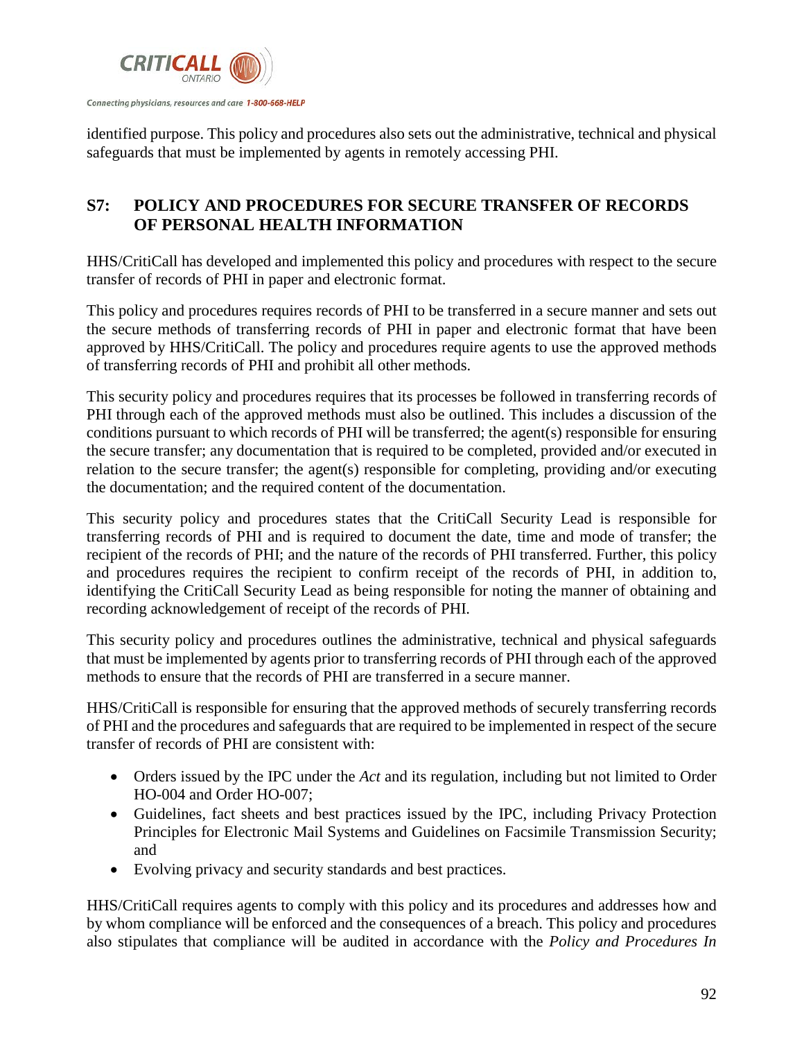identified purpose. This policy and procedures also sets out the administrative, technical and physical safeguards that must be implemented by agents in remotely accessing PHI.

## S7: POLICY AND PROCEDURES FOR SECURE TRANSFER OF RECORDS OF PERSONAL HEALTH INFORMATION

HHS/CritiCall has developed and implemented this policy and procedures with respect to the secure transfer of records of PHI in paper and electronic format.

This policy and procedures requires records of PHI to be transferred in a secure manner and sets out the secure methods of transferring records of PHI in paper and electronic format that have been approved by HHS/CritiCall. The policy and procedures require agents to use the approved methods of transferring records of PHI and prohibit all other methods.

This security policy and procedures requires that its processes be followed in transferring records of PHI through each of the approved methods must also be outlined. This includes a discussion of the conditions pursuant to which records of PHI will be transferred; the agent(s) responsible for ensuring the secure transfer; any documentation that is required to be completed, provided and/or executed in relation to the secure transfer; the agent(s) responsible for completing, providing and/or executing the documentation; and the required content of the documentation.

This security policy and procedures states that the CritiCall Security Lead is responsible for transferring records of PHI and is required to document the date, time and mode of transfer; the recipient of the records of PHI; and the nature of the records of PHI transferred. Further, this policy and procedures requires the recipient to confirm receipt of the records of PHI, in addition to, identifying the CritiCall Security Lead as being responsible for noting the manner of obtaining and recording acknowledgement of receipt of the records of PHI.

This security policy and procedures outlines the administrative, technical and physical safeguards that must be implemented by agents prior to transferring records of PHI through each of the approved methods to ensure that the records of PHI are transferred in a secure manner.

HHS/CritiCall is responsible for ensuring that the approved methods of securely transferring records of PHI and the procedures and safeguards that are required to be implemented in respect of the secure transfer of records of PHI are consistent with:

- Orders issued by the IPC under the *Act* and its regulation, including but not limited to Order HO-004 and Order HO-007;
- Guidelines, fact sheets and best practices issued by the IPC, including Privacy Protection Principles for Electronic Mail Systems and Guidelines on Facsimile Transmission Security; and
- Evolving privacy and security standards and best practices.

HHS/CritiCall requires agents to comply with this policy and its procedures and addresses how and by whom compliance will be enforced and the consequences of a breach. This policy and procedures also stipulates that compliance will be audited in accordance with the *Policy and Procedures In*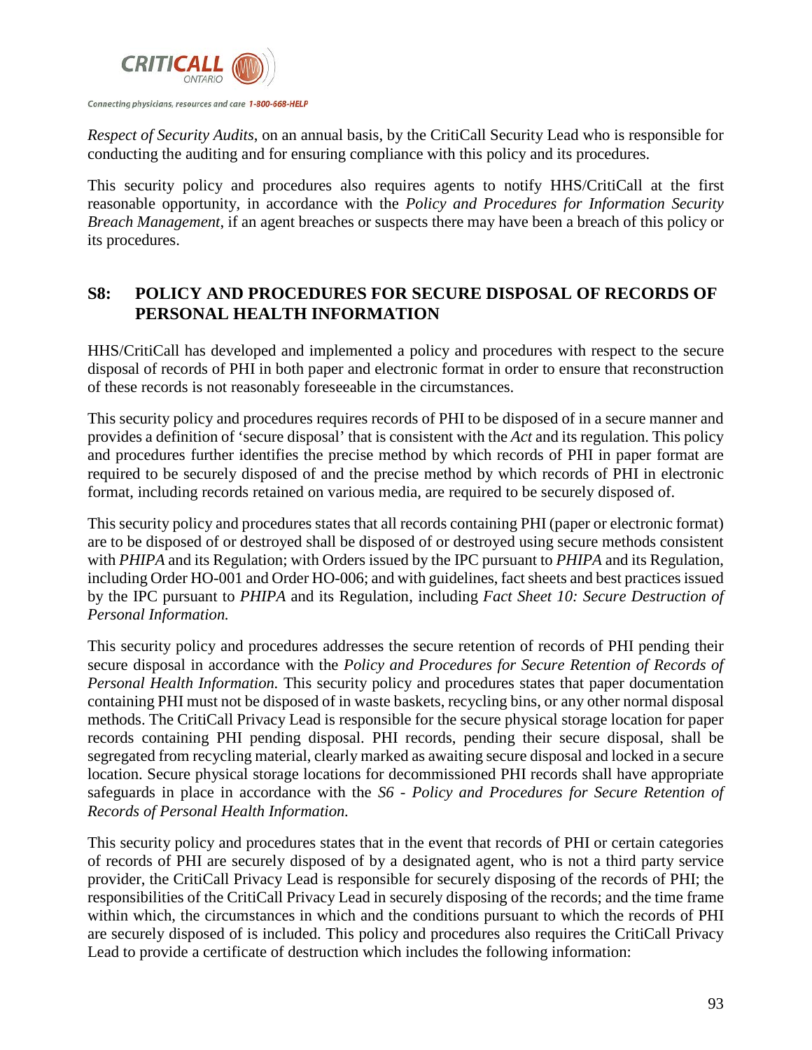*Respect of Security Audits*, on an annual basis, by the CritiCall Security Lead who is responsible for conducting the auditing and for ensuring compliance with this policy and its procedures.

This security policy and procedures also requires agents to notify HHS/CritiCall at the first reasonable opportunity, in accordance with the *Policy and Procedures for Information Security Breach Management*, if an agent breaches or suspects there may have been a breach of this policy or its procedures.

## S8: POLICY AND PROCEDURES FOR SECURE DISPOSAL OF RECORDS OF PERSONAL HEALTH INFORMATION

HHS/CritiCall has developed and implemented a policy and procedures with respect to the secure disposal of records of PHI in both paper and electronic format in order to ensure that reconstruction of these records is not reasonably foreseeable in the circumstances.

This security policy and procedures requires records of PHI to be disposed of in a secure manner and provides a definition of 'secure disposal' that is consistent with the *Act* and its regulation. This policy and procedures further identifies the precise method by which records of PHI in paper format are required to be securely disposed of and the precise method by which records of PHI in electronic format, including records retained on various media, are required to be securely disposed of.

This security policy and procedures states that all records containing PHI (paper or electronic format) are to be disposed of or destroyed shall be disposed of or destroyed using secure methods consistent with *PHIPA* and its Regulation; with Orders issued by the IPC pursuant to *PHIPA* and its Regulation, including Order HO-001 and Order HO-006; and with guidelines, fact sheets and best practices issued by the IPC pursuant to *PHIPA* and its Regulation, including *Fact Sheet 10: Secure Destruction of Personal Information.*

This security policy and procedures addresses the secure retention of records of PHI pending their secure disposal in accordance with the *Policy and Procedures for Secure Retention of Records of Personal Health Information.* This security policy and procedures states that paper documentation containing PHI must not be disposed of in waste baskets, recycling bins, or any other normal disposal methods. The CritiCall Privacy Lead is responsible for the secure physical storage location for paper records containing PHI pending disposal. PHI records, pending their secure disposal, shall be segregated from recycling material, clearly marked as awaiting secure disposal and locked in a secure location. Secure physical storage locations for decommissioned PHI records shall have appropriate safeguards in place in accordance with the *S6 - Policy and Procedures for Secure Retention of Records of Personal Health Information.*

This security policy and procedures states that in the event that records of PHI or certain categories of records of PHI are securely disposed of by a designated agent, who is not a third party service provider, the CritiCall Privacy Lead is responsible for securely disposing of the records of PHI; the responsibilities of the CritiCall Privacy Lead in securely disposing of the records; and the time frame within which, the circumstances in which and the conditions pursuant to which the records of PHI are securely disposed of is included. This policy and procedures also requires the CritiCall Privacy Lead to provide a certificate of destruction which includes the following information: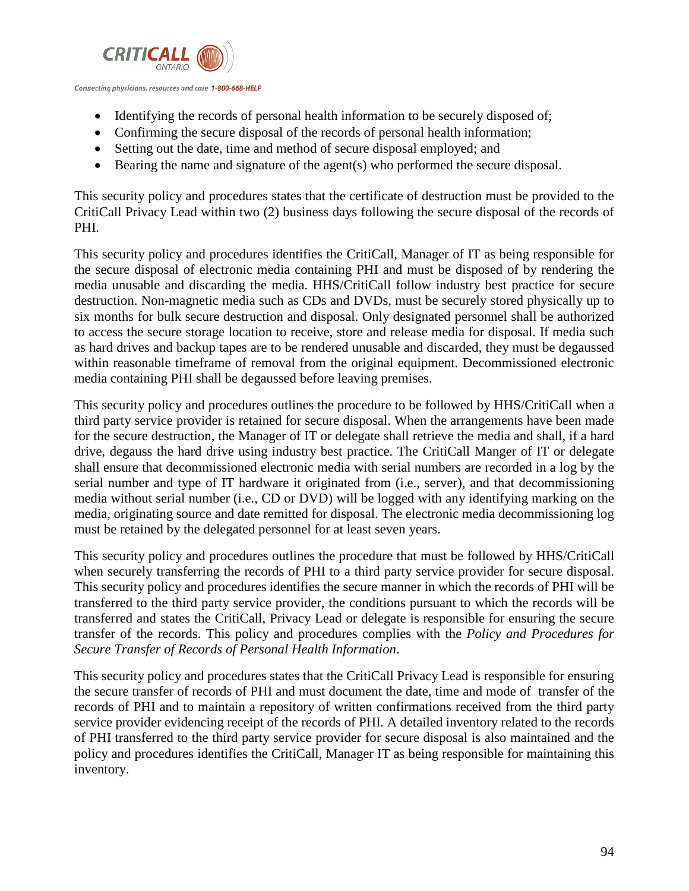- Identifying the records of personal health information to be securely disposed of;
- Confirming the secure disposal of the records of personal health information;
- Setting out the date, time and method of secure disposal employed; and
- Bearing the name and signature of the agent(s) who performed the secure disposal.

This security policy and procedures states that the certificate of destruction must be provided to the CritiCall Privacy Lead within two (2) business days following the secure disposal of the records of PHI.

This security policy and procedures identifies the CritiCall, Manager of IT as being responsible for the secure disposal of electronic media containing PHI and must be disposed of by rendering the media unusable and discarding the media. HHS/CritiCall follow industry best practice for secure destruction. Non-magnetic media such as CDs and DVDs, must be securely stored physically up to six months for bulk secure destruction and disposal. Only designated personnel shall be authorized to access the secure storage location to receive, store and release media for disposal. If media such as hard drives and backup tapes are to be rendered unusable and discarded, they must be degaussed within reasonable timeframe of removal from the original equipment. Decommissioned electronic media containing PHI shall be degaussed before leaving premises.

This security policy and procedures outlines the procedure to be followed by HHS/CritiCall when a third party service provider is retained for secure disposal. When the arrangements have been made for the secure destruction, the Manager of IT or delegate shall retrieve the media and shall, if a hard drive, degauss the hard drive using industry best practice. The CritiCall Manger of IT or delegate shall ensure that decommissioned electronic media with serial numbers are recorded in a log by the serial number and type of IT hardware it originated from (i.e., server), and that decommissioning media without serial number (i.e., CD or DVD) will be logged with any identifying marking on the media, originating source and date remitted for disposal. The electronic media decommissioning log must be retained by the delegated personnel for at least seven years.

This security policy and procedures outlines the procedure that must be followed by HHS/CritiCall when securely transferring the records of PHI to a third party service provider for secure disposal. This security policy and procedures identifies the secure manner in which the records of PHI will be transferred to the third party service provider, the conditions pursuant to which the records will be transferred and states the CritiCall, Privacy Lead or delegate is responsible for ensuring the secure transfer of the records. This policy and procedures complies with the *Policy and Procedures for Secure Transfer of Records of Personal Health Information*.

This security policy and procedures states that the CritiCall Privacy Lead is responsible for ensuring the secure transfer of records of PHI and must document the date, time and mode of transfer of the records of PHI and to maintain a repository of written confirmations received from the third party service provider evidencing receipt of the records of PHI. A detailed inventory related to the records of PHI transferred to the third party service provider for secure disposal is also maintained and the policy and procedures identifies the CritiCall, Manager IT as being responsible for maintaining this inventory.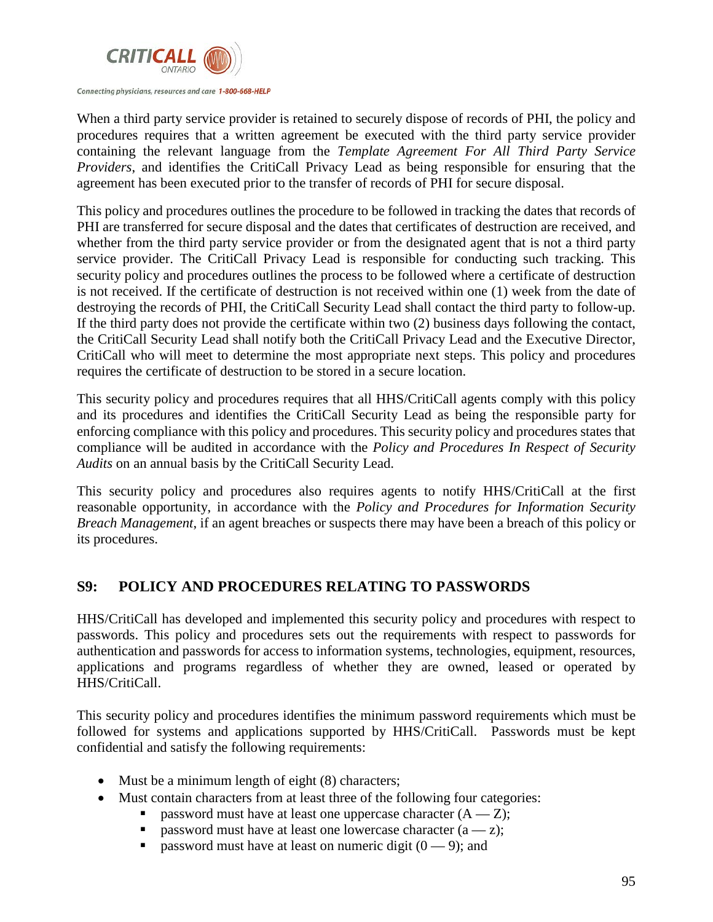When a third party service provider is retained to securely dispose of records of PHI, the policy and procedures requires that a written agreement be executed with the third party service provider containing the relevant language from the *Template Agreement For All Third Party Service Providers*, and identifies the CritiCall Privacy Lead as being responsible for ensuring that the agreement has been executed prior to the transfer of records of PHI for secure disposal.

This policy and procedures outlines the procedure to be followed in tracking the dates that records of PHI are transferred for secure disposal and the dates that certificates of destruction are received, and whether from the third party service provider or from the designated agent that is not a third party service provider. The CritiCall Privacy Lead is responsible for conducting such tracking. This security policy and procedures outlines the process to be followed where a certificate of destruction is not received. If the certificate of destruction is not received within one (1) week from the date of destroying the records of PHI, the CritiCall Security Lead shall contact the third party to follow-up. If the third party does not provide the certificate within two (2) business days following the contact, the CritiCall Security Lead shall notify both the CritiCall Privacy Lead and the Executive Director, CritiCall who will meet to determine the most appropriate next steps. This policy and procedures requires the certificate of destruction to be stored in a secure location.

This security policy and procedures requires that all HHS/CritiCall agents comply with this policy and its procedures and identifies the CritiCall Security Lead as being the responsible party for enforcing compliance with this policy and procedures. This security policy and procedures states that compliance will be audited in accordance with the *Policy and Procedures In Respect of Security Audits* on an annual basis by the CritiCall Security Lead.

This security policy and procedures also requires agents to notify HHS/CritiCall at the first reasonable opportunity, in accordance with the *Policy and Procedures for Information Security Breach Management*, if an agent breaches or suspects there may have been a breach of this policy or its procedures.

## S9: POLICY AND PROCEDURES RELATING TO PASSWORDS

HHS/CritiCall has developed and implemented this security policy and procedures with respect to passwords. This policy and procedures sets out the requirements with respect to passwords for authentication and passwords for access to information systems, technologies, equipment, resources, applications and programs regardless of whether they are owned, leased or operated by HHS/CritiCall.

This security policy and procedures identifies the minimum password requirements which must be followed for systems and applications supported by HHS/CritiCall. Passwords must be kept confidential and satisfy the following requirements:

- Must be a minimum length of eight (8) characters;
- Must contain characters from at least three of the following four categories:
  - password must have at least one uppercase character (A — Z);
  - password must have at least one lowercase character (a — z);
  - password must have at least on numeric digit (0 — 9); and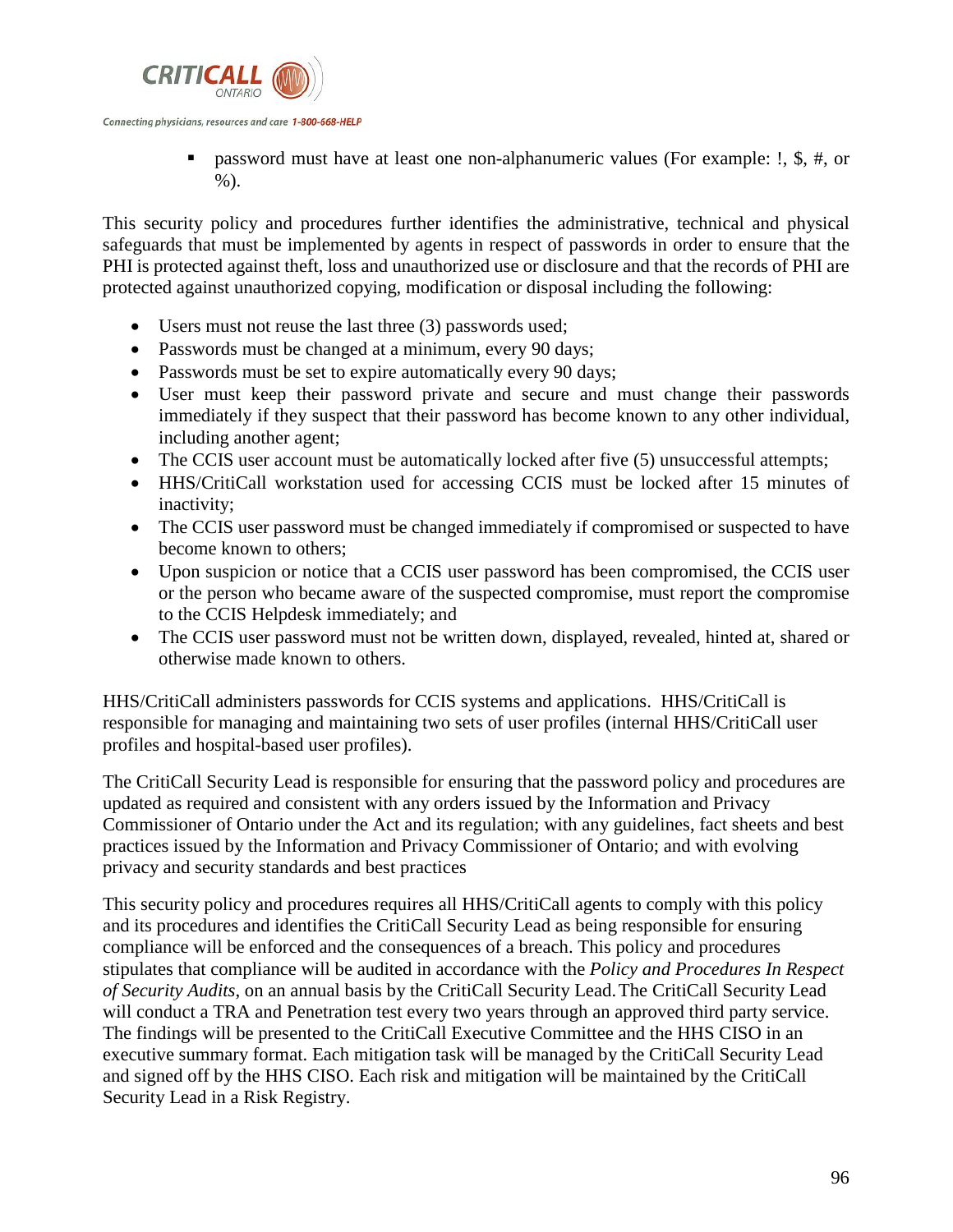- password must have at least one non-alphanumeric values (For example: !, $, #, or %).

This security policy and procedures further identifies the administrative, technical and physical safeguards that must be implemented by agents in respect of passwords in order to ensure that the PHI is protected against theft, loss and unauthorized use or disclosure and that the records of PHI are protected against unauthorized copying, modification or disposal including the following:

- Users must not reuse the last three (3) passwords used;
- Passwords must be changed at a minimum, every 90 days;
- Passwords must be set to expire automatically every 90 days;
- User must keep their password private and secure and must change their passwords immediately if they suspect that their password has become known to any other individual, including another agent;
- The CCIS user account must be automatically locked after five (5) unsuccessful attempts;
- HHS/CritiCall workstation used for accessing CCIS must be locked after 15 minutes of inactivity;
- The CCIS user password must be changed immediately if compromised or suspected to have become known to others;
- Upon suspicion or notice that a CCIS user password has been compromised, the CCIS user or the person who became aware of the suspected compromise, must report the compromise to the CCIS Helpdesk immediately; and
- The CCIS user password must not be written down, displayed, revealed, hinted at, shared or otherwise made known to others.

HHS/CritiCall administers passwords for CCIS systems and applications. HHS/CritiCall is responsible for managing and maintaining two sets of user profiles (internal HHS/CritiCall user profiles and hospital-based user profiles).

The CritiCall Security Lead is responsible for ensuring that the password policy and procedures are updated as required and consistent with any orders issued by the Information and Privacy Commissioner of Ontario under the Act and its regulation; with any guidelines, fact sheets and best practices issued by the Information and Privacy Commissioner of Ontario; and with evolving privacy and security standards and best practices

This security policy and procedures requires all HHS/CritiCall agents to comply with this policy and its procedures and identifies the CritiCall Security Lead as being responsible for ensuring compliance will be enforced and the consequences of a breach. This policy and procedures stipulates that compliance will be audited in accordance with the *Policy and Procedures In Respect of Security Audits*, on an annual basis by the CritiCall Security Lead. The CritiCall Security Lead will conduct a TRA and Penetration test every two years through an approved third party service. The findings will be presented to the CritiCall Executive Committee and the HHS CISO in an executive summary format. Each mitigation task will be managed by the CritiCall Security Lead and signed off by the HHS CISO. Each risk and mitigation will be maintained by the CritiCall Security Lead in a Risk Registry.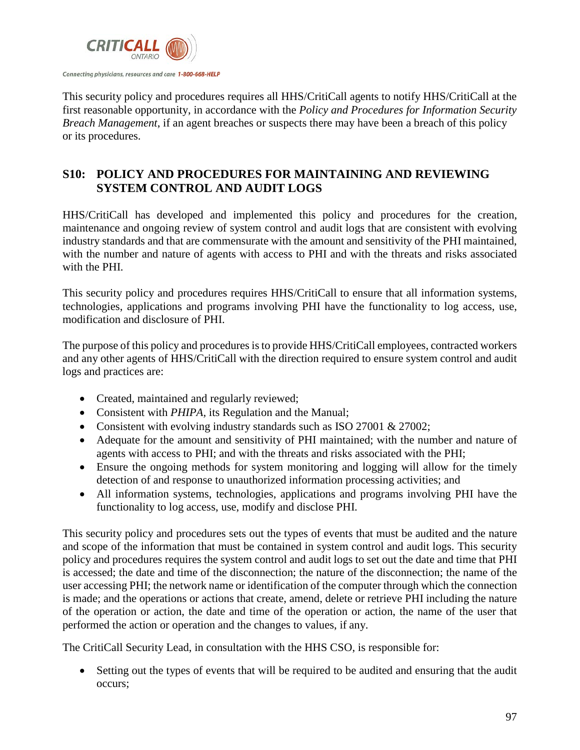This security policy and procedures requires all HHS/CritiCall agents to notify HHS/CritiCall at the first reasonable opportunity, in accordance with the *Policy and Procedures for Information Security Breach Management*, if an agent breaches or suspects there may have been a breach of this policy or its procedures.

## S10: POLICY AND PROCEDURES FOR MAINTAINING AND REVIEWING SYSTEM CONTROL AND AUDIT LOGS

HHS/CritiCall has developed and implemented this policy and procedures for the creation, maintenance and ongoing review of system control and audit logs that are consistent with evolving industry standards and that are commensurate with the amount and sensitivity of the PHI maintained, with the number and nature of agents with access to PHI and with the threats and risks associated with the PHI.

This security policy and procedures requires HHS/CritiCall to ensure that all information systems, technologies, applications and programs involving PHI have the functionality to log access, use, modification and disclosure of PHI.

The purpose of this policy and procedures is to provide HHS/CritiCall employees, contracted workers and any other agents of HHS/CritiCall with the direction required to ensure system control and audit logs and practices are:

- Created, maintained and regularly reviewed;
- Consistent with *PHIPA*, its Regulation and the Manual;
- Consistent with evolving industry standards such as ISO 27001 & 27002;
- Adequate for the amount and sensitivity of PHI maintained; with the number and nature of agents with access to PHI; and with the threats and risks associated with the PHI;
- Ensure the ongoing methods for system monitoring and logging will allow for the timely detection of and response to unauthorized information processing activities; and
- All information systems, technologies, applications and programs involving PHI have the functionality to log access, use, modify and disclose PHI.

This security policy and procedures sets out the types of events that must be audited and the nature and scope of the information that must be contained in system control and audit logs. This security policy and procedures requires the system control and audit logs to set out the date and time that PHI is accessed; the date and time of the disconnection; the nature of the disconnection; the name of the user accessing PHI; the network name or identification of the computer through which the connection is made; and the operations or actions that create, amend, delete or retrieve PHI including the nature of the operation or action, the date and time of the operation or action, the name of the user that performed the action or operation and the changes to values, if any.

The CritiCall Security Lead, in consultation with the HHS CSO, is responsible for:

- Setting out the types of events that will be required to be audited and ensuring that the audit occurs;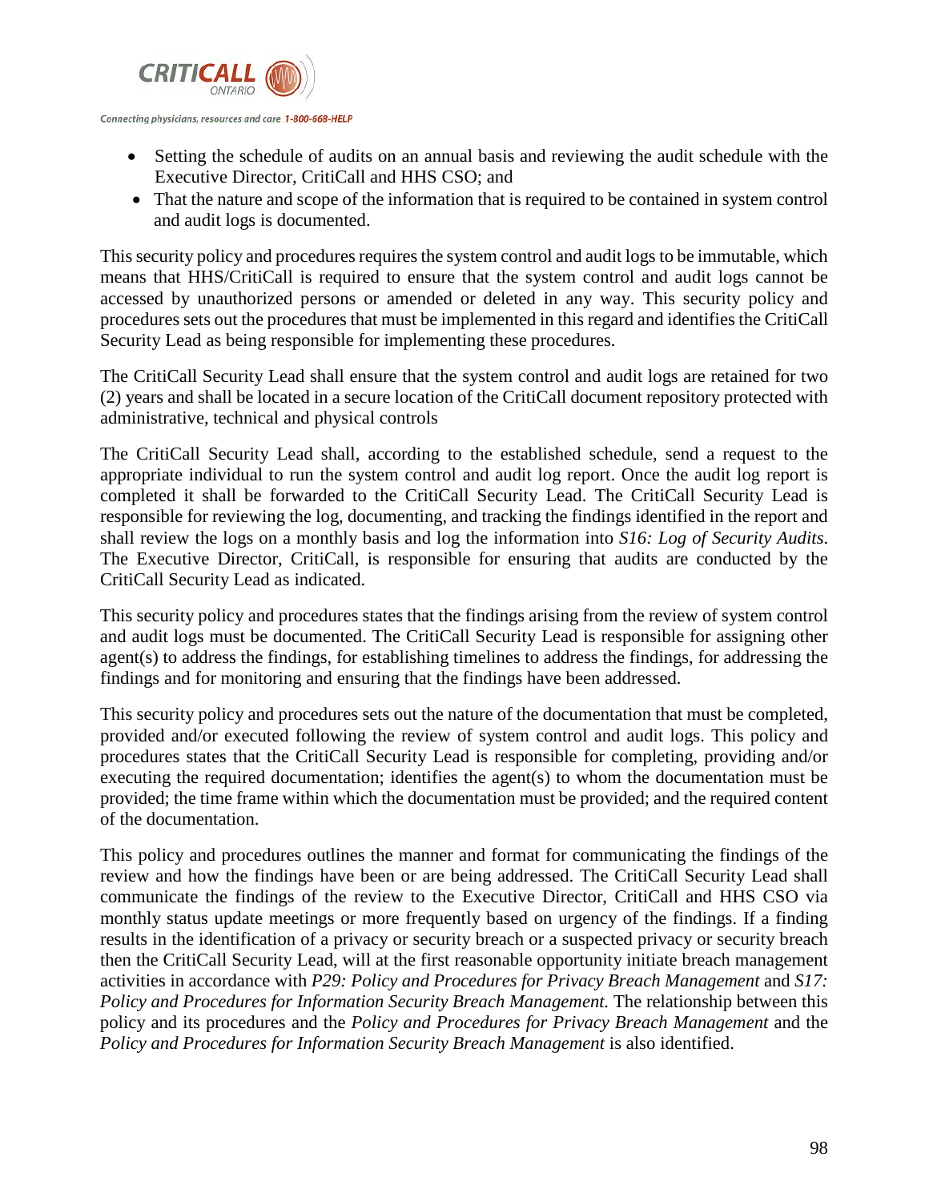- Setting the schedule of audits on an annual basis and reviewing the audit schedule with the Executive Director, CritiCall and HHS CSO; and
- That the nature and scope of the information that is required to be contained in system control and audit logs is documented.

This security policy and procedures requires the system control and audit logs to be immutable, which means that HHS/CritiCall is required to ensure that the system control and audit logs cannot be accessed by unauthorized persons or amended or deleted in any way. This security policy and procedures sets out the procedures that must be implemented in this regard and identifies the CritiCall Security Lead as being responsible for implementing these procedures.

The CritiCall Security Lead shall ensure that the system control and audit logs are retained for two (2) years and shall be located in a secure location of the CritiCall document repository protected with administrative, technical and physical controls

The CritiCall Security Lead shall, according to the established schedule, send a request to the appropriate individual to run the system control and audit log report. Once the audit log report is completed it shall be forwarded to the CritiCall Security Lead. The CritiCall Security Lead is responsible for reviewing the log, documenting, and tracking the findings identified in the report and shall review the logs on a monthly basis and log the information into *S16: Log of Security Audits*. The Executive Director, CritiCall, is responsible for ensuring that audits are conducted by the CritiCall Security Lead as indicated.

This security policy and procedures states that the findings arising from the review of system control and audit logs must be documented. The CritiCall Security Lead is responsible for assigning other agent(s) to address the findings, for establishing timelines to address the findings, for addressing the findings and for monitoring and ensuring that the findings have been addressed.

This security policy and procedures sets out the nature of the documentation that must be completed, provided and/or executed following the review of system control and audit logs. This policy and procedures states that the CritiCall Security Lead is responsible for completing, providing and/or executing the required documentation; identifies the agent(s) to whom the documentation must be provided; the time frame within which the documentation must be provided; and the required content of the documentation.

This policy and procedures outlines the manner and format for communicating the findings of the review and how the findings have been or are being addressed. The CritiCall Security Lead shall communicate the findings of the review to the Executive Director, CritiCall and HHS CSO via monthly status update meetings or more frequently based on urgency of the findings. If a finding results in the identification of a privacy or security breach or a suspected privacy or security breach then the CritiCall Security Lead, will at the first reasonable opportunity initiate breach management activities in accordance with *P29: Policy and Procedures for Privacy Breach Management* and *S17: Policy and Procedures for Information Security Breach Management.* The relationship between this policy and its procedures and the *Policy and Procedures for Privacy Breach Management* and the *Policy and Procedures for Information Security Breach Management* is also identified.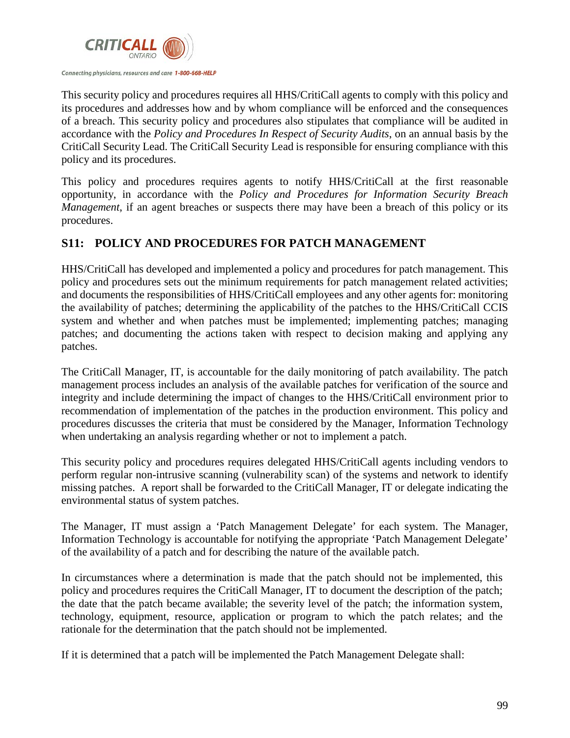This security policy and procedures requires all HHS/CritiCall agents to comply with this policy and its procedures and addresses how and by whom compliance will be enforced and the consequences of a breach. This security policy and procedures also stipulates that compliance will be audited in accordance with the *Policy and Procedures In Respect of Security Audits*, on an annual basis by the CritiCall Security Lead. The CritiCall Security Lead is responsible for ensuring compliance with this policy and its procedures.

This policy and procedures requires agents to notify HHS/CritiCall at the first reasonable opportunity, in accordance with the *Policy and Procedures for Information Security Breach Management*, if an agent breaches or suspects there may have been a breach of this policy or its procedures.

## S11: POLICY AND PROCEDURES FOR PATCH MANAGEMENT

HHS/CritiCall has developed and implemented a policy and procedures for patch management. This policy and procedures sets out the minimum requirements for patch management related activities; and documents the responsibilities of HHS/CritiCall employees and any other agents for: monitoring the availability of patches; determining the applicability of the patches to the HHS/CritiCall CCIS system and whether and when patches must be implemented; implementing patches; managing patches; and documenting the actions taken with respect to decision making and applying any patches.

The CritiCall Manager, IT, is accountable for the daily monitoring of patch availability. The patch management process includes an analysis of the available patches for verification of the source and integrity and include determining the impact of changes to the HHS/CritiCall environment prior to recommendation of implementation of the patches in the production environment. This policy and procedures discusses the criteria that must be considered by the Manager, Information Technology when undertaking an analysis regarding whether or not to implement a patch.

This security policy and procedures requires delegated HHS/CritiCall agents including vendors to perform regular non-intrusive scanning (vulnerability scan) of the systems and network to identify missing patches. A report shall be forwarded to the CritiCall Manager, IT or delegate indicating the environmental status of system patches.

The Manager, IT must assign a 'Patch Management Delegate' for each system. The Manager, Information Technology is accountable for notifying the appropriate 'Patch Management Delegate' of the availability of a patch and for describing the nature of the available patch.

In circumstances where a determination is made that the patch should not be implemented, this policy and procedures requires the CritiCall Manager, IT to document the description of the patch; the date that the patch became available; the severity level of the patch; the information system, technology, equipment, resource, application or program to which the patch relates; and the rationale for the determination that the patch should not be implemented.

If it is determined that a patch will be implemented the Patch Management Delegate shall: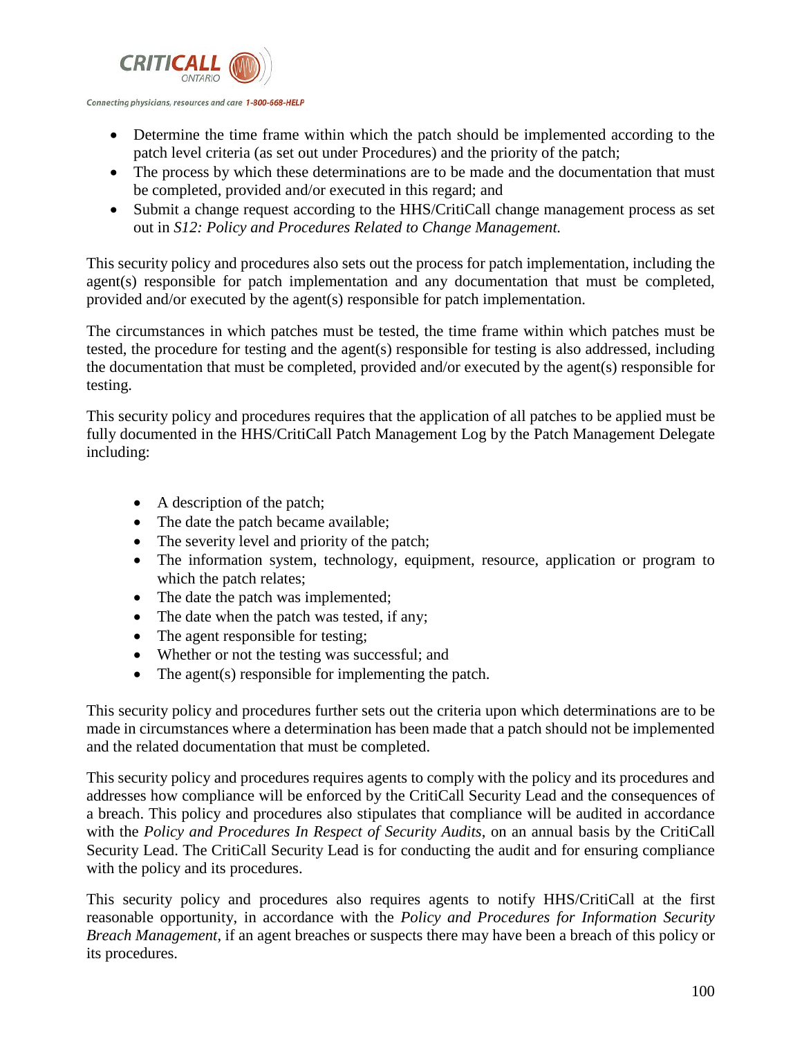- Determine the time frame within which the patch should be implemented according to the patch level criteria (as set out under Procedures) and the priority of the patch;
- The process by which these determinations are to be made and the documentation that must be completed, provided and/or executed in this regard; and
- Submit a change request according to the HHS/CritiCall change management process as set out in *S12: Policy and Procedures Related to Change Management.*

This security policy and procedures also sets out the process for patch implementation, including the agent(s) responsible for patch implementation and any documentation that must be completed, provided and/or executed by the agent(s) responsible for patch implementation.

The circumstances in which patches must be tested, the time frame within which patches must be tested, the procedure for testing and the agent(s) responsible for testing is also addressed, including the documentation that must be completed, provided and/or executed by the agent(s) responsible for testing.

This security policy and procedures requires that the application of all patches to be applied must be fully documented in the HHS/CritiCall Patch Management Log by the Patch Management Delegate including:

- A description of the patch;
- The date the patch became available;
- The severity level and priority of the patch;
- The information system, technology, equipment, resource, application or program to which the patch relates;
- The date the patch was implemented;
- The date when the patch was tested, if any;
- The agent responsible for testing;
- Whether or not the testing was successful; and
- The agent(s) responsible for implementing the patch.

This security policy and procedures further sets out the criteria upon which determinations are to be made in circumstances where a determination has been made that a patch should not be implemented and the related documentation that must be completed.

This security policy and procedures requires agents to comply with the policy and its procedures and addresses how compliance will be enforced by the CritiCall Security Lead and the consequences of a breach. This policy and procedures also stipulates that compliance will be audited in accordance with the *Policy and Procedures In Respect of Security Audits*, on an annual basis by the CritiCall Security Lead. The CritiCall Security Lead is for conducting the audit and for ensuring compliance with the policy and its procedures.

This security policy and procedures also requires agents to notify HHS/CritiCall at the first reasonable opportunity, in accordance with the *Policy and Procedures for Information Security Breach Management*, if an agent breaches or suspects there may have been a breach of this policy or its procedures.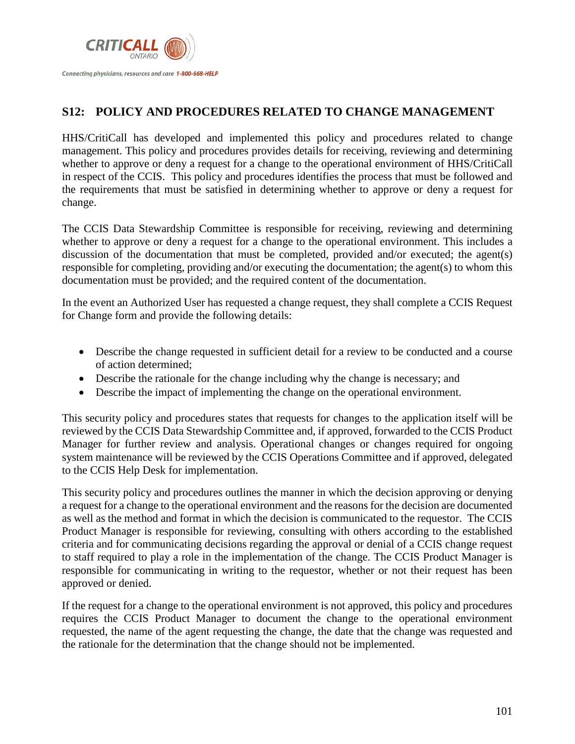## S12: POLICY AND PROCEDURES RELATED TO CHANGE MANAGEMENT

HHS/CritiCall has developed and implemented this policy and procedures related to change management. This policy and procedures provides details for receiving, reviewing and determining whether to approve or deny a request for a change to the operational environment of HHS/CritiCall in respect of the CCIS. This policy and procedures identifies the process that must be followed and the requirements that must be satisfied in determining whether to approve or deny a request for change.

The CCIS Data Stewardship Committee is responsible for receiving, reviewing and determining whether to approve or deny a request for a change to the operational environment. This includes a discussion of the documentation that must be completed, provided and/or executed; the agent(s) responsible for completing, providing and/or executing the documentation; the agent(s) to whom this documentation must be provided; and the required content of the documentation.

In the event an Authorized User has requested a change request, they shall complete a CCIS Request for Change form and provide the following details:

- Describe the change requested in sufficient detail for a review to be conducted and a course of action determined;
- Describe the rationale for the change including why the change is necessary; and
- Describe the impact of implementing the change on the operational environment.

This security policy and procedures states that requests for changes to the application itself will be reviewed by the CCIS Data Stewardship Committee and, if approved, forwarded to the CCIS Product Manager for further review and analysis. Operational changes or changes required for ongoing system maintenance will be reviewed by the CCIS Operations Committee and if approved, delegated to the CCIS Help Desk for implementation.

This security policy and procedures outlines the manner in which the decision approving or denying a request for a change to the operational environment and the reasons for the decision are documented as well as the method and format in which the decision is communicated to the requestor. The CCIS Product Manager is responsible for reviewing, consulting with others according to the established criteria and for communicating decisions regarding the approval or denial of a CCIS change request to staff required to play a role in the implementation of the change. The CCIS Product Manager is responsible for communicating in writing to the requestor, whether or not their request has been approved or denied.

If the request for a change to the operational environment is not approved, this policy and procedures requires the CCIS Product Manager to document the change to the operational environment requested, the name of the agent requesting the change, the date that the change was requested and the rationale for the determination that the change should not be implemented.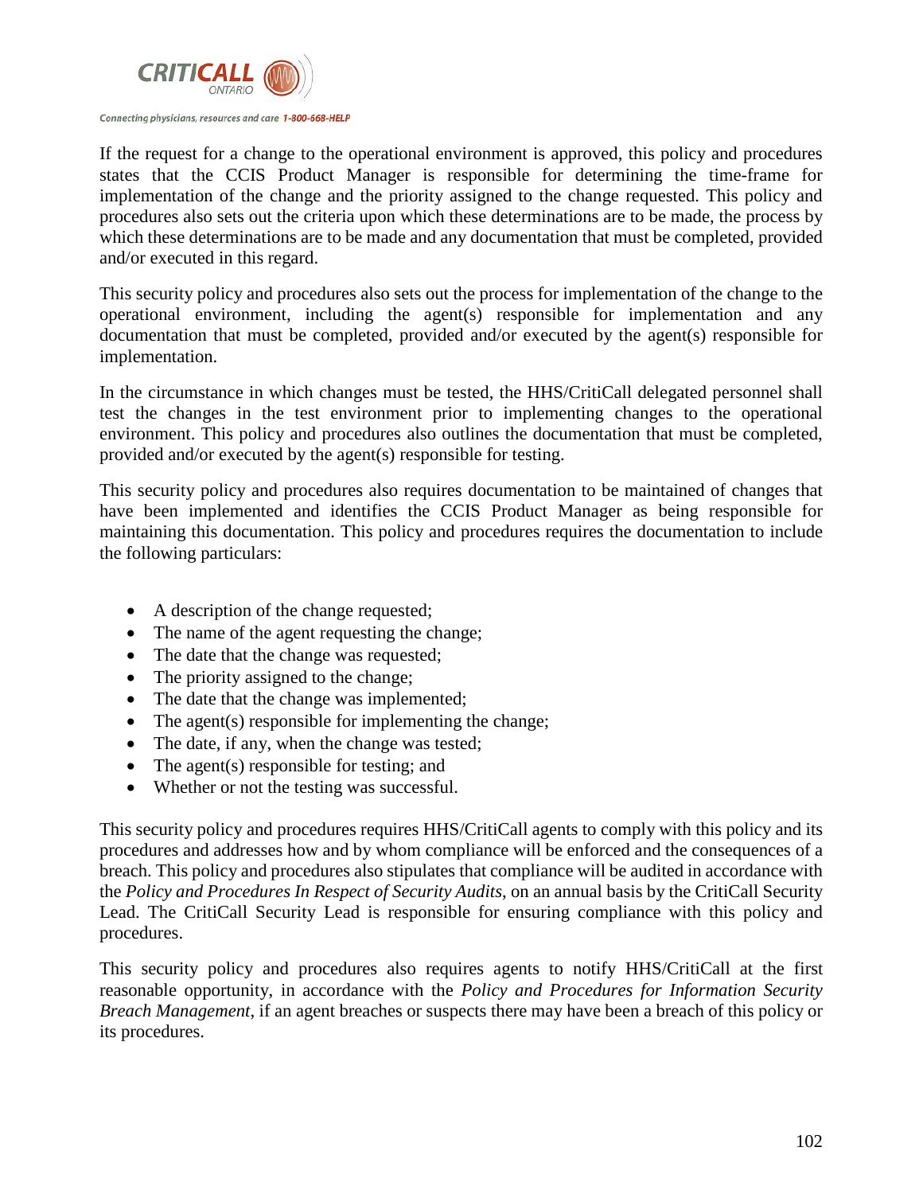If the request for a change to the operational environment is approved, this policy and procedures states that the CCIS Product Manager is responsible for determining the time-frame for implementation of the change and the priority assigned to the change requested. This policy and procedures also sets out the criteria upon which these determinations are to be made, the process by which these determinations are to be made and any documentation that must be completed, provided and/or executed in this regard.

This security policy and procedures also sets out the process for implementation of the change to the operational environment, including the agent(s) responsible for implementation and any documentation that must be completed, provided and/or executed by the agent(s) responsible for implementation.

In the circumstance in which changes must be tested, the HHS/CritiCall delegated personnel shall test the changes in the test environment prior to implementing changes to the operational environment. This policy and procedures also outlines the documentation that must be completed, provided and/or executed by the agent(s) responsible for testing.

This security policy and procedures also requires documentation to be maintained of changes that have been implemented and identifies the CCIS Product Manager as being responsible for maintaining this documentation. This policy and procedures requires the documentation to include the following particulars:

- A description of the change requested;
- The name of the agent requesting the change;
- The date that the change was requested;
- The priority assigned to the change;
- The date that the change was implemented;
- The agent(s) responsible for implementing the change;
- The date, if any, when the change was tested;
- The agent(s) responsible for testing; and
- Whether or not the testing was successful.

This security policy and procedures requires HHS/CritiCall agents to comply with this policy and its procedures and addresses how and by whom compliance will be enforced and the consequences of a breach. This policy and procedures also stipulates that compliance will be audited in accordance with the *Policy and Procedures In Respect of Security Audits*, on an annual basis by the CritiCall Security Lead. The CritiCall Security Lead is responsible for ensuring compliance with this policy and procedures.

This security policy and procedures also requires agents to notify HHS/CritiCall at the first reasonable opportunity, in accordance with the *Policy and Procedures for Information Security Breach Management*, if an agent breaches or suspects there may have been a breach of this policy or its procedures.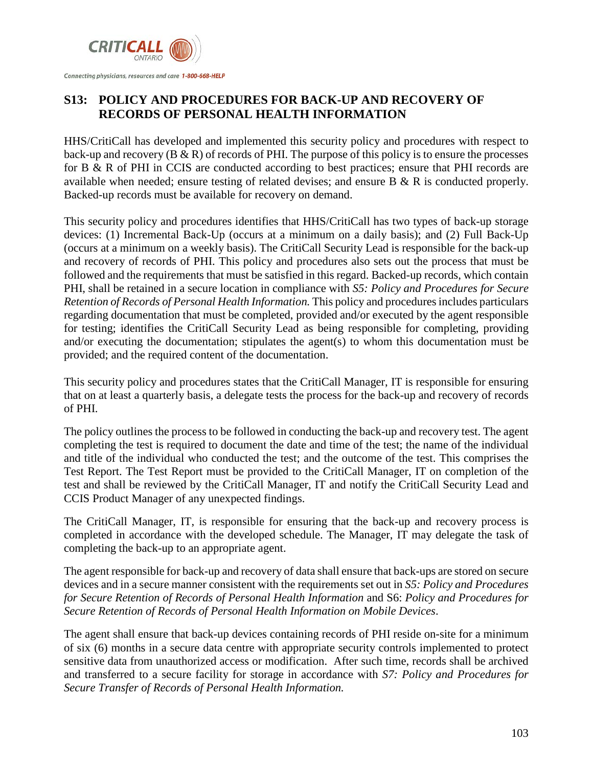## S13: POLICY AND PROCEDURES FOR BACK-UP AND RECOVERY OF RECORDS OF PERSONAL HEALTH INFORMATION

HHS/CritiCall has developed and implemented this security policy and procedures with respect to back-up and recovery (B & R) of records of PHI. The purpose of this policy is to ensure the processes for B & R of PHI in CCIS are conducted according to best practices; ensure that PHI records are available when needed; ensure testing of related devises; and ensure B & R is conducted properly. Backed-up records must be available for recovery on demand.

This security policy and procedures identifies that HHS/CritiCall has two types of back-up storage devices: (1) Incremental Back-Up (occurs at a minimum on a daily basis); and (2) Full Back-Up (occurs at a minimum on a weekly basis). The CritiCall Security Lead is responsible for the back-up and recovery of records of PHI. This policy and procedures also sets out the process that must be followed and the requirements that must be satisfied in this regard. Backed-up records, which contain PHI, shall be retained in a secure location in compliance with *S5: Policy and Procedures for Secure Retention of Records of Personal Health Information.* This policy and procedures includes particulars regarding documentation that must be completed, provided and/or executed by the agent responsible for testing; identifies the CritiCall Security Lead as being responsible for completing, providing and/or executing the documentation; stipulates the agent(s) to whom this documentation must be provided; and the required content of the documentation.

This security policy and procedures states that the CritiCall Manager, IT is responsible for ensuring that on at least a quarterly basis, a delegate tests the process for the back-up and recovery of records of PHI.

The policy outlines the process to be followed in conducting the back-up and recovery test. The agent completing the test is required to document the date and time of the test; the name of the individual and title of the individual who conducted the test; and the outcome of the test. This comprises the Test Report. The Test Report must be provided to the CritiCall Manager, IT on completion of the test and shall be reviewed by the CritiCall Manager, IT and notify the CritiCall Security Lead and CCIS Product Manager of any unexpected findings.

The CritiCall Manager, IT, is responsible for ensuring that the back-up and recovery process is completed in accordance with the developed schedule. The Manager, IT may delegate the task of completing the back-up to an appropriate agent.

The agent responsible for back-up and recovery of data shall ensure that back-ups are stored on secure devices and in a secure manner consistent with the requirements set out in *S5: Policy and Procedures for Secure Retention of Records of Personal Health Information* and S6: *Policy and Procedures for Secure Retention of Records of Personal Health Information on Mobile Devices*.

The agent shall ensure that back-up devices containing records of PHI reside on-site for a minimum of six (6) months in a secure data centre with appropriate security controls implemented to protect sensitive data from unauthorized access or modification. After such time, records shall be archived and transferred to a secure facility for storage in accordance with *S7: Policy and Procedures for Secure Transfer of Records of Personal Health Information.*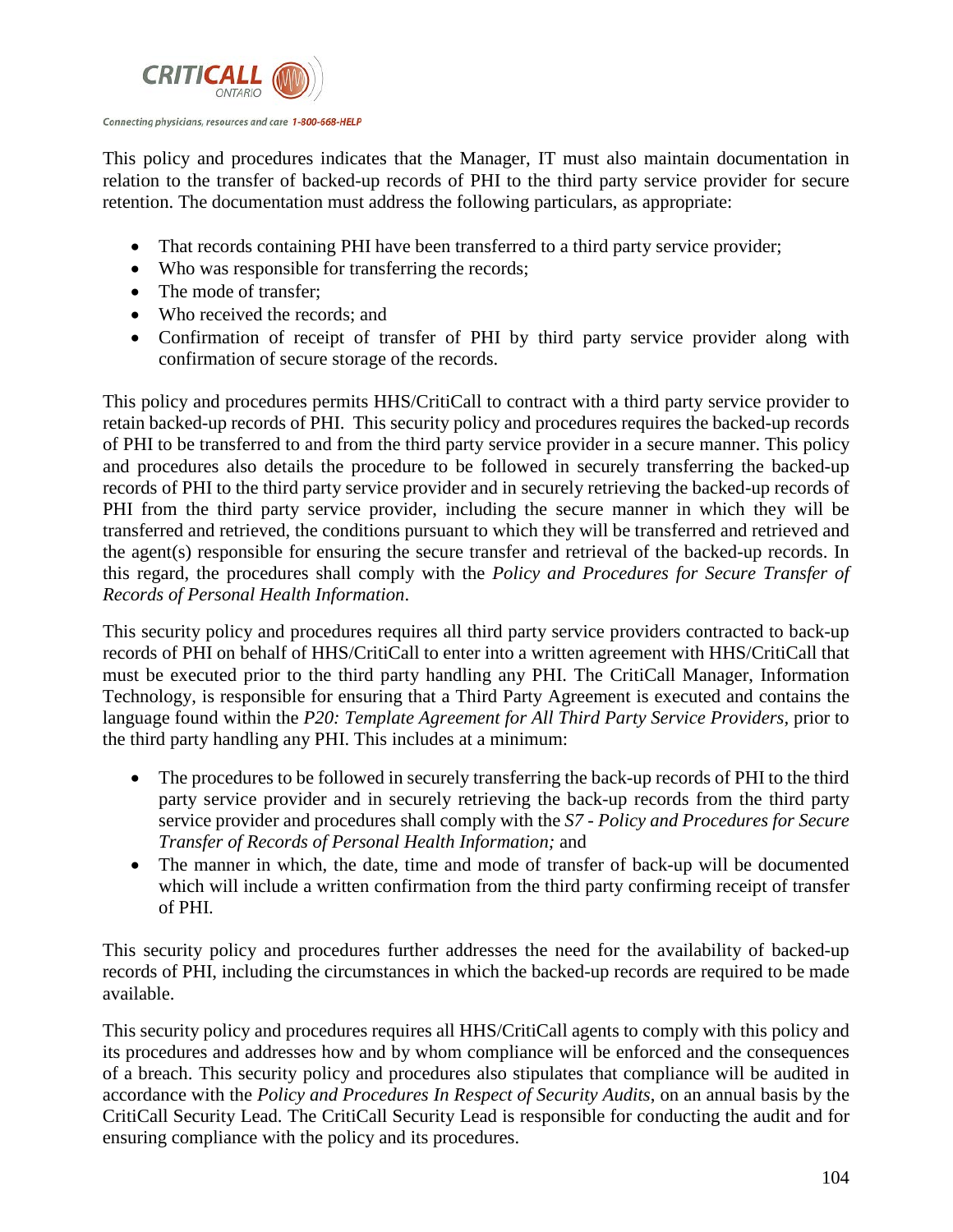This policy and procedures indicates that the Manager, IT must also maintain documentation in relation to the transfer of backed-up records of PHI to the third party service provider for secure retention. The documentation must address the following particulars, as appropriate:

- That records containing PHI have been transferred to a third party service provider;
- Who was responsible for transferring the records;
- The mode of transfer;
- Who received the records; and
- Confirmation of receipt of transfer of PHI by third party service provider along with confirmation of secure storage of the records.

This policy and procedures permits HHS/CritiCall to contract with a third party service provider to retain backed-up records of PHI. This security policy and procedures requires the backed-up records of PHI to be transferred to and from the third party service provider in a secure manner. This policy and procedures also details the procedure to be followed in securely transferring the backed-up records of PHI to the third party service provider and in securely retrieving the backed-up records of PHI from the third party service provider, including the secure manner in which they will be transferred and retrieved, the conditions pursuant to which they will be transferred and retrieved and the agent(s) responsible for ensuring the secure transfer and retrieval of the backed-up records. In this regard, the procedures shall comply with the *Policy and Procedures for Secure Transfer of Records of Personal Health Information*.

This security policy and procedures requires all third party service providers contracted to back-up records of PHI on behalf of HHS/CritiCall to enter into a written agreement with HHS/CritiCall that must be executed prior to the third party handling any PHI. The CritiCall Manager, Information Technology, is responsible for ensuring that a Third Party Agreement is executed and contains the language found within the *P20: Template Agreement for All Third Party Service Providers*, prior to the third party handling any PHI. This includes at a minimum:

- The procedures to be followed in securely transferring the back-up records of PHI to the third party service provider and in securely retrieving the back-up records from the third party service provider and procedures shall comply with the *S7 - Policy and Procedures for Secure Transfer of Records of Personal Health Information;* and
- The manner in which, the date, time and mode of transfer of back-up will be documented which will include a written confirmation from the third party confirming receipt of transfer of PHI.

This security policy and procedures further addresses the need for the availability of backed-up records of PHI, including the circumstances in which the backed-up records are required to be made available.

This security policy and procedures requires all HHS/CritiCall agents to comply with this policy and its procedures and addresses how and by whom compliance will be enforced and the consequences of a breach. This security policy and procedures also stipulates that compliance will be audited in accordance with the *Policy and Procedures In Respect of Security Audits*, on an annual basis by the CritiCall Security Lead. The CritiCall Security Lead is responsible for conducting the audit and for ensuring compliance with the policy and its procedures.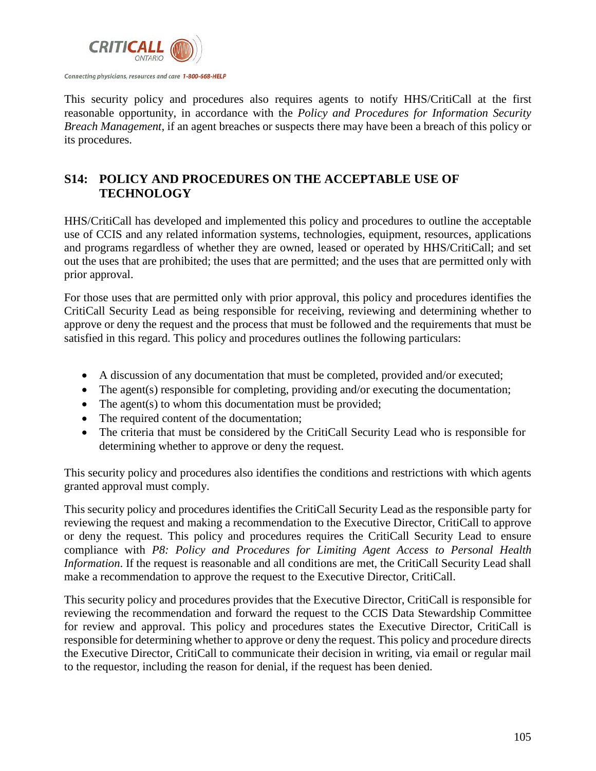This security policy and procedures also requires agents to notify HHS/CritiCall at the first reasonable opportunity, in accordance with the *Policy and Procedures for Information Security Breach Management*, if an agent breaches or suspects there may have been a breach of this policy or its procedures.

## S14: POLICY AND PROCEDURES ON THE ACCEPTABLE USE OF TECHNOLOGY

HHS/CritiCall has developed and implemented this policy and procedures to outline the acceptable use of CCIS and any related information systems, technologies, equipment, resources, applications and programs regardless of whether they are owned, leased or operated by HHS/CritiCall; and set out the uses that are prohibited; the uses that are permitted; and the uses that are permitted only with prior approval.

For those uses that are permitted only with prior approval, this policy and procedures identifies the CritiCall Security Lead as being responsible for receiving, reviewing and determining whether to approve or deny the request and the process that must be followed and the requirements that must be satisfied in this regard. This policy and procedures outlines the following particulars:

- A discussion of any documentation that must be completed, provided and/or executed;
- The agent(s) responsible for completing, providing and/or executing the documentation;
- The agent(s) to whom this documentation must be provided;
- The required content of the documentation;
- The criteria that must be considered by the CritiCall Security Lead who is responsible for determining whether to approve or deny the request.

This security policy and procedures also identifies the conditions and restrictions with which agents granted approval must comply.

This security policy and procedures identifies the CritiCall Security Lead as the responsible party for reviewing the request and making a recommendation to the Executive Director, CritiCall to approve or deny the request. This policy and procedures requires the CritiCall Security Lead to ensure compliance with *P8: Policy and Procedures for Limiting Agent Access to Personal Health Information*. If the request is reasonable and all conditions are met, the CritiCall Security Lead shall make a recommendation to approve the request to the Executive Director, CritiCall.

This security policy and procedures provides that the Executive Director, CritiCall is responsible for reviewing the recommendation and forward the request to the CCIS Data Stewardship Committee for review and approval. This policy and procedures states the Executive Director, CritiCall is responsible for determining whether to approve or deny the request. This policy and procedure directs the Executive Director, CritiCall to communicate their decision in writing, via email or regular mail to the requestor, including the reason for denial, if the request has been denied.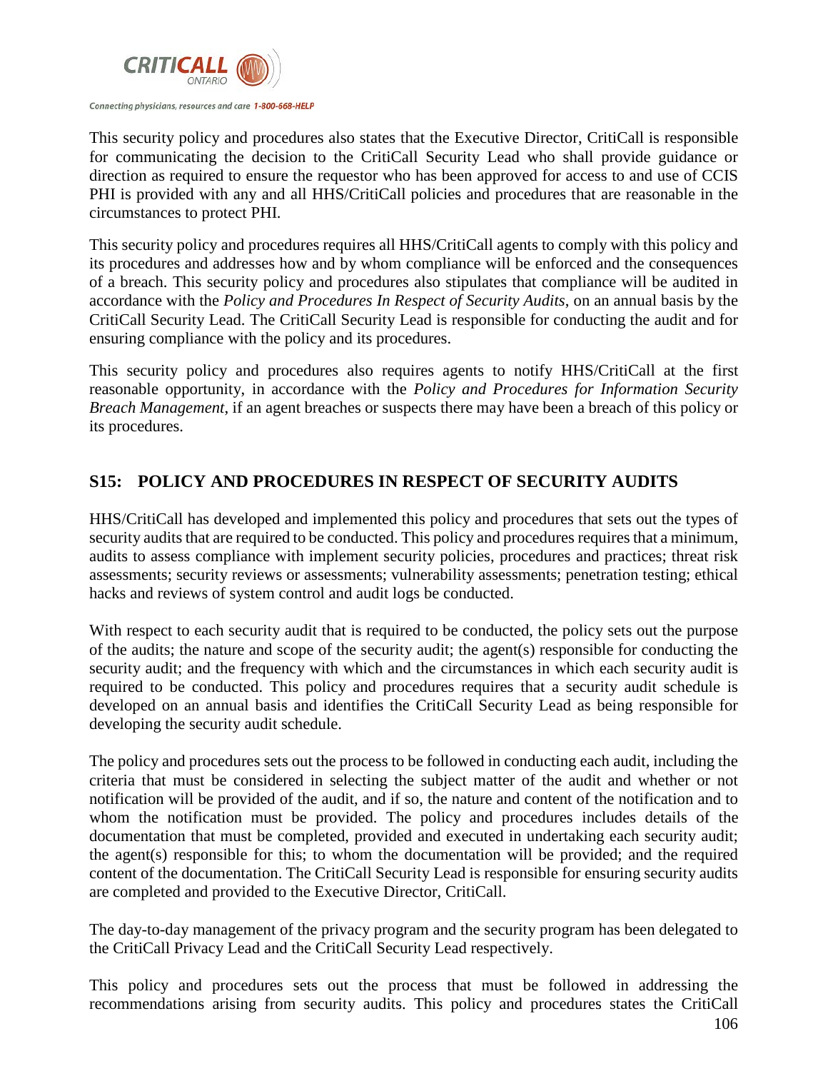This security policy and procedures also states that the Executive Director, CritiCall is responsible for communicating the decision to the CritiCall Security Lead who shall provide guidance or direction as required to ensure the requestor who has been approved for access to and use of CCIS PHI is provided with any and all HHS/CritiCall policies and procedures that are reasonable in the circumstances to protect PHI.

This security policy and procedures requires all HHS/CritiCall agents to comply with this policy and its procedures and addresses how and by whom compliance will be enforced and the consequences of a breach. This security policy and procedures also stipulates that compliance will be audited in accordance with the *Policy and Procedures In Respect of Security Audits*, on an annual basis by the CritiCall Security Lead. The CritiCall Security Lead is responsible for conducting the audit and for ensuring compliance with the policy and its procedures.

This security policy and procedures also requires agents to notify HHS/CritiCall at the first reasonable opportunity, in accordance with the *Policy and Procedures for Information Security Breach Management*, if an agent breaches or suspects there may have been a breach of this policy or its procedures.

## S15: POLICY AND PROCEDURES IN RESPECT OF SECURITY AUDITS

HHS/CritiCall has developed and implemented this policy and procedures that sets out the types of security audits that are required to be conducted. This policy and procedures requires that a minimum, audits to assess compliance with implement security policies, procedures and practices; threat risk assessments; security reviews or assessments; vulnerability assessments; penetration testing; ethical hacks and reviews of system control and audit logs be conducted.

With respect to each security audit that is required to be conducted, the policy sets out the purpose of the audits; the nature and scope of the security audit; the agent(s) responsible for conducting the security audit; and the frequency with which and the circumstances in which each security audit is required to be conducted. This policy and procedures requires that a security audit schedule is developed on an annual basis and identifies the CritiCall Security Lead as being responsible for developing the security audit schedule.

The policy and procedures sets out the process to be followed in conducting each audit, including the criteria that must be considered in selecting the subject matter of the audit and whether or not notification will be provided of the audit, and if so, the nature and content of the notification and to whom the notification must be provided. The policy and procedures includes details of the documentation that must be completed, provided and executed in undertaking each security audit; the agent(s) responsible for this; to whom the documentation will be provided; and the required content of the documentation. The CritiCall Security Lead is responsible for ensuring security audits are completed and provided to the Executive Director, CritiCall.

The day-to-day management of the privacy program and the security program has been delegated to the CritiCall Privacy Lead and the CritiCall Security Lead respectively.

This policy and procedures sets out the process that must be followed in addressing the recommendations arising from security audits. This policy and procedures states the CritiCall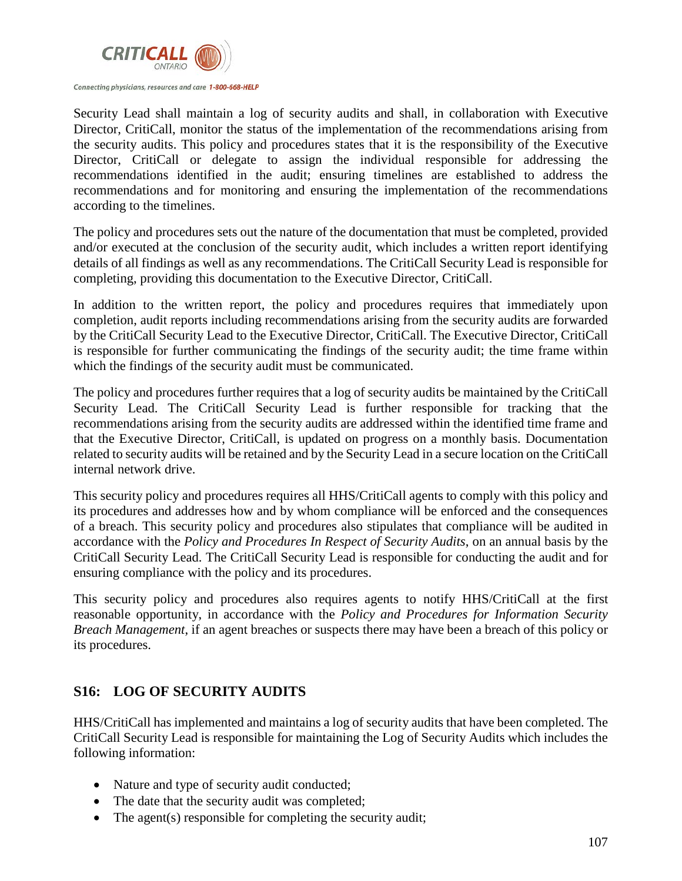Security Lead shall maintain a log of security audits and shall, in collaboration with Executive Director, CritiCall, monitor the status of the implementation of the recommendations arising from the security audits. This policy and procedures states that it is the responsibility of the Executive Director, CritiCall or delegate to assign the individual responsible for addressing the recommendations identified in the audit; ensuring timelines are established to address the recommendations and for monitoring and ensuring the implementation of the recommendations according to the timelines.

The policy and procedures sets out the nature of the documentation that must be completed, provided and/or executed at the conclusion of the security audit, which includes a written report identifying details of all findings as well as any recommendations. The CritiCall Security Lead is responsible for completing, providing this documentation to the Executive Director, CritiCall.

In addition to the written report, the policy and procedures requires that immediately upon completion, audit reports including recommendations arising from the security audits are forwarded by the CritiCall Security Lead to the Executive Director, CritiCall. The Executive Director, CritiCall is responsible for further communicating the findings of the security audit; the time frame within which the findings of the security audit must be communicated.

The policy and procedures further requires that a log of security audits be maintained by the CritiCall Security Lead. The CritiCall Security Lead is further responsible for tracking that the recommendations arising from the security audits are addressed within the identified time frame and that the Executive Director, CritiCall, is updated on progress on a monthly basis. Documentation related to security audits will be retained and by the Security Lead in a secure location on the CritiCall internal network drive.

This security policy and procedures requires all HHS/CritiCall agents to comply with this policy and its procedures and addresses how and by whom compliance will be enforced and the consequences of a breach. This security policy and procedures also stipulates that compliance will be audited in accordance with the *Policy and Procedures In Respect of Security Audits*, on an annual basis by the CritiCall Security Lead. The CritiCall Security Lead is responsible for conducting the audit and for ensuring compliance with the policy and its procedures.

This security policy and procedures also requires agents to notify HHS/CritiCall at the first reasonable opportunity, in accordance with the *Policy and Procedures for Information Security Breach Management*, if an agent breaches or suspects there may have been a breach of this policy or its procedures.

## S16: LOG OF SECURITY AUDITS

HHS/CritiCall has implemented and maintains a log of security audits that have been completed. The CritiCall Security Lead is responsible for maintaining the Log of Security Audits which includes the following information:

- Nature and type of security audit conducted;
- The date that the security audit was completed;
- The agent(s) responsible for completing the security audit;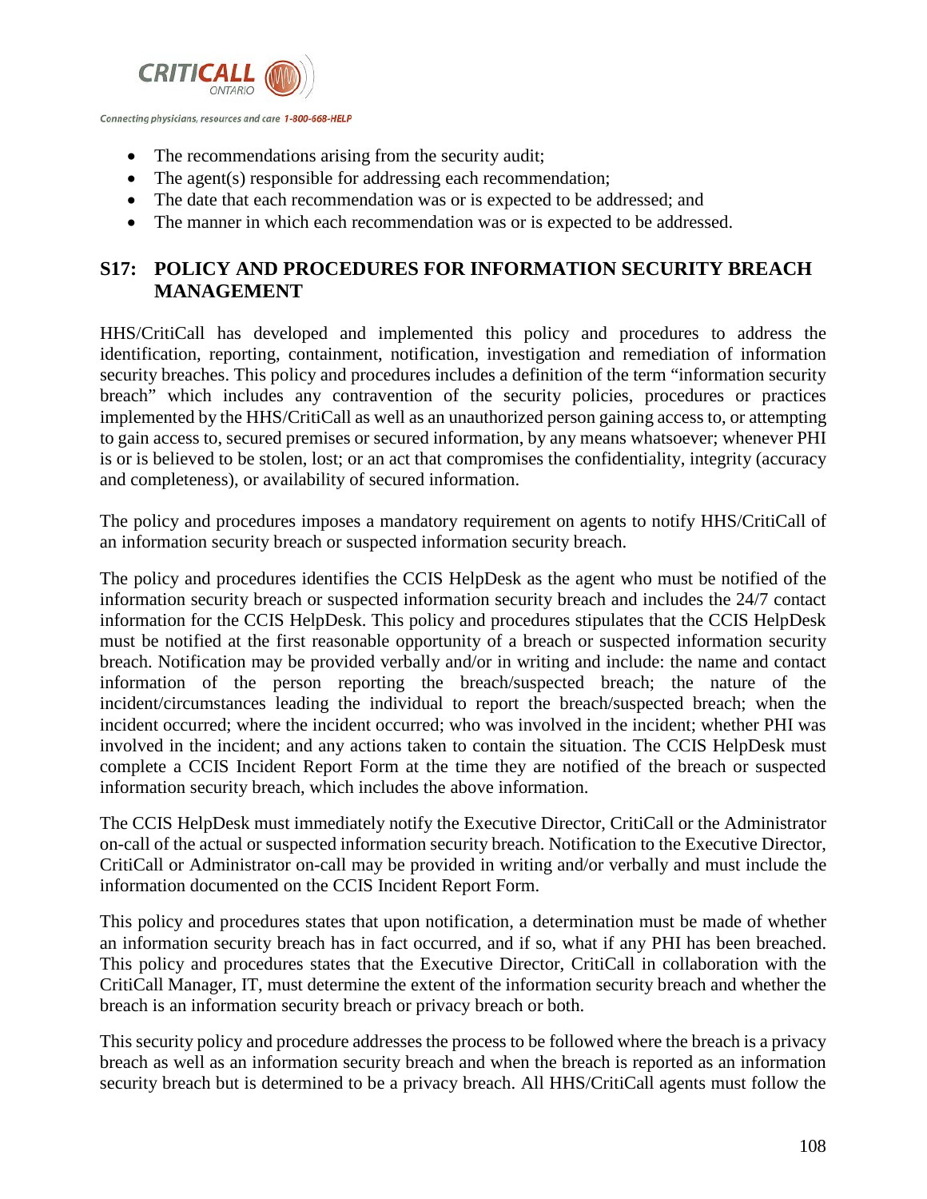- The recommendations arising from the security audit;
- The agent(s) responsible for addressing each recommendation;
- The date that each recommendation was or is expected to be addressed; and
- The manner in which each recommendation was or is expected to be addressed.

## S17: POLICY AND PROCEDURES FOR INFORMATION SECURITY BREACH MANAGEMENT

HHS/CritiCall has developed and implemented this policy and procedures to address the identification, reporting, containment, notification, investigation and remediation of information security breaches. This policy and procedures includes a definition of the term "information security breach" which includes any contravention of the security policies, procedures or practices implemented by the HHS/CritiCall as well as an unauthorized person gaining access to, or attempting to gain access to, secured premises or secured information, by any means whatsoever; whenever PHI is or is believed to be stolen, lost; or an act that compromises the confidentiality, integrity (accuracy and completeness), or availability of secured information.

The policy and procedures imposes a mandatory requirement on agents to notify HHS/CritiCall of an information security breach or suspected information security breach.

The policy and procedures identifies the CCIS HelpDesk as the agent who must be notified of the information security breach or suspected information security breach and includes the 24/7 contact information for the CCIS HelpDesk. This policy and procedures stipulates that the CCIS HelpDesk must be notified at the first reasonable opportunity of a breach or suspected information security breach. Notification may be provided verbally and/or in writing and include: the name and contact information of the person reporting the breach/suspected breach; the nature of the incident/circumstances leading the individual to report the breach/suspected breach; when the incident occurred; where the incident occurred; who was involved in the incident; whether PHI was involved in the incident; and any actions taken to contain the situation. The CCIS HelpDesk must complete a CCIS Incident Report Form at the time they are notified of the breach or suspected information security breach, which includes the above information.

The CCIS HelpDesk must immediately notify the Executive Director, CritiCall or the Administrator on-call of the actual or suspected information security breach. Notification to the Executive Director, CritiCall or Administrator on-call may be provided in writing and/or verbally and must include the information documented on the CCIS Incident Report Form.

This policy and procedures states that upon notification, a determination must be made of whether an information security breach has in fact occurred, and if so, what if any PHI has been breached. This policy and procedures states that the Executive Director, CritiCall in collaboration with the CritiCall Manager, IT, must determine the extent of the information security breach and whether the breach is an information security breach or privacy breach or both.

This security policy and procedure addresses the process to be followed where the breach is a privacy breach as well as an information security breach and when the breach is reported as an information security breach but is determined to be a privacy breach. All HHS/CritiCall agents must follow the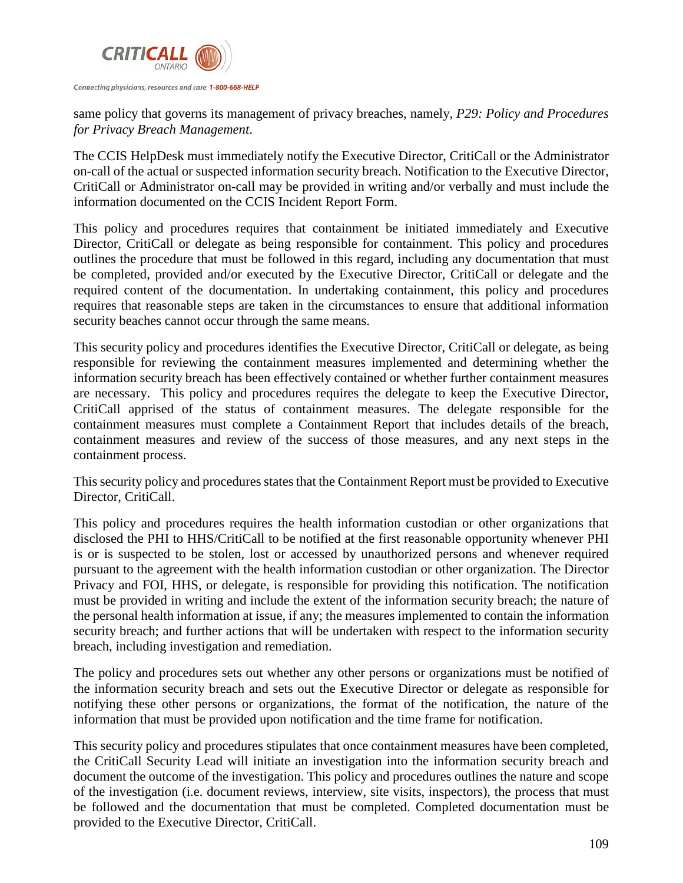same policy that governs its management of privacy breaches, namely, *P29: Policy and Procedures for Privacy Breach Management*.

The CCIS HelpDesk must immediately notify the Executive Director, CritiCall or the Administrator on-call of the actual or suspected information security breach. Notification to the Executive Director, CritiCall or Administrator on-call may be provided in writing and/or verbally and must include the information documented on the CCIS Incident Report Form.

This policy and procedures requires that containment be initiated immediately and Executive Director, CritiCall or delegate as being responsible for containment. This policy and procedures outlines the procedure that must be followed in this regard, including any documentation that must be completed, provided and/or executed by the Executive Director, CritiCall or delegate and the required content of the documentation. In undertaking containment, this policy and procedures requires that reasonable steps are taken in the circumstances to ensure that additional information security beaches cannot occur through the same means.

This security policy and procedures identifies the Executive Director, CritiCall or delegate, as being responsible for reviewing the containment measures implemented and determining whether the information security breach has been effectively contained or whether further containment measures are necessary. This policy and procedures requires the delegate to keep the Executive Director, CritiCall apprised of the status of containment measures. The delegate responsible for the containment measures must complete a Containment Report that includes details of the breach, containment measures and review of the success of those measures, and any next steps in the containment process.

This security policy and procedures states that the Containment Report must be provided to Executive Director, CritiCall.

This policy and procedures requires the health information custodian or other organizations that disclosed the PHI to HHS/CritiCall to be notified at the first reasonable opportunity whenever PHI is or is suspected to be stolen, lost or accessed by unauthorized persons and whenever required pursuant to the agreement with the health information custodian or other organization. The Director Privacy and FOI, HHS, or delegate, is responsible for providing this notification. The notification must be provided in writing and include the extent of the information security breach; the nature of the personal health information at issue, if any; the measures implemented to contain the information security breach; and further actions that will be undertaken with respect to the information security breach, including investigation and remediation.

The policy and procedures sets out whether any other persons or organizations must be notified of the information security breach and sets out the Executive Director or delegate as responsible for notifying these other persons or organizations, the format of the notification, the nature of the information that must be provided upon notification and the time frame for notification.

This security policy and procedures stipulates that once containment measures have been completed, the CritiCall Security Lead will initiate an investigation into the information security breach and document the outcome of the investigation. This policy and procedures outlines the nature and scope of the investigation (i.e. document reviews, interview, site visits, inspectors), the process that must be followed and the documentation that must be completed. Completed documentation must be provided to the Executive Director, CritiCall.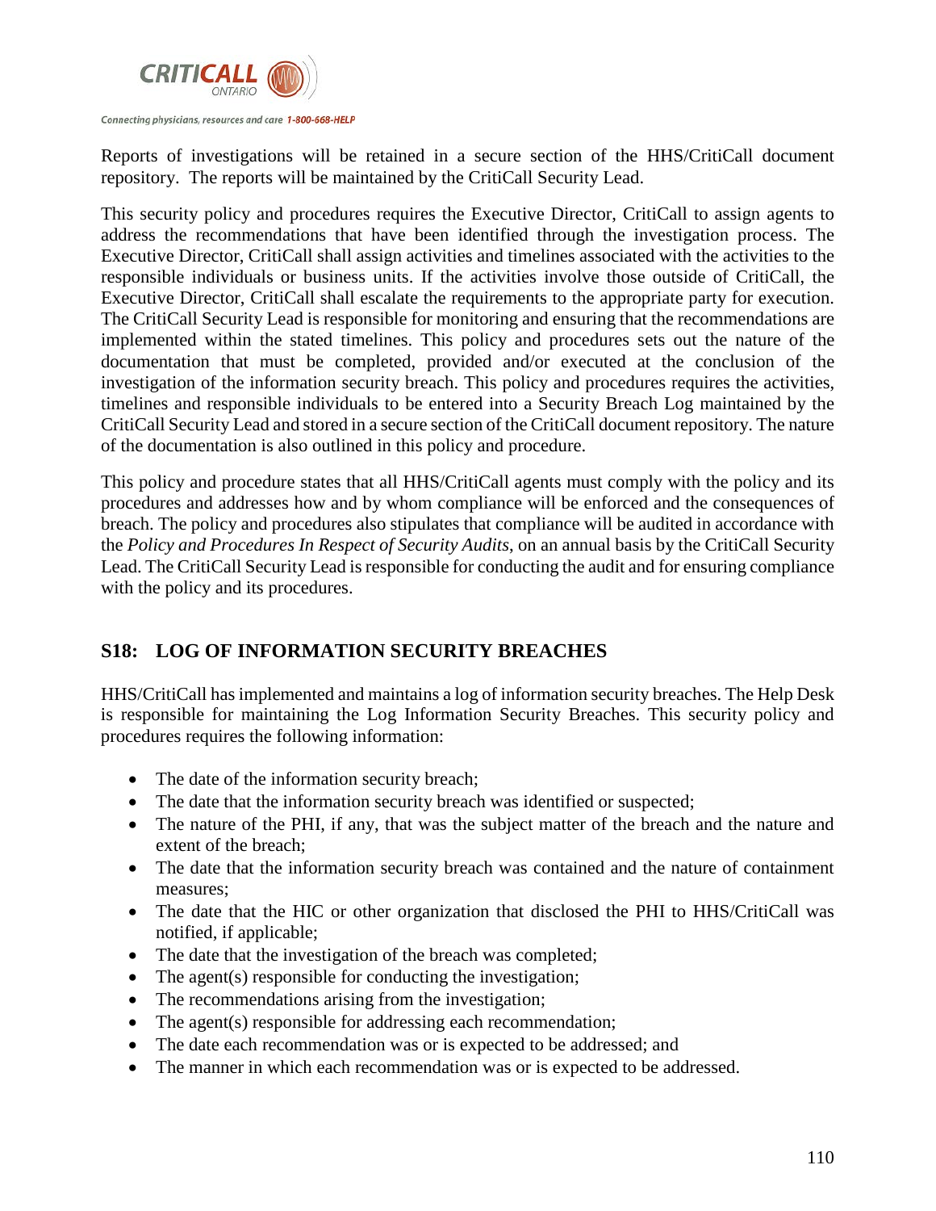Reports of investigations will be retained in a secure section of the HHS/CritiCall document repository. The reports will be maintained by the CritiCall Security Lead.

This security policy and procedures requires the Executive Director, CritiCall to assign agents to address the recommendations that have been identified through the investigation process. The Executive Director, CritiCall shall assign activities and timelines associated with the activities to the responsible individuals or business units. If the activities involve those outside of CritiCall, the Executive Director, CritiCall shall escalate the requirements to the appropriate party for execution. The CritiCall Security Lead is responsible for monitoring and ensuring that the recommendations are implemented within the stated timelines. This policy and procedures sets out the nature of the documentation that must be completed, provided and/or executed at the conclusion of the investigation of the information security breach. This policy and procedures requires the activities, timelines and responsible individuals to be entered into a Security Breach Log maintained by the CritiCall Security Lead and stored in a secure section of the CritiCall document repository. The nature of the documentation is also outlined in this policy and procedure.

This policy and procedure states that all HHS/CritiCall agents must comply with the policy and its procedures and addresses how and by whom compliance will be enforced and the consequences of breach. The policy and procedures also stipulates that compliance will be audited in accordance with the *Policy and Procedures In Respect of Security Audits*, on an annual basis by the CritiCall Security Lead. The CritiCall Security Lead is responsible for conducting the audit and for ensuring compliance with the policy and its procedures.

## S18: LOG OF INFORMATION SECURITY BREACHES

HHS/CritiCall has implemented and maintains a log of information security breaches. The Help Desk is responsible for maintaining the Log Information Security Breaches. This security policy and procedures requires the following information:

- The date of the information security breach;
- The date that the information security breach was identified or suspected;
- The nature of the PHI, if any, that was the subject matter of the breach and the nature and extent of the breach;
- The date that the information security breach was contained and the nature of containment measures;
- The date that the HIC or other organization that disclosed the PHI to HHS/CritiCall was notified, if applicable;
- The date that the investigation of the breach was completed;
- The agent(s) responsible for conducting the investigation;
- The recommendations arising from the investigation;
- The agent(s) responsible for addressing each recommendation;
- The date each recommendation was or is expected to be addressed; and
- The manner in which each recommendation was or is expected to be addressed.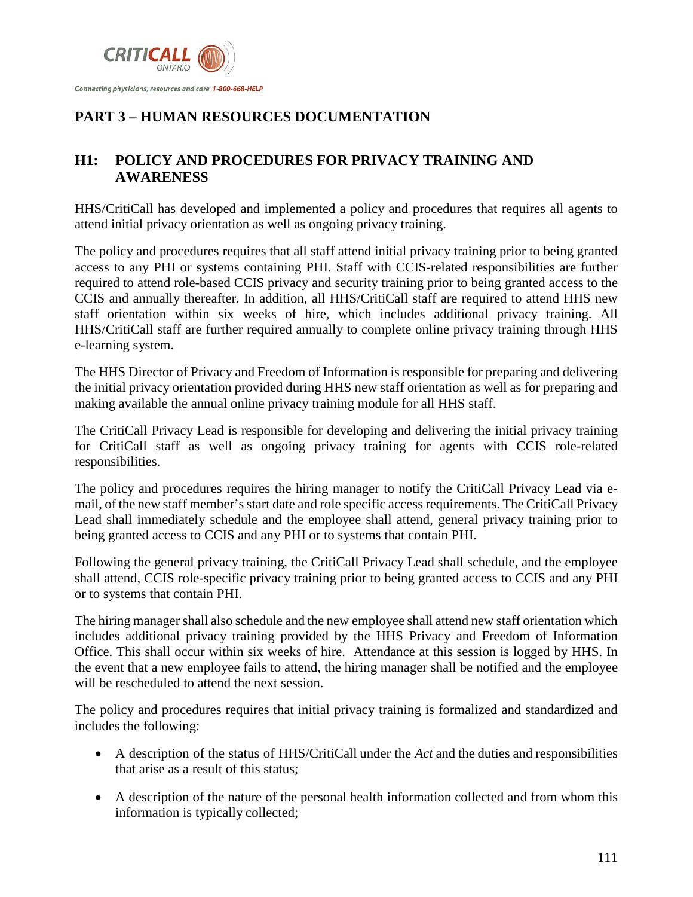## PART 3 – HUMAN RESOURCES DOCUMENTATION

### H1: POLICY AND PROCEDURES FOR PRIVACY TRAINING AND AWARENESS

HHS/CritiCall has developed and implemented a policy and procedures that requires all agents to attend initial privacy orientation as well as ongoing privacy training.

The policy and procedures requires that all staff attend initial privacy training prior to being granted access to any PHI or systems containing PHI. Staff with CCIS-related responsibilities are further required to attend role-based CCIS privacy and security training prior to being granted access to the CCIS and annually thereafter. In addition, all HHS/CritiCall staff are required to attend HHS new staff orientation within six weeks of hire, which includes additional privacy training. All HHS/CritiCall staff are further required annually to complete online privacy training through HHS e-learning system.

The HHS Director of Privacy and Freedom of Information is responsible for preparing and delivering the initial privacy orientation provided during HHS new staff orientation as well as for preparing and making available the annual online privacy training module for all HHS staff.

The CritiCall Privacy Lead is responsible for developing and delivering the initial privacy training for CritiCall staff as well as ongoing privacy training for agents with CCIS role-related responsibilities.

The policy and procedures requires the hiring manager to notify the CritiCall Privacy Lead via e-mail, of the new staff member's start date and role specific access requirements. The CritiCall Privacy Lead shall immediately schedule and the employee shall attend, general privacy training prior to being granted access to CCIS and any PHI or to systems that contain PHI.

Following the general privacy training, the CritiCall Privacy Lead shall schedule, and the employee shall attend, CCIS role-specific privacy training prior to being granted access to CCIS and any PHI or to systems that contain PHI.

The hiring manager shall also schedule and the new employee shall attend new staff orientation which includes additional privacy training provided by the HHS Privacy and Freedom of Information Office. This shall occur within six weeks of hire. Attendance at this session is logged by HHS. In the event that a new employee fails to attend, the hiring manager shall be notified and the employee will be rescheduled to attend the next session.

The policy and procedures requires that initial privacy training is formalized and standardized and includes the following:

- A description of the status of HHS/CritiCall under the *Act* and the duties and responsibilities that arise as a result of this status;
- A description of the nature of the personal health information collected and from whom this information is typically collected;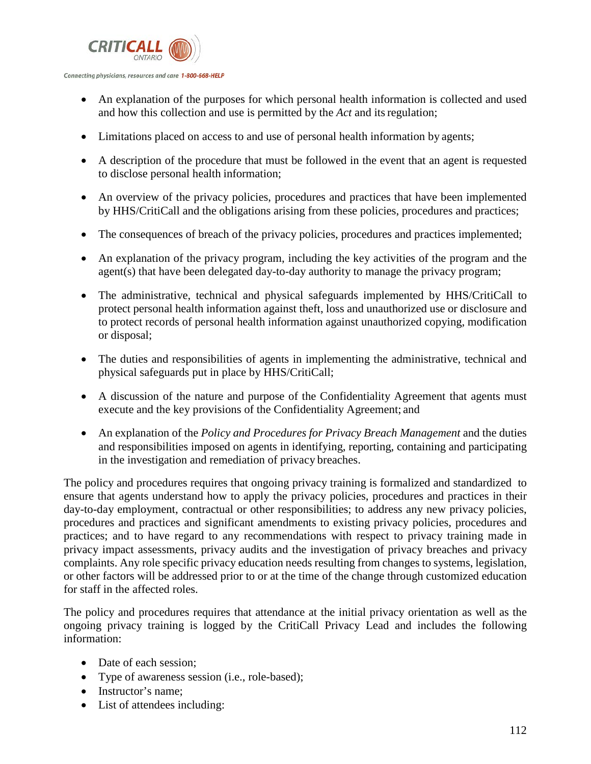- An explanation of the purposes for which personal health information is collected and used and how this collection and use is permitted by the *Act* and its regulation;
- Limitations placed on access to and use of personal health information by agents;
- A description of the procedure that must be followed in the event that an agent is requested to disclose personal health information;
- An overview of the privacy policies, procedures and practices that have been implemented by HHS/CritiCall and the obligations arising from these policies, procedures and practices;
- The consequences of breach of the privacy policies, procedures and practices implemented;
- An explanation of the privacy program, including the key activities of the program and the agent(s) that have been delegated day-to-day authority to manage the privacy program;
- The administrative, technical and physical safeguards implemented by HHS/CritiCall to protect personal health information against theft, loss and unauthorized use or disclosure and to protect records of personal health information against unauthorized copying, modification or disposal;
- The duties and responsibilities of agents in implementing the administrative, technical and physical safeguards put in place by HHS/CritiCall;
- A discussion of the nature and purpose of the Confidentiality Agreement that agents must execute and the key provisions of the Confidentiality Agreement; and
- An explanation of the *Policy and Procedures for Privacy Breach Management* and the duties and responsibilities imposed on agents in identifying, reporting, containing and participating in the investigation and remediation of privacy breaches.

The policy and procedures requires that ongoing privacy training is formalized and standardized to ensure that agents understand how to apply the privacy policies, procedures and practices in their day-to-day employment, contractual or other responsibilities; to address any new privacy policies, procedures and practices and significant amendments to existing privacy policies, procedures and practices; and to have regard to any recommendations with respect to privacy training made in privacy impact assessments, privacy audits and the investigation of privacy breaches and privacy complaints. Any role specific privacy education needs resulting from changes to systems, legislation, or other factors will be addressed prior to or at the time of the change through customized education for staff in the affected roles.

The policy and procedures requires that attendance at the initial privacy orientation as well as the ongoing privacy training is logged by the CritiCall Privacy Lead and includes the following information:

- Date of each session;
- Type of awareness session (i.e., role-based);
- Instructor's name;
- List of attendees including: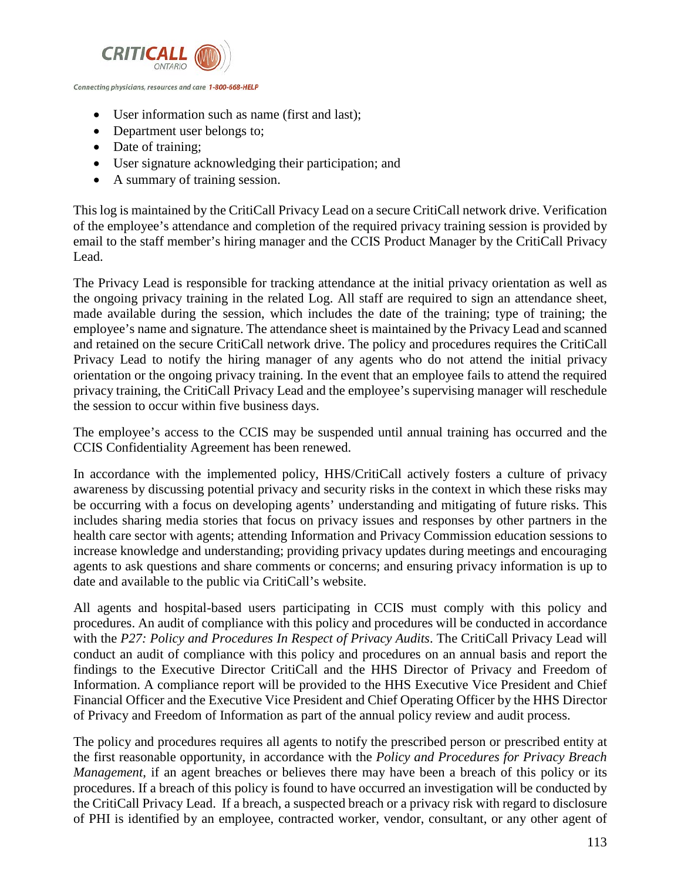- User information such as name (first and last);
- Department user belongs to;
- Date of training;
- User signature acknowledging their participation; and
- A summary of training session.

This log is maintained by the CritiCall Privacy Lead on a secure CritiCall network drive. Verification of the employee's attendance and completion of the required privacy training session is provided by email to the staff member's hiring manager and the CCIS Product Manager by the CritiCall Privacy Lead.

The Privacy Lead is responsible for tracking attendance at the initial privacy orientation as well as the ongoing privacy training in the related Log. All staff are required to sign an attendance sheet, made available during the session, which includes the date of the training; type of training; the employee's name and signature. The attendance sheet is maintained by the Privacy Lead and scanned and retained on the secure CritiCall network drive. The policy and procedures requires the CritiCall Privacy Lead to notify the hiring manager of any agents who do not attend the initial privacy orientation or the ongoing privacy training. In the event that an employee fails to attend the required privacy training, the CritiCall Privacy Lead and the employee's supervising manager will reschedule the session to occur within five business days.

The employee's access to the CCIS may be suspended until annual training has occurred and the CCIS Confidentiality Agreement has been renewed.

In accordance with the implemented policy, HHS/CritiCall actively fosters a culture of privacy awareness by discussing potential privacy and security risks in the context in which these risks may be occurring with a focus on developing agents' understanding and mitigating of future risks. This includes sharing media stories that focus on privacy issues and responses by other partners in the health care sector with agents; attending Information and Privacy Commission education sessions to increase knowledge and understanding; providing privacy updates during meetings and encouraging agents to ask questions and share comments or concerns; and ensuring privacy information is up to date and available to the public via CritiCall's website.

All agents and hospital-based users participating in CCIS must comply with this policy and procedures. An audit of compliance with this policy and procedures will be conducted in accordance with the *P27: Policy and Procedures In Respect of Privacy Audits*. The CritiCall Privacy Lead will conduct an audit of compliance with this policy and procedures on an annual basis and report the findings to the Executive Director CritiCall and the HHS Director of Privacy and Freedom of Information. A compliance report will be provided to the HHS Executive Vice President and Chief Financial Officer and the Executive Vice President and Chief Operating Officer by the HHS Director of Privacy and Freedom of Information as part of the annual policy review and audit process.

The policy and procedures requires all agents to notify the prescribed person or prescribed entity at the first reasonable opportunity, in accordance with the *Policy and Procedures for Privacy Breach Management*, if an agent breaches or believes there may have been a breach of this policy or its procedures. If a breach of this policy is found to have occurred an investigation will be conducted by the CritiCall Privacy Lead. If a breach, a suspected breach or a privacy risk with regard to disclosure of PHI is identified by an employee, contracted worker, vendor, consultant, or any other agent of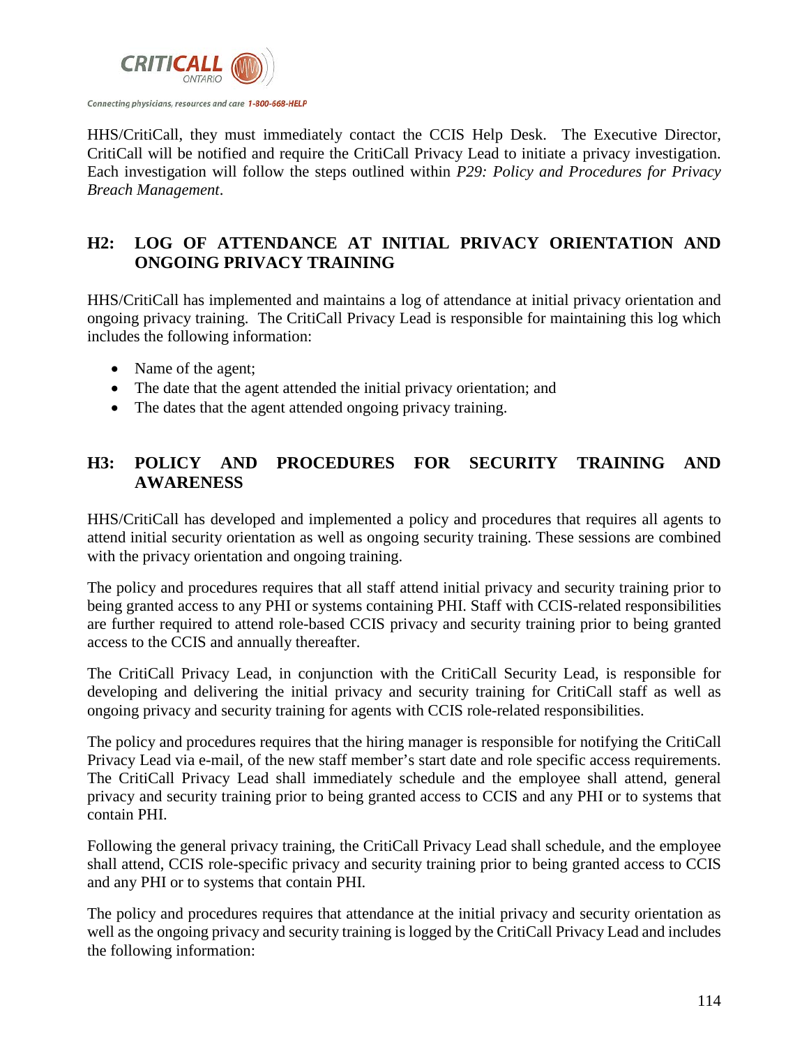HHS/CritiCall, they must immediately contact the CCIS Help Desk. The Executive Director, CritiCall will be notified and require the CritiCall Privacy Lead to initiate a privacy investigation. Each investigation will follow the steps outlined within *P29: Policy and Procedures for Privacy Breach Management*.

## H2: LOG OF ATTENDANCE AT INITIAL PRIVACY ORIENTATION AND ONGOING PRIVACY TRAINING

HHS/CritiCall has implemented and maintains a log of attendance at initial privacy orientation and ongoing privacy training. The CritiCall Privacy Lead is responsible for maintaining this log which includes the following information:

- Name of the agent;
- The date that the agent attended the initial privacy orientation; and
- The dates that the agent attended ongoing privacy training.

## H3: POLICY AND PROCEDURES FOR SECURITY TRAINING AND AWARENESS

HHS/CritiCall has developed and implemented a policy and procedures that requires all agents to attend initial security orientation as well as ongoing security training. These sessions are combined with the privacy orientation and ongoing training.

The policy and procedures requires that all staff attend initial privacy and security training prior to being granted access to any PHI or systems containing PHI. Staff with CCIS-related responsibilities are further required to attend role-based CCIS privacy and security training prior to being granted access to the CCIS and annually thereafter.

The CritiCall Privacy Lead, in conjunction with the CritiCall Security Lead, is responsible for developing and delivering the initial privacy and security training for CritiCall staff as well as ongoing privacy and security training for agents with CCIS role-related responsibilities.

The policy and procedures requires that the hiring manager is responsible for notifying the CritiCall Privacy Lead via e-mail, of the new staff member's start date and role specific access requirements. The CritiCall Privacy Lead shall immediately schedule and the employee shall attend, general privacy and security training prior to being granted access to CCIS and any PHI or to systems that contain PHI.

Following the general privacy training, the CritiCall Privacy Lead shall schedule, and the employee shall attend, CCIS role-specific privacy and security training prior to being granted access to CCIS and any PHI or to systems that contain PHI.

The policy and procedures requires that attendance at the initial privacy and security orientation as well as the ongoing privacy and security training is logged by the CritiCall Privacy Lead and includes the following information: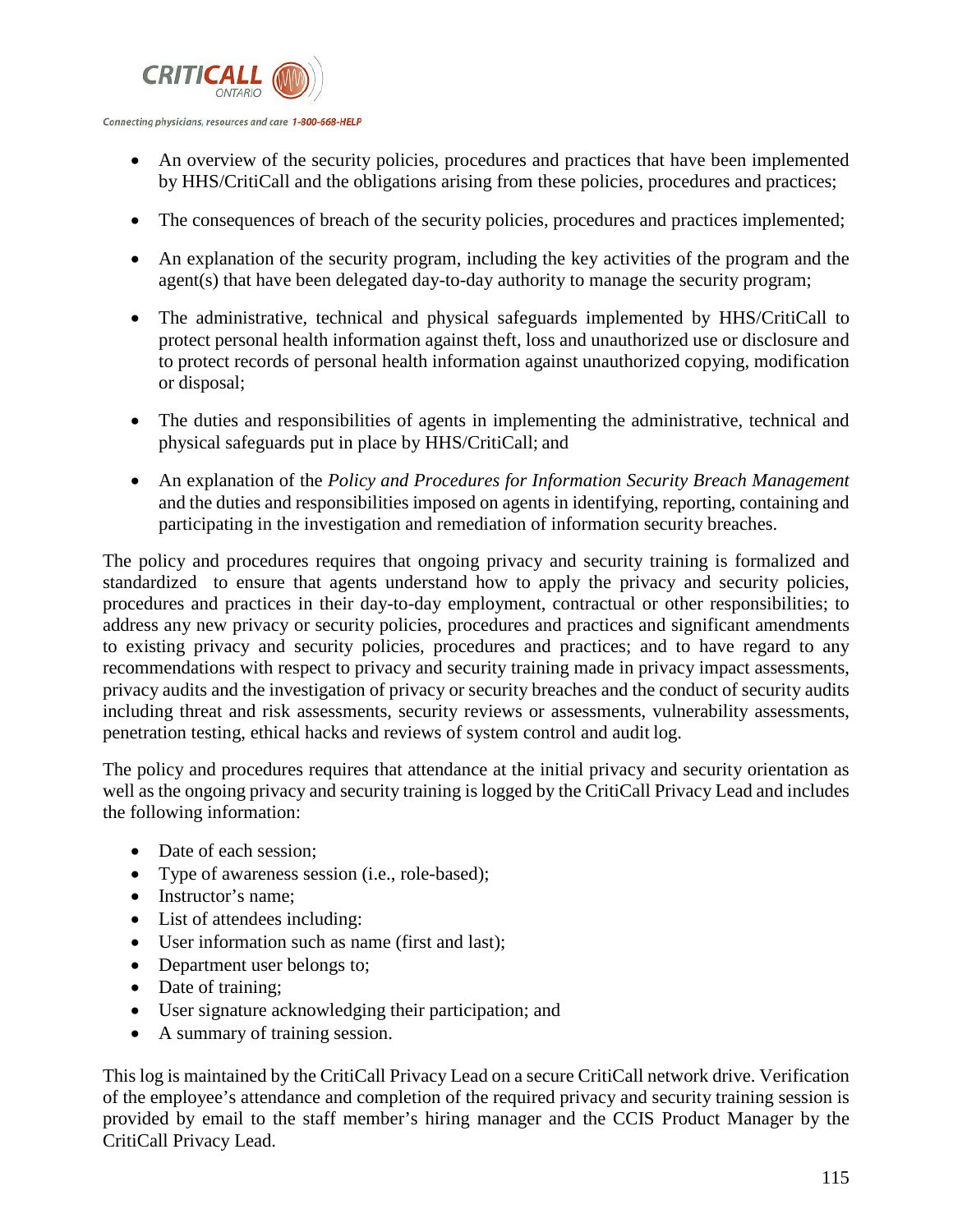- An overview of the security policies, procedures and practices that have been implemented by HHS/CritiCall and the obligations arising from these policies, procedures and practices;
- The consequences of breach of the security policies, procedures and practices implemented;
- An explanation of the security program, including the key activities of the program and the agent(s) that have been delegated day-to-day authority to manage the security program;
- The administrative, technical and physical safeguards implemented by HHS/CritiCall to protect personal health information against theft, loss and unauthorized use or disclosure and to protect records of personal health information against unauthorized copying, modification or disposal;
- The duties and responsibilities of agents in implementing the administrative, technical and physical safeguards put in place by HHS/CritiCall; and
- An explanation of the *Policy and Procedures for Information Security Breach Management* and the duties and responsibilities imposed on agents in identifying, reporting, containing and participating in the investigation and remediation of information security breaches.

The policy and procedures requires that ongoing privacy and security training is formalized and standardized to ensure that agents understand how to apply the privacy and security policies, procedures and practices in their day-to-day employment, contractual or other responsibilities; to address any new privacy or security policies, procedures and practices and significant amendments to existing privacy and security policies, procedures and practices; and to have regard to any recommendations with respect to privacy and security training made in privacy impact assessments, privacy audits and the investigation of privacy or security breaches and the conduct of security audits including threat and risk assessments, security reviews or assessments, vulnerability assessments, penetration testing, ethical hacks and reviews of system control and audit log.

The policy and procedures requires that attendance at the initial privacy and security orientation as well as the ongoing privacy and security training is logged by the CritiCall Privacy Lead and includes the following information:

- Date of each session;
- Type of awareness session (i.e., role-based);
- Instructor's name;
- List of attendees including:
- User information such as name (first and last);
- Department user belongs to;
- Date of training;
- User signature acknowledging their participation; and
- A summary of training session.

This log is maintained by the CritiCall Privacy Lead on a secure CritiCall network drive. Verification of the employee's attendance and completion of the required privacy and security training session is provided by email to the staff member's hiring manager and the CCIS Product Manager by the CritiCall Privacy Lead.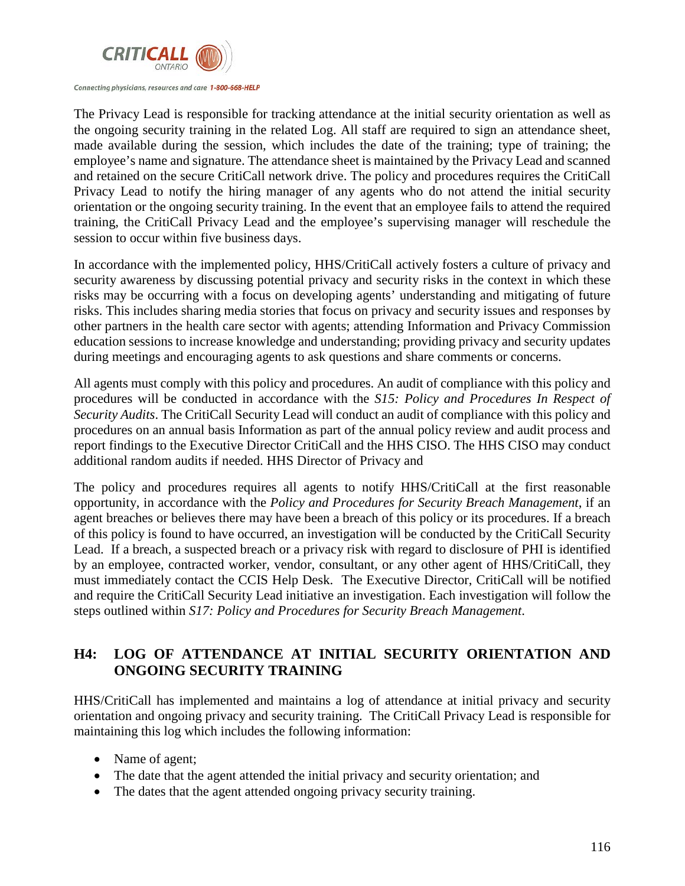The Privacy Lead is responsible for tracking attendance at the initial security orientation as well as the ongoing security training in the related Log. All staff are required to sign an attendance sheet, made available during the session, which includes the date of the training; type of training; the employee's name and signature. The attendance sheet is maintained by the Privacy Lead and scanned and retained on the secure CritiCall network drive. The policy and procedures requires the CritiCall Privacy Lead to notify the hiring manager of any agents who do not attend the initial security orientation or the ongoing security training. In the event that an employee fails to attend the required training, the CritiCall Privacy Lead and the employee's supervising manager will reschedule the session to occur within five business days.

In accordance with the implemented policy, HHS/CritiCall actively fosters a culture of privacy and security awareness by discussing potential privacy and security risks in the context in which these risks may be occurring with a focus on developing agents' understanding and mitigating of future risks. This includes sharing media stories that focus on privacy and security issues and responses by other partners in the health care sector with agents; attending Information and Privacy Commission education sessions to increase knowledge and understanding; providing privacy and security updates during meetings and encouraging agents to ask questions and share comments or concerns.

All agents must comply with this policy and procedures. An audit of compliance with this policy and procedures will be conducted in accordance with the *S15: Policy and Procedures In Respect of Security Audits*. The CritiCall Security Lead will conduct an audit of compliance with this policy and procedures on an annual basis Information as part of the annual policy review and audit process and report findings to the Executive Director CritiCall and the HHS CISO. The HHS CISO may conduct additional random audits if needed. HHS Director of Privacy and

The policy and procedures requires all agents to notify HHS/CritiCall at the first reasonable opportunity, in accordance with the *Policy and Procedures for Security Breach Management*, if an agent breaches or believes there may have been a breach of this policy or its procedures. If a breach of this policy is found to have occurred, an investigation will be conducted by the CritiCall Security Lead. If a breach, a suspected breach or a privacy risk with regard to disclosure of PHI is identified by an employee, contracted worker, vendor, consultant, or any other agent of HHS/CritiCall, they must immediately contact the CCIS Help Desk. The Executive Director, CritiCall will be notified and require the CritiCall Security Lead initiative an investigation. Each investigation will follow the steps outlined within *S17: Policy and Procedures for Security Breach Management*.

## H4: LOG OF ATTENDANCE AT INITIAL SECURITY ORIENTATION AND ONGOING SECURITY TRAINING

HHS/CritiCall has implemented and maintains a log of attendance at initial privacy and security orientation and ongoing privacy and security training. The CritiCall Privacy Lead is responsible for maintaining this log which includes the following information:

- Name of agent;
- The date that the agent attended the initial privacy and security orientation; and
- The dates that the agent attended ongoing privacy security training.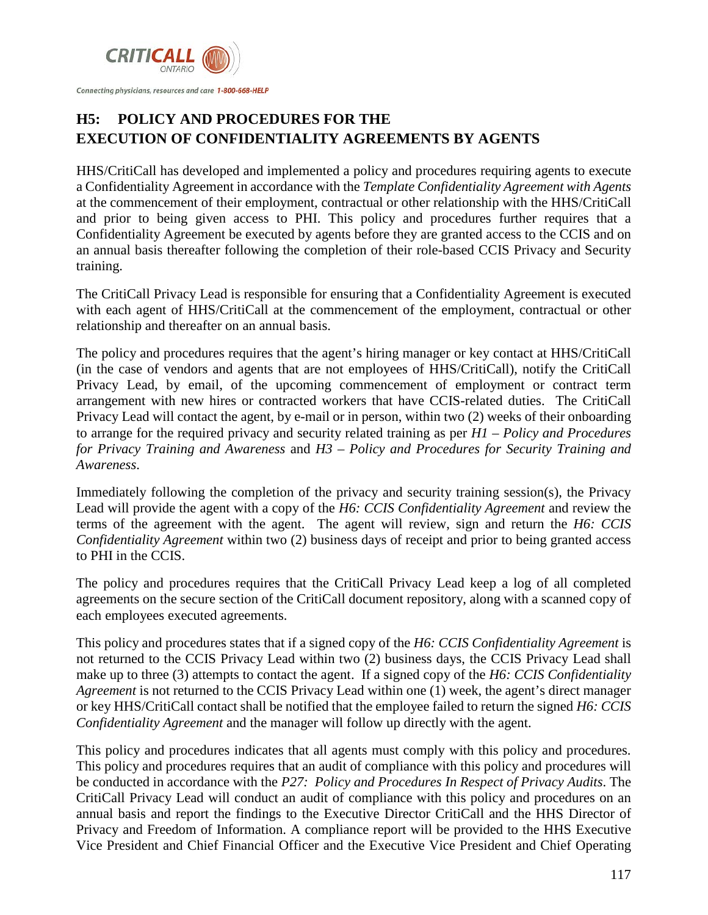## H5: POLICY AND PROCEDURES FOR THE EXECUTION OF CONFIDENTIALITY AGREEMENTS BY AGENTS

HHS/CritiCall has developed and implemented a policy and procedures requiring agents to execute a Confidentiality Agreement in accordance with the *Template Confidentiality Agreement with Agents* at the commencement of their employment, contractual or other relationship with the HHS/CritiCall and prior to being given access to PHI. This policy and procedures further requires that a Confidentiality Agreement be executed by agents before they are granted access to the CCIS and on an annual basis thereafter following the completion of their role-based CCIS Privacy and Security training.

The CritiCall Privacy Lead is responsible for ensuring that a Confidentiality Agreement is executed with each agent of HHS/CritiCall at the commencement of the employment, contractual or other relationship and thereafter on an annual basis.

The policy and procedures requires that the agent's hiring manager or key contact at HHS/CritiCall (in the case of vendors and agents that are not employees of HHS/CritiCall), notify the CritiCall Privacy Lead, by email, of the upcoming commencement of employment or contract term arrangement with new hires or contracted workers that have CCIS-related duties. The CritiCall Privacy Lead will contact the agent, by e-mail or in person, within two (2) weeks of their onboarding to arrange for the required privacy and security related training as per *H1 – Policy and Procedures for Privacy Training and Awareness* and *H3 – Policy and Procedures for Security Training and Awareness*.

Immediately following the completion of the privacy and security training session(s), the Privacy Lead will provide the agent with a copy of the *H6: CCIS Confidentiality Agreement* and review the terms of the agreement with the agent. The agent will review, sign and return the *H6: CCIS Confidentiality Agreement* within two (2) business days of receipt and prior to being granted access to PHI in the CCIS.

The policy and procedures requires that the CritiCall Privacy Lead keep a log of all completed agreements on the secure section of the CritiCall document repository, along with a scanned copy of each employees executed agreements.

This policy and procedures states that if a signed copy of the *H6: CCIS Confidentiality Agreement* is not returned to the CCIS Privacy Lead within two (2) business days, the CCIS Privacy Lead shall make up to three (3) attempts to contact the agent. If a signed copy of the *H6: CCIS Confidentiality Agreement* is not returned to the CCIS Privacy Lead within one (1) week, the agent's direct manager or key HHS/CritiCall contact shall be notified that the employee failed to return the signed *H6: CCIS Confidentiality Agreement* and the manager will follow up directly with the agent.

This policy and procedures indicates that all agents must comply with this policy and procedures. This policy and procedures requires that an audit of compliance with this policy and procedures will be conducted in accordance with the *P27: Policy and Procedures In Respect of Privacy Audits*. The CritiCall Privacy Lead will conduct an audit of compliance with this policy and procedures on an annual basis and report the findings to the Executive Director CritiCall and the HHS Director of Privacy and Freedom of Information. A compliance report will be provided to the HHS Executive Vice President and Chief Financial Officer and the Executive Vice President and Chief Operating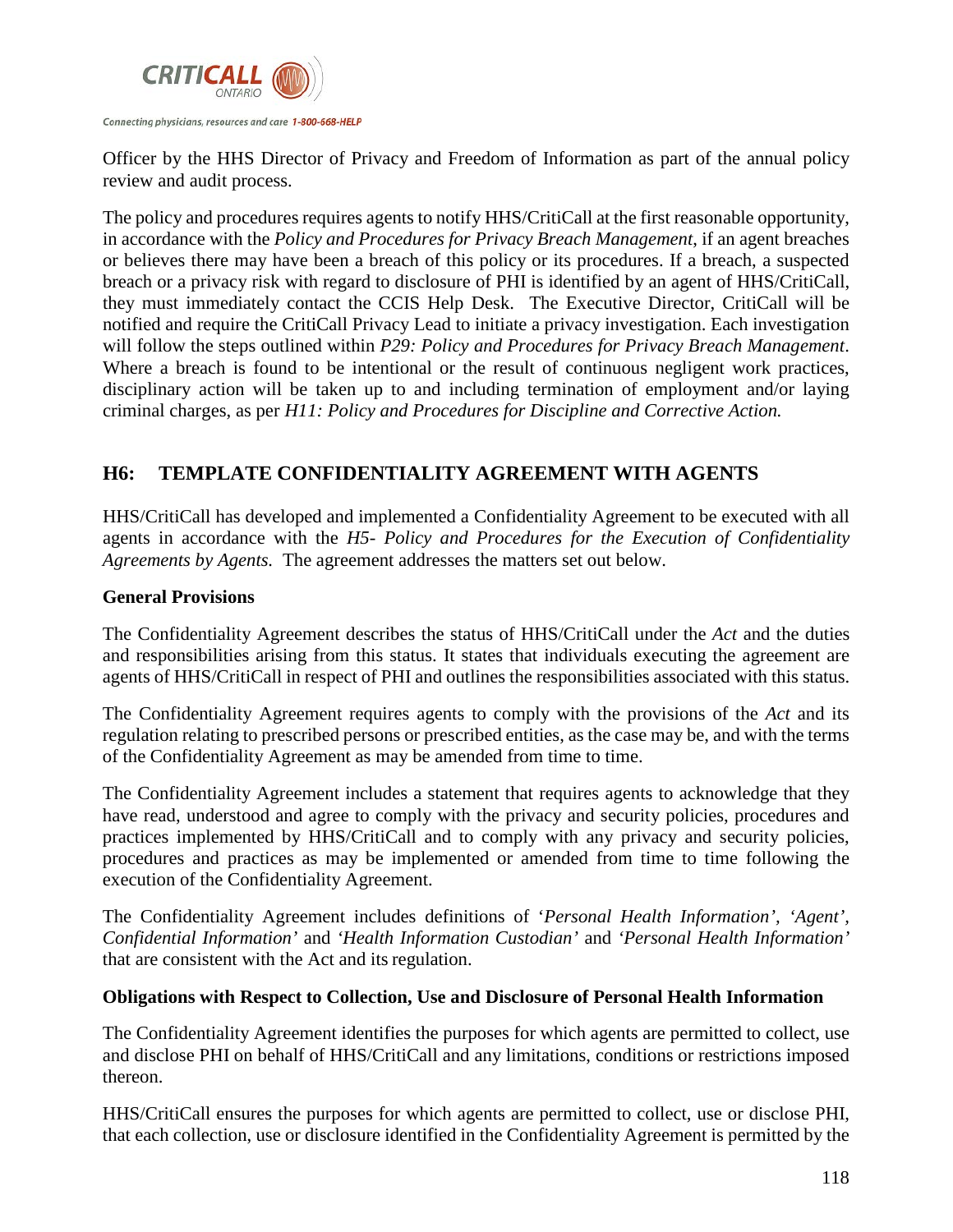Officer by the HHS Director of Privacy and Freedom of Information as part of the annual policy review and audit process.

The policy and procedures requires agents to notify HHS/CritiCall at the first reasonable opportunity, in accordance with the *Policy and Procedures for Privacy Breach Management*, if an agent breaches or believes there may have been a breach of this policy or its procedures. If a breach, a suspected breach or a privacy risk with regard to disclosure of PHI is identified by an agent of HHS/CritiCall, they must immediately contact the CCIS Help Desk. The Executive Director, CritiCall will be notified and require the CritiCall Privacy Lead to initiate a privacy investigation. Each investigation will follow the steps outlined within *P29: Policy and Procedures for Privacy Breach Management*. Where a breach is found to be intentional or the result of continuous negligent work practices, disciplinary action will be taken up to and including termination of employment and/or laying criminal charges, as per *H11: Policy and Procedures for Discipline and Corrective Action.*

## H6: TEMPLATE CONFIDENTIALITY AGREEMENT WITH AGENTS

HHS/CritiCall has developed and implemented a Confidentiality Agreement to be executed with all agents in accordance with the *H5- Policy and Procedures for the Execution of Confidentiality Agreements by Agents.* The agreement addresses the matters set out below.

**General Provisions**

The Confidentiality Agreement describes the status of HHS/CritiCall under the *Act* and the duties and responsibilities arising from this status. It states that individuals executing the agreement are agents of HHS/CritiCall in respect of PHI and outlines the responsibilities associated with this status.

The Confidentiality Agreement requires agents to comply with the provisions of the *Act* and its regulation relating to prescribed persons or prescribed entities, as the case may be, and with the terms of the Confidentiality Agreement as may be amended from time to time.

The Confidentiality Agreement includes a statement that requires agents to acknowledge that they have read, understood and agree to comply with the privacy and security policies, procedures and practices implemented by HHS/CritiCall and to comply with any privacy and security policies, procedures and practices as may be implemented or amended from time to time following the execution of the Confidentiality Agreement.

The Confidentiality Agreement includes definitions of '*Personal Health Information', 'Agent', Confidential Information'* and *'Health Information Custodian'* and *'Personal Health Information'* that are consistent with the Act and its regulation.

**Obligations with Respect to Collection, Use and Disclosure of Personal Health Information**

The Confidentiality Agreement identifies the purposes for which agents are permitted to collect, use and disclose PHI on behalf of HHS/CritiCall and any limitations, conditions or restrictions imposed thereon.

HHS/CritiCall ensures the purposes for which agents are permitted to collect, use or disclose PHI, that each collection, use or disclosure identified in the Confidentiality Agreement is permitted by the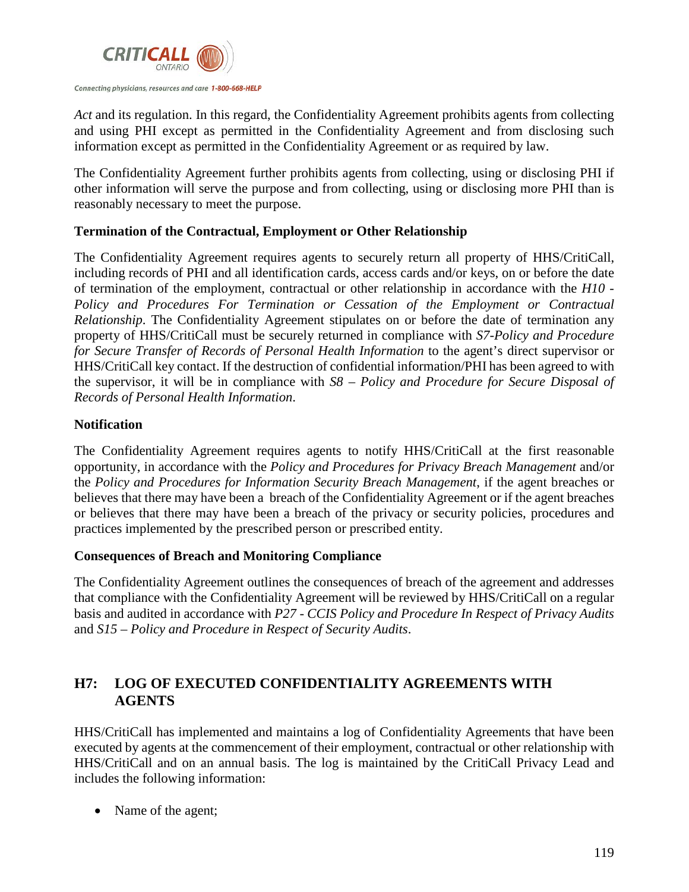*Act* and its regulation. In this regard, the Confidentiality Agreement prohibits agents from collecting and using PHI except as permitted in the Confidentiality Agreement and from disclosing such information except as permitted in the Confidentiality Agreement or as required by law.

The Confidentiality Agreement further prohibits agents from collecting, using or disclosing PHI if other information will serve the purpose and from collecting, using or disclosing more PHI than is reasonably necessary to meet the purpose.

**Termination of the Contractual, Employment or Other Relationship**

The Confidentiality Agreement requires agents to securely return all property of HHS/CritiCall, including records of PHI and all identification cards, access cards and/or keys, on or before the date of termination of the employment, contractual or other relationship in accordance with the *H10 - Policy and Procedures For Termination or Cessation of the Employment or Contractual Relationship*. The Confidentiality Agreement stipulates on or before the date of termination any property of HHS/CritiCall must be securely returned in compliance with *S7-Policy and Procedure for Secure Transfer of Records of Personal Health Information* to the agent's direct supervisor or HHS/CritiCall key contact. If the destruction of confidential information/PHI has been agreed to with the supervisor, it will be in compliance with *S8 – Policy and Procedure for Secure Disposal of Records of Personal Health Information*.

**Notification**

The Confidentiality Agreement requires agents to notify HHS/CritiCall at the first reasonable opportunity, in accordance with the *Policy and Procedures for Privacy Breach Management* and/or the *Policy and Procedures for Information Security Breach Management*, if the agent breaches or believes that there may have been a breach of the Confidentiality Agreement or if the agent breaches or believes that there may have been a breach of the privacy or security policies, procedures and practices implemented by the prescribed person or prescribed entity.

**Consequences of Breach and Monitoring Compliance**

The Confidentiality Agreement outlines the consequences of breach of the agreement and addresses that compliance with the Confidentiality Agreement will be reviewed by HHS/CritiCall on a regular basis and audited in accordance with *P27 - CCIS Policy and Procedure In Respect of Privacy Audits* and *S15 – Policy and Procedure in Respect of Security Audits*.

## H7: LOG OF EXECUTED CONFIDENTIALITY AGREEMENTS WITH AGENTS

HHS/CritiCall has implemented and maintains a log of Confidentiality Agreements that have been executed by agents at the commencement of their employment, contractual or other relationship with HHS/CritiCall and on an annual basis. The log is maintained by the CritiCall Privacy Lead and includes the following information:

- Name of the agent;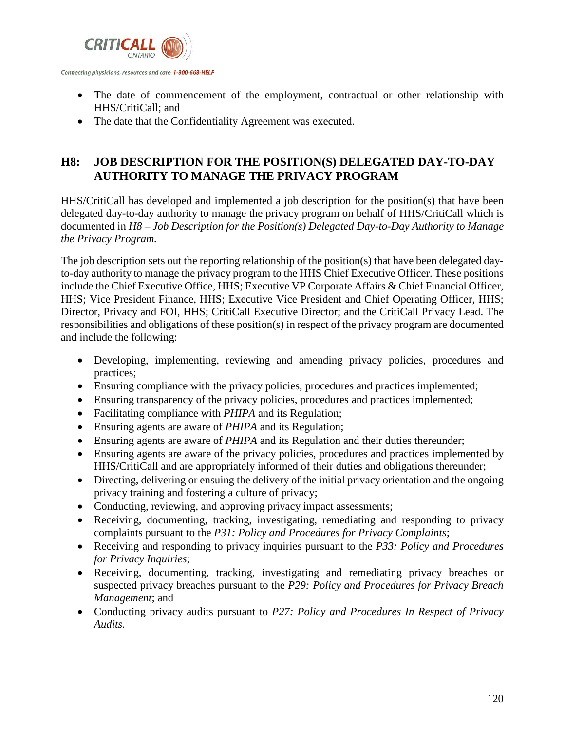- The date of commencement of the employment, contractual or other relationship with HHS/CritiCall; and
- The date that the Confidentiality Agreement was executed.

## H8: JOB DESCRIPTION FOR THE POSITION(S) DELEGATED DAY-TO-DAY AUTHORITY TO MANAGE THE PRIVACY PROGRAM

HHS/CritiCall has developed and implemented a job description for the position(s) that have been delegated day-to-day authority to manage the privacy program on behalf of HHS/CritiCall which is documented in *H8 – Job Description for the Position(s) Delegated Day-to-Day Authority to Manage the Privacy Program.*

The job description sets out the reporting relationship of the position(s) that have been delegated day-to-day authority to manage the privacy program to the HHS Chief Executive Officer. These positions include the Chief Executive Office, HHS; Executive VP Corporate Affairs & Chief Financial Officer, HHS; Vice President Finance, HHS; Executive Vice President and Chief Operating Officer, HHS; Director, Privacy and FOI, HHS; CritiCall Executive Director; and the CritiCall Privacy Lead. The responsibilities and obligations of these position(s) in respect of the privacy program are documented and include the following:

- Developing, implementing, reviewing and amending privacy policies, procedures and practices;
- Ensuring compliance with the privacy policies, procedures and practices implemented;
- Ensuring transparency of the privacy policies, procedures and practices implemented;
- Facilitating compliance with *PHIPA* and its Regulation;
- Ensuring agents are aware of *PHIPA* and its Regulation;
- Ensuring agents are aware of *PHIPA* and its Regulation and their duties thereunder;
- Ensuring agents are aware of the privacy policies, procedures and practices implemented by HHS/CritiCall and are appropriately informed of their duties and obligations thereunder;
- Directing, delivering or ensuing the delivery of the initial privacy orientation and the ongoing privacy training and fostering a culture of privacy;
- Conducting, reviewing, and approving privacy impact assessments;
- Receiving, documenting, tracking, investigating, remediating and responding to privacy complaints pursuant to the *P31: Policy and Procedures for Privacy Complaints*;
- Receiving and responding to privacy inquiries pursuant to the *P33: Policy and Procedures for Privacy Inquiries*;
- Receiving, documenting, tracking, investigating and remediating privacy breaches or suspected privacy breaches pursuant to the *P29: Policy and Procedures for Privacy Breach Management*; and
- Conducting privacy audits pursuant to *P27: Policy and Procedures In Respect of Privacy Audits.*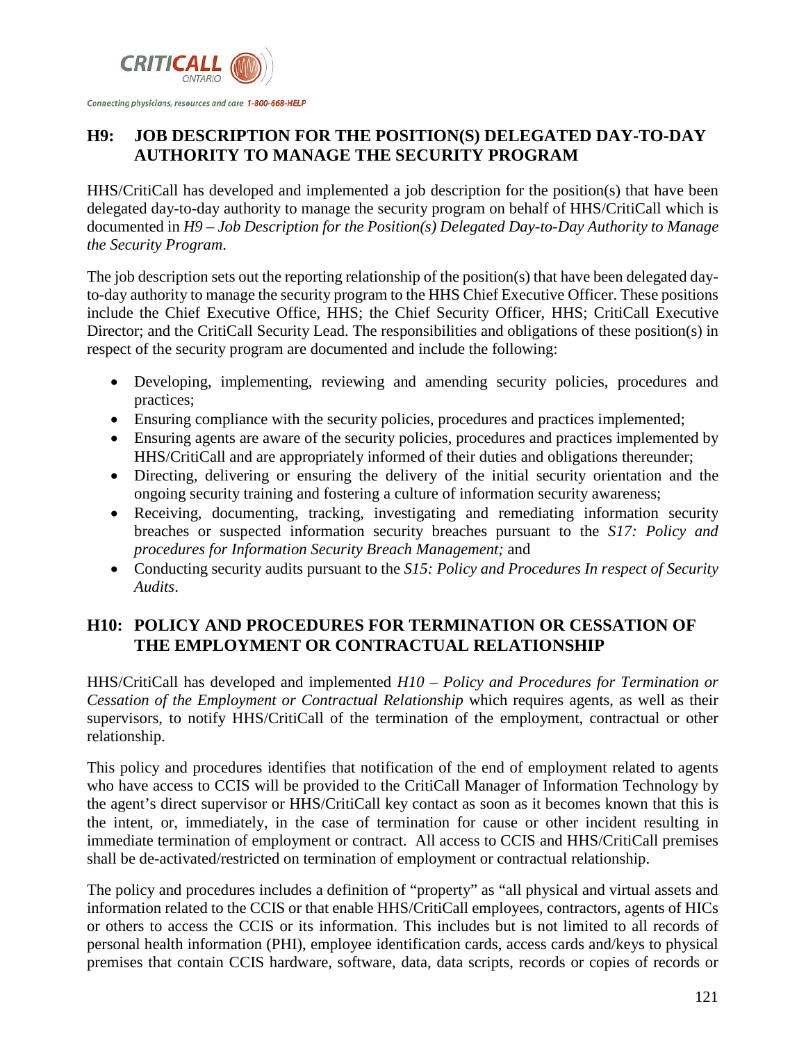## H9: JOB DESCRIPTION FOR THE POSITION(S) DELEGATED DAY-TO-DAY AUTHORITY TO MANAGE THE SECURITY PROGRAM

HHS/CritiCall has developed and implemented a job description for the position(s) that have been delegated day-to-day authority to manage the security program on behalf of HHS/CritiCall which is documented in *H9 – Job Description for the Position(s) Delegated Day-to-Day Authority to Manage the Security Program.*

The job description sets out the reporting relationship of the position(s) that have been delegated day-to-day authority to manage the security program to the HHS Chief Executive Officer. These positions include the Chief Executive Office, HHS; the Chief Security Officer, HHS; CritiCall Executive Director; and the CritiCall Security Lead. The responsibilities and obligations of these position(s) in respect of the security program are documented and include the following:

- Developing, implementing, reviewing and amending security policies, procedures and practices;
- Ensuring compliance with the security policies, procedures and practices implemented;
- Ensuring agents are aware of the security policies, procedures and practices implemented by HHS/CritiCall and are appropriately informed of their duties and obligations thereunder;
- Directing, delivering or ensuring the delivery of the initial security orientation and the ongoing security training and fostering a culture of information security awareness;
- Receiving, documenting, tracking, investigating and remediating information security breaches or suspected information security breaches pursuant to the *S17: Policy and procedures for Information Security Breach Management;* and
- Conducting security audits pursuant to the *S15: Policy and Procedures In respect of Security Audits*.

## H10: POLICY AND PROCEDURES FOR TERMINATION OR CESSATION OF THE EMPLOYMENT OR CONTRACTUAL RELATIONSHIP

HHS/CritiCall has developed and implemented *H10 – Policy and Procedures for Termination or Cessation of the Employment or Contractual Relationship* which requires agents, as well as their supervisors, to notify HHS/CritiCall of the termination of the employment, contractual or other relationship.

This policy and procedures identifies that notification of the end of employment related to agents who have access to CCIS will be provided to the CritiCall Manager of Information Technology by the agent's direct supervisor or HHS/CritiCall key contact as soon as it becomes known that this is the intent, or, immediately, in the case of termination for cause or other incident resulting in immediate termination of employment or contract. All access to CCIS and HHS/CritiCall premises shall be de-activated/restricted on termination of employment or contractual relationship.

The policy and procedures includes a definition of "property" as "all physical and virtual assets and information related to the CCIS or that enable HHS/CritiCall employees, contractors, agents of HICs or others to access the CCIS or its information. This includes but is not limited to all records of personal health information (PHI), employee identification cards, access cards and/keys to physical premises that contain CCIS hardware, software, data, data scripts, records or copies of records or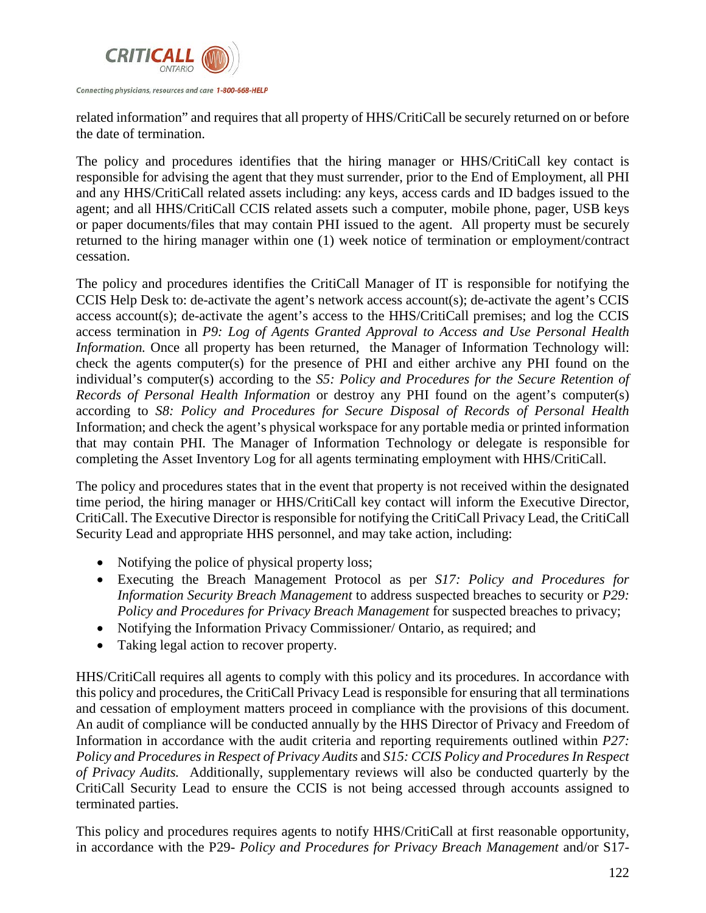related information" and requires that all property of HHS/CritiCall be securely returned on or before the date of termination.

The policy and procedures identifies that the hiring manager or HHS/CritiCall key contact is responsible for advising the agent that they must surrender, prior to the End of Employment, all PHI and any HHS/CritiCall related assets including: any keys, access cards and ID badges issued to the agent; and all HHS/CritiCall CCIS related assets such a computer, mobile phone, pager, USB keys or paper documents/files that may contain PHI issued to the agent. All property must be securely returned to the hiring manager within one (1) week notice of termination or employment/contract cessation.

The policy and procedures identifies the CritiCall Manager of IT is responsible for notifying the CCIS Help Desk to: de-activate the agent's network access account(s); de-activate the agent's CCIS access account(s); de-activate the agent's access to the HHS/CritiCall premises; and log the CCIS access termination in *P9: Log of Agents Granted Approval to Access and Use Personal Health Information.* Once all property has been returned, the Manager of Information Technology will: check the agents computer(s) for the presence of PHI and either archive any PHI found on the individual's computer(s) according to the *S5: Policy and Procedures for the Secure Retention of Records of Personal Health Information* or destroy any PHI found on the agent's computer(s) according to *S8: Policy and Procedures for Secure Disposal of Records of Personal Health* Information; and check the agent's physical workspace for any portable media or printed information that may contain PHI. The Manager of Information Technology or delegate is responsible for completing the Asset Inventory Log for all agents terminating employment with HHS/CritiCall.

The policy and procedures states that in the event that property is not received within the designated time period, the hiring manager or HHS/CritiCall key contact will inform the Executive Director, CritiCall. The Executive Director is responsible for notifying the CritiCall Privacy Lead, the CritiCall Security Lead and appropriate HHS personnel, and may take action, including:

- Notifying the police of physical property loss;
- Executing the Breach Management Protocol as per *S17: Policy and Procedures for Information Security Breach Management* to address suspected breaches to security or *P29: Policy and Procedures for Privacy Breach Management* for suspected breaches to privacy;
- Notifying the Information Privacy Commissioner/ Ontario, as required; and
- Taking legal action to recover property.

HHS/CritiCall requires all agents to comply with this policy and its procedures. In accordance with this policy and procedures, the CritiCall Privacy Lead is responsible for ensuring that all terminations and cessation of employment matters proceed in compliance with the provisions of this document. An audit of compliance will be conducted annually by the HHS Director of Privacy and Freedom of Information in accordance with the audit criteria and reporting requirements outlined within *P27: Policy and Procedures in Respect of Privacy Audits* and *S15: CCIS Policy and Procedures In Respect of Privacy Audits.* Additionally, supplementary reviews will also be conducted quarterly by the CritiCall Security Lead to ensure the CCIS is not being accessed through accounts assigned to terminated parties.

This policy and procedures requires agents to notify HHS/CritiCall at first reasonable opportunity, in accordance with the P29- *Policy and Procedures for Privacy Breach Management* and/or S17-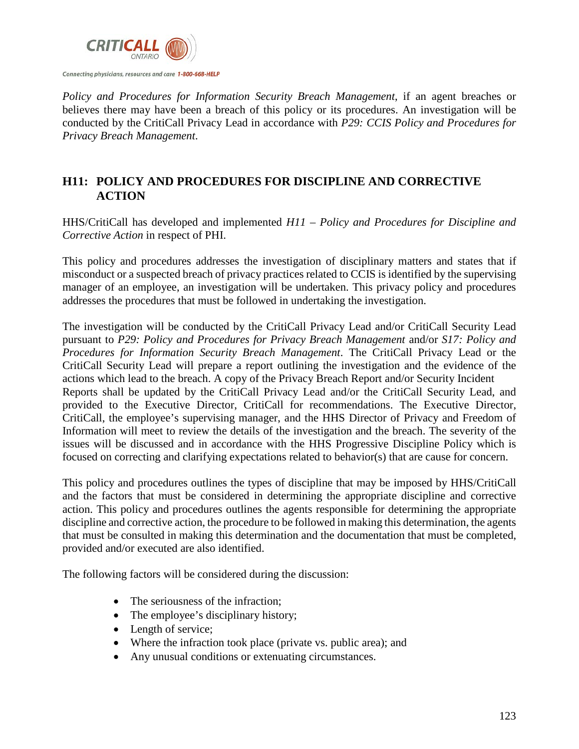*Policy and Procedures for Information Security Breach Management*, if an agent breaches or believes there may have been a breach of this policy or its procedures. An investigation will be conducted by the CritiCall Privacy Lead in accordance with *P29: CCIS Policy and Procedures for Privacy Breach Management*.

## H11: POLICY AND PROCEDURES FOR DISCIPLINE AND CORRECTIVE ACTION

HHS/CritiCall has developed and implemented *H11 – Policy and Procedures for Discipline and Corrective Action* in respect of PHI.

This policy and procedures addresses the investigation of disciplinary matters and states that if misconduct or a suspected breach of privacy practices related to CCIS is identified by the supervising manager of an employee, an investigation will be undertaken. This privacy policy and procedures addresses the procedures that must be followed in undertaking the investigation.

The investigation will be conducted by the CritiCall Privacy Lead and/or CritiCall Security Lead pursuant to *P29: Policy and Procedures for Privacy Breach Management* and/or *S17: Policy and Procedures for Information Security Breach Management*. The CritiCall Privacy Lead or the CritiCall Security Lead will prepare a report outlining the investigation and the evidence of the actions which lead to the breach. A copy of the Privacy Breach Report and/or Security Incident Reports shall be updated by the CritiCall Privacy Lead and/or the CritiCall Security Lead, and provided to the Executive Director, CritiCall for recommendations. The Executive Director, CritiCall, the employee's supervising manager, and the HHS Director of Privacy and Freedom of Information will meet to review the details of the investigation and the breach. The severity of the issues will be discussed and in accordance with the HHS Progressive Discipline Policy which is focused on correcting and clarifying expectations related to behavior(s) that are cause for concern.

This policy and procedures outlines the types of discipline that may be imposed by HHS/CritiCall and the factors that must be considered in determining the appropriate discipline and corrective action. This policy and procedures outlines the agents responsible for determining the appropriate discipline and corrective action, the procedure to be followed in making this determination, the agents that must be consulted in making this determination and the documentation that must be completed, provided and/or executed are also identified.

The following factors will be considered during the discussion:

- The seriousness of the infraction;
- The employee's disciplinary history;
- Length of service;
- Where the infraction took place (private vs. public area); and
- Any unusual conditions or extenuating circumstances.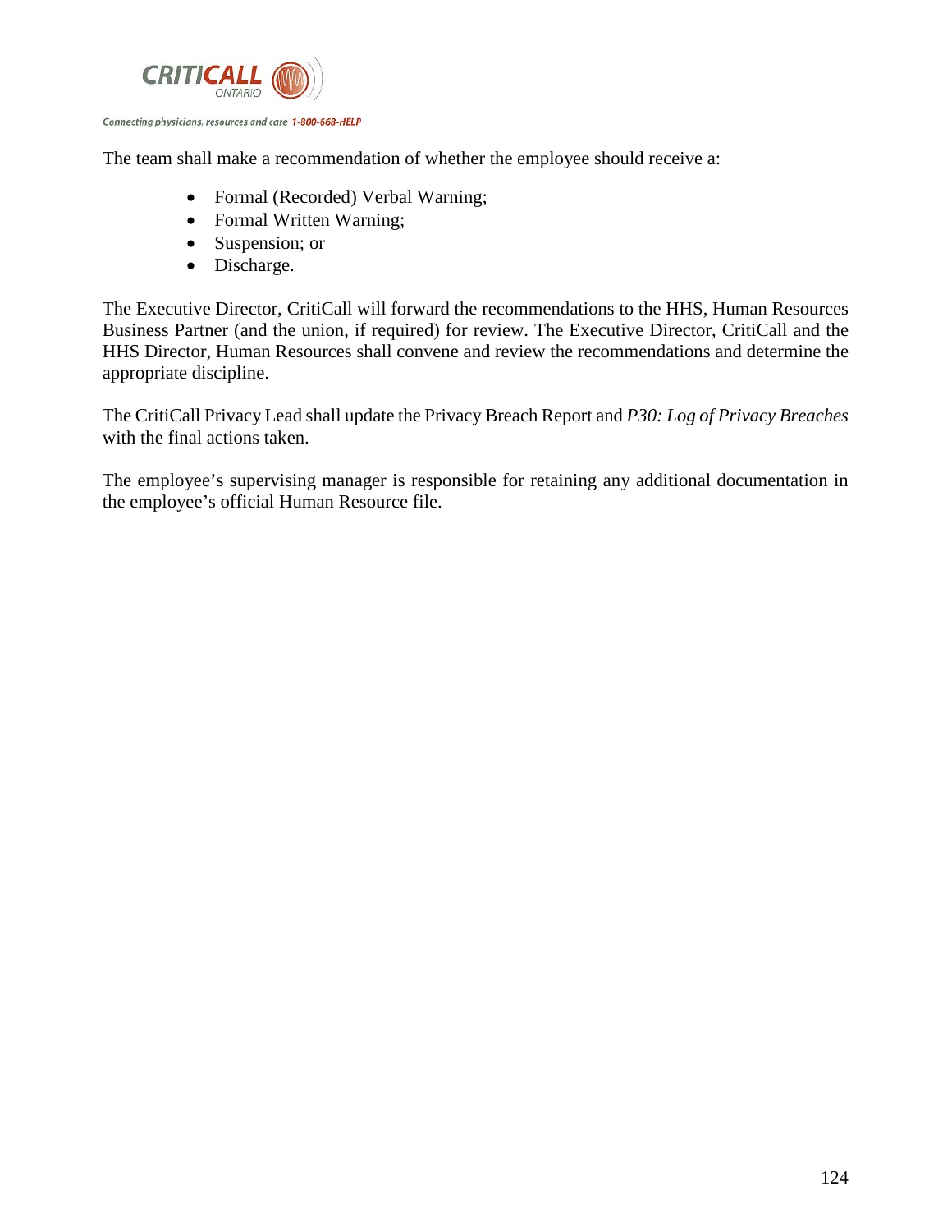The team shall make a recommendation of whether the employee should receive a:

- Formal (Recorded) Verbal Warning;
- Formal Written Warning;
- Suspension; or
- Discharge.

The Executive Director, CritiCall will forward the recommendations to the HHS, Human Resources Business Partner (and the union, if required) for review. The Executive Director, CritiCall and the HHS Director, Human Resources shall convene and review the recommendations and determine the appropriate discipline.

The CritiCall Privacy Lead shall update the Privacy Breach Report and *P30: Log of Privacy Breaches* with the final actions taken.

The employee's supervising manager is responsible for retaining any additional documentation in the employee's official Human Resource file.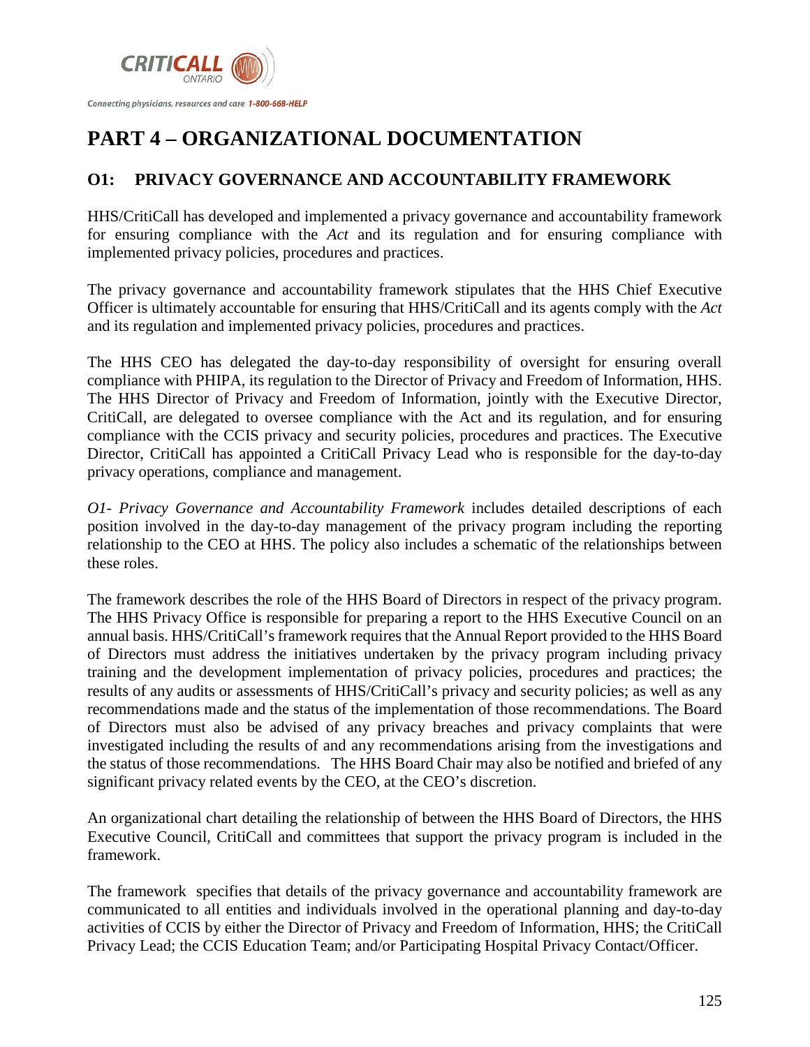# PART 4 – ORGANIZATIONAL DOCUMENTATION

## O1: PRIVACY GOVERNANCE AND ACCOUNTABILITY FRAMEWORK

HHS/CritiCall has developed and implemented a privacy governance and accountability framework for ensuring compliance with the *Act* and its regulation and for ensuring compliance with implemented privacy policies, procedures and practices.

The privacy governance and accountability framework stipulates that the HHS Chief Executive Officer is ultimately accountable for ensuring that HHS/CritiCall and its agents comply with the *Act* and its regulation and implemented privacy policies, procedures and practices.

The HHS CEO has delegated the day-to-day responsibility of oversight for ensuring overall compliance with PHIPA, its regulation to the Director of Privacy and Freedom of Information, HHS. The HHS Director of Privacy and Freedom of Information, jointly with the Executive Director, CritiCall, are delegated to oversee compliance with the Act and its regulation, and for ensuring compliance with the CCIS privacy and security policies, procedures and practices. The Executive Director, CritiCall has appointed a CritiCall Privacy Lead who is responsible for the day-to-day privacy operations, compliance and management.

*O1- Privacy Governance and Accountability Framework* includes detailed descriptions of each position involved in the day-to-day management of the privacy program including the reporting relationship to the CEO at HHS. The policy also includes a schematic of the relationships between these roles.

The framework describes the role of the HHS Board of Directors in respect of the privacy program. The HHS Privacy Office is responsible for preparing a report to the HHS Executive Council on an annual basis. HHS/CritiCall's framework requires that the Annual Report provided to the HHS Board of Directors must address the initiatives undertaken by the privacy program including privacy training and the development implementation of privacy policies, procedures and practices; the results of any audits or assessments of HHS/CritiCall's privacy and security policies; as well as any recommendations made and the status of the implementation of those recommendations. The Board of Directors must also be advised of any privacy breaches and privacy complaints that were investigated including the results of and any recommendations arising from the investigations and the status of those recommendations. The HHS Board Chair may also be notified and briefed of any significant privacy related events by the CEO, at the CEO's discretion.

An organizational chart detailing the relationship of between the HHS Board of Directors, the HHS Executive Council, CritiCall and committees that support the privacy program is included in the framework.

The framework specifies that details of the privacy governance and accountability framework are communicated to all entities and individuals involved in the operational planning and day-to-day activities of CCIS by either the Director of Privacy and Freedom of Information, HHS; the CritiCall Privacy Lead; the CCIS Education Team; and/or Participating Hospital Privacy Contact/Officer.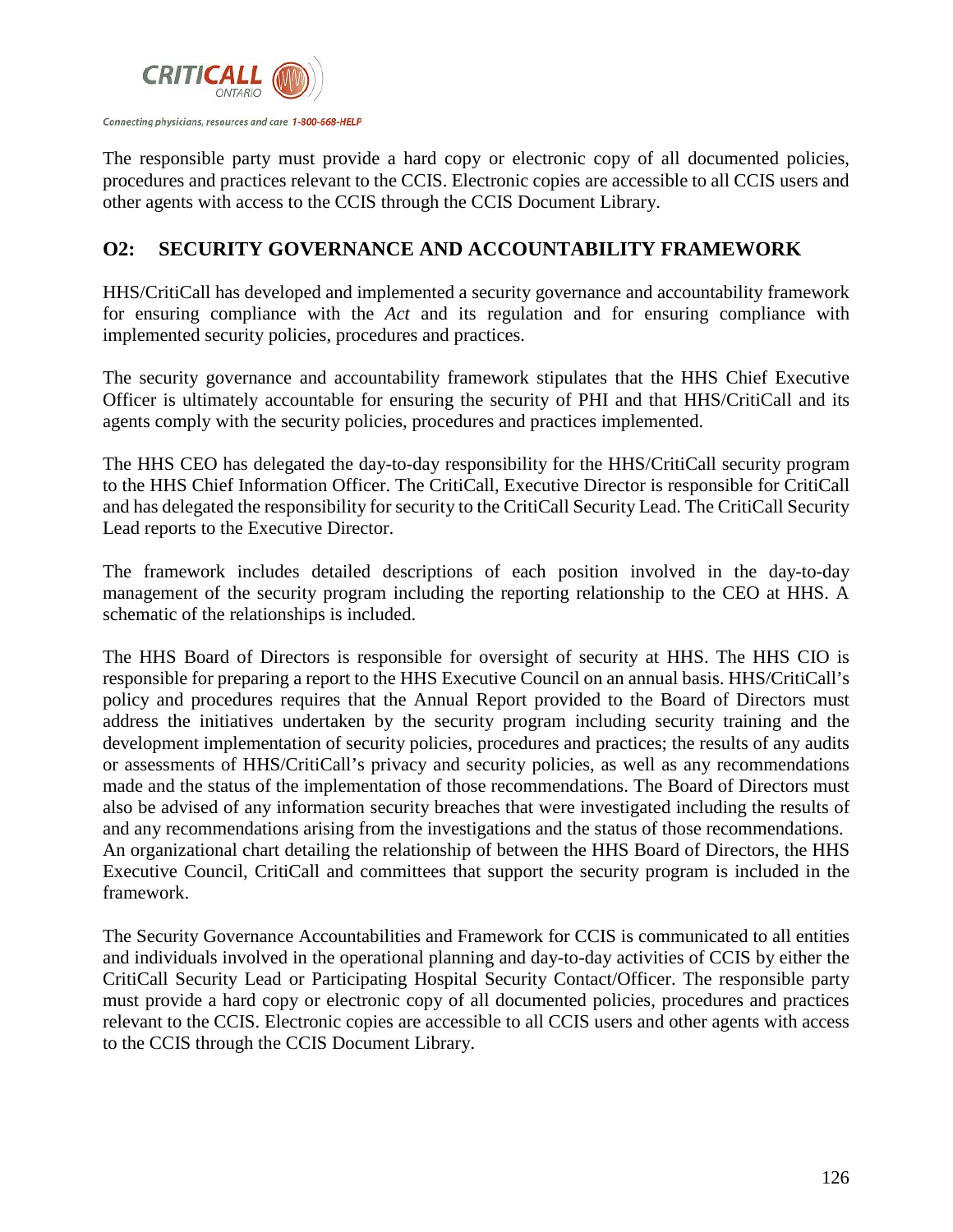The responsible party must provide a hard copy or electronic copy of all documented policies, procedures and practices relevant to the CCIS. Electronic copies are accessible to all CCIS users and other agents with access to the CCIS through the CCIS Document Library.

## O2: SECURITY GOVERNANCE AND ACCOUNTABILITY FRAMEWORK

HHS/CritiCall has developed and implemented a security governance and accountability framework for ensuring compliance with the *Act* and its regulation and for ensuring compliance with implemented security policies, procedures and practices.

The security governance and accountability framework stipulates that the HHS Chief Executive Officer is ultimately accountable for ensuring the security of PHI and that HHS/CritiCall and its agents comply with the security policies, procedures and practices implemented.

The HHS CEO has delegated the day-to-day responsibility for the HHS/CritiCall security program to the HHS Chief Information Officer. The CritiCall, Executive Director is responsible for CritiCall and has delegated the responsibility for security to the CritiCall Security Lead. The CritiCall Security Lead reports to the Executive Director.

The framework includes detailed descriptions of each position involved in the day-to-day management of the security program including the reporting relationship to the CEO at HHS. A schematic of the relationships is included.

The HHS Board of Directors is responsible for oversight of security at HHS. The HHS CIO is responsible for preparing a report to the HHS Executive Council on an annual basis. HHS/CritiCall's policy and procedures requires that the Annual Report provided to the Board of Directors must address the initiatives undertaken by the security program including security training and the development implementation of security policies, procedures and practices; the results of any audits or assessments of HHS/CritiCall's privacy and security policies, as well as any recommendations made and the status of the implementation of those recommendations. The Board of Directors must also be advised of any information security breaches that were investigated including the results of and any recommendations arising from the investigations and the status of those recommendations. An organizational chart detailing the relationship of between the HHS Board of Directors, the HHS Executive Council, CritiCall and committees that support the security program is included in the framework.

The Security Governance Accountabilities and Framework for CCIS is communicated to all entities and individuals involved in the operational planning and day-to-day activities of CCIS by either the CritiCall Security Lead or Participating Hospital Security Contact/Officer. The responsible party must provide a hard copy or electronic copy of all documented policies, procedures and practices relevant to the CCIS. Electronic copies are accessible to all CCIS users and other agents with access to the CCIS through the CCIS Document Library.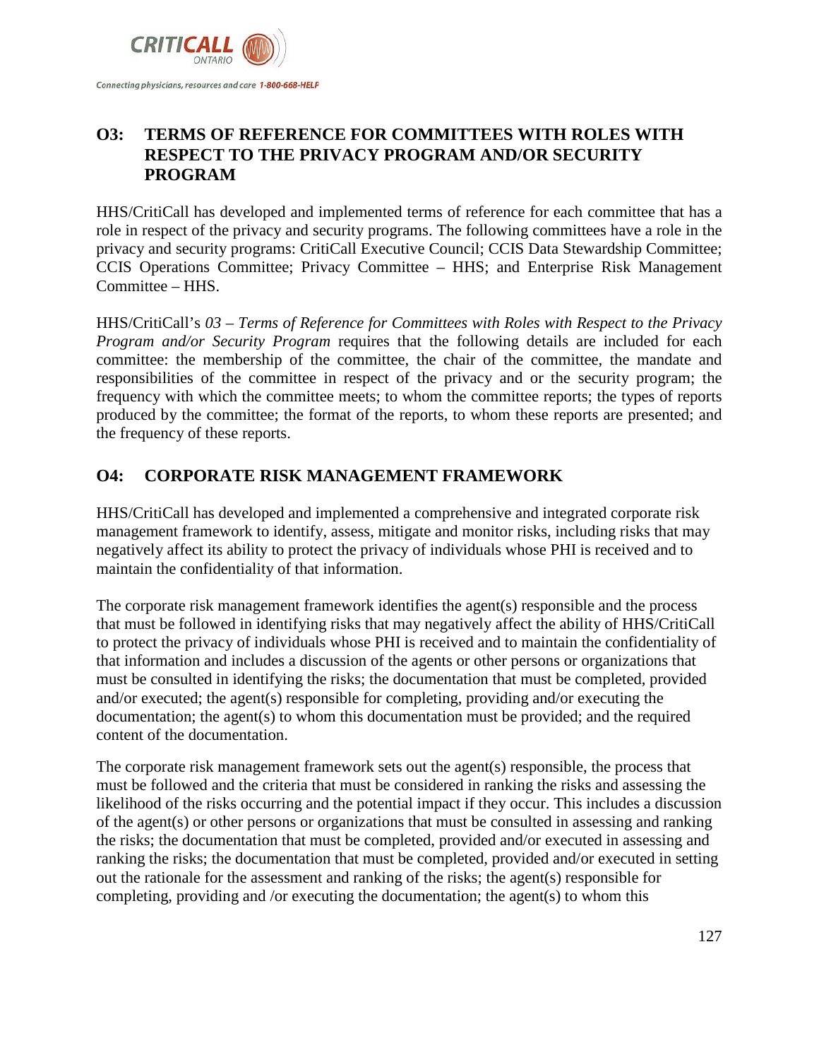## O3: TERMS OF REFERENCE FOR COMMITTEES WITH ROLES WITH RESPECT TO THE PRIVACY PROGRAM AND/OR SECURITY PROGRAM

HHS/CritiCall has developed and implemented terms of reference for each committee that has a role in respect of the privacy and security programs. The following committees have a role in the privacy and security programs: CritiCall Executive Council; CCIS Data Stewardship Committee; CCIS Operations Committee; Privacy Committee – HHS; and Enterprise Risk Management Committee – HHS.

HHS/CritiCall's *03 – Terms of Reference for Committees with Roles with Respect to the Privacy Program and/or Security Program* requires that the following details are included for each committee: the membership of the committee, the chair of the committee, the mandate and responsibilities of the committee in respect of the privacy and or the security program; the frequency with which the committee meets; to whom the committee reports; the types of reports produced by the committee; the format of the reports, to whom these reports are presented; and the frequency of these reports.

## O4: CORPORATE RISK MANAGEMENT FRAMEWORK

HHS/CritiCall has developed and implemented a comprehensive and integrated corporate risk management framework to identify, assess, mitigate and monitor risks, including risks that may negatively affect its ability to protect the privacy of individuals whose PHI is received and to maintain the confidentiality of that information.

The corporate risk management framework identifies the agent(s) responsible and the process that must be followed in identifying risks that may negatively affect the ability of HHS/CritiCall to protect the privacy of individuals whose PHI is received and to maintain the confidentiality of that information and includes a discussion of the agents or other persons or organizations that must be consulted in identifying the risks; the documentation that must be completed, provided and/or executed; the agent(s) responsible for completing, providing and/or executing the documentation; the agent(s) to whom this documentation must be provided; and the required content of the documentation.

The corporate risk management framework sets out the agent(s) responsible, the process that must be followed and the criteria that must be considered in ranking the risks and assessing the likelihood of the risks occurring and the potential impact if they occur. This includes a discussion of the agent(s) or other persons or organizations that must be consulted in assessing and ranking the risks; the documentation that must be completed, provided and/or executed in assessing and ranking the risks; the documentation that must be completed, provided and/or executed in setting out the rationale for the assessment and ranking of the risks; the agent(s) responsible for completing, providing and /or executing the documentation; the agent(s) to whom this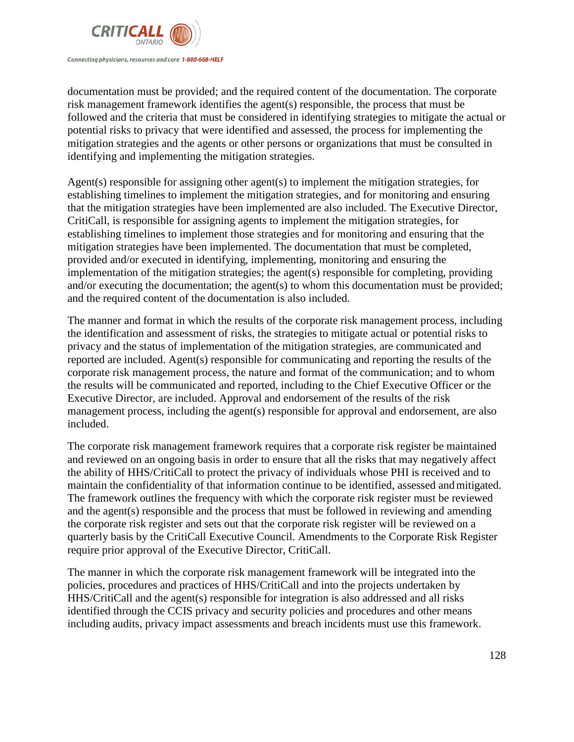documentation must be provided; and the required content of the documentation. The corporate risk management framework identifies the agent(s) responsible, the process that must be followed and the criteria that must be considered in identifying strategies to mitigate the actual or potential risks to privacy that were identified and assessed, the process for implementing the mitigation strategies and the agents or other persons or organizations that must be consulted in identifying and implementing the mitigation strategies.

Agent(s) responsible for assigning other agent(s) to implement the mitigation strategies, for establishing timelines to implement the mitigation strategies, and for monitoring and ensuring that the mitigation strategies have been implemented are also included. The Executive Director, CritiCall, is responsible for assigning agents to implement the mitigation strategies, for establishing timelines to implement those strategies and for monitoring and ensuring that the mitigation strategies have been implemented. The documentation that must be completed, provided and/or executed in identifying, implementing, monitoring and ensuring the implementation of the mitigation strategies; the agent(s) responsible for completing, providing and/or executing the documentation; the agent(s) to whom this documentation must be provided; and the required content of the documentation is also included.

The manner and format in which the results of the corporate risk management process, including the identification and assessment of risks, the strategies to mitigate actual or potential risks to privacy and the status of implementation of the mitigation strategies, are communicated and reported are included. Agent(s) responsible for communicating and reporting the results of the corporate risk management process, the nature and format of the communication; and to whom the results will be communicated and reported, including to the Chief Executive Officer or the Executive Director, are included. Approval and endorsement of the results of the risk management process, including the agent(s) responsible for approval and endorsement, are also included.

The corporate risk management framework requires that a corporate risk register be maintained and reviewed on an ongoing basis in order to ensure that all the risks that may negatively affect the ability of HHS/CritiCall to protect the privacy of individuals whose PHI is received and to maintain the confidentiality of that information continue to be identified, assessed and mitigated. The framework outlines the frequency with which the corporate risk register must be reviewed and the agent(s) responsible and the process that must be followed in reviewing and amending the corporate risk register and sets out that the corporate risk register will be reviewed on a quarterly basis by the CritiCall Executive Council. Amendments to the Corporate Risk Register require prior approval of the Executive Director, CritiCall.

The manner in which the corporate risk management framework will be integrated into the policies, procedures and practices of HHS/CritiCall and into the projects undertaken by HHS/CritiCall and the agent(s) responsible for integration is also addressed and all risks identified through the CCIS privacy and security policies and procedures and other means including audits, privacy impact assessments and breach incidents must use this framework.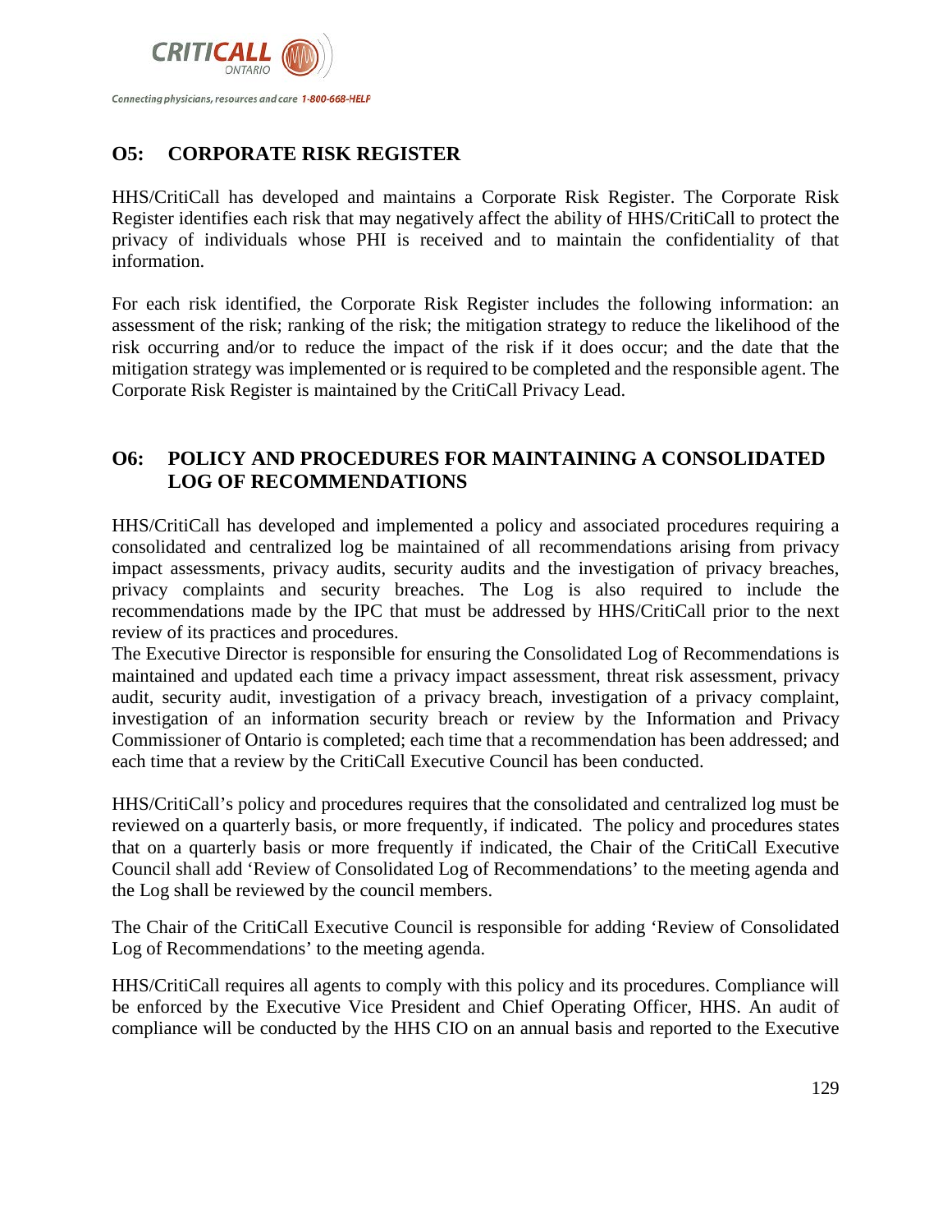## O5: CORPORATE RISK REGISTER

HHS/CritiCall has developed and maintains a Corporate Risk Register. The Corporate Risk Register identifies each risk that may negatively affect the ability of HHS/CritiCall to protect the privacy of individuals whose PHI is received and to maintain the confidentiality of that information.

For each risk identified, the Corporate Risk Register includes the following information: an assessment of the risk; ranking of the risk; the mitigation strategy to reduce the likelihood of the risk occurring and/or to reduce the impact of the risk if it does occur; and the date that the mitigation strategy was implemented or is required to be completed and the responsible agent. The Corporate Risk Register is maintained by the CritiCall Privacy Lead.

## O6: POLICY AND PROCEDURES FOR MAINTAINING A CONSOLIDATED LOG OF RECOMMENDATIONS

HHS/CritiCall has developed and implemented a policy and associated procedures requiring a consolidated and centralized log be maintained of all recommendations arising from privacy impact assessments, privacy audits, security audits and the investigation of privacy breaches, privacy complaints and security breaches. The Log is also required to include the recommendations made by the IPC that must be addressed by HHS/CritiCall prior to the next review of its practices and procedures.

The Executive Director is responsible for ensuring the Consolidated Log of Recommendations is maintained and updated each time a privacy impact assessment, threat risk assessment, privacy audit, security audit, investigation of a privacy breach, investigation of a privacy complaint, investigation of an information security breach or review by the Information and Privacy Commissioner of Ontario is completed; each time that a recommendation has been addressed; and each time that a review by the CritiCall Executive Council has been conducted.

HHS/CritiCall's policy and procedures requires that the consolidated and centralized log must be reviewed on a quarterly basis, or more frequently, if indicated. The policy and procedures states that on a quarterly basis or more frequently if indicated, the Chair of the CritiCall Executive Council shall add 'Review of Consolidated Log of Recommendations' to the meeting agenda and the Log shall be reviewed by the council members.

The Chair of the CritiCall Executive Council is responsible for adding 'Review of Consolidated Log of Recommendations' to the meeting agenda.

HHS/CritiCall requires all agents to comply with this policy and its procedures. Compliance will be enforced by the Executive Vice President and Chief Operating Officer, HHS. An audit of compliance will be conducted by the HHS CIO on an annual basis and reported to the Executive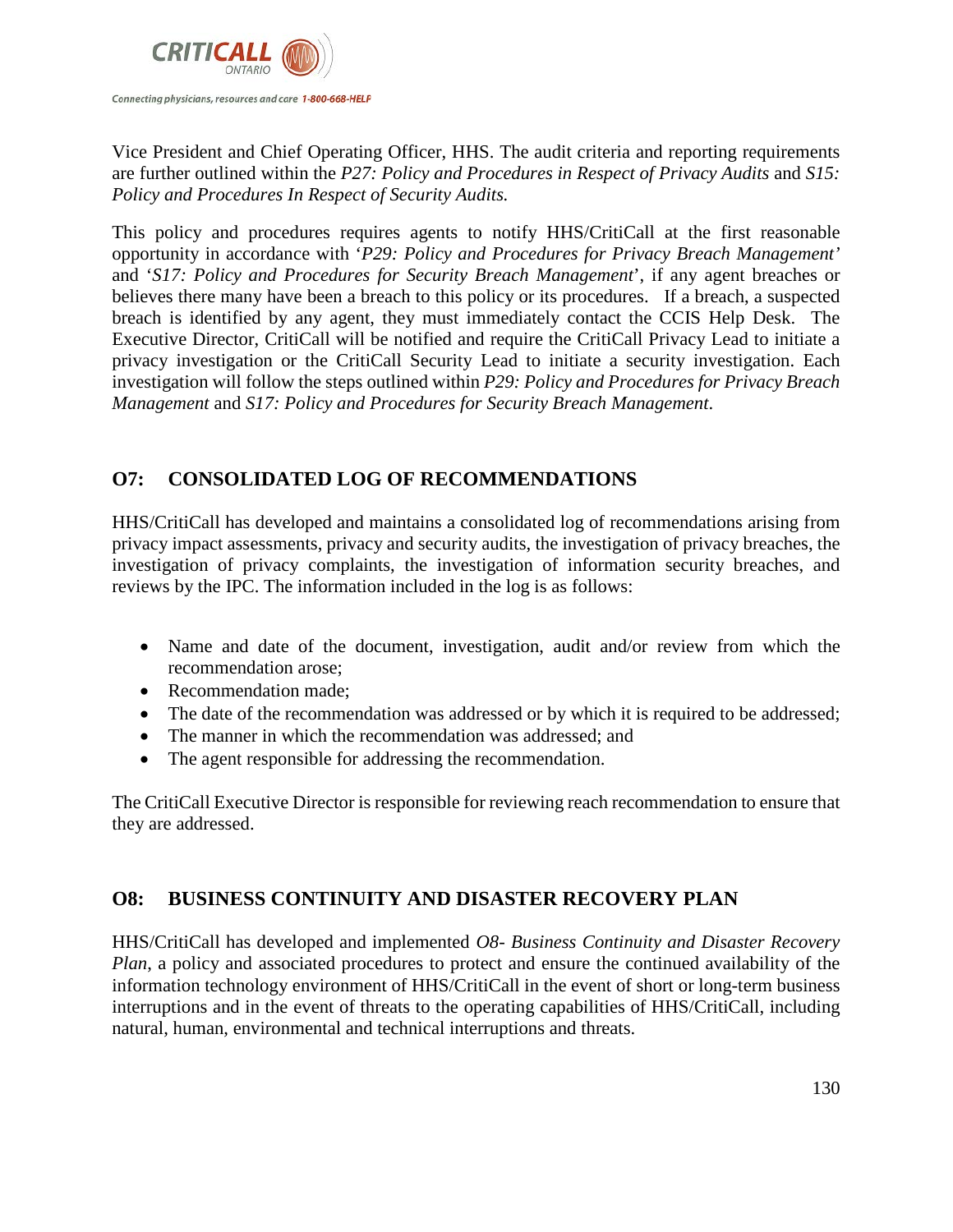Vice President and Chief Operating Officer, HHS. The audit criteria and reporting requirements are further outlined within the *P27: Policy and Procedures in Respect of Privacy Audits* and *S15: Policy and Procedures In Respect of Security Audits.*

This policy and procedures requires agents to notify HHS/CritiCall at the first reasonable opportunity in accordance with '*P29: Policy and Procedures for Privacy Breach Management'* and '*S17: Policy and Procedures for Security Breach Management*', if any agent breaches or believes there many have been a breach to this policy or its procedures. If a breach, a suspected breach is identified by any agent, they must immediately contact the CCIS Help Desk. The Executive Director, CritiCall will be notified and require the CritiCall Privacy Lead to initiate a privacy investigation or the CritiCall Security Lead to initiate a security investigation. Each investigation will follow the steps outlined within *P29: Policy and Procedures for Privacy Breach Management* and *S17: Policy and Procedures for Security Breach Management*.

## O7: CONSOLIDATED LOG OF RECOMMENDATIONS

HHS/CritiCall has developed and maintains a consolidated log of recommendations arising from privacy impact assessments, privacy and security audits, the investigation of privacy breaches, the investigation of privacy complaints, the investigation of information security breaches, and reviews by the IPC. The information included in the log is as follows:

- Name and date of the document, investigation, audit and/or review from which the recommendation arose;
- Recommendation made;
- The date of the recommendation was addressed or by which it is required to be addressed;
- The manner in which the recommendation was addressed; and
- The agent responsible for addressing the recommendation.

The CritiCall Executive Director is responsible for reviewing reach recommendation to ensure that they are addressed.

## O8: BUSINESS CONTINUITY AND DISASTER RECOVERY PLAN

HHS/CritiCall has developed and implemented *O8- Business Continuity and Disaster Recovery Plan*, a policy and associated procedures to protect and ensure the continued availability of the information technology environment of HHS/CritiCall in the event of short or long-term business interruptions and in the event of threats to the operating capabilities of HHS/CritiCall, including natural, human, environmental and technical interruptions and threats.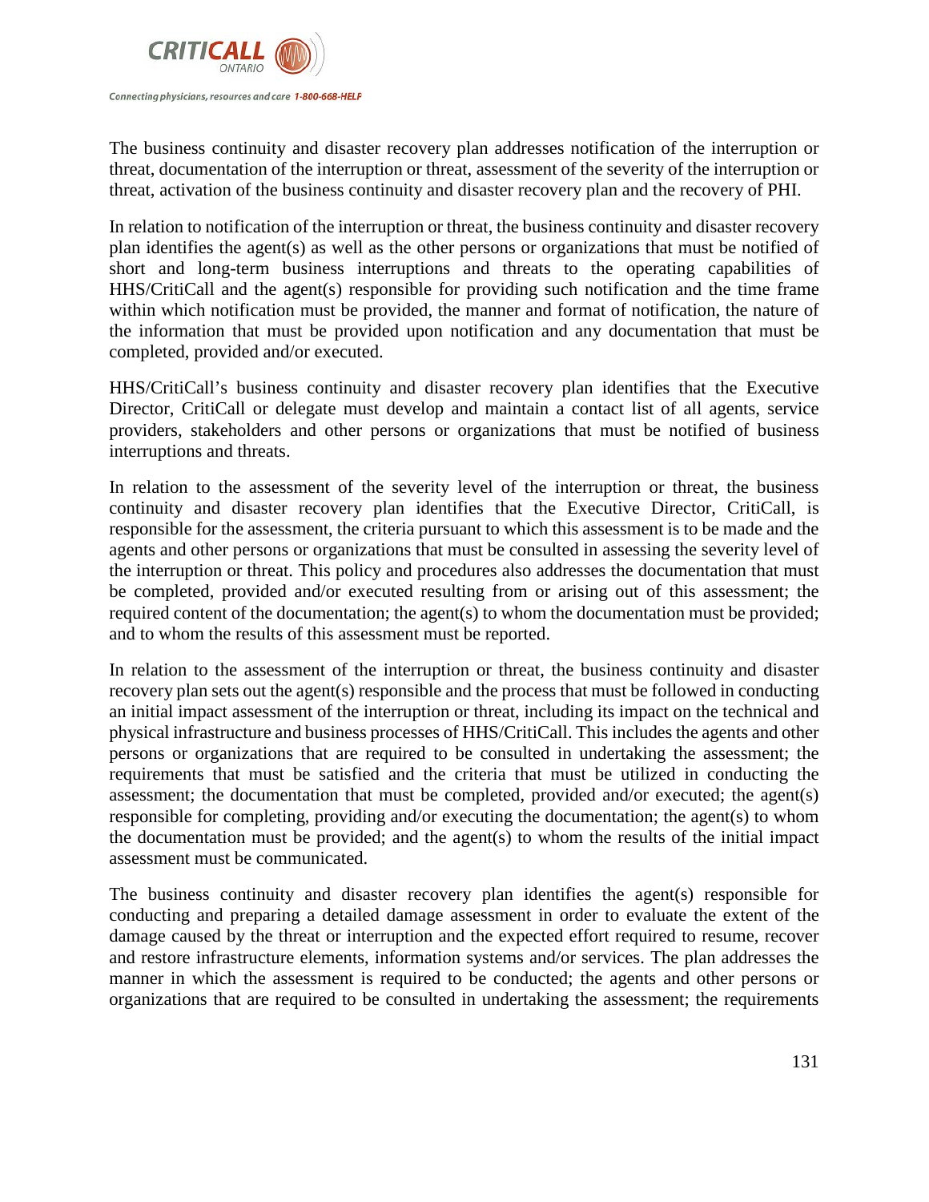The business continuity and disaster recovery plan addresses notification of the interruption or threat, documentation of the interruption or threat, assessment of the severity of the interruption or threat, activation of the business continuity and disaster recovery plan and the recovery of PHI.

In relation to notification of the interruption or threat, the business continuity and disaster recovery plan identifies the agent(s) as well as the other persons or organizations that must be notified of short and long-term business interruptions and threats to the operating capabilities of HHS/CritiCall and the agent(s) responsible for providing such notification and the time frame within which notification must be provided, the manner and format of notification, the nature of the information that must be provided upon notification and any documentation that must be completed, provided and/or executed.

HHS/CritiCall's business continuity and disaster recovery plan identifies that the Executive Director, CritiCall or delegate must develop and maintain a contact list of all agents, service providers, stakeholders and other persons or organizations that must be notified of business interruptions and threats.

In relation to the assessment of the severity level of the interruption or threat, the business continuity and disaster recovery plan identifies that the Executive Director, CritiCall, is responsible for the assessment, the criteria pursuant to which this assessment is to be made and the agents and other persons or organizations that must be consulted in assessing the severity level of the interruption or threat. This policy and procedures also addresses the documentation that must be completed, provided and/or executed resulting from or arising out of this assessment; the required content of the documentation; the agent(s) to whom the documentation must be provided; and to whom the results of this assessment must be reported.

In relation to the assessment of the interruption or threat, the business continuity and disaster recovery plan sets out the agent(s) responsible and the process that must be followed in conducting an initial impact assessment of the interruption or threat, including its impact on the technical and physical infrastructure and business processes of HHS/CritiCall. This includes the agents and other persons or organizations that are required to be consulted in undertaking the assessment; the requirements that must be satisfied and the criteria that must be utilized in conducting the assessment; the documentation that must be completed, provided and/or executed; the agent(s) responsible for completing, providing and/or executing the documentation; the agent(s) to whom the documentation must be provided; and the agent(s) to whom the results of the initial impact assessment must be communicated.

The business continuity and disaster recovery plan identifies the agent(s) responsible for conducting and preparing a detailed damage assessment in order to evaluate the extent of the damage caused by the threat or interruption and the expected effort required to resume, recover and restore infrastructure elements, information systems and/or services. The plan addresses the manner in which the assessment is required to be conducted; the agents and other persons or organizations that are required to be consulted in undertaking the assessment; the requirements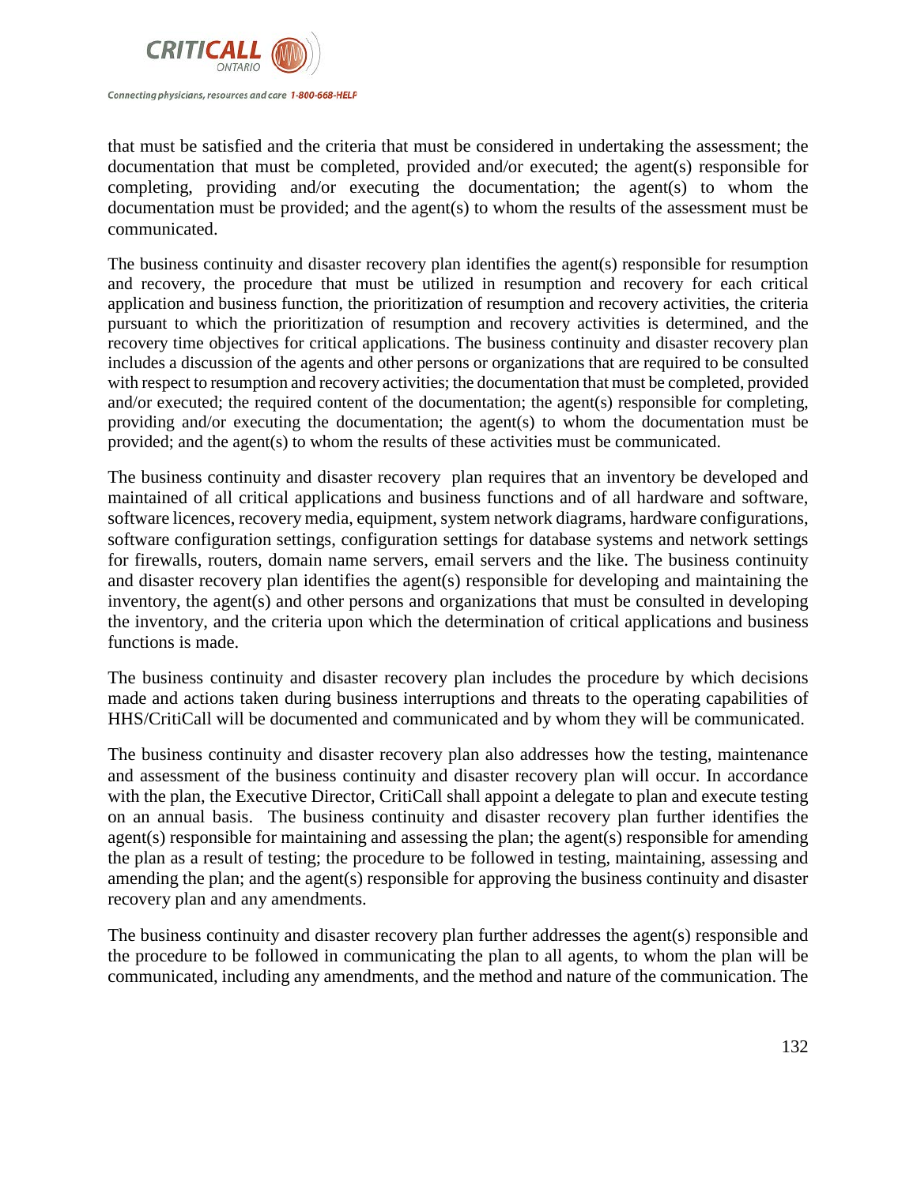that must be satisfied and the criteria that must be considered in undertaking the assessment; the documentation that must be completed, provided and/or executed; the agent(s) responsible for completing, providing and/or executing the documentation; the agent(s) to whom the documentation must be provided; and the agent(s) to whom the results of the assessment must be communicated.

The business continuity and disaster recovery plan identifies the agent(s) responsible for resumption and recovery, the procedure that must be utilized in resumption and recovery for each critical application and business function, the prioritization of resumption and recovery activities, the criteria pursuant to which the prioritization of resumption and recovery activities is determined, and the recovery time objectives for critical applications. The business continuity and disaster recovery plan includes a discussion of the agents and other persons or organizations that are required to be consulted with respect to resumption and recovery activities; the documentation that must be completed, provided and/or executed; the required content of the documentation; the agent(s) responsible for completing, providing and/or executing the documentation; the agent(s) to whom the documentation must be provided; and the agent(s) to whom the results of these activities must be communicated.

The business continuity and disaster recovery plan requires that an inventory be developed and maintained of all critical applications and business functions and of all hardware and software, software licences, recovery media, equipment, system network diagrams, hardware configurations, software configuration settings, configuration settings for database systems and network settings for firewalls, routers, domain name servers, email servers and the like. The business continuity and disaster recovery plan identifies the agent(s) responsible for developing and maintaining the inventory, the agent(s) and other persons and organizations that must be consulted in developing the inventory, and the criteria upon which the determination of critical applications and business functions is made.

The business continuity and disaster recovery plan includes the procedure by which decisions made and actions taken during business interruptions and threats to the operating capabilities of HHS/CritiCall will be documented and communicated and by whom they will be communicated.

The business continuity and disaster recovery plan also addresses how the testing, maintenance and assessment of the business continuity and disaster recovery plan will occur. In accordance with the plan, the Executive Director, CritiCall shall appoint a delegate to plan and execute testing on an annual basis. The business continuity and disaster recovery plan further identifies the agent(s) responsible for maintaining and assessing the plan; the agent(s) responsible for amending the plan as a result of testing; the procedure to be followed in testing, maintaining, assessing and amending the plan; and the agent(s) responsible for approving the business continuity and disaster recovery plan and any amendments.

The business continuity and disaster recovery plan further addresses the agent(s) responsible and the procedure to be followed in communicating the plan to all agents, to whom the plan will be communicated, including any amendments, and the method and nature of the communication. The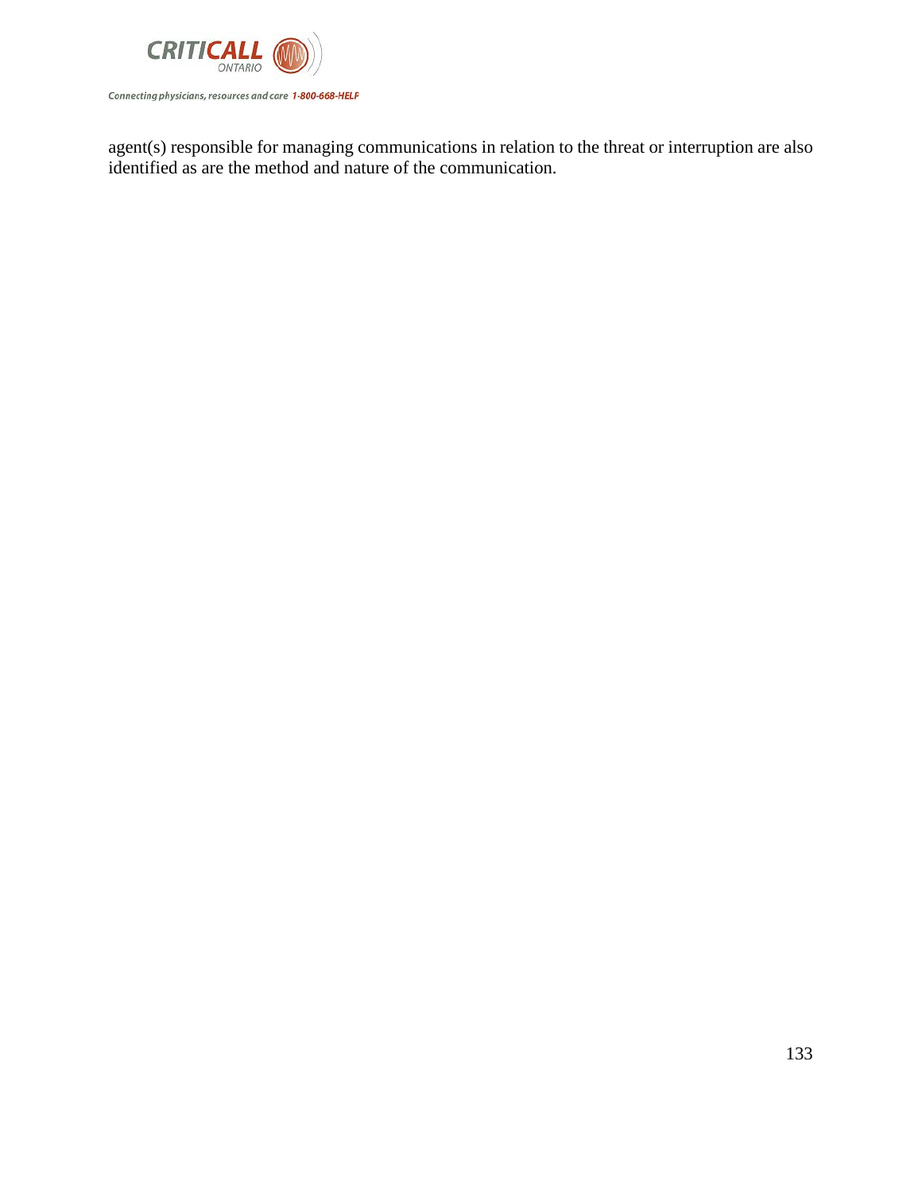agent(s) responsible for managing communications in relation to the threat or interruption are also identified as are the method and nature of the communication.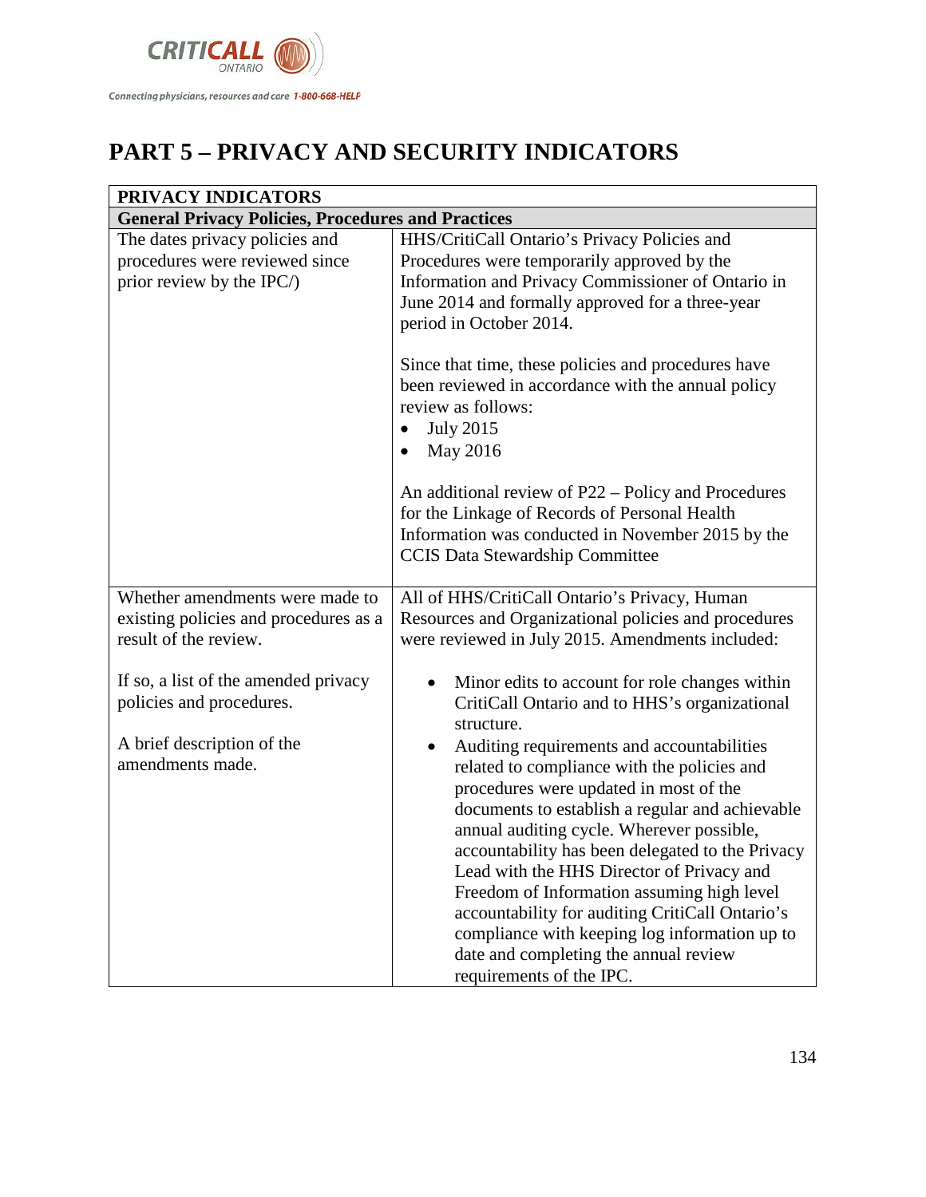# PART 5 – PRIVACY AND SECURITY INDICATORS

| PRIVACY INDICATORS | |
|---|---|
| **General Privacy Policies, Procedures and Practices** | |
| The dates privacy policies and procedures were reviewed since prior review by the IPC/) | HHS/CritiCall Ontario's Privacy Policies and Procedures were temporarily approved by the Information and Privacy Commissioner of Ontario in June 2014 and formally approved for a three-year period in October 2014.<br><br>Since that time, these policies and procedures have been reviewed in accordance with the annual policy review as follows:<br>• July 2015<br>• May 2016<br><br>An additional review of P22 – Policy and Procedures for the Linkage of Records of Personal Health Information was conducted in November 2015 by the CCIS Data Stewardship Committee |
| Whether amendments were made to existing policies and procedures as a result of the review.<br><br>If so, a list of the amended privacy policies and procedures.<br><br>A brief description of the amendments made. | All of HHS/CritiCall Ontario's Privacy, Human Resources and Organizational policies and procedures were reviewed in July 2015. Amendments included:<br><br>• Minor edits to account for role changes within CritiCall Ontario and to HHS's organizational structure.<br>• Auditing requirements and accountabilities related to compliance with the policies and procedures were updated in most of the documents to establish a regular and achievable annual auditing cycle. Wherever possible, accountability has been delegated to the Privacy Lead with the HHS Director of Privacy and Freedom of Information assuming high level accountability for auditing CritiCall Ontario's compliance with keeping log information up to date and completing the annual review requirements of the IPC. |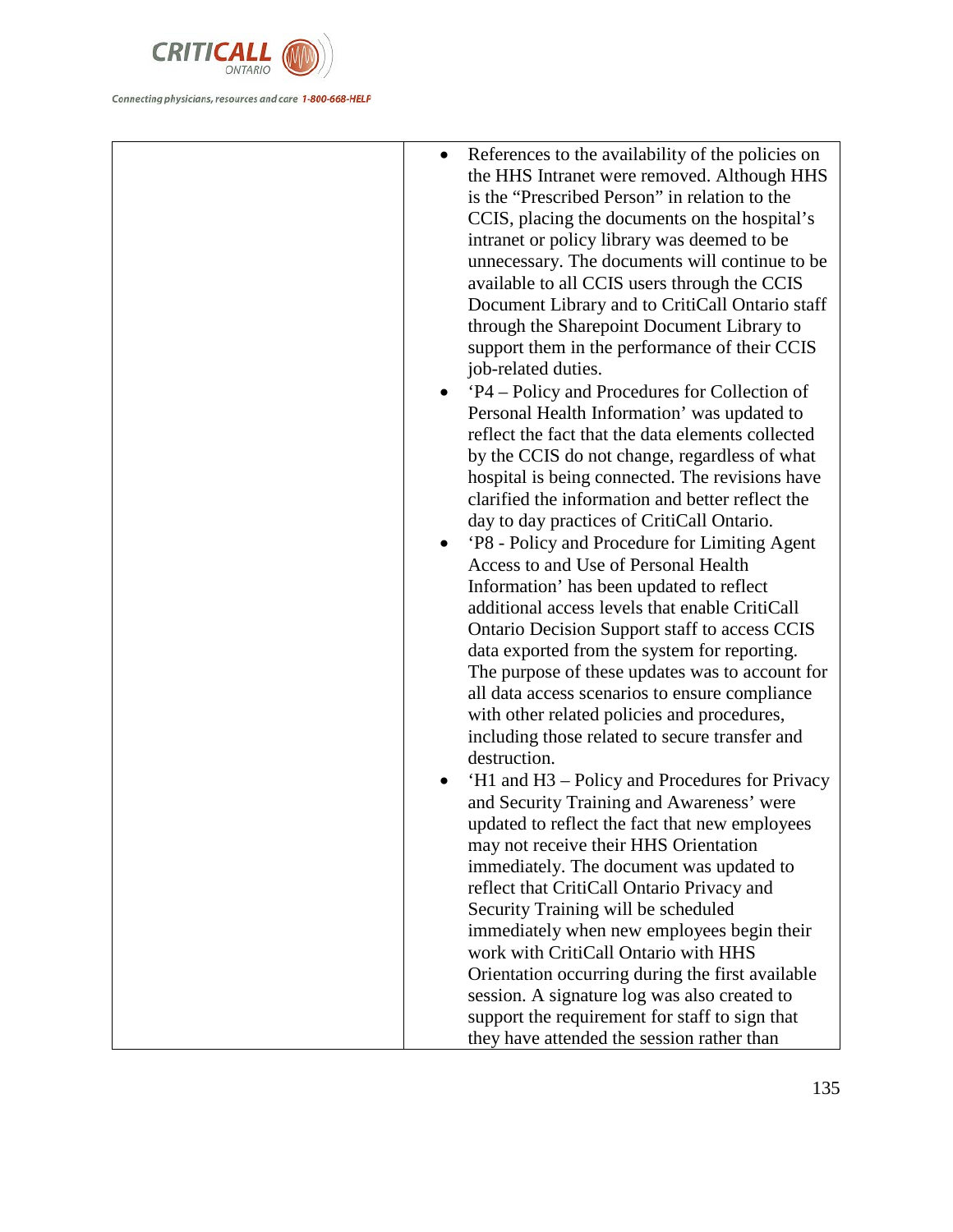|  |  |
| --- | --- |
|  | • References to the availability of the policies on the HHS Intranet were removed. Although HHS is the "Prescribed Person" in relation to the CCIS, placing the documents on the hospital's intranet or policy library was deemed to be unnecessary. The documents will continue to be available to all CCIS users through the CCIS Document Library and to CritiCall Ontario staff through the Sharepoint Document Library to support them in the performance of their CCIS job-related duties.<br>• 'P4 – Policy and Procedures for Collection of Personal Health Information' was updated to reflect the fact that the data elements collected by the CCIS do not change, regardless of what hospital is being connected. The revisions have clarified the information and better reflect the day to day practices of CritiCall Ontario.<br>• 'P8 - Policy and Procedure for Limiting Agent Access to and Use of Personal Health Information' has been updated to reflect additional access levels that enable CritiCall Ontario Decision Support staff to access CCIS data exported from the system for reporting. The purpose of these updates was to account for all data access scenarios to ensure compliance with other related policies and procedures, including those related to secure transfer and destruction.<br>• 'H1 and H3 – Policy and Procedures for Privacy and Security Training and Awareness' were updated to reflect the fact that new employees may not receive their HHS Orientation immediately. The document was updated to reflect that CritiCall Ontario Privacy and Security Training will be scheduled immediately when new employees begin their work with CritiCall Ontario with HHS Orientation occurring during the first available session. A signature log was also created to support the requirement for staff to sign that they have attended the session rather than |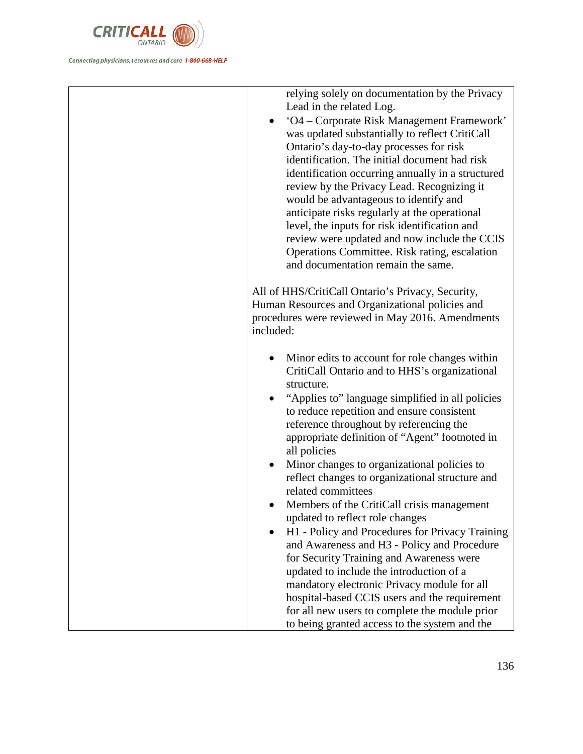| | relying solely on documentation by the Privacy Lead in the related Log.<br>• 'O4 – Corporate Risk Management Framework' was updated substantially to reflect CritiCall Ontario's day-to-day processes for risk identification. The initial document had risk identification occurring annually in a structured review by the Privacy Lead. Recognizing it would be advantageous to identify and anticipate risks regularly at the operational level, the inputs for risk identification and review were updated and now include the CCIS Operations Committee. Risk rating, escalation and documentation remain the same.<br><br>All of HHS/CritiCall Ontario's Privacy, Security, Human Resources and Organizational policies and procedures were reviewed in May 2016. Amendments included:<br><br>• Minor edits to account for role changes within CritiCall Ontario and to HHS's organizational structure.<br>• "Applies to" language simplified in all policies to reduce repetition and ensure consistent reference throughout by referencing the appropriate definition of "Agent" footnoted in all policies<br>• Minor changes to organizational policies to reflect changes to organizational structure and related committees<br>• Members of the CritiCall crisis management updated to reflect role changes<br>• H1 - Policy and Procedures for Privacy Training and Awareness and H3 - Policy and Procedure for Security Training and Awareness were updated to include the introduction of a mandatory electronic Privacy module for all hospital-based CCIS users and the requirement for all new users to complete the module prior to being granted access to the system and the |
|---|---|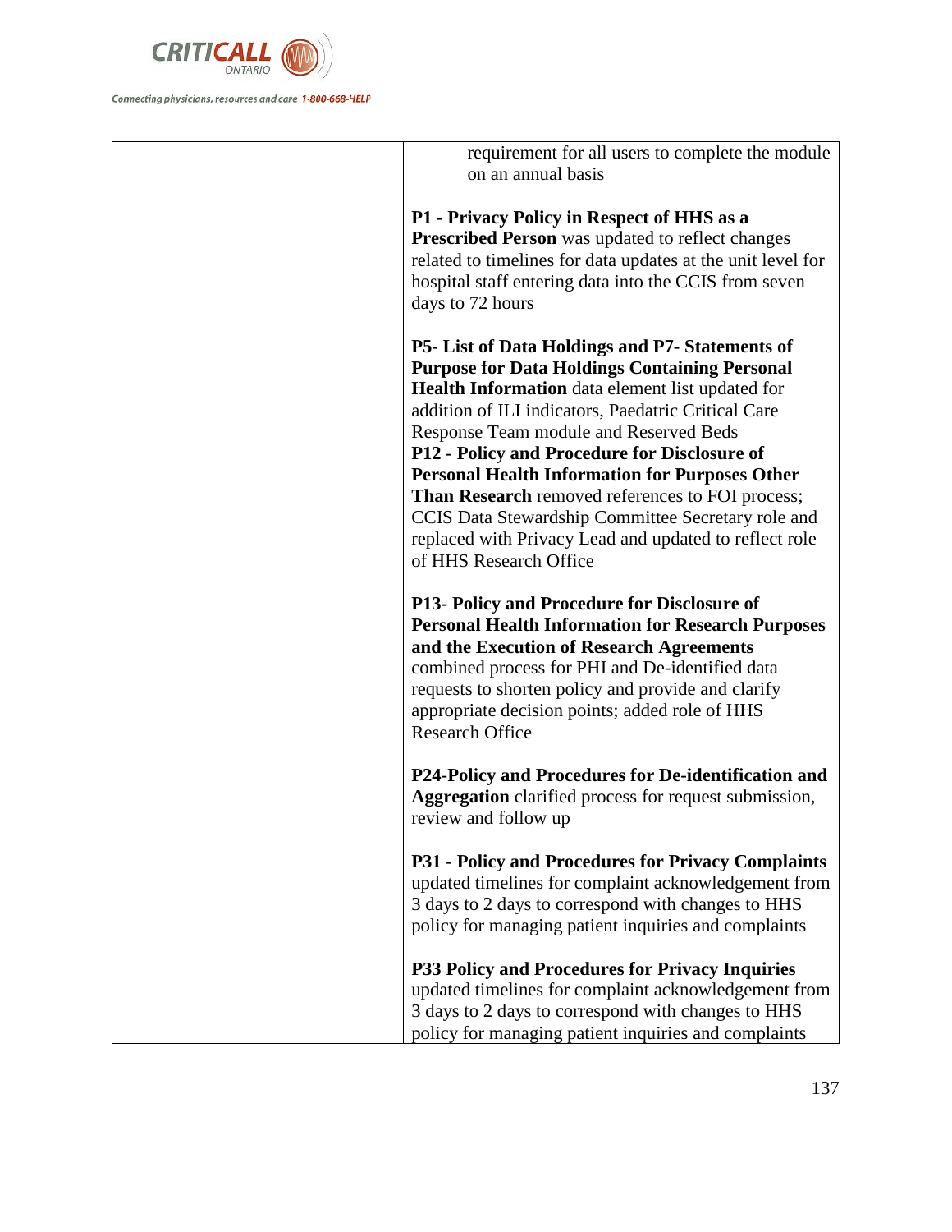| | |
|---|---|
| | requirement for all users to complete the module on an annual basis<br><br>**P1 - Privacy Policy in Respect of HHS as a Prescribed Person** was updated to reflect changes related to timelines for data updates at the unit level for hospital staff entering data into the CCIS from seven days to 72 hours<br><br>**P5- List of Data Holdings and P7- Statements of Purpose for Data Holdings Containing Personal Health Information** data element list updated for addition of ILI indicators, Paedatric Critical Care Response Team module and Reserved Beds<br>**P12 - Policy and Procedure for Disclosure of Personal Health Information for Purposes Other Than Research** removed references to FOI process; CCIS Data Stewardship Committee Secretary role and replaced with Privacy Lead and updated to reflect role of HHS Research Office<br><br>**P13- Policy and Procedure for Disclosure of Personal Health Information for Research Purposes and the Execution of Research Agreements** combined process for PHI and De-identified data requests to shorten policy and provide and clarify appropriate decision points; added role of HHS Research Office<br><br>**P24-Policy and Procedures for De-identification and Aggregation** clarified process for request submission, review and follow up<br><br>**P31 - Policy and Procedures for Privacy Complaints** updated timelines for complaint acknowledgement from 3 days to 2 days to correspond with changes to HHS policy for managing patient inquiries and complaints<br><br>**P33 Policy and Procedures for Privacy Inquiries** updated timelines for complaint acknowledgement from 3 days to 2 days to correspond with changes to HHS policy for managing patient inquiries and complaints |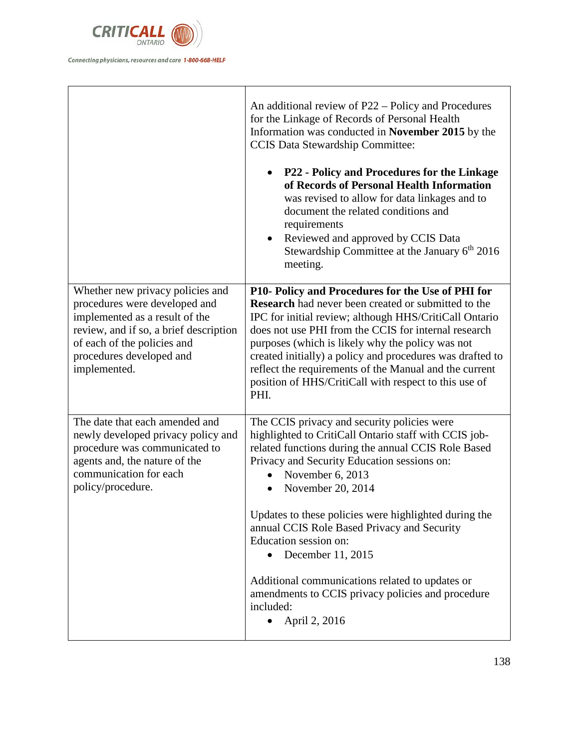| | |
|---|---|
| | An additional review of P22 – Policy and Procedures for the Linkage of Records of Personal Health Information was conducted in **November 2015** by the CCIS Data Stewardship Committee:<br><br>• **P22 - Policy and Procedures for the Linkage of Records of Personal Health Information** was revised to allow for data linkages and to document the related conditions and requirements<br>• Reviewed and approved by CCIS Data Stewardship Committee at the January 6th 2016 meeting. |
| Whether new privacy policies and procedures were developed and implemented as a result of the review, and if so, a brief description of each of the policies and procedures developed and implemented. | **P10- Policy and Procedures for the Use of PHI for Research** had never been created or submitted to the IPC for initial review; although HHS/CritiCall Ontario does not use PHI from the CCIS for internal research purposes (which is likely why the policy was not created initially) a policy and procedures was drafted to reflect the requirements of the Manual and the current position of HHS/CritiCall with respect to this use of PHI. |
| The date that each amended and newly developed privacy policy and procedure was communicated to agents and, the nature of the communication for each policy/procedure. | The CCIS privacy and security policies were highlighted to CritiCall Ontario staff with CCIS job-related functions during the annual CCIS Role Based Privacy and Security Education sessions on:<br>• November 6, 2013<br>• November 20, 2014<br><br>Updates to these policies were highlighted during the annual CCIS Role Based Privacy and Security Education session on:<br>• December 11, 2015<br><br>Additional communications related to updates or amendments to CCIS privacy policies and procedure included:<br>• April 2, 2016 |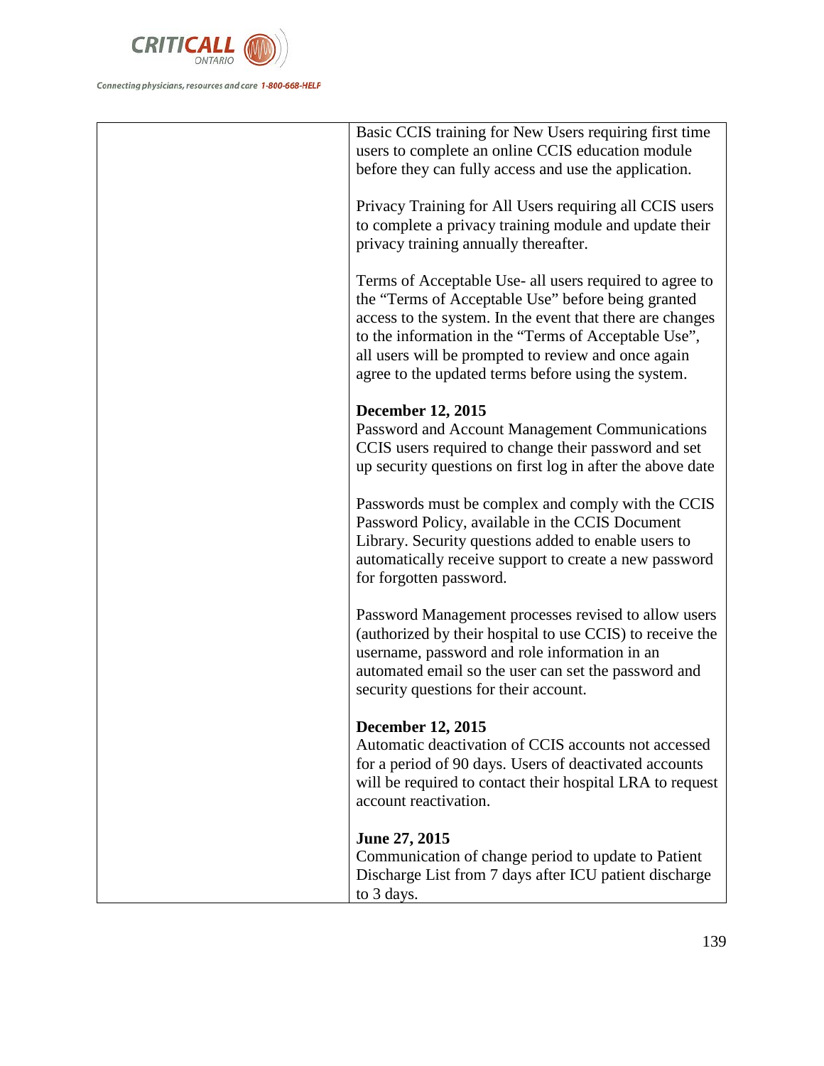| | |
|---|---|
| | Basic CCIS training for New Users requiring first time users to complete an online CCIS education module before they can fully access and use the application.<br><br>Privacy Training for All Users requiring all CCIS users to complete a privacy training module and update their privacy training annually thereafter.<br><br>Terms of Acceptable Use- all users required to agree to the "Terms of Acceptable Use" before being granted access to the system. In the event that there are changes to the information in the "Terms of Acceptable Use", all users will be prompted to review and once again agree to the updated terms before using the system.<br><br>**December 12, 2015**<br>Password and Account Management Communications CCIS users required to change their password and set up security questions on first log in after the above date<br><br>Passwords must be complex and comply with the CCIS Password Policy, available in the CCIS Document Library. Security questions added to enable users to automatically receive support to create a new password for forgotten password.<br><br>Password Management processes revised to allow users (authorized by their hospital to use CCIS) to receive the username, password and role information in an automated email so the user can set the password and security questions for their account.<br><br>**December 12, 2015**<br>Automatic deactivation of CCIS accounts not accessed for a period of 90 days. Users of deactivated accounts will be required to contact their hospital LRA to request account reactivation.<br><br>**June 27, 2015**<br>Communication of change period to update to Patient Discharge List from 7 days after ICU patient discharge to 3 days. |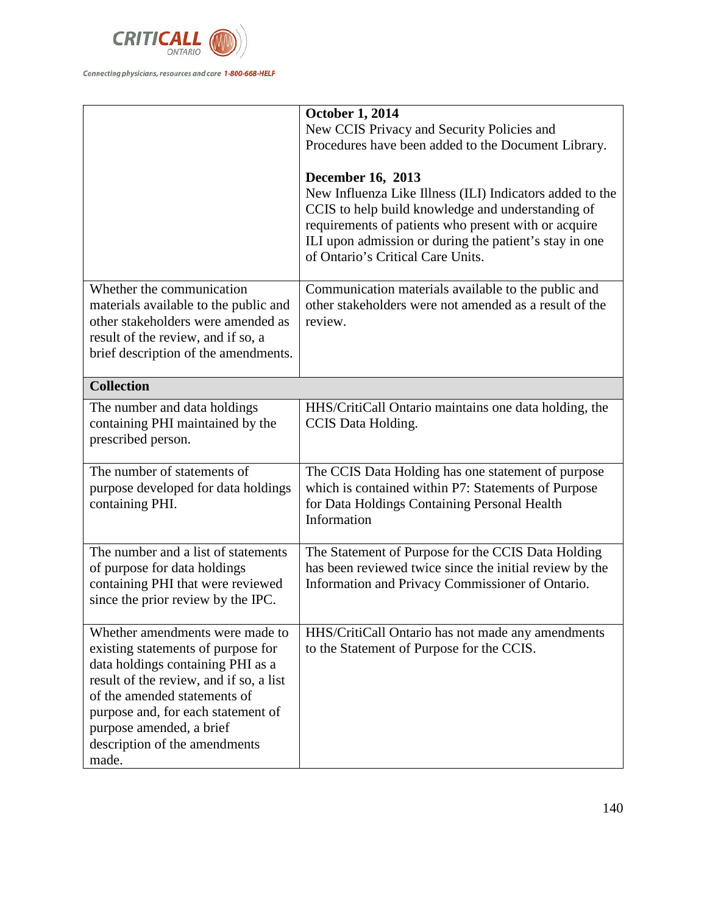| | |
|---|---|
| | **October 1, 2014**<br>New CCIS Privacy and Security Policies and Procedures have been added to the Document Library.<br><br>**December 16, 2013**<br>New Influenza Like Illness (ILI) Indicators added to the CCIS to help build knowledge and understanding of requirements of patients who present with or acquire ILI upon admission or during the patient's stay in one of Ontario's Critical Care Units. |
| Whether the communication materials available to the public and other stakeholders were amended as result of the review, and if so, a brief description of the amendments. | Communication materials available to the public and other stakeholders were not amended as a result of the review. |
| **Collection** | |
| The number and data holdings containing PHI maintained by the prescribed person. | HHS/CritiCall Ontario maintains one data holding, the CCIS Data Holding. |
| The number of statements of purpose developed for data holdings containing PHI. | The CCIS Data Holding has one statement of purpose which is contained within P7: Statements of Purpose for Data Holdings Containing Personal Health Information |
| The number and a list of statements of purpose for data holdings containing PHI that were reviewed since the prior review by the IPC. | The Statement of Purpose for the CCIS Data Holding has been reviewed twice since the initial review by the Information and Privacy Commissioner of Ontario. |
| Whether amendments were made to existing statements of purpose for data holdings containing PHI as a result of the review, and if so, a list of the amended statements of purpose and, for each statement of purpose amended, a brief description of the amendments made. | HHS/CritiCall Ontario has not made any amendments to the Statement of Purpose for the CCIS. |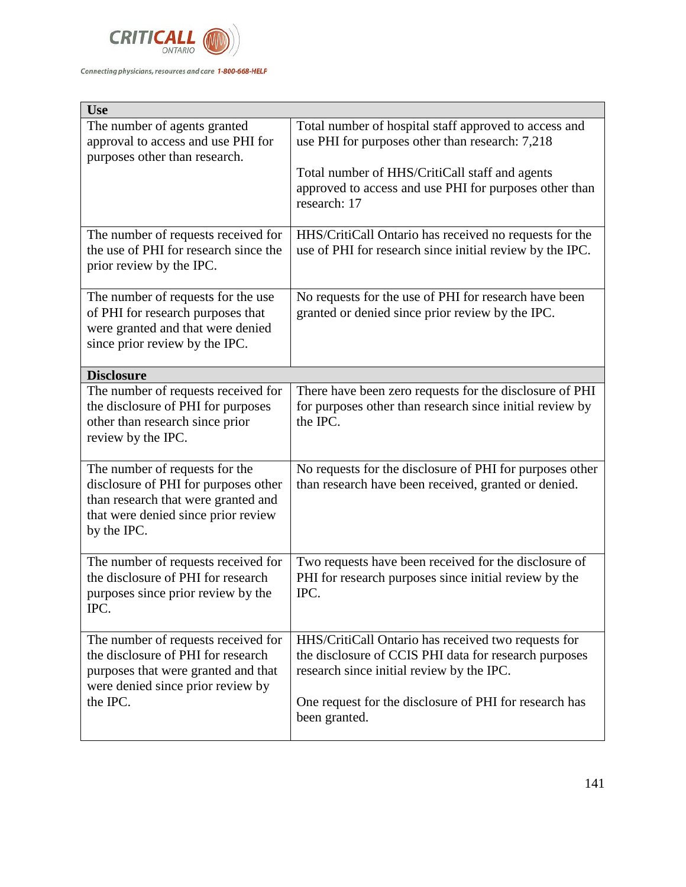| Use | |
|---|---|
| The number of agents granted approval to access and use PHI for purposes other than research. | Total number of hospital staff approved to access and use PHI for purposes other than research: 7,218<br><br>Total number of HHS/CritiCall staff and agents approved to access and use PHI for purposes other than research: 17 |
| The number of requests received for the use of PHI for research since the prior review by the IPC. | HHS/CritiCall Ontario has received no requests for the use of PHI for research since initial review by the IPC. |
| The number of requests for the use of PHI for research purposes that were granted and that were denied since prior review by the IPC. | No requests for the use of PHI for research have been granted or denied since prior review by the IPC. |
| **Disclosure** | |
| The number of requests received for the disclosure of PHI for purposes other than research since prior review by the IPC. | There have been zero requests for the disclosure of PHI for purposes other than research since initial review by the IPC. |
| The number of requests for the disclosure of PHI for purposes other than research that were granted and that were denied since prior review by the IPC. | No requests for the disclosure of PHI for purposes other than research have been received, granted or denied. |
| The number of requests received for the disclosure of PHI for research purposes since prior review by the IPC. | Two requests have been received for the disclosure of PHI for research purposes since initial review by the IPC. |
| The number of requests received for the disclosure of PHI for research purposes that were granted and that were denied since prior review by the IPC. | HHS/CritiCall Ontario has received two requests for the disclosure of CCIS PHI data for research purposes research since initial review by the IPC.<br><br>One request for the disclosure of PHI for research has been granted. |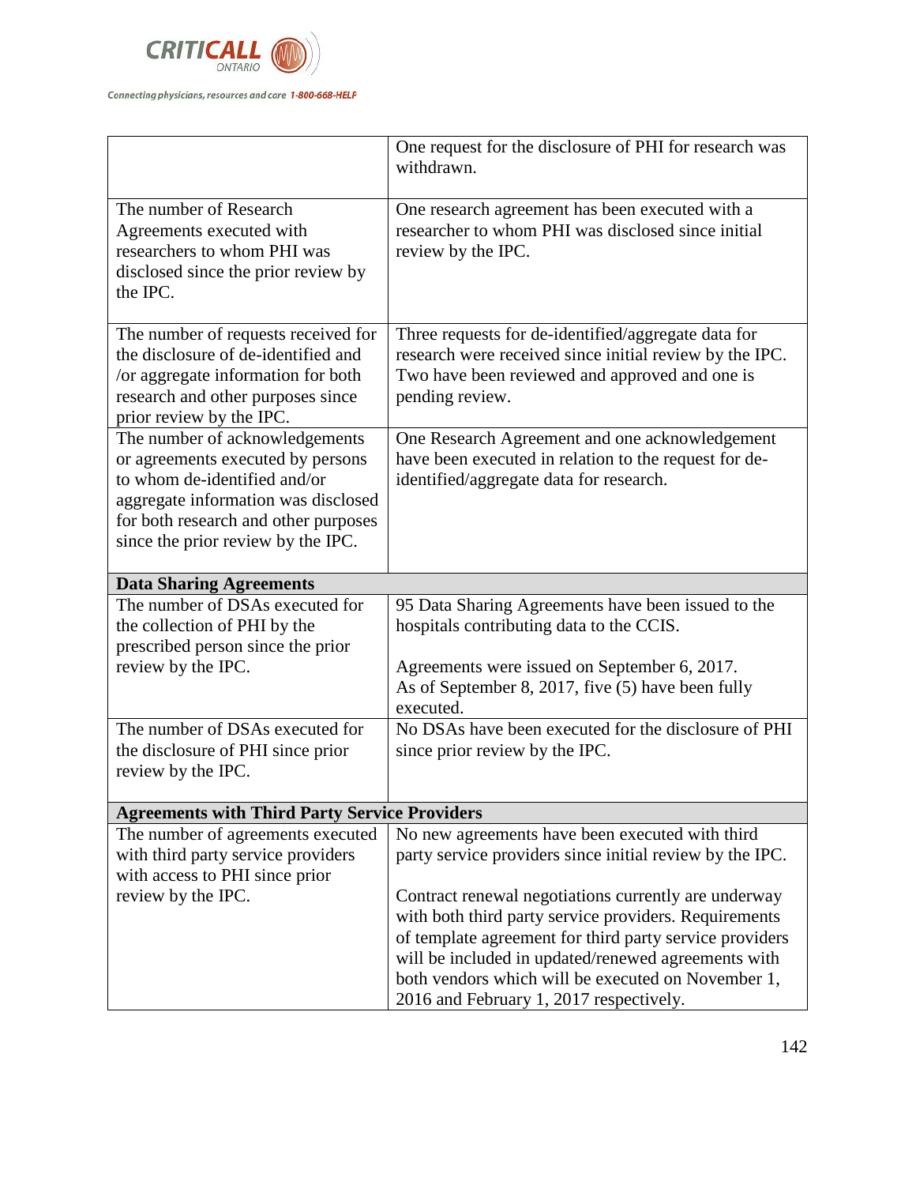| | |
|---|---|
| | One request for the disclosure of PHI for research was withdrawn. |
| The number of Research Agreements executed with researchers to whom PHI was disclosed since the prior review by the IPC. | One research agreement has been executed with a researcher to whom PHI was disclosed since initial review by the IPC. |
| The number of requests received for the disclosure of de-identified and /or aggregate information for both research and other purposes since prior review by the IPC. | Three requests for de-identified/aggregate data for research were received since initial review by the IPC. Two have been reviewed and approved and one is pending review. |
| The number of acknowledgements or agreements executed by persons to whom de-identified and/or aggregate information was disclosed for both research and other purposes since the prior review by the IPC. | One Research Agreement and one acknowledgement have been executed in relation to the request for de-identified/aggregate data for research. |
| **Data Sharing Agreements** | |
| The number of DSAs executed for the collection of PHI by the prescribed person since the prior review by the IPC. | 95 Data Sharing Agreements have been issued to the hospitals contributing data to the CCIS.<br><br>Agreements were issued on September 6, 2017. As of September 8, 2017, five (5) have been fully executed. |
| The number of DSAs executed for the disclosure of PHI since prior review by the IPC. | No DSAs have been executed for the disclosure of PHI since prior review by the IPC. |
| **Agreements with Third Party Service Providers** | |
| The number of agreements executed with third party service providers with access to PHI since prior review by the IPC. | No new agreements have been executed with third party service providers since initial review by the IPC.<br><br>Contract renewal negotiations currently are underway with both third party service providers. Requirements of template agreement for third party service providers will be included in updated/renewed agreements with both vendors which will be executed on November 1, 2016 and February 1, 2017 respectively. |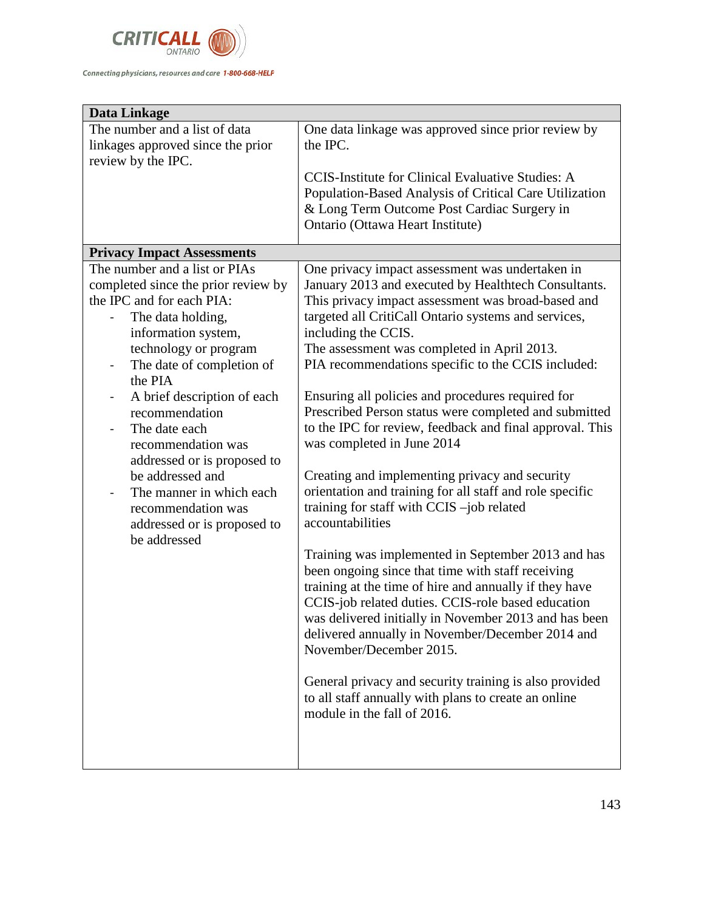| Data Linkage | |
|---|---|
| The number and a list of data linkages approved since the prior review by the IPC. | One data linkage was approved since prior review by the IPC.<br><br>CCIS-Institute for Clinical Evaluative Studies: A Population-Based Analysis of Critical Care Utilization & Long Term Outcome Post Cardiac Surgery in Ontario (Ottawa Heart Institute) |
| **Privacy Impact Assessments** | |
| The number and a list or PIAs completed since the prior review by the IPC and for each PIA:<br>- The data holding, information system, technology or program<br>- The date of completion of the PIA<br>- A brief description of each recommendation<br>- The date each recommendation was addressed or is proposed to be addressed and<br>- The manner in which each recommendation was addressed or is proposed to be addressed | One privacy impact assessment was undertaken in January 2013 and executed by Healthtech Consultants. This privacy impact assessment was broad-based and targeted all CritiCall Ontario systems and services, including the CCIS.<br>The assessment was completed in April 2013.<br>PIA recommendations specific to the CCIS included:<br><br>Ensuring all policies and procedures required for Prescribed Person status were completed and submitted to the IPC for review, feedback and final approval. This was completed in June 2014<br><br>Creating and implementing privacy and security orientation and training for all staff and role specific training for staff with CCIS –job related accountabilities<br><br>Training was implemented in September 2013 and has been ongoing since that time with staff receiving training at the time of hire and annually if they have CCIS-job related duties. CCIS-role based education was delivered initially in November 2013 and has been delivered annually in November/December 2014 and November/December 2015.<br><br>General privacy and security training is also provided to all staff annually with plans to create an online module in the fall of 2016. |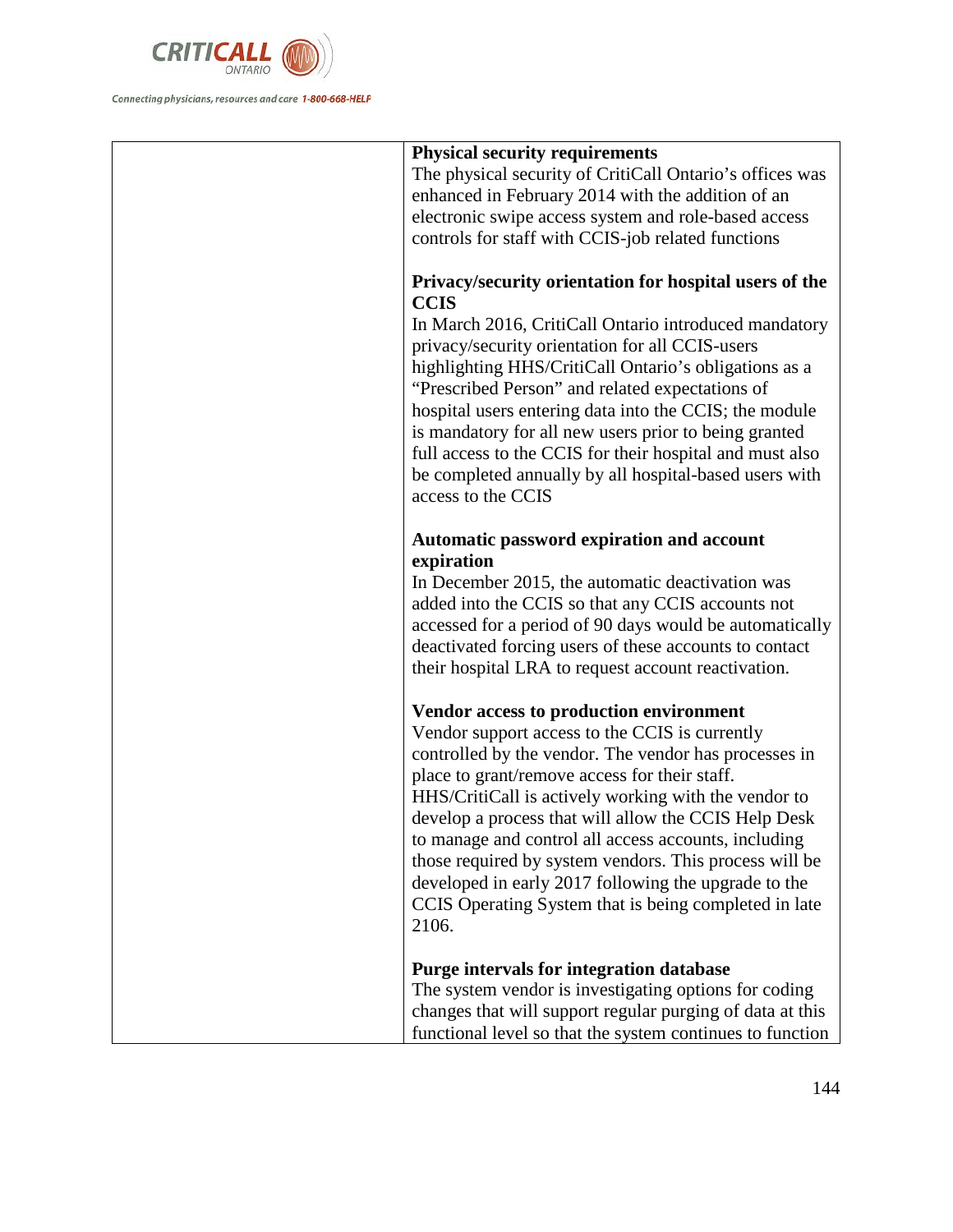| | **Physical security requirements**<br>The physical security of CritiCall Ontario's offices was enhanced in February 2014 with the addition of an electronic swipe access system and role-based access controls for staff with CCIS-job related functions<br><br>**Privacy/security orientation for hospital users of the CCIS**<br>In March 2016, CritiCall Ontario introduced mandatory privacy/security orientation for all CCIS-users highlighting HHS/CritiCall Ontario's obligations as a "Prescribed Person" and related expectations of hospital users entering data into the CCIS; the module is mandatory for all new users prior to being granted full access to the CCIS for their hospital and must also be completed annually by all hospital-based users with access to the CCIS<br><br>**Automatic password expiration and account expiration**<br>In December 2015, the automatic deactivation was added into the CCIS so that any CCIS accounts not accessed for a period of 90 days would be automatically deactivated forcing users of these accounts to contact their hospital LRA to request account reactivation.<br><br>**Vendor access to production environment**<br>Vendor support access to the CCIS is currently controlled by the vendor. The vendor has processes in place to grant/remove access for their staff. HHS/CritiCall is actively working with the vendor to develop a process that will allow the CCIS Help Desk to manage and control all access accounts, including those required by system vendors. This process will be developed in early 2017 following the upgrade to the CCIS Operating System that is being completed in late 2106.<br><br>**Purge intervals for integration database**<br>The system vendor is investigating options for coding changes that will support regular purging of data at this functional level so that the system continues to function |
|---|---|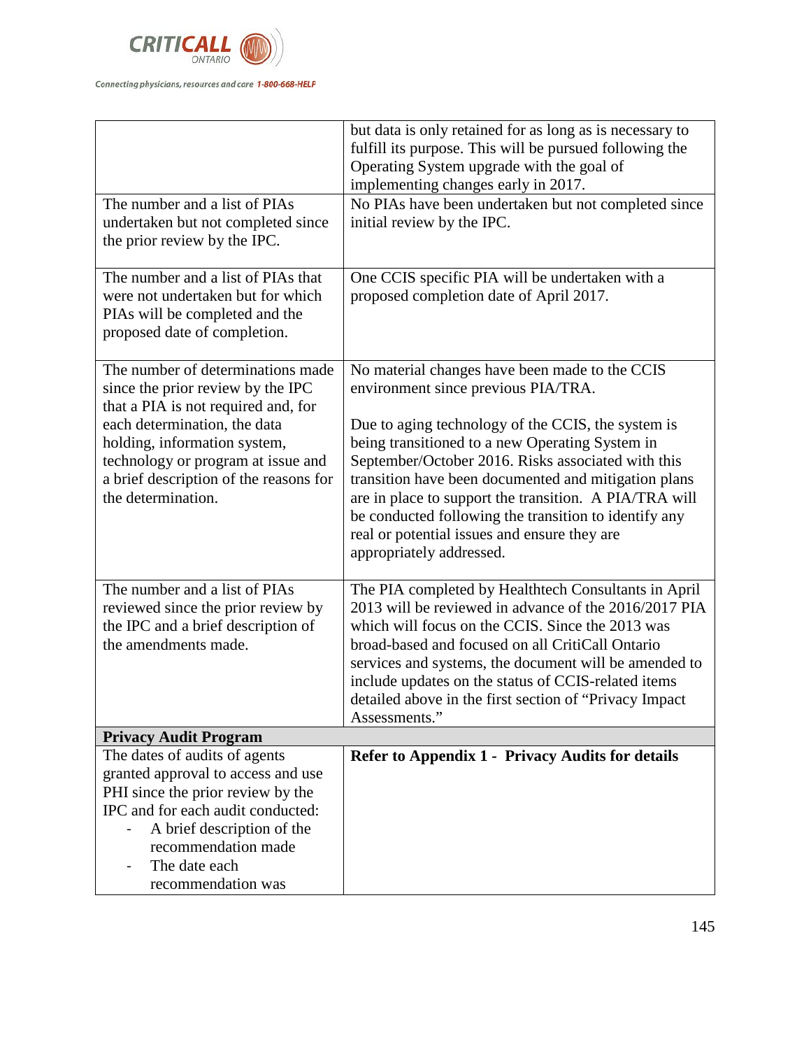| | |
|---|---|
| | but data is only retained for as long as is necessary to fulfill its purpose. This will be pursued following the Operating System upgrade with the goal of implementing changes early in 2017. |
| The number and a list of PIAs undertaken but not completed since the prior review by the IPC. | No PIAs have been undertaken but not completed since initial review by the IPC. |
| The number and a list of PIAs that were not undertaken but for which PIAs will be completed and the proposed date of completion. | One CCIS specific PIA will be undertaken with a proposed completion date of April 2017. |
| The number of determinations made since the prior review by the IPC that a PIA is not required and, for each determination, the data holding, information system, technology or program at issue and a brief description of the reasons for the determination. | No material changes have been made to the CCIS environment since previous PIA/TRA.<br><br>Due to aging technology of the CCIS, the system is being transitioned to a new Operating System in September/October 2016. Risks associated with this transition have been documented and mitigation plans are in place to support the transition. A PIA/TRA will be conducted following the transition to identify any real or potential issues and ensure they are appropriately addressed. |
| The number and a list of PIAs reviewed since the prior review by the IPC and a brief description of the amendments made. | The PIA completed by Healthtech Consultants in April 2013 will be reviewed in advance of the 2016/2017 PIA which will focus on the CCIS. Since the 2013 was broad-based and focused on all CritiCall Ontario services and systems, the document will be amended to include updates on the status of CCIS-related items detailed above in the first section of "Privacy Impact Assessments." |
| **Privacy Audit Program** | |
| The dates of audits of agents granted approval to access and use PHI since the prior review by the IPC and for each audit conducted:<br>- A brief description of the recommendation made<br>- The date each recommendation was | **Refer to Appendix 1 - Privacy Audits for details** |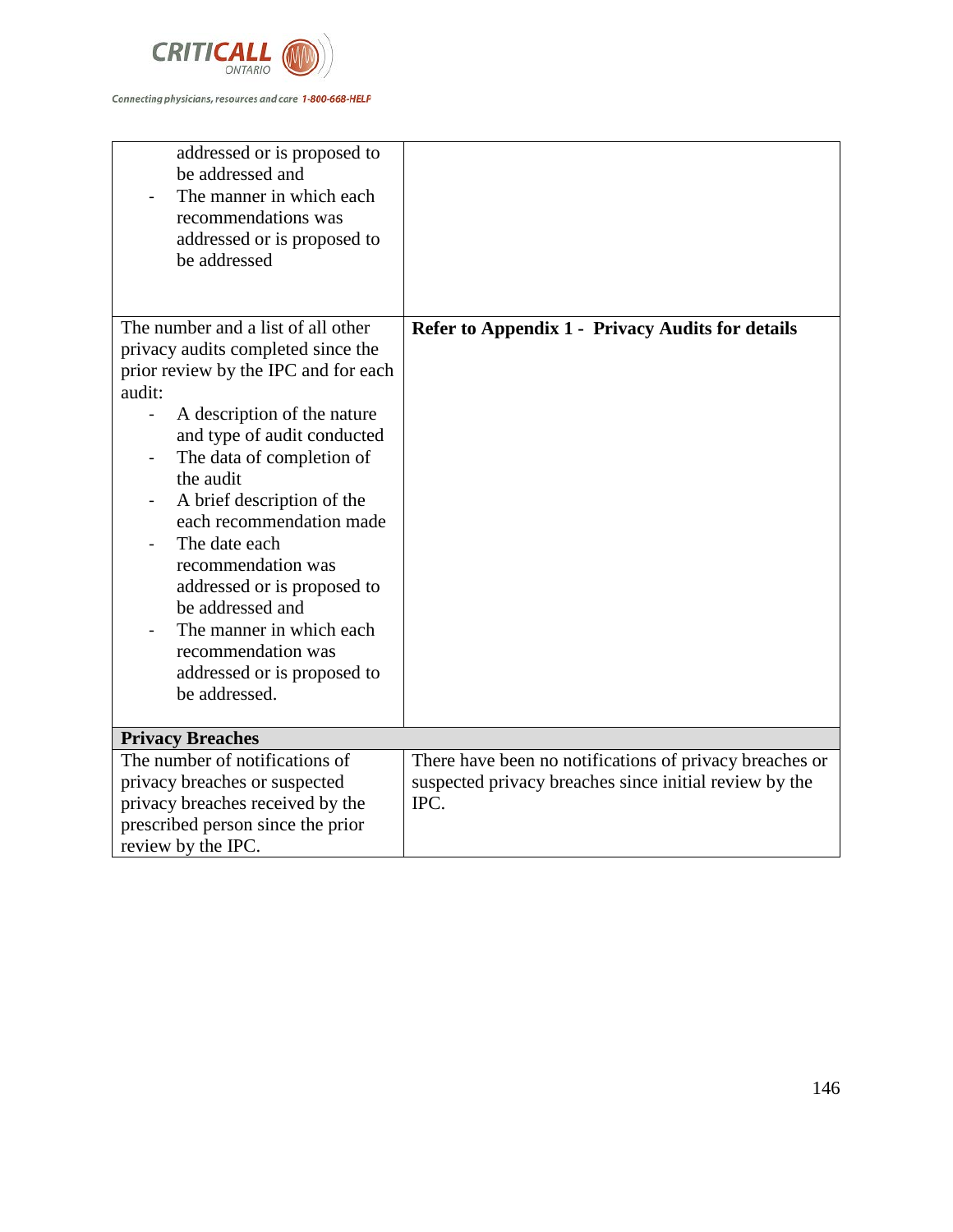| | |
|---|---|
| - addressed or is proposed to be addressed and<br>- The manner in which each recommendations was addressed or is proposed to be addressed | |
| The number and a list of all other privacy audits completed since the prior review by the IPC and for each audit:<br>- A description of the nature and type of audit conducted<br>- The data of completion of the audit<br>- A brief description of the each recommendation made<br>- The date each recommendation was addressed or is proposed to be addressed and<br>- The manner in which each recommendation was addressed or is proposed to be addressed. | **Refer to Appendix 1 - Privacy Audits for details** |
| **Privacy Breaches** | |
| The number of notifications of privacy breaches or suspected privacy breaches received by the prescribed person since the prior review by the IPC. | There have been no notifications of privacy breaches or suspected privacy breaches since initial review by the IPC. |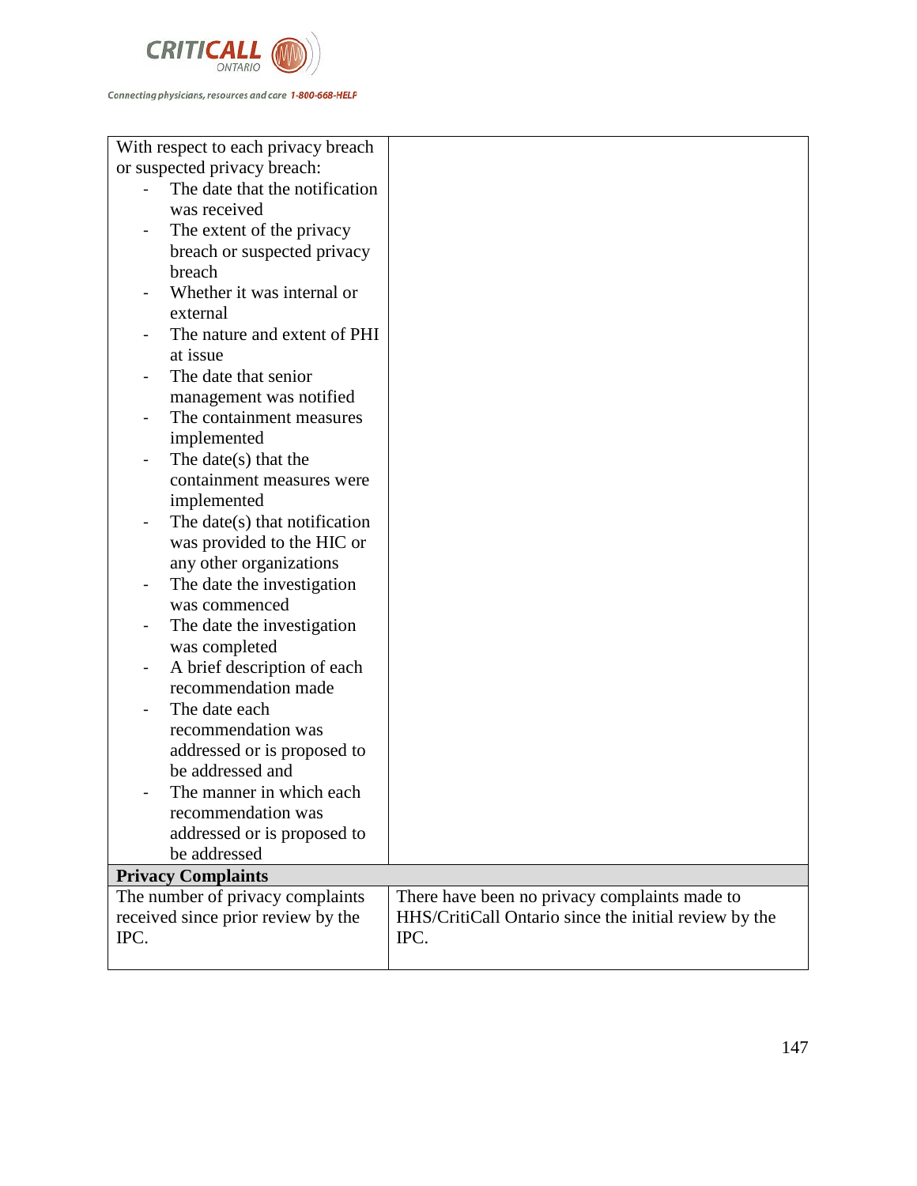| | |
|---|---|
| With respect to each privacy breach or suspected privacy breach:<br>- The date that the notification was received<br>- The extent of the privacy breach or suspected privacy breach<br>- Whether it was internal or external<br>- The nature and extent of PHI at issue<br>- The date that senior management was notified<br>- The containment measures implemented<br>- The date(s) that the containment measures were implemented<br>- The date(s) that notification was provided to the HIC or any other organizations<br>- The date the investigation was commenced<br>- The date the investigation was completed<br>- A brief description of each recommendation made<br>- The date each recommendation was addressed or is proposed to be addressed and<br>- The manner in which each recommendation was addressed or is proposed to be addressed | |
| **Privacy Complaints** | |
| The number of privacy complaints received since prior review by the IPC. | There have been no privacy complaints made to HHS/CritiCall Ontario since the initial review by the IPC. |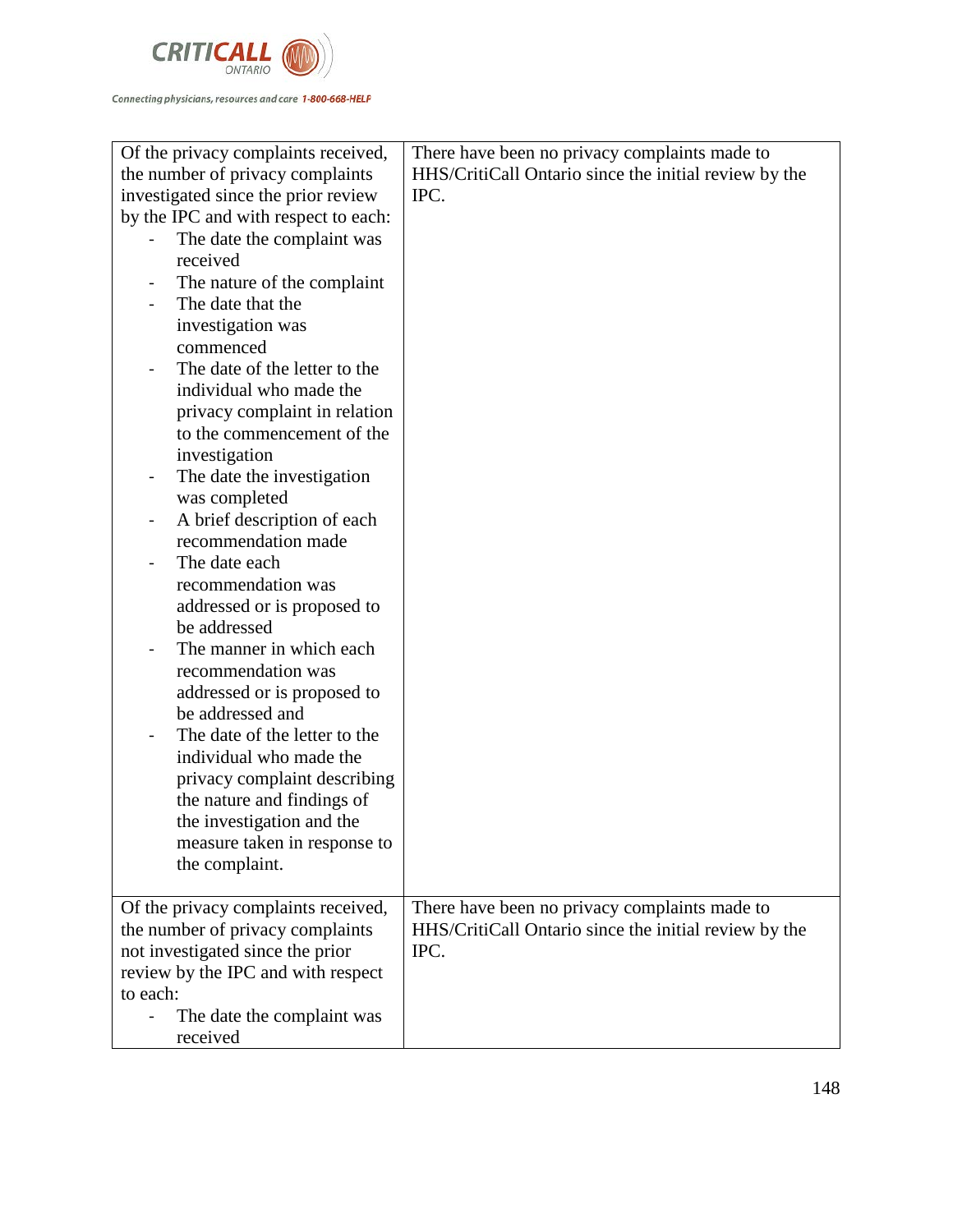| | |
|---|---|
| Of the privacy complaints received, the number of privacy complaints investigated since the prior review by the IPC and with respect to each:<br>- The date the complaint was received<br>- The nature of the complaint<br>- The date that the investigation was commenced<br>- The date of the letter to the individual who made the privacy complaint in relation to the commencement of the investigation<br>- The date the investigation was completed<br>- A brief description of each recommendation made<br>- The date each recommendation was addressed or is proposed to be addressed<br>- The manner in which each recommendation was addressed or is proposed to be addressed and<br>- The date of the letter to the individual who made the privacy complaint describing the nature and findings of the investigation and the measure taken in response to the complaint. | There have been no privacy complaints made to HHS/CritiCall Ontario since the initial review by the IPC. |
| Of the privacy complaints received, the number of privacy complaints not investigated since the prior review by the IPC and with respect to each:<br>- The date the complaint was received | There have been no privacy complaints made to HHS/CritiCall Ontario since the initial review by the IPC. |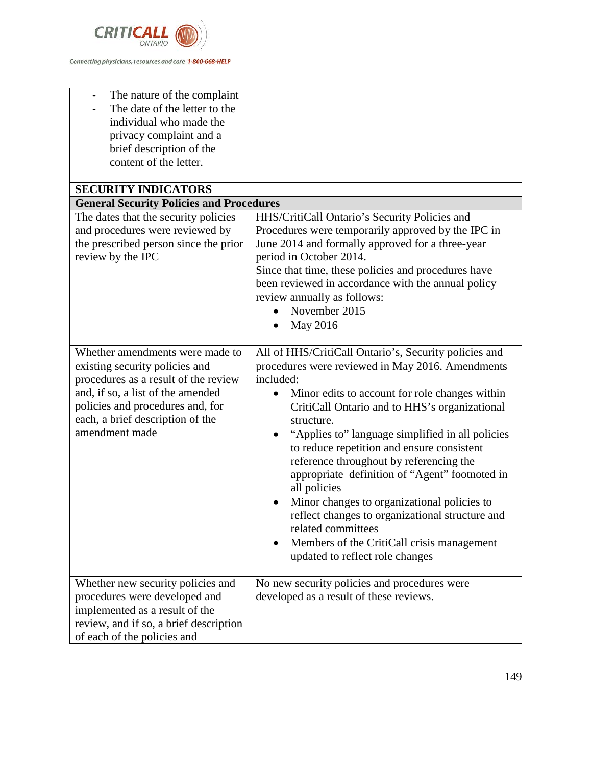| | |
|---|---|
| - The nature of the complaint<br>- The date of the letter to the individual who made the privacy complaint and a brief description of the content of the letter. | |
| **SECURITY INDICATORS** | |
| **General Security Policies and Procedures** | |
| The dates that the security policies and procedures were reviewed by the prescribed person since the prior review by the IPC | HHS/CritiCall Ontario's Security Policies and Procedures were temporarily approved by the IPC in June 2014 and formally approved for a three-year period in October 2014.<br>Since that time, these policies and procedures have been reviewed in accordance with the annual policy review annually as follows:<br>• November 2015<br>• May 2016 |
| Whether amendments were made to existing security policies and procedures as a result of the review and, if so, a list of the amended policies and procedures and, for each, a brief description of the amendment made | All of HHS/CritiCall Ontario's, Security policies and procedures were reviewed in May 2016. Amendments included:<br>• Minor edits to account for role changes within CritiCall Ontario and to HHS's organizational structure.<br>• "Applies to" language simplified in all policies to reduce repetition and ensure consistent reference throughout by referencing the appropriate definition of "Agent" footnoted in all policies<br>• Minor changes to organizational policies to reflect changes to organizational structure and related committees<br>• Members of the CritiCall crisis management updated to reflect role changes |
| Whether new security policies and procedures were developed and implemented as a result of the review, and if so, a brief description of each of the policies and | No new security policies and procedures were developed as a result of these reviews. |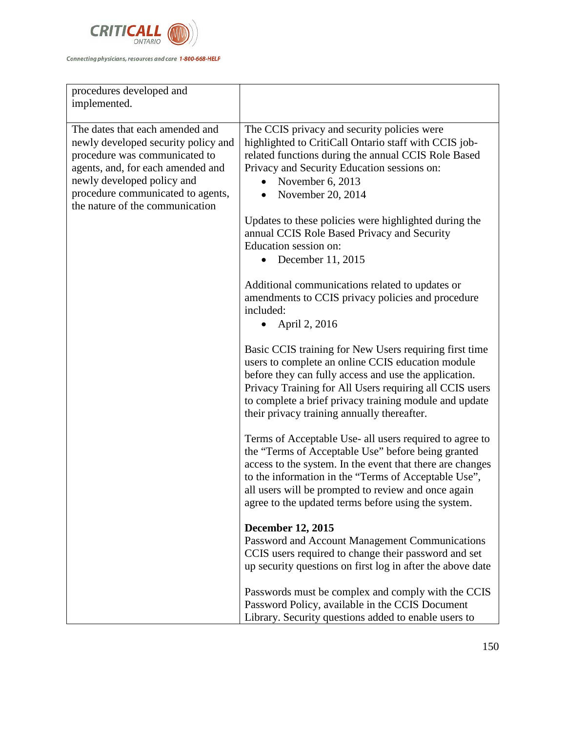| | |
|---|---|
| procedures developed and implemented. | |
| The dates that each amended and newly developed security policy and procedure was communicated to agents, and, for each amended and newly developed policy and procedure communicated to agents, the nature of the communication | The CCIS privacy and security policies were highlighted to CritiCall Ontario staff with CCIS job-related functions during the annual CCIS Role Based Privacy and Security Education sessions on:<br>• November 6, 2013<br>• November 20, 2014<br><br>Updates to these policies were highlighted during the annual CCIS Role Based Privacy and Security Education session on:<br>• December 11, 2015<br><br>Additional communications related to updates or amendments to CCIS privacy policies and procedure included:<br>• April 2, 2016<br><br>Basic CCIS training for New Users requiring first time users to complete an online CCIS education module before they can fully access and use the application. Privacy Training for All Users requiring all CCIS users to complete a brief privacy training module and update their privacy training annually thereafter.<br><br>Terms of Acceptable Use- all users required to agree to the "Terms of Acceptable Use" before being granted access to the system. In the event that there are changes to the information in the "Terms of Acceptable Use", all users will be prompted to review and once again agree to the updated terms before using the system.<br><br>**December 12, 2015**<br>Password and Account Management Communications CCIS users required to change their password and set up security questions on first log in after the above date<br><br>Passwords must be complex and comply with the CCIS Password Policy, available in the CCIS Document Library. Security questions added to enable users to |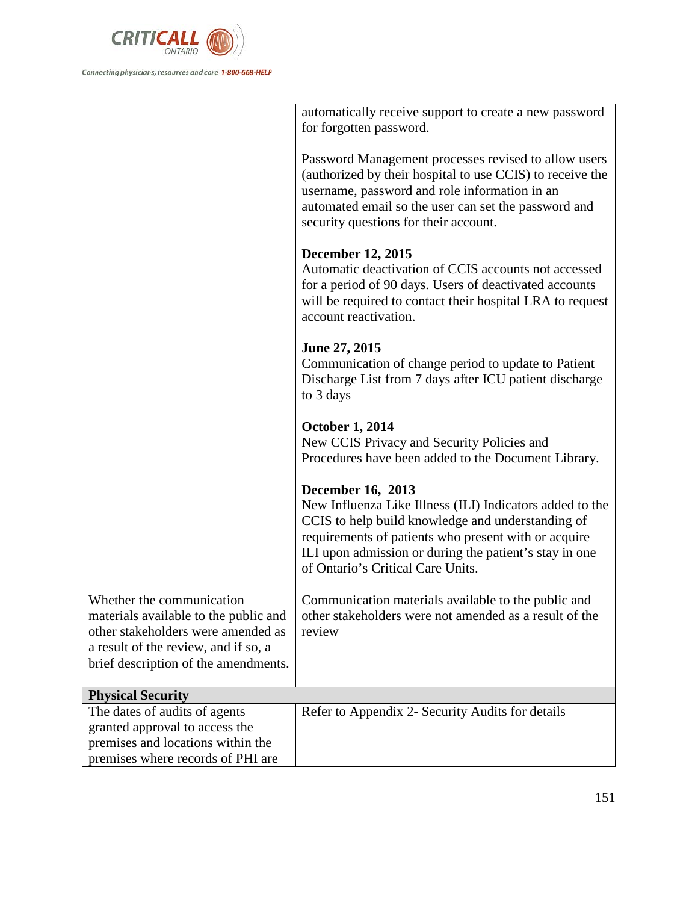| | |
|---|---|
| | automatically receive support to create a new password for forgotten password.<br><br>Password Management processes revised to allow users (authorized by their hospital to use CCIS) to receive the username, password and role information in an automated email so the user can set the password and security questions for their account.<br><br>**December 12, 2015**<br>Automatic deactivation of CCIS accounts not accessed for a period of 90 days. Users of deactivated accounts will be required to contact their hospital LRA to request account reactivation.<br><br>**June 27, 2015**<br>Communication of change period to update to Patient Discharge List from 7 days after ICU patient discharge to 3 days<br><br>**October 1, 2014**<br>New CCIS Privacy and Security Policies and Procedures have been added to the Document Library.<br><br>**December 16, 2013**<br>New Influenza Like Illness (ILI) Indicators added to the CCIS to help build knowledge and understanding of requirements of patients who present with or acquire ILI upon admission or during the patient's stay in one of Ontario's Critical Care Units. |
| Whether the communication materials available to the public and other stakeholders were amended as a result of the review, and if so, a brief description of the amendments. | Communication materials available to the public and other stakeholders were not amended as a result of the review |
| **Physical Security** | |
| The dates of audits of agents granted approval to access the premises and locations within the premises where records of PHI are | Refer to Appendix 2- Security Audits for details |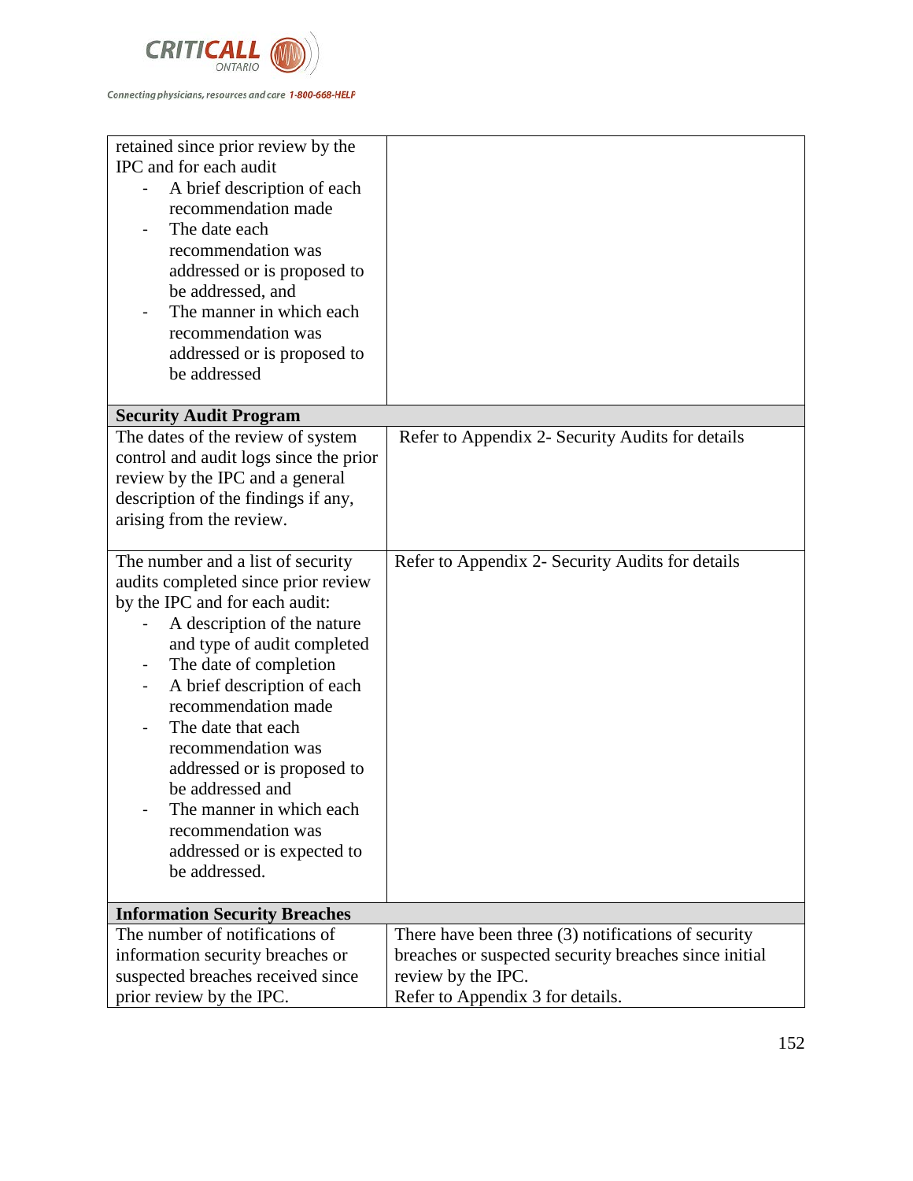| | |
|---|---|
| retained since prior review by the IPC and for each audit<br>- A brief description of each recommendation made<br>- The date each recommendation was addressed or is proposed to be addressed, and<br>- The manner in which each recommendation was addressed or is proposed to be addressed | |
| **Security Audit Program** | |
| The dates of the review of system control and audit logs since the prior review by the IPC and a general description of the findings if any, arising from the review. | Refer to Appendix 2- Security Audits for details |
| The number and a list of security audits completed since prior review by the IPC and for each audit:<br>- A description of the nature and type of audit completed<br>- The date of completion<br>- A brief description of each recommendation made<br>- The date that each recommendation was addressed or is proposed to be addressed and<br>- The manner in which each recommendation was addressed or is expected to be addressed. | Refer to Appendix 2- Security Audits for details |
| **Information Security Breaches** | |
| The number of notifications of information security breaches or suspected breaches received since prior review by the IPC. | There have been three (3) notifications of security breaches or suspected security breaches since initial review by the IPC.<br>Refer to Appendix 3 for details. |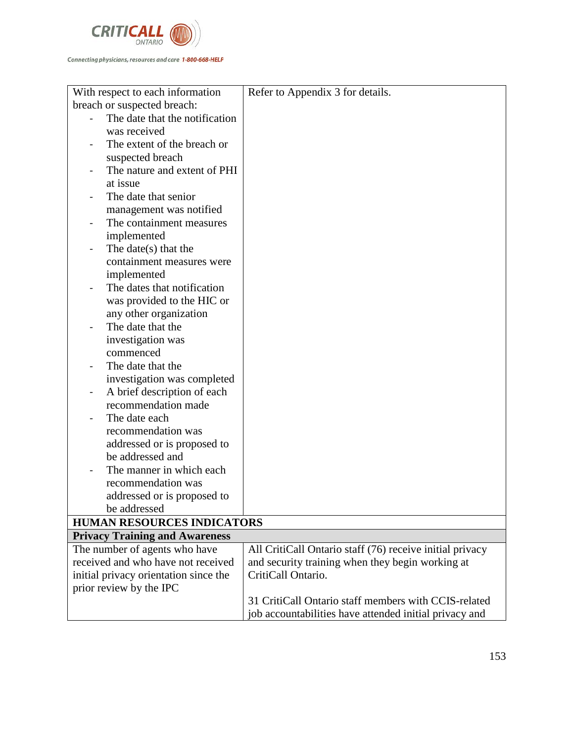| | |
|---|---|
| With respect to each information breach or suspected breach:<br>- The date that the notification was received<br>- The extent of the breach or suspected breach<br>- The nature and extent of PHI at issue<br>- The date that senior management was notified<br>- The containment measures implemented<br>- The date(s) that the containment measures were implemented<br>- The dates that notification was provided to the HIC or any other organization<br>- The date that the investigation was commenced<br>- The date that the investigation was completed<br>- A brief description of each recommendation made<br>- The date each recommendation was addressed or is proposed to be addressed and<br>- The manner in which each recommendation was addressed or is proposed to be addressed | Refer to Appendix 3 for details. |
| **HUMAN RESOURCES INDICATORS** | |
| **Privacy Training and Awareness** | |
| The number of agents who have received and who have not received initial privacy orientation since the prior review by the IPC | All CritiCall Ontario staff (76) receive initial privacy and security training when they begin working at CritiCall Ontario.<br><br>31 CritiCall Ontario staff members with CCIS-related job accountabilities have attended initial privacy and |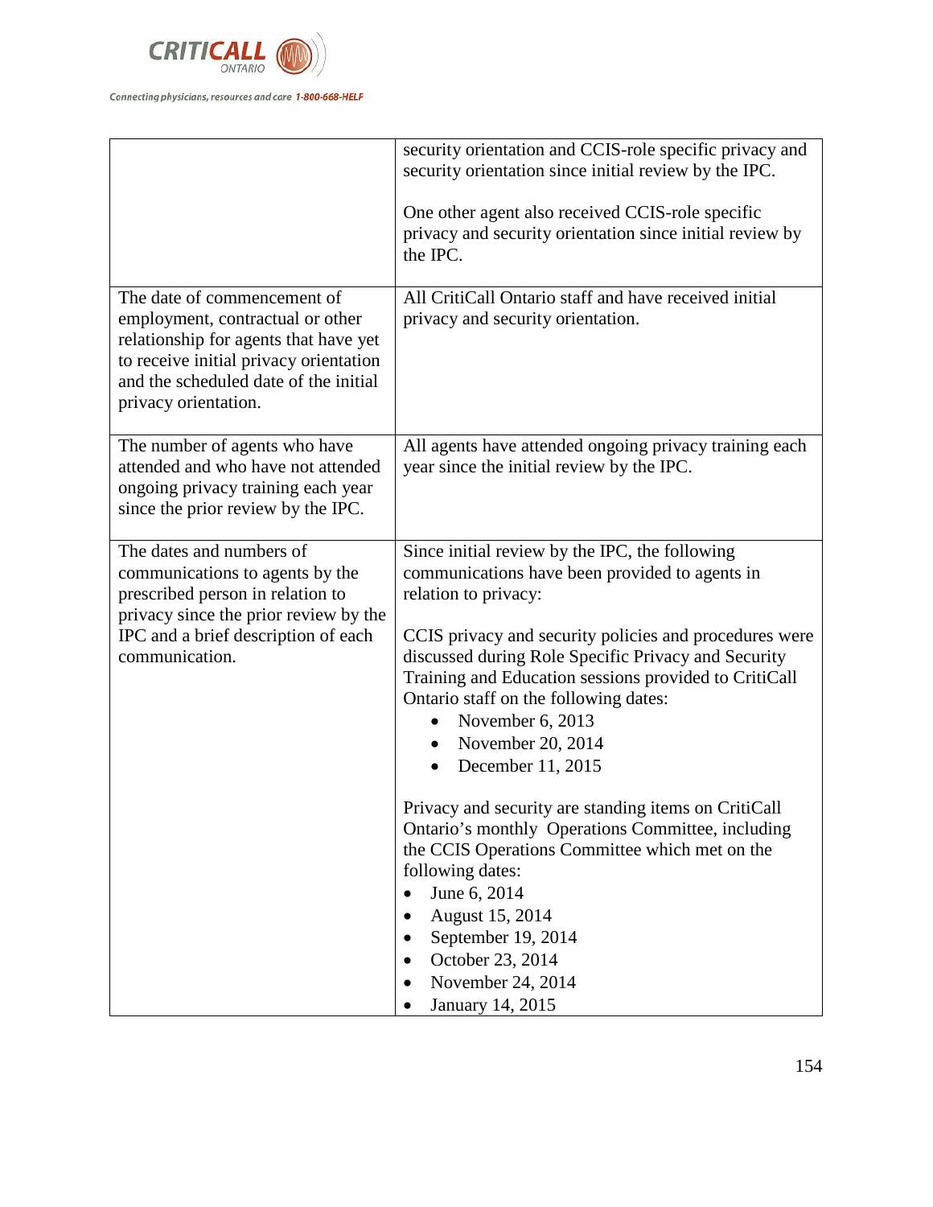| | |
|---|---|
| | security orientation and CCIS-role specific privacy and security orientation since initial review by the IPC.<br><br>One other agent also received CCIS-role specific privacy and security orientation since initial review by the IPC. |
| The date of commencement of employment, contractual or other relationship for agents that have yet to receive initial privacy orientation and the scheduled date of the initial privacy orientation. | All CritiCall Ontario staff and have received initial privacy and security orientation. |
| The number of agents who have attended and who have not attended ongoing privacy training each year since the prior review by the IPC. | All agents have attended ongoing privacy training each year since the initial review by the IPC. |
| The dates and numbers of communications to agents by the prescribed person in relation to privacy since the prior review by the IPC and a brief description of each communication. | Since initial review by the IPC, the following communications have been provided to agents in relation to privacy:<br><br>CCIS privacy and security policies and procedures were discussed during Role Specific Privacy and Security Training and Education sessions provided to CritiCall Ontario staff on the following dates:<br>• November 6, 2013<br>• November 20, 2014<br>• December 11, 2015<br><br>Privacy and security are standing items on CritiCall Ontario's monthly Operations Committee, including the CCIS Operations Committee which met on the following dates:<br>• June 6, 2014<br>• August 15, 2014<br>• September 19, 2014<br>• October 23, 2014<br>• November 24, 2014<br>• January 14, 2015 |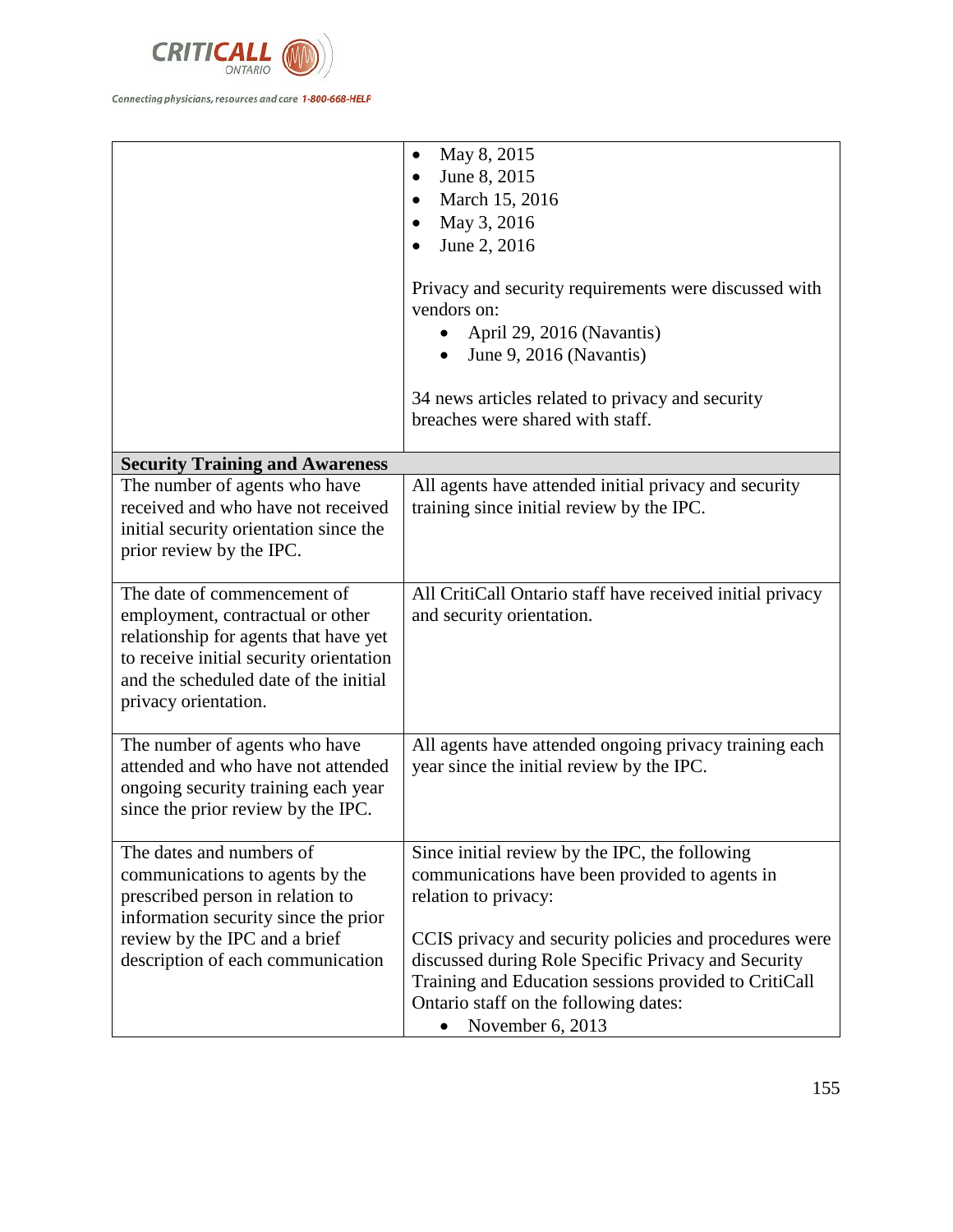| | |
|---|---|
| | • May 8, 2015<br>• June 8, 2015<br>• March 15, 2016<br>• May 3, 2016<br>• June 2, 2016<br><br>Privacy and security requirements were discussed with vendors on:<br>• April 29, 2016 (Navantis)<br>• June 9, 2016 (Navantis)<br><br>34 news articles related to privacy and security breaches were shared with staff. |
| **Security Training and Awareness** | |
| The number of agents who have received and who have not received initial security orientation since the prior review by the IPC. | All agents have attended initial privacy and security training since initial review by the IPC. |
| The date of commencement of employment, contractual or other relationship for agents that have yet to receive initial security orientation and the scheduled date of the initial privacy orientation. | All CritiCall Ontario staff have received initial privacy and security orientation. |
| The number of agents who have attended and who have not attended ongoing security training each year since the prior review by the IPC. | All agents have attended ongoing privacy training each year since the initial review by the IPC. |
| The dates and numbers of communications to agents by the prescribed person in relation to information security since the prior review by the IPC and a brief description of each communication | Since initial review by the IPC, the following communications have been provided to agents in relation to privacy:<br><br>CCIS privacy and security policies and procedures were discussed during Role Specific Privacy and Security Training and Education sessions provided to CritiCall Ontario staff on the following dates:<br>• November 6, 2013 |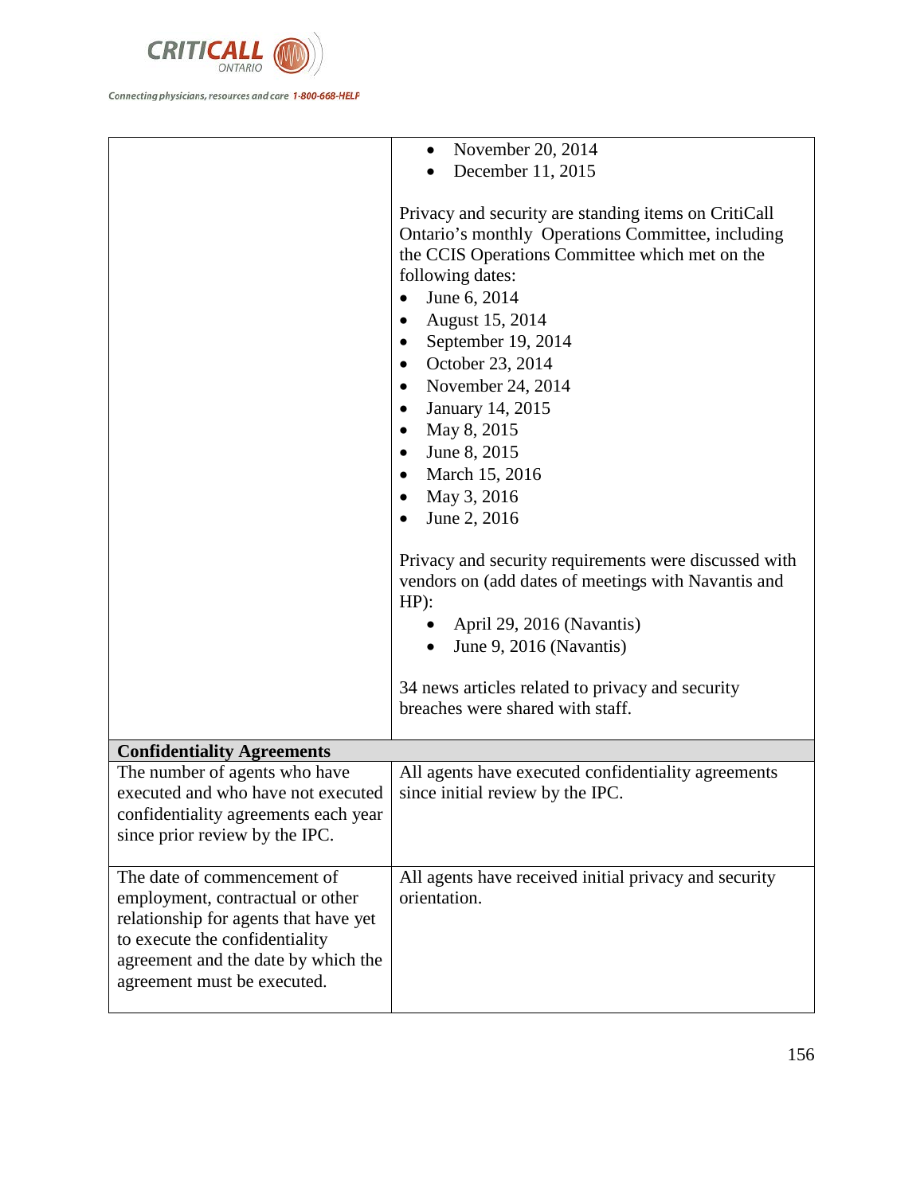| | |
|---|---|
| | • November 20, 2014<br>• December 11, 2015<br><br>Privacy and security are standing items on CritiCall Ontario's monthly Operations Committee, including the CCIS Operations Committee which met on the following dates:<br>• June 6, 2014<br>• August 15, 2014<br>• September 19, 2014<br>• October 23, 2014<br>• November 24, 2014<br>• January 14, 2015<br>• May 8, 2015<br>• June 8, 2015<br>• March 15, 2016<br>• May 3, 2016<br>• June 2, 2016<br><br>Privacy and security requirements were discussed with vendors on (add dates of meetings with Navantis and HP):<br>• April 29, 2016 (Navantis)<br>• June 9, 2016 (Navantis)<br><br>34 news articles related to privacy and security breaches were shared with staff. |
| **Confidentiality Agreements** | |
| The number of agents who have executed and who have not executed confidentiality agreements each year since prior review by the IPC. | All agents have executed confidentiality agreements since initial review by the IPC. |
| The date of commencement of employment, contractual or other relationship for agents that have yet to execute the confidentiality agreement and the date by which the agreement must be executed. | All agents have received initial privacy and security orientation. |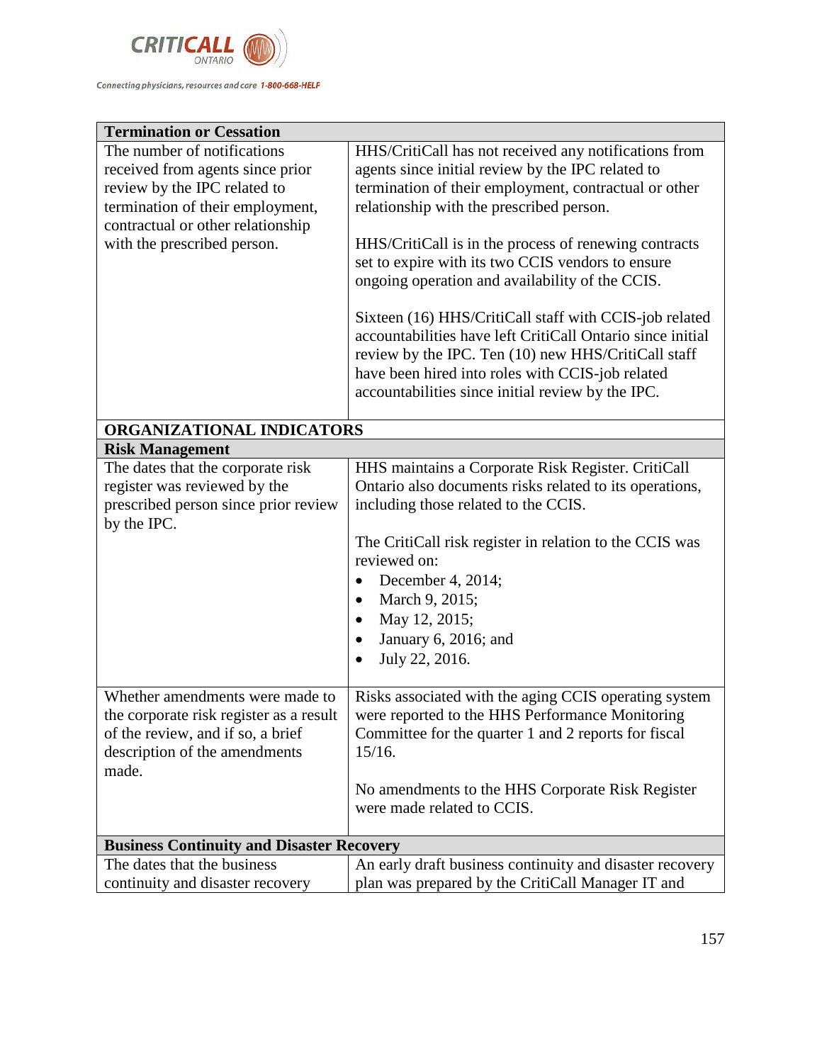| Termination or Cessation | |
|---|---|
| The number of notifications received from agents since prior review by the IPC related to termination of their employment, contractual or other relationship with the prescribed person. | HHS/CritiCall has not received any notifications from agents since initial review by the IPC related to termination of their employment, contractual or other relationship with the prescribed person.<br><br>HHS/CritiCall is in the process of renewing contracts set to expire with its two CCIS vendors to ensure ongoing operation and availability of the CCIS.<br><br>Sixteen (16) HHS/CritiCall staff with CCIS-job related accountabilities have left CritiCall Ontario since initial review by the IPC. Ten (10) new HHS/CritiCall staff have been hired into roles with CCIS-job related accountabilities since initial review by the IPC. |
| **ORGANIZATIONAL INDICATORS** | |
| **Risk Management** | |
| The dates that the corporate risk register was reviewed by the prescribed person since prior review by the IPC. | HHS maintains a Corporate Risk Register. CritiCall Ontario also documents risks related to its operations, including those related to the CCIS.<br><br>The CritiCall risk register in relation to the CCIS was reviewed on:<br>• December 4, 2014;<br>• March 9, 2015;<br>• May 12, 2015;<br>• January 6, 2016; and<br>• July 22, 2016. |
| Whether amendments were made to the corporate risk register as a result of the review, and if so, a brief description of the amendments made. | Risks associated with the aging CCIS operating system were reported to the HHS Performance Monitoring Committee for the quarter 1 and 2 reports for fiscal 15/16.<br><br>No amendments to the HHS Corporate Risk Register were made related to CCIS. |
| **Business Continuity and Disaster Recovery** | |
| The dates that the business continuity and disaster recovery | An early draft business continuity and disaster recovery plan was prepared by the CritiCall Manager IT and |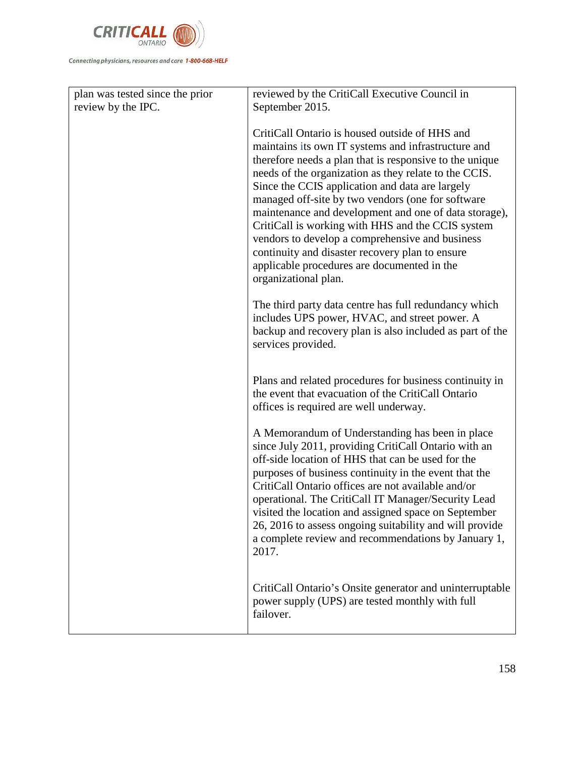| plan was tested since the prior review by the IPC. | reviewed by the CritiCall Executive Council in September 2015.<br><br>CritiCall Ontario is housed outside of HHS and maintains its own IT systems and infrastructure and therefore needs a plan that is responsive to the unique needs of the organization as they relate to the CCIS. Since the CCIS application and data are largely managed off-site by two vendors (one for software maintenance and development and one of data storage), CritiCall is working with HHS and the CCIS system vendors to develop a comprehensive and business continuity and disaster recovery plan to ensure applicable procedures are documented in the organizational plan.<br><br>The third party data centre has full redundancy which includes UPS power, HVAC, and street power. A backup and recovery plan is also included as part of the services provided.<br><br>Plans and related procedures for business continuity in the event that evacuation of the CritiCall Ontario offices is required are well underway.<br><br>A Memorandum of Understanding has been in place since July 2011, providing CritiCall Ontario with an off-side location of HHS that can be used for the purposes of business continuity in the event that the CritiCall Ontario offices are not available and/or operational. The CritiCall IT Manager/Security Lead visited the location and assigned space on September 26, 2016 to assess ongoing suitability and will provide a complete review and recommendations by January 1, 2017.<br><br>CritiCall Ontario's Onsite generator and uninterruptable power supply (UPS) are tested monthly with full failover. |
|---|---|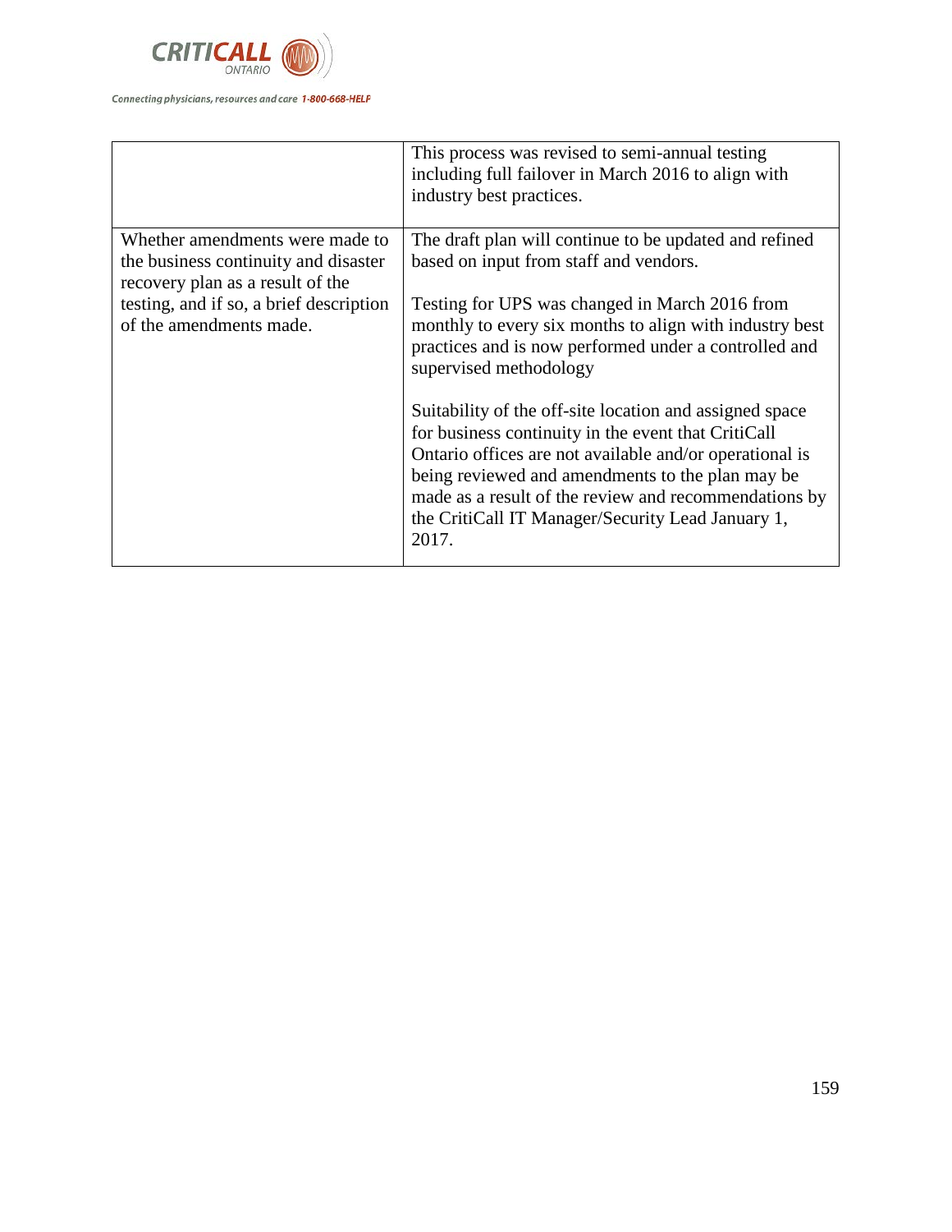| | |
|---|---|
| | This process was revised to semi-annual testing including full failover in March 2016 to align with industry best practices. |
| Whether amendments were made to the business continuity and disaster recovery plan as a result of the testing, and if so, a brief description of the amendments made. | The draft plan will continue to be updated and refined based on input from staff and vendors.<br><br>Testing for UPS was changed in March 2016 from monthly to every six months to align with industry best practices and is now performed under a controlled and supervised methodology<br><br>Suitability of the off-site location and assigned space for business continuity in the event that CritiCall Ontario offices are not available and/or operational is being reviewed and amendments to the plan may be made as a result of the review and recommendations by the CritiCall IT Manager/Security Lead January 1, 2017. |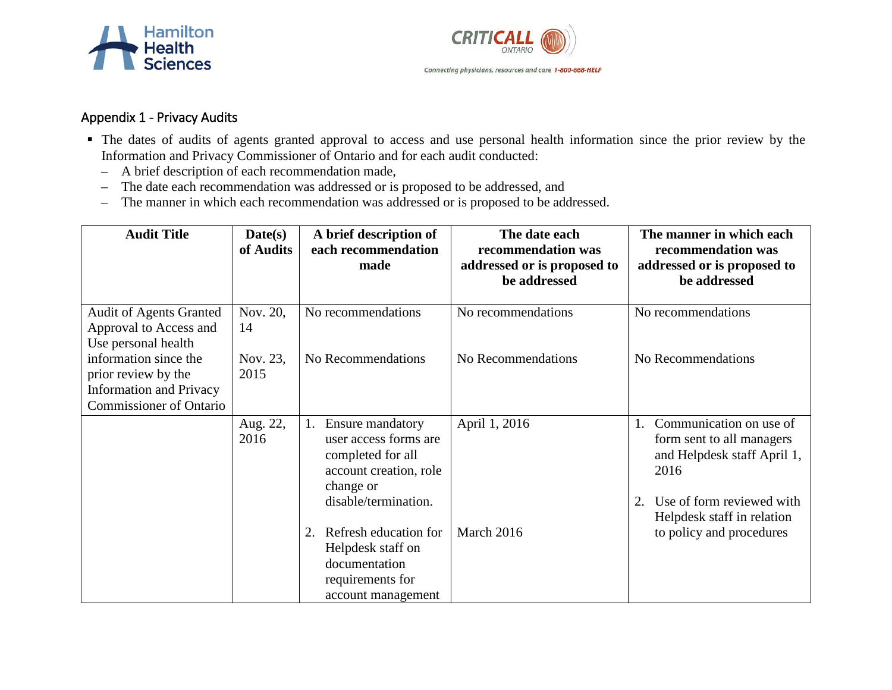## Appendix 1 - Privacy Audits

- The dates of audits of agents granted approval to access and use personal health information since the prior review by the Information and Privacy Commissioner of Ontario and for each audit conducted:
  - A brief description of each recommendation made,
  - The date each recommendation was addressed or is proposed to be addressed, and
  - The manner in which each recommendation was addressed or is proposed to be addressed.

| Audit Title | Date(s) of Audits | A brief description of each recommendation made | The date each recommendation was addressed or is proposed to be addressed | The manner in which each recommendation was addressed or is proposed to be addressed |
|---|---|---|---|---|
| Audit of Agents Granted Approval to Access and Use personal health information since the prior review by the Information and Privacy Commissioner of Ontario | Nov. 20, 14 | No recommendations | No recommendations | No recommendations |
| | Nov. 23, 2015 | No Recommendations | No Recommendations | No Recommendations |
| | Aug. 22, 2016 | 1. Ensure mandatory user access forms are completed for all account creation, role change or disable/termination.<br><br>2. Refresh education for Helpdesk staff on documentation requirements for account management | April 1, 2016<br><br>March 2016 | 1. Communication on use of form sent to all managers and Helpdesk staff April 1, 2016<br><br>2. Use of form reviewed with Helpdesk staff in relation to policy and procedures |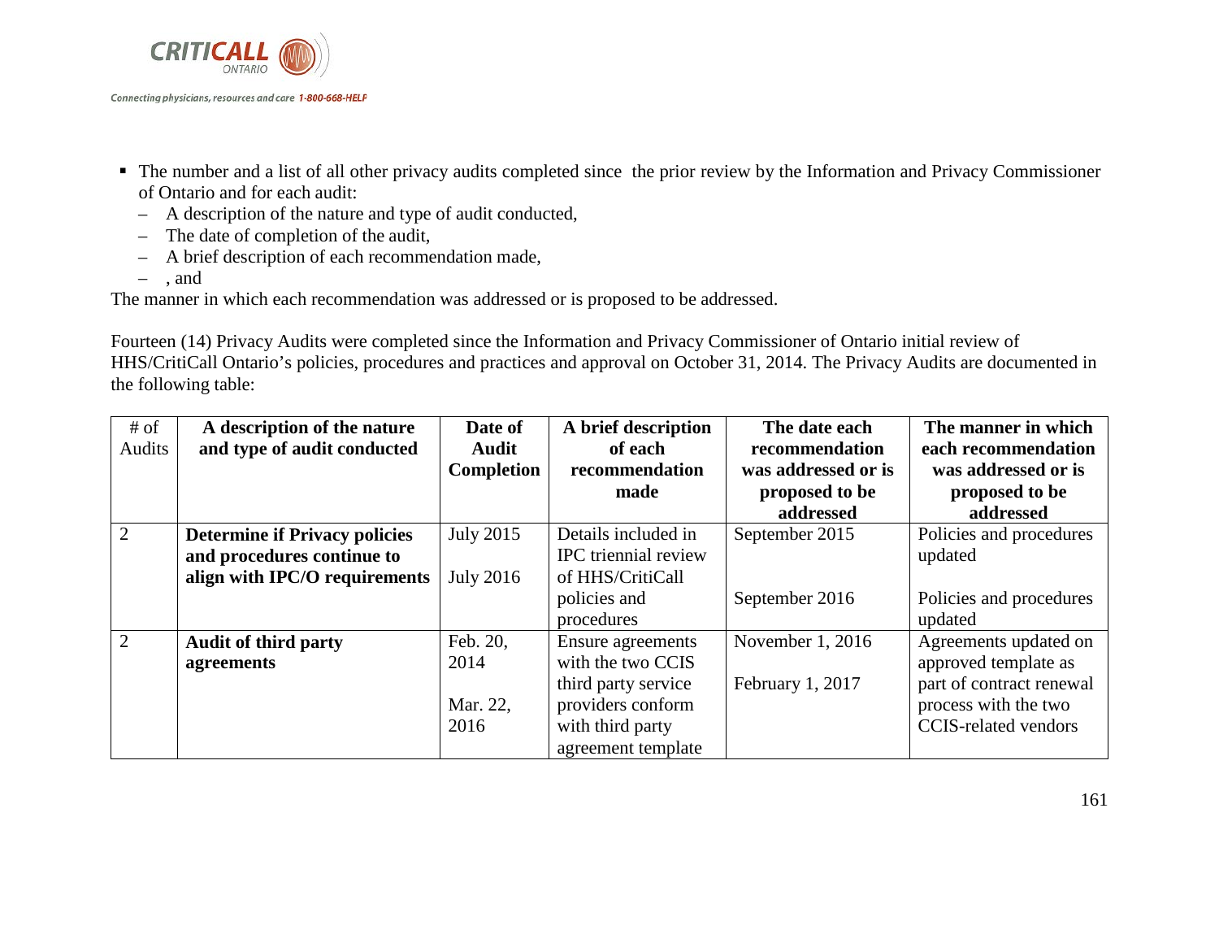- The number and a list of all other privacy audits completed since the prior review by the Information and Privacy Commissioner of Ontario and for each audit:
  - A description of the nature and type of audit conducted,
  - The date of completion of the audit,
  - A brief description of each recommendation made,
  - , and

The manner in which each recommendation was addressed or is proposed to be addressed.

Fourteen (14) Privacy Audits were completed since the Information and Privacy Commissioner of Ontario initial review of HHS/CritiCall Ontario's policies, procedures and practices and approval on October 31, 2014. The Privacy Audits are documented in the following table:

| # of Audits | A description of the nature and type of audit conducted | Date of Audit Completion | A brief description of each recommendation made | The date each recommendation was addressed or is proposed to be addressed | The manner in which each recommendation was addressed or is proposed to be addressed |
|---|---|---|---|---|---|
| 2 | **Determine if Privacy policies and procedures continue to align with IPC/O requirements** | July 2015<br><br>July 2016 | Details included in IPC triennial review of HHS/CritiCall policies and procedures | September 2015<br><br>September 2016 | Policies and procedures updated<br><br>Policies and procedures updated |
| 2 | **Audit of third party agreements** | Feb. 20, 2014<br><br>Mar. 22, 2016 | Ensure agreements with the two CCIS third party service providers conform with third party agreement template | November 1, 2016<br><br>February 1, 2017 | Agreements updated on approved template as part of contract renewal process with the two CCIS-related vendors |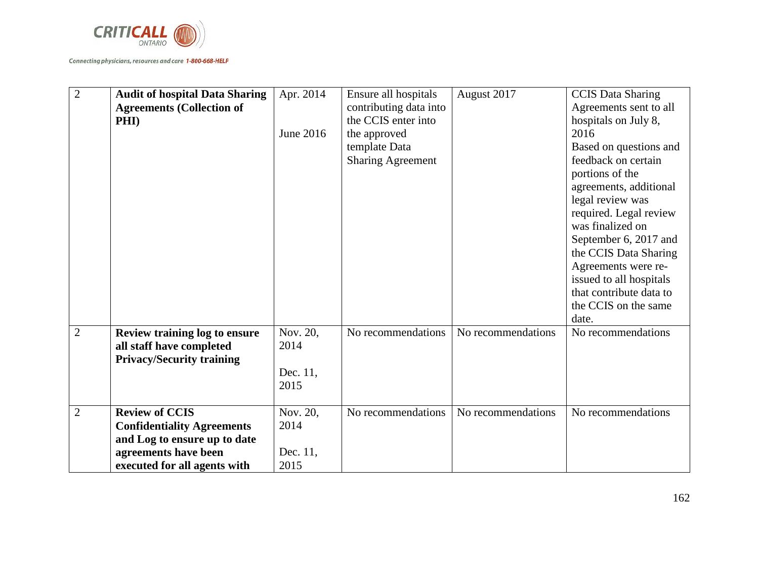| 2 | **Audit of hospital Data Sharing Agreements (Collection of PHI)** | Apr. 2014<br><br>June 2016 | Ensure all hospitals contributing data into the CCIS enter into the approved template Data Sharing Agreement | August 2017 | CCIS Data Sharing Agreements sent to all hospitals on July 8, 2016<br>Based on questions and feedback on certain portions of the agreements, additional legal review was required. Legal review was finalized on September 6, 2017 and the CCIS Data Sharing Agreements were re-issued to all hospitals that contribute data to the CCIS on the same date. |
|---|---|---|---|---|---|
| 2 | **Review training log to ensure all staff have completed Privacy/Security training** | Nov. 20, 2014<br><br>Dec. 11, 2015 | No recommendations | No recommendations | No recommendations |
| 2 | **Review of CCIS Confidentiality Agreements and Log to ensure up to date agreements have been executed for all agents with** | Nov. 20, 2014<br><br>Dec. 11, 2015 | No recommendations | No recommendations | No recommendations |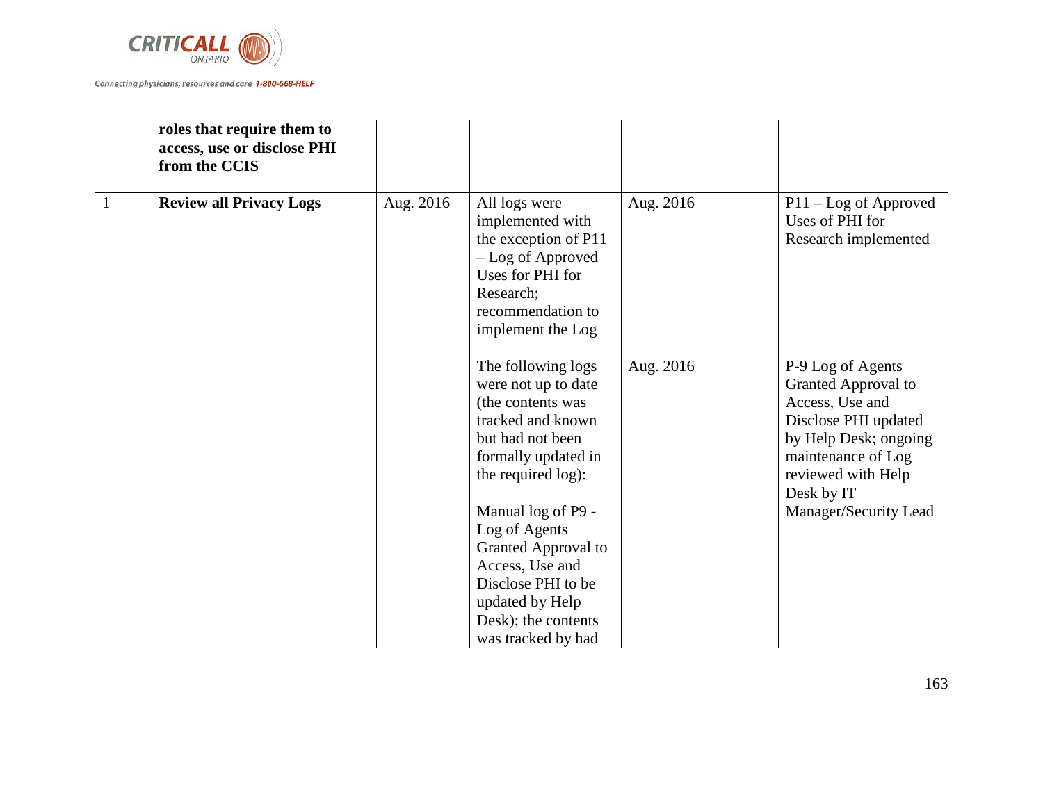|  | **roles that require them to access, use or disclose PHI from the CCIS** |  |  |  |  |
|---|---|---|---|---|---|
| 1 | **Review all Privacy Logs** | Aug. 2016 | All logs were implemented with the exception of P11 – Log of Approved Uses for PHI for Research; recommendation to implement the Log | Aug. 2016 | P11 – Log of Approved Uses of PHI for Research implemented |
|  |  |  | The following logs were not up to date (the contents was tracked and known but had not been formally updated in the required log):<br><br>Manual log of P9 - Log of Agents Granted Approval to Access, Use and Disclose PHI to be updated by Help Desk); the contents was tracked by had | Aug. 2016 | P-9 Log of Agents Granted Approval to Access, Use and Disclose PHI updated by Help Desk; ongoing maintenance of Log reviewed with Help Desk by IT Manager/Security Lead |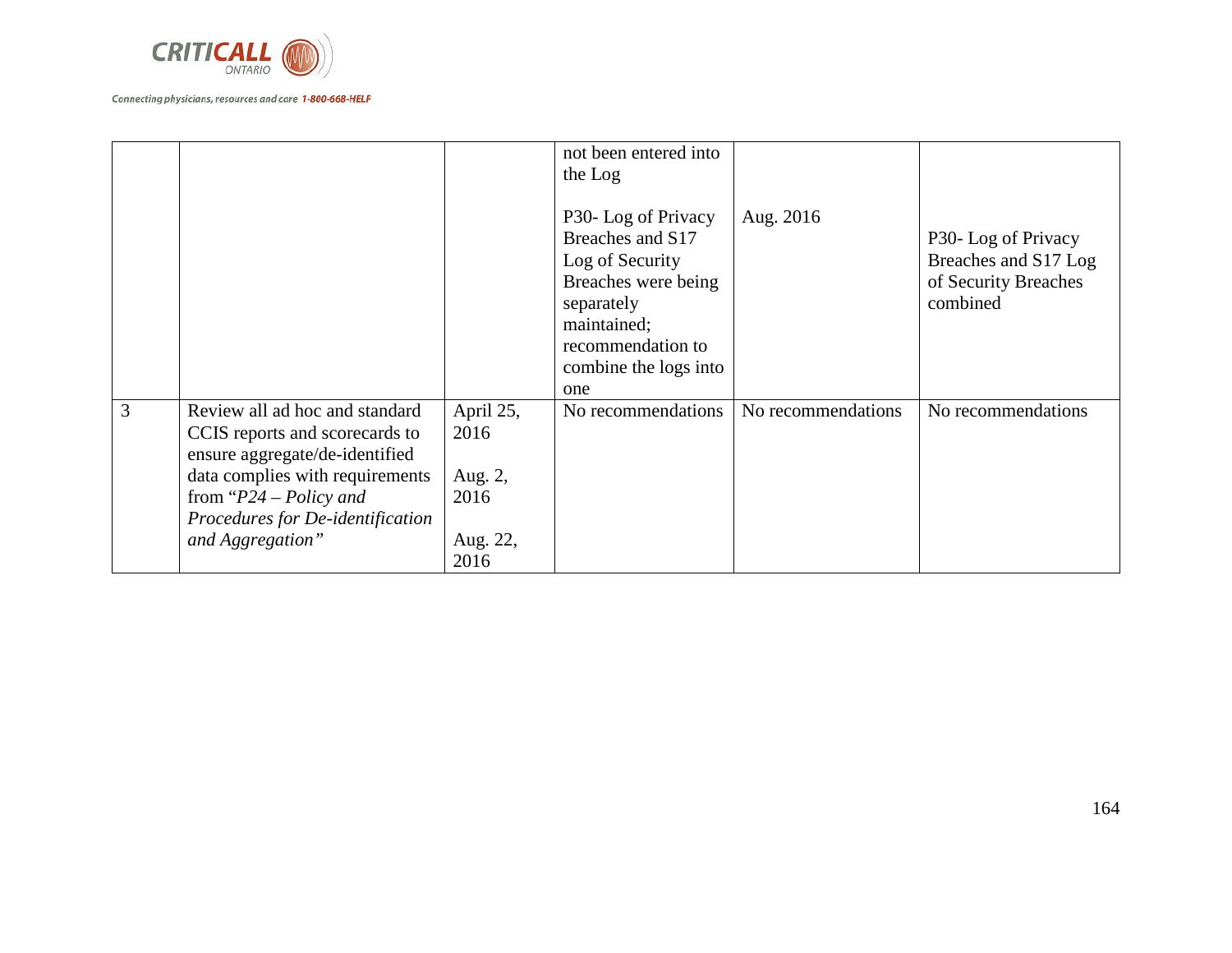| | | | not been entered into the Log<br><br>P30- Log of Privacy Breaches and S17 Log of Security Breaches were being separately maintained; recommendation to combine the logs into one | Aug. 2016 | P30- Log of Privacy Breaches and S17 Log of Security Breaches combined |
|---|---|---|---|---|---|
| 3 | Review all ad hoc and standard CCIS reports and scorecards to ensure aggregate/de-identified data complies with requirements from "*P24 – Policy and Procedures for De-identification and Aggregation*" | April 25, 2016<br><br>Aug. 2, 2016<br><br>Aug. 22, 2016 | No recommendations | No recommendations | No recommendations |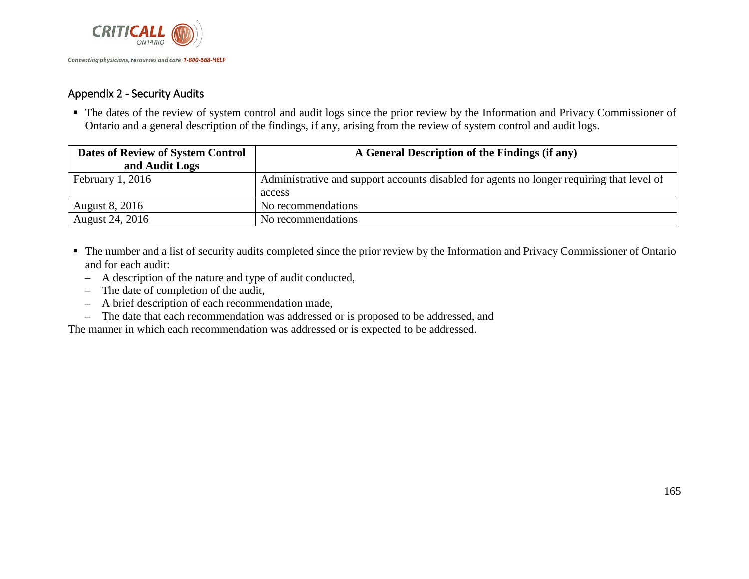## Appendix 2 - Security Audits

- The dates of the review of system control and audit logs since the prior review by the Information and Privacy Commissioner of Ontario and a general description of the findings, if any, arising from the review of system control and audit logs.

| Dates of Review of System Control and Audit Logs | A General Description of the Findings (if any) |
|---|---|
| February 1, 2016 | Administrative and support accounts disabled for agents no longer requiring that level of access |
| August 8, 2016 | No recommendations |
| August 24, 2016 | No recommendations |

- The number and a list of security audits completed since the prior review by the Information and Privacy Commissioner of Ontario and for each audit:
  - A description of the nature and type of audit conducted,
  - The date of completion of the audit,
  - A brief description of each recommendation made,
  - The date that each recommendation was addressed or is proposed to be addressed, and

The manner in which each recommendation was addressed or is expected to be addressed.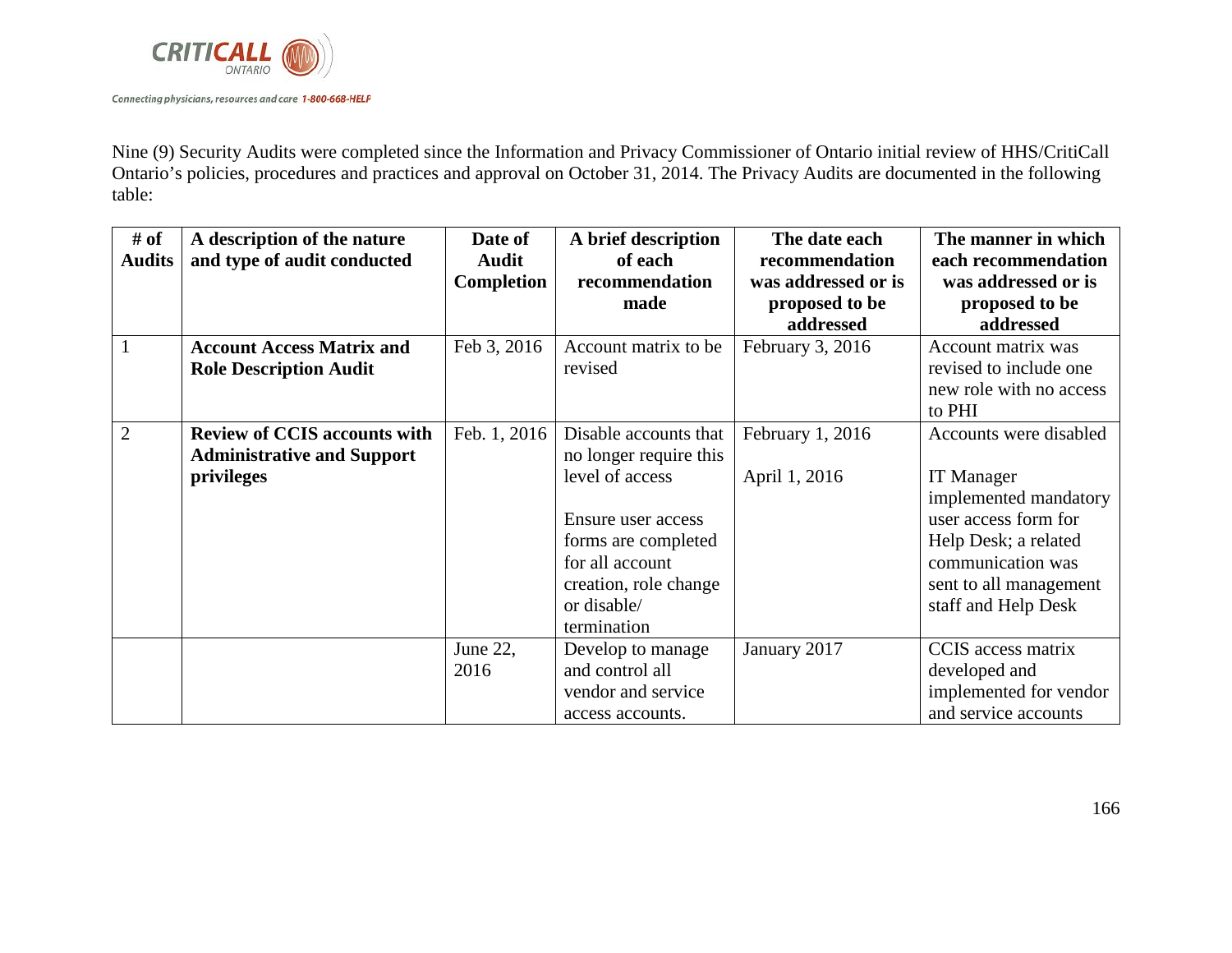Nine (9) Security Audits were completed since the Information and Privacy Commissioner of Ontario initial review of HHS/CritiCall Ontario's policies, procedures and practices and approval on October 31, 2014. The Privacy Audits are documented in the following table:

| # of Audits | A description of the nature and type of audit conducted | Date of Audit Completion | A brief description of each recommendation made | The date each recommendation was addressed or is proposed to be addressed | The manner in which each recommendation was addressed or is proposed to be addressed |
|---|---|---|---|---|---|
| 1 | **Account Access Matrix and Role Description Audit** | Feb 3, 2016 | Account matrix to be revised | February 3, 2016 | Account matrix was revised to include one new role with no access to PHI |
| 2 | **Review of CCIS accounts with Administrative and Support privileges** | Feb. 1, 2016 | Disable accounts that no longer require this level of access<br><br>Ensure user access forms are completed for all account creation, role change or disable/ termination | February 1, 2016<br><br>April 1, 2016 | Accounts were disabled<br><br>IT Manager implemented mandatory user access form for Help Desk; a related communication was sent to all management staff and Help Desk |
| | | June 22, 2016 | Develop to manage and control all vendor and service access accounts. | January 2017 | CCIS access matrix developed and implemented for vendor and service accounts |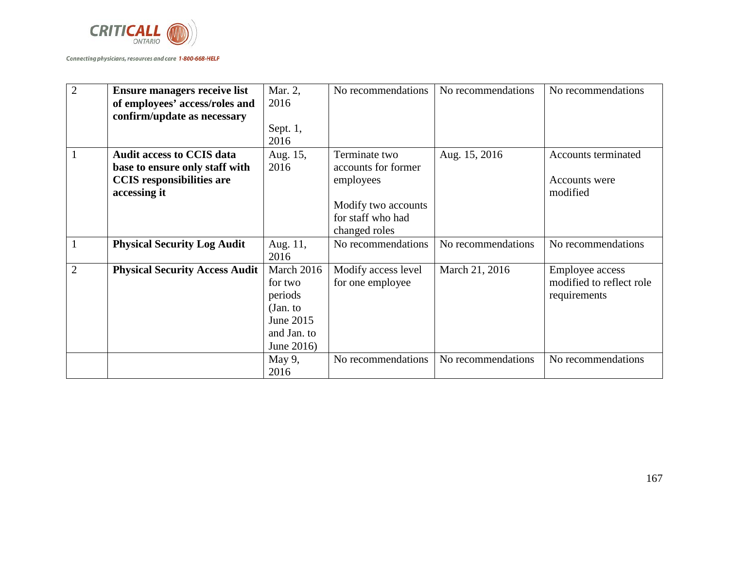| 2 | **Ensure managers receive list of employees' access/roles and confirm/update as necessary** | Mar. 2, 2016<br><br>Sept. 1, 2016 | No recommendations | No recommendations | No recommendations |
|---|---|---|---|---|---|
| 1 | **Audit access to CCIS data base to ensure only staff with CCIS responsibilities are accessing it** | Aug. 15, 2016 | Terminate two accounts for former employees<br><br>Modify two accounts for staff who had changed roles | Aug. 15, 2016 | Accounts terminated<br><br>Accounts were modified |
| 1 | **Physical Security Log Audit** | Aug. 11, 2016 | No recommendations | No recommendations | No recommendations |
| 2 | **Physical Security Access Audit** | March 2016 for two periods (Jan. to June 2015 and Jan. to June 2016) | Modify access level for one employee | March 21, 2016 | Employee access modified to reflect role requirements |
| | | May 9, 2016 | No recommendations | No recommendations | No recommendations |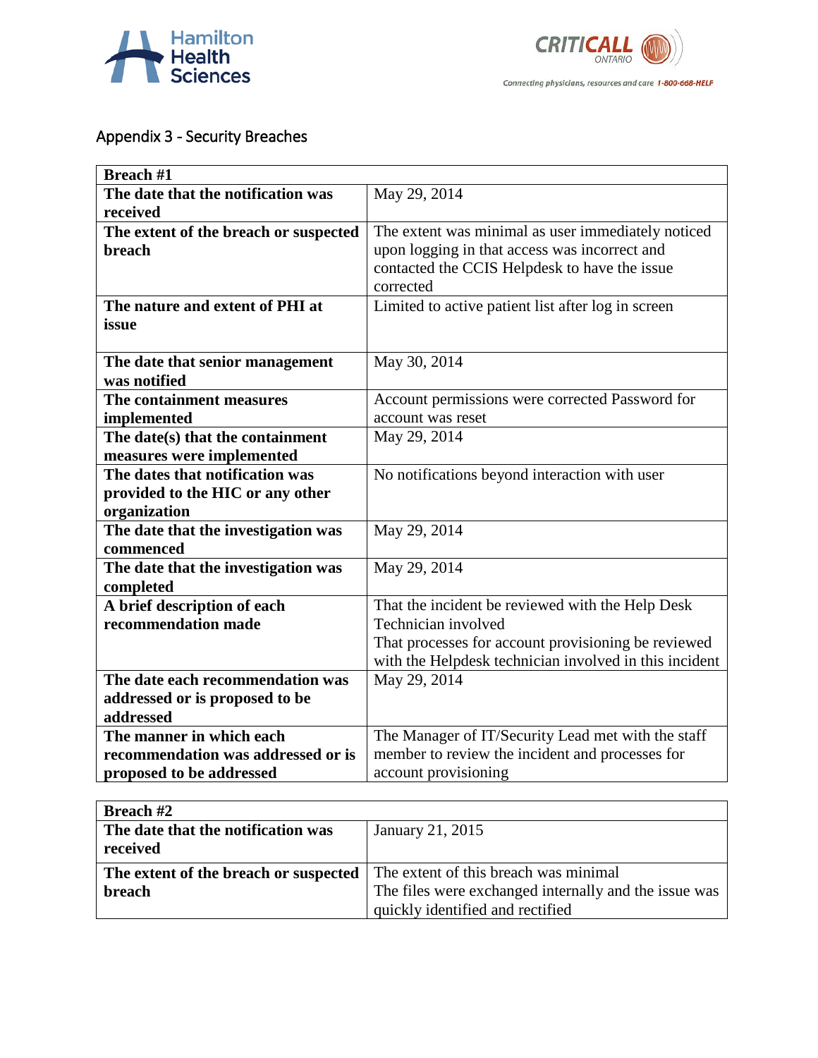## Appendix 3 - Security Breaches

| **Breach #1** | |
|---|---|
| **The date that the notification was received** | May 29, 2014 |
| **The extent of the breach or suspected breach** | The extent was minimal as user immediately noticed upon logging in that access was incorrect and contacted the CCIS Helpdesk to have the issue corrected |
| **The nature and extent of PHI at issue** | Limited to active patient list after log in screen |
| **The date that senior management was notified** | May 30, 2014 |
| **The containment measures implemented** | Account permissions were corrected Password for account was reset |
| **The date(s) that the containment measures were implemented** | May 29, 2014 |
| **The dates that notification was provided to the HIC or any other organization** | No notifications beyond interaction with user |
| **The date that the investigation was commenced** | May 29, 2014 |
| **The date that the investigation was completed** | May 29, 2014 |
| **A brief description of each recommendation made** | That the incident be reviewed with the Help Desk Technician involved<br>That processes for account provisioning be reviewed with the Helpdesk technician involved in this incident |
| **The date each recommendation was addressed or is proposed to be addressed** | May 29, 2014 |
| **The manner in which each recommendation was addressed or is proposed to be addressed** | The Manager of IT/Security Lead met with the staff member to review the incident and processes for account provisioning |

| **Breach #2** | |
|---|---|
| **The date that the notification was received** | January 21, 2015 |
| **The extent of the breach or suspected breach** | The extent of this breach was minimal<br>The files were exchanged internally and the issue was quickly identified and rectified |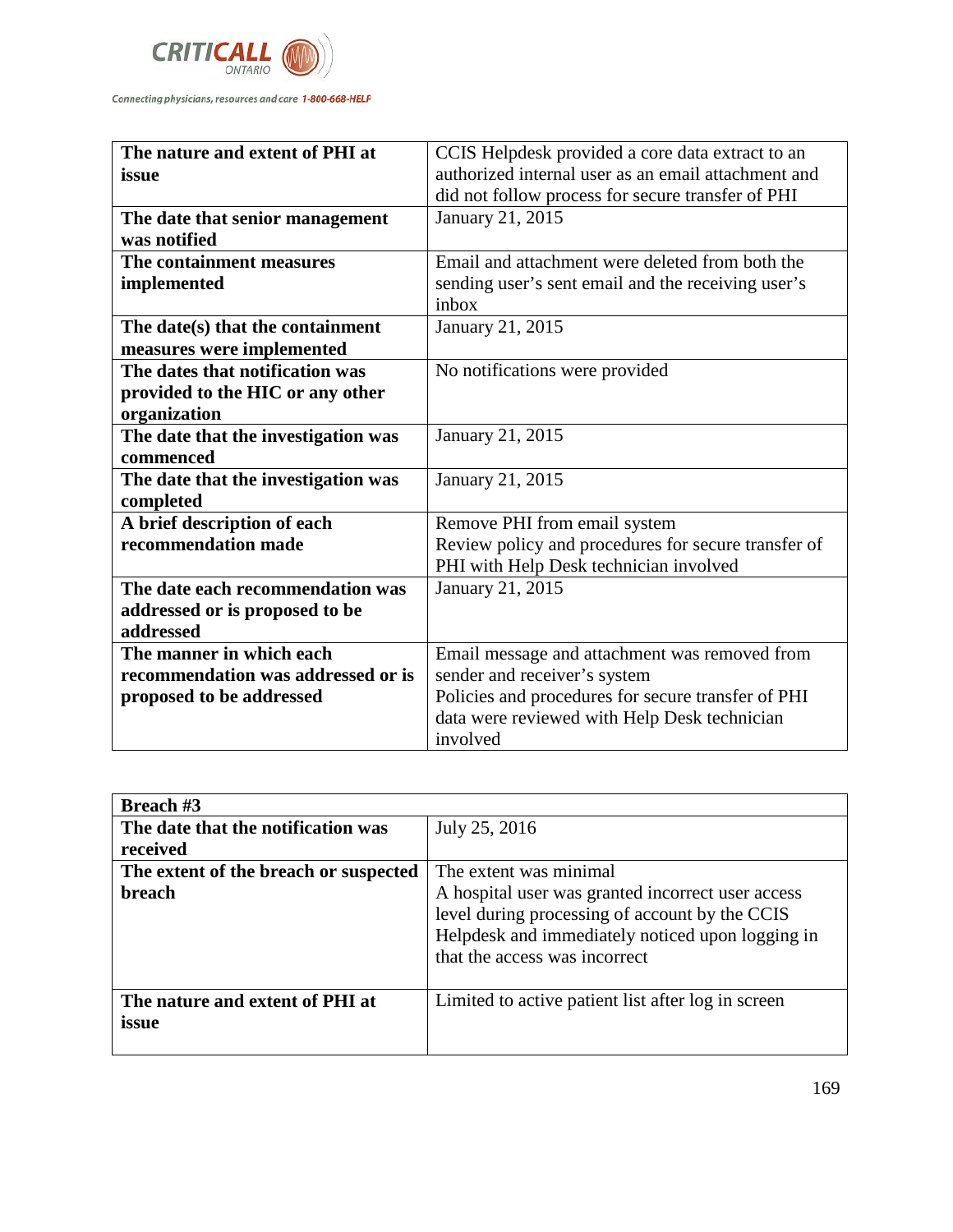| The nature and extent of PHI at issue | CCIS Helpdesk provided a core data extract to an authorized internal user as an email attachment and did not follow process for secure transfer of PHI |
|---|---|
| **The date that senior management was notified** | January 21, 2015 |
| **The containment measures implemented** | Email and attachment were deleted from both the sending user's sent email and the receiving user's inbox |
| **The date(s) that the containment measures were implemented** | January 21, 2015 |
| **The dates that notification was provided to the HIC or any other organization** | No notifications were provided |
| **The date that the investigation was commenced** | January 21, 2015 |
| **The date that the investigation was completed** | January 21, 2015 |
| **A brief description of each recommendation made** | Remove PHI from email system<br>Review policy and procedures for secure transfer of PHI with Help Desk technician involved |
| **The date each recommendation was addressed or is proposed to be addressed** | January 21, 2015 |
| **The manner in which each recommendation was addressed or is proposed to be addressed** | Email message and attachment was removed from sender and receiver's system<br>Policies and procedures for secure transfer of PHI data were reviewed with Help Desk technician involved |

| Breach #3 | |
|---|---|
| **The date that the notification was received** | July 25, 2016 |
| **The extent of the breach or suspected breach** | The extent was minimal<br>A hospital user was granted incorrect user access level during processing of account by the CCIS Helpdesk and immediately noticed upon logging in that the access was incorrect |
| **The nature and extent of PHI at issue** | Limited to active patient list after log in screen |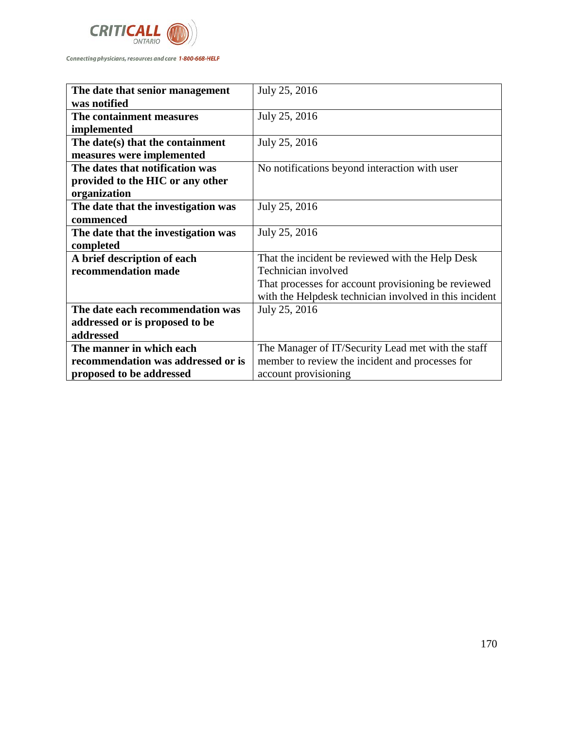| | |
|---|---|
| **The date that senior management was notified** | July 25, 2016 |
| **The containment measures implemented** | July 25, 2016 |
| **The date(s) that the containment measures were implemented** | July 25, 2016 |
| **The dates that notification was provided to the HIC or any other organization** | No notifications beyond interaction with user |
| **The date that the investigation was commenced** | July 25, 2016 |
| **The date that the investigation was completed** | July 25, 2016 |
| **A brief description of each recommendation made** | That the incident be reviewed with the Help Desk Technician involved<br>That processes for account provisioning be reviewed with the Helpdesk technician involved in this incident |
| **The date each recommendation was addressed or is proposed to be addressed** | July 25, 2016 |
| **The manner in which each recommendation was addressed or is proposed to be addressed** | The Manager of IT/Security Lead met with the staff member to review the incident and processes for account provisioning |